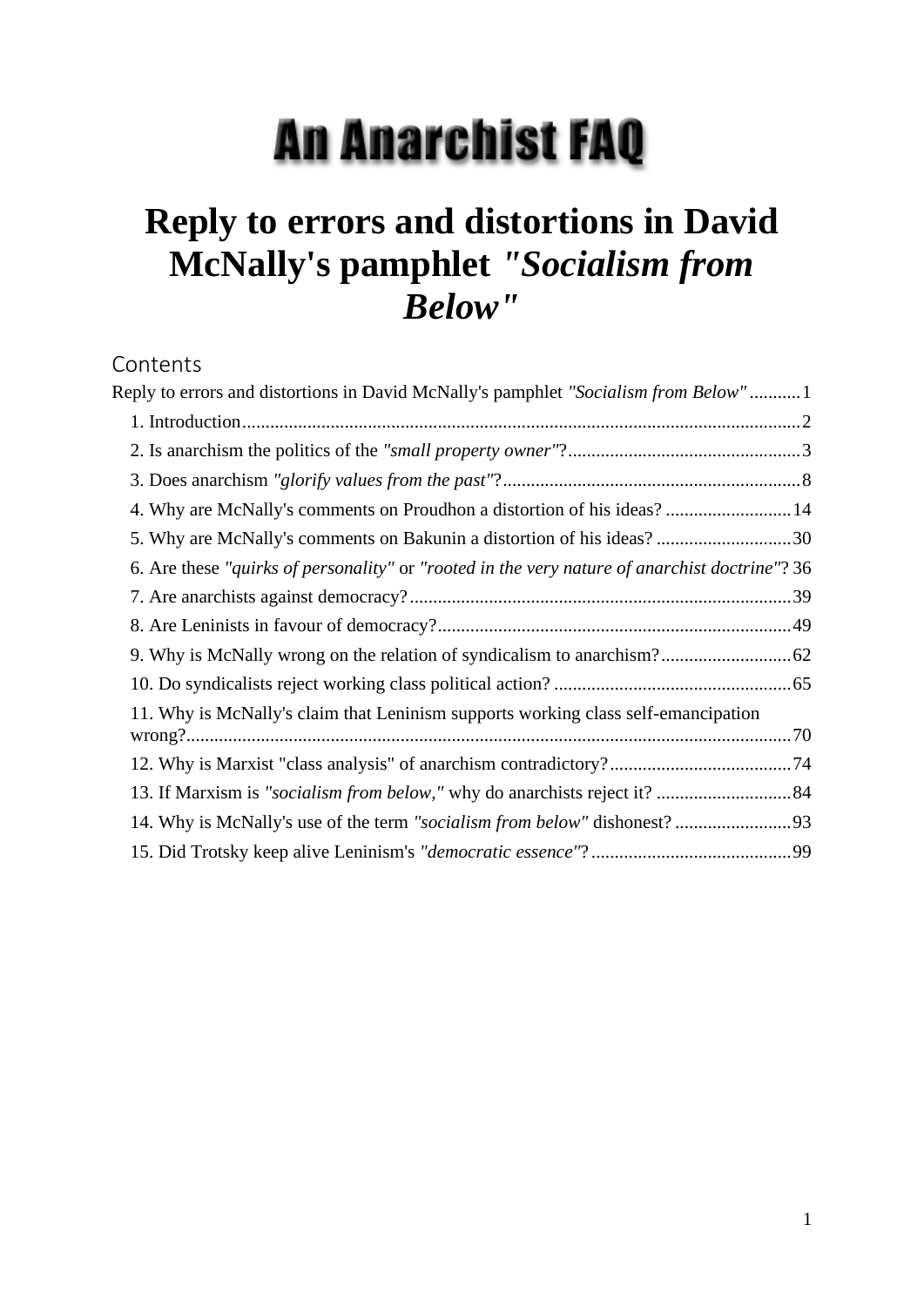# An Anarchist FAQ

# Reply to errors and distortions in David McNally's pamphlet *"Socialism from Below"*

## Contents

Reply to errors and distortions in David McNally's pamphlet *"Socialism from Below"* ........... 1

1. Introduction ........ 2
2. Is anarchism the politics of the *"small property owner"*? ........ 3
3. Does anarchism *"glorify values from the past"*? ........ 8
4. Why are McNally's comments on Proudhon a distortion of his ideas? ........ 14
5. Why are McNally's comments on Bakunin a distortion of his ideas? ........ 30
6. Are these *"quirks of personality"* or *"rooted in the very nature of anarchist doctrine"*? 36
7. Are anarchists against democracy? ........ 39
8. Are Leninists in favour of democracy? ........ 49
9. Why is McNally wrong on the relation of syndicalism to anarchism? ........ 62
10. Do syndicalists reject working class political action? ........ 65
11. Why is McNally's claim that Leninism supports working class self-emancipation wrong? ........ 70
12. Why is Marxist "class analysis" of anarchism contradictory? ........ 74
13. If Marxism is *"socialism from below,"* why do anarchists reject it? ........ 84
14. Why is McNally's use of the term *"socialism from below"* dishonest? ........ 93
15. Did Trotsky keep alive Leninism's *"democratic essence"*? ........ 99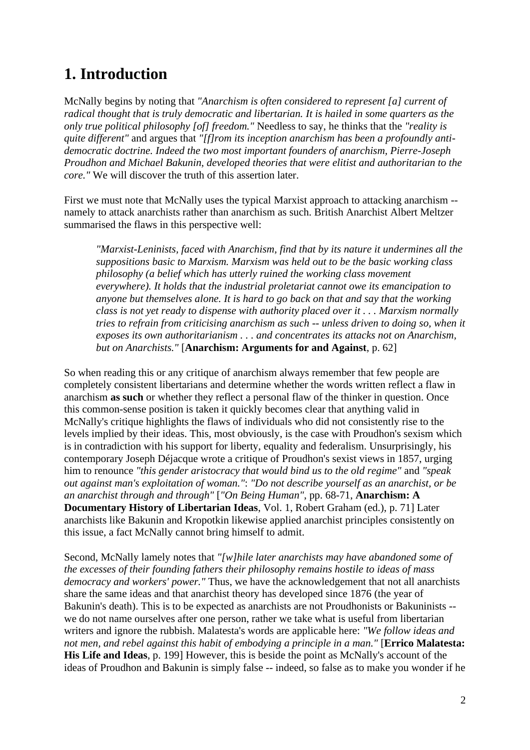# 1. Introduction

McNally begins by noting that *"Anarchism is often considered to represent [a] current of radical thought that is truly democratic and libertarian. It is hailed in some quarters as the only true political philosophy [of] freedom."* Needless to say, he thinks that the *"reality is quite different"* and argues that *"[f]rom its inception anarchism has been a profoundly anti-democratic doctrine. Indeed the two most important founders of anarchism, Pierre-Joseph Proudhon and Michael Bakunin, developed theories that were elitist and authoritarian to the core."* We will discover the truth of this assertion later.

First we must note that McNally uses the typical Marxist approach to attacking anarchism -- namely to attack anarchists rather than anarchism as such. British Anarchist Albert Meltzer summarised the flaws in this perspective well:

> *"Marxist-Leninists, faced with Anarchism, find that by its nature it undermines all the suppositions basic to Marxism. Marxism was held out to be the basic working class philosophy (a belief which has utterly ruined the working class movement everywhere). It holds that the industrial proletariat cannot owe its emancipation to anyone but themselves alone. It is hard to go back on that and say that the working class is not yet ready to dispense with authority placed over it . . . Marxism normally tries to refrain from criticising anarchism as such -- unless driven to doing so, when it exposes its own authoritarianism . . . and concentrates its attacks not on Anarchism, but on Anarchists."* [**Anarchism: Arguments for and Against**, p. 62]

So when reading this or any critique of anarchism always remember that few people are completely consistent libertarians and determine whether the words written reflect a flaw in anarchism **as such** or whether they reflect a personal flaw of the thinker in question. Once this common-sense position is taken it quickly becomes clear that anything valid in McNally's critique highlights the flaws of individuals who did not consistently rise to the levels implied by their ideas. This, most obviously, is the case with Proudhon's sexism which is in contradiction with his support for liberty, equality and federalism. Unsurprisingly, his contemporary Joseph Déjacque wrote a critique of Proudhon's sexist views in 1857, urging him to renounce *"this gender aristocracy that would bind us to the old regime"* and *"speak out against man's exploitation of woman."*: *"Do not describe yourself as an anarchist, or be an anarchist through and through"* [*"On Being Human"*, pp. 68-71, **Anarchism: A Documentary History of Libertarian Ideas**, Vol. 1, Robert Graham (ed.), p. 71] Later anarchists like Bakunin and Kropotkin likewise applied anarchist principles consistently on this issue, a fact McNally cannot bring himself to admit.

Second, McNally lamely notes that *"[w]hile later anarchists may have abandoned some of the excesses of their founding fathers their philosophy remains hostile to ideas of mass democracy and workers' power."* Thus, we have the acknowledgement that not all anarchists share the same ideas and that anarchist theory has developed since 1876 (the year of Bakunin's death). This is to be expected as anarchists are not Proudhonists or Bakuninists -- we do not name ourselves after one person, rather we take what is useful from libertarian writers and ignore the rubbish. Malatesta's words are applicable here: *"We follow ideas and not men, and rebel against this habit of embodying a principle in a man."* [**Errico Malatesta: His Life and Ideas**, p. 199] However, this is beside the point as McNally's account of the ideas of Proudhon and Bakunin is simply false -- indeed, so false as to make you wonder if he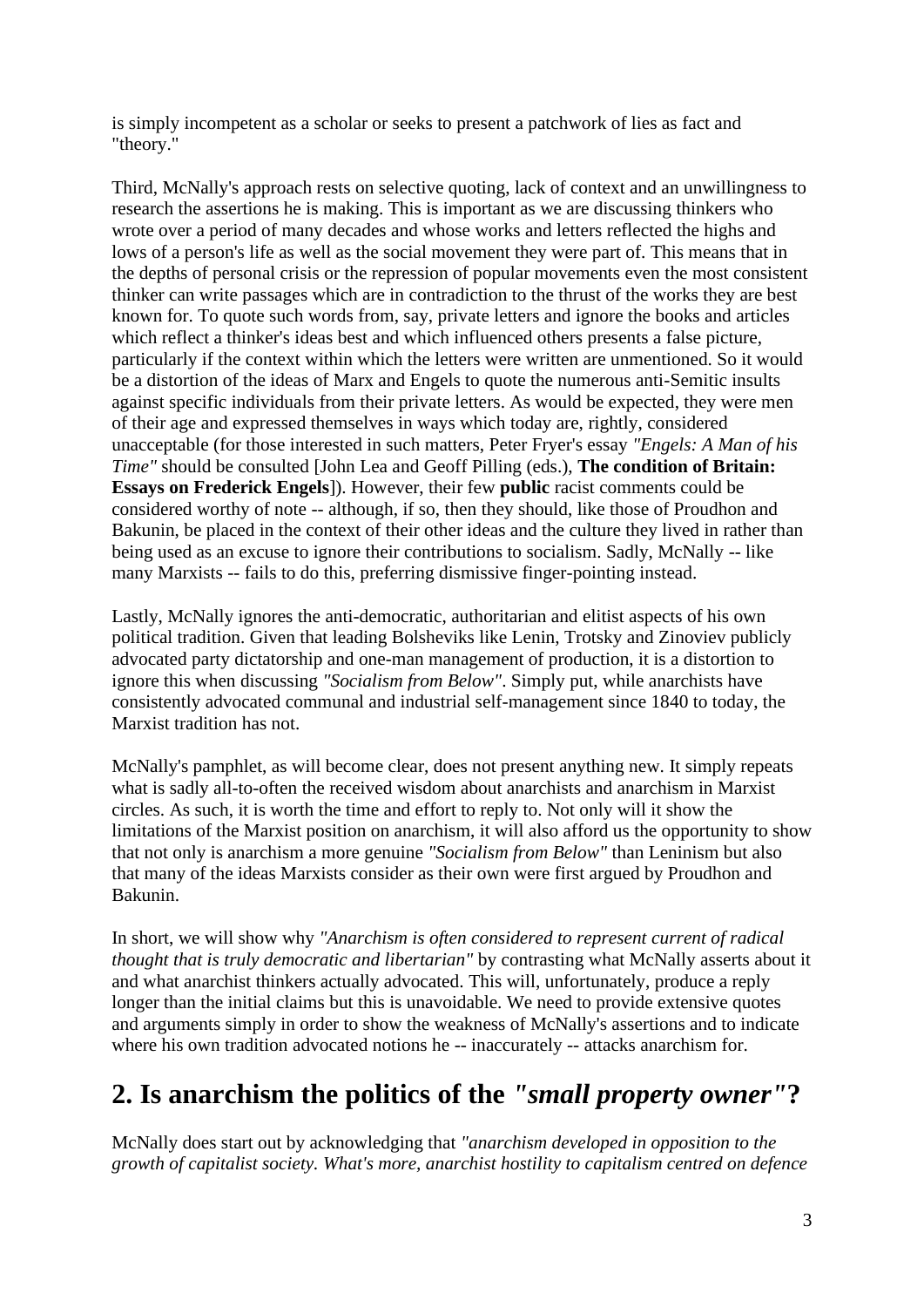is simply incompetent as a scholar or seeks to present a patchwork of lies as fact and "theory."

Third, McNally's approach rests on selective quoting, lack of context and an unwillingness to research the assertions he is making. This is important as we are discussing thinkers who wrote over a period of many decades and whose works and letters reflected the highs and lows of a person's life as well as the social movement they were part of. This means that in the depths of personal crisis or the repression of popular movements even the most consistent thinker can write passages which are in contradiction to the thrust of the works they are best known for. To quote such words from, say, private letters and ignore the books and articles which reflect a thinker's ideas best and which influenced others presents a false picture, particularly if the context within which the letters were written are unmentioned. So it would be a distortion of the ideas of Marx and Engels to quote the numerous anti-Semitic insults against specific individuals from their private letters. As would be expected, they were men of their age and expressed themselves in ways which today are, rightly, considered unacceptable (for those interested in such matters, Peter Fryer's essay *"Engels: A Man of his Time"* should be consulted [John Lea and Geoff Pilling (eds.), **The condition of Britain: Essays on Frederick Engels**]). However, their few **public** racist comments could be considered worthy of note -- although, if so, then they should, like those of Proudhon and Bakunin, be placed in the context of their other ideas and the culture they lived in rather than being used as an excuse to ignore their contributions to socialism. Sadly, McNally -- like many Marxists -- fails to do this, preferring dismissive finger-pointing instead.

Lastly, McNally ignores the anti-democratic, authoritarian and elitist aspects of his own political tradition. Given that leading Bolsheviks like Lenin, Trotsky and Zinoviev publicly advocated party dictatorship and one-man management of production, it is a distortion to ignore this when discussing *"Socialism from Below"*. Simply put, while anarchists have consistently advocated communal and industrial self-management since 1840 to today, the Marxist tradition has not.

McNally's pamphlet, as will become clear, does not present anything new. It simply repeats what is sadly all-to-often the received wisdom about anarchists and anarchism in Marxist circles. As such, it is worth the time and effort to reply to. Not only will it show the limitations of the Marxist position on anarchism, it will also afford us the opportunity to show that not only is anarchism a more genuine *"Socialism from Below"* than Leninism but also that many of the ideas Marxists consider as their own were first argued by Proudhon and Bakunin.

In short, we will show why *"Anarchism is often considered to represent current of radical thought that is truly democratic and libertarian"* by contrasting what McNally asserts about it and what anarchist thinkers actually advocated. This will, unfortunately, produce a reply longer than the initial claims but this is unavoidable. We need to provide extensive quotes and arguments simply in order to show the weakness of McNally's assertions and to indicate where his own tradition advocated notions he -- inaccurately -- attacks anarchism for.

## 2. Is anarchism the politics of the *"small property owner"*?

McNally does start out by acknowledging that *"anarchism developed in opposition to the growth of capitalist society. What's more, anarchist hostility to capitalism centred on defence*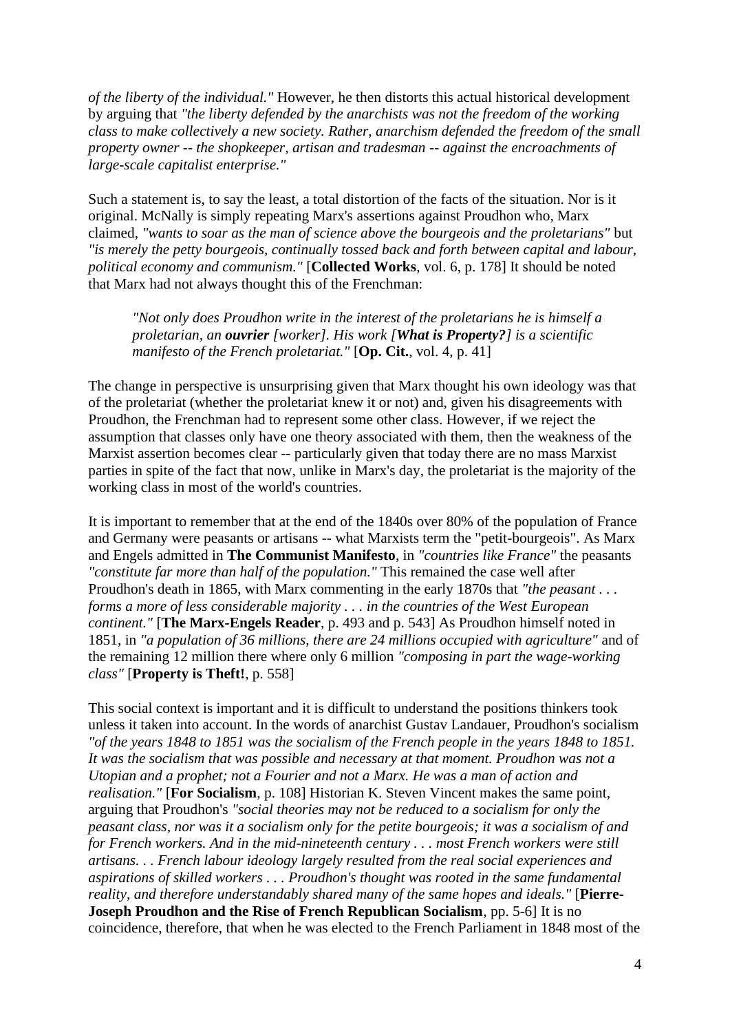*of the liberty of the individual."* However, he then distorts this actual historical development by arguing that *"the liberty defended by the anarchists was not the freedom of the working class to make collectively a new society. Rather, anarchism defended the freedom of the small property owner -- the shopkeeper, artisan and tradesman -- against the encroachments of large-scale capitalist enterprise."*

Such a statement is, to say the least, a total distortion of the facts of the situation. Nor is it original. McNally is simply repeating Marx's assertions against Proudhon who, Marx claimed, *"wants to soar as the man of science above the bourgeois and the proletarians"* but *"is merely the petty bourgeois, continually tossed back and forth between capital and labour, political economy and communism."* [**Collected Works**, vol. 6, p. 178] It should be noted that Marx had not always thought this of the Frenchman:

> *"Not only does Proudhon write in the interest of the proletarians he is himself a proletarian, an **ouvrier** [worker]. His work [**What is Property?**] is a scientific manifesto of the French proletariat."* [**Op. Cit.**, vol. 4, p. 41]

The change in perspective is unsurprising given that Marx thought his own ideology was that of the proletariat (whether the proletariat knew it or not) and, given his disagreements with Proudhon, the Frenchman had to represent some other class. However, if we reject the assumption that classes only have one theory associated with them, then the weakness of the Marxist assertion becomes clear -- particularly given that today there are no mass Marxist parties in spite of the fact that now, unlike in Marx's day, the proletariat is the majority of the working class in most of the world's countries.

It is important to remember that at the end of the 1840s over 80% of the population of France and Germany were peasants or artisans -- what Marxists term the "petit-bourgeois". As Marx and Engels admitted in **The Communist Manifesto**, in *"countries like France"* the peasants *"constitute far more than half of the population."* This remained the case well after Proudhon's death in 1865, with Marx commenting in the early 1870s that *"the peasant . . . forms a more of less considerable majority . . . in the countries of the West European continent."* [**The Marx-Engels Reader**, p. 493 and p. 543] As Proudhon himself noted in 1851, in *"a population of 36 millions, there are 24 millions occupied with agriculture"* and of the remaining 12 million there where only 6 million *"composing in part the wage-working class"* [**Property is Theft!**, p. 558]

This social context is important and it is difficult to understand the positions thinkers took unless it taken into account. In the words of anarchist Gustav Landauer, Proudhon's socialism *"of the years 1848 to 1851 was the socialism of the French people in the years 1848 to 1851. It was the socialism that was possible and necessary at that moment. Proudhon was not a Utopian and a prophet; not a Fourier and not a Marx. He was a man of action and realisation."* [**For Socialism**, p. 108] Historian K. Steven Vincent makes the same point, arguing that Proudhon's *"social theories may not be reduced to a socialism for only the peasant class, nor was it a socialism only for the petite bourgeois; it was a socialism of and for French workers. And in the mid-nineteenth century . . . most French workers were still artisans. . . French labour ideology largely resulted from the real social experiences and aspirations of skilled workers . . . Proudhon's thought was rooted in the same fundamental reality, and therefore understandably shared many of the same hopes and ideals."* [**Pierre-Joseph Proudhon and the Rise of French Republican Socialism**, pp. 5-6] It is no coincidence, therefore, that when he was elected to the French Parliament in 1848 most of the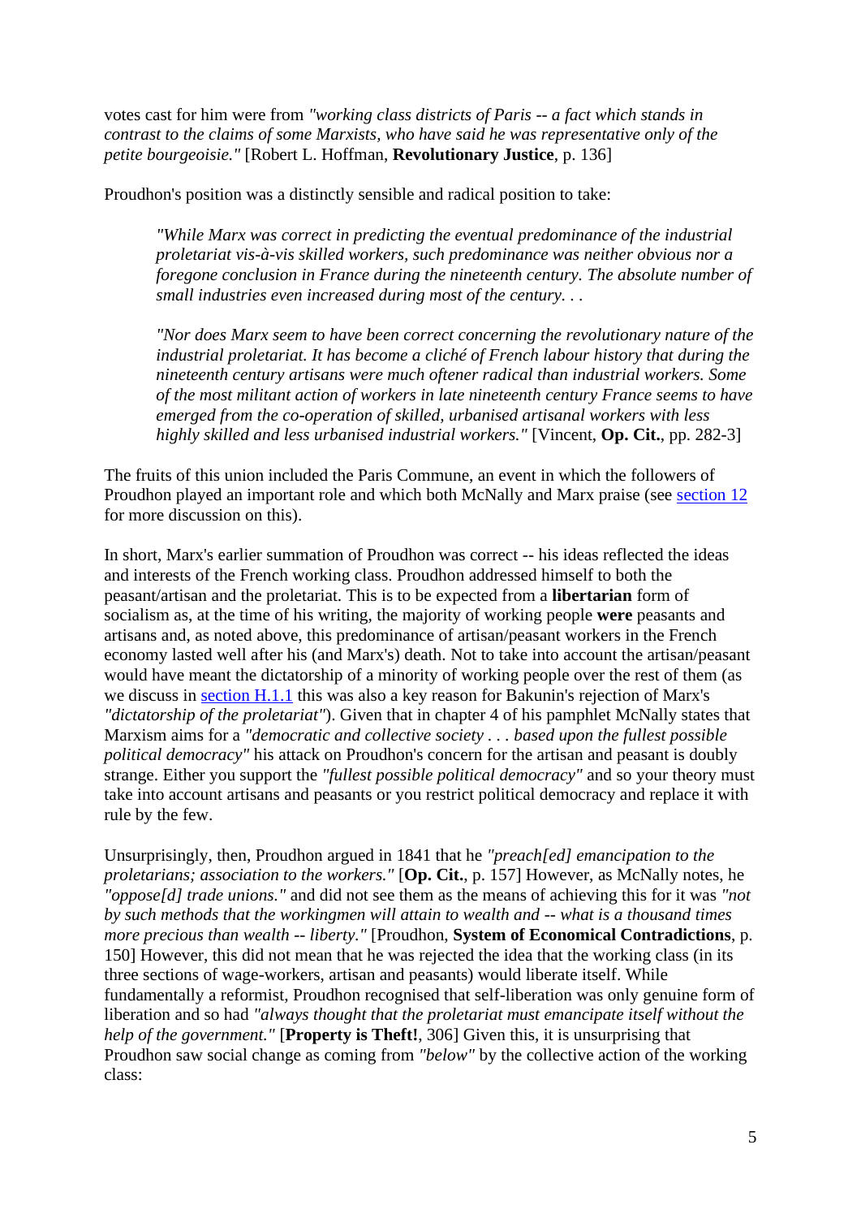votes cast for him were from *"working class districts of Paris -- a fact which stands in contrast to the claims of some Marxists, who have said he was representative only of the petite bourgeoisie."* [Robert L. Hoffman, **Revolutionary Justice**, p. 136]

Proudhon's position was a distinctly sensible and radical position to take:

> *"While Marx was correct in predicting the eventual predominance of the industrial proletariat vis-à-vis skilled workers, such predominance was neither obvious nor a foregone conclusion in France during the nineteenth century. The absolute number of small industries even increased during most of the century. . .*
>
> *"Nor does Marx seem to have been correct concerning the revolutionary nature of the industrial proletariat. It has become a cliché of French labour history that during the nineteenth century artisans were much oftener radical than industrial workers. Some of the most militant action of workers in late nineteenth century France seems to have emerged from the co-operation of skilled, urbanised artisanal workers with less highly skilled and less urbanised industrial workers."* [Vincent, **Op. Cit.**, pp. 282-3]

The fruits of this union included the Paris Commune, an event in which the followers of Proudhon played an important role and which both McNally and Marx praise (see section 12 for more discussion on this).

In short, Marx's earlier summation of Proudhon was correct -- his ideas reflected the ideas and interests of the French working class. Proudhon addressed himself to both the peasant/artisan and the proletariat. This is to be expected from a **libertarian** form of socialism as, at the time of his writing, the majority of working people **were** peasants and artisans and, as noted above, this predominance of artisan/peasant workers in the French economy lasted well after his (and Marx's) death. Not to take into account the artisan/peasant would have meant the dictatorship of a minority of working people over the rest of them (as we discuss in section H.1.1 this was also a key reason for Bakunin's rejection of Marx's *"dictatorship of the proletariat"*). Given that in chapter 4 of his pamphlet McNally states that Marxism aims for a *"democratic and collective society . . . based upon the fullest possible political democracy"* his attack on Proudhon's concern for the artisan and peasant is doubly strange. Either you support the *"fullest possible political democracy"* and so your theory must take into account artisans and peasants or you restrict political democracy and replace it with rule by the few.

Unsurprisingly, then, Proudhon argued in 1841 that he *"preach[ed] emancipation to the proletarians; association to the workers."* [**Op. Cit.**, p. 157] However, as McNally notes, he *"oppose[d] trade unions."* and did not see them as the means of achieving this for it was *"not by such methods that the workingmen will attain to wealth and -- what is a thousand times more precious than wealth -- liberty."* [Proudhon, **System of Economical Contradictions**, p. 150] However, this did not mean that he was rejected the idea that the working class (in its three sections of wage-workers, artisan and peasants) would liberate itself. While fundamentally a reformist, Proudhon recognised that self-liberation was only genuine form of liberation and so had *"always thought that the proletariat must emancipate itself without the help of the government."* [**Property is Theft!**, 306] Given this, it is unsurprising that Proudhon saw social change as coming from *"below"* by the collective action of the working class: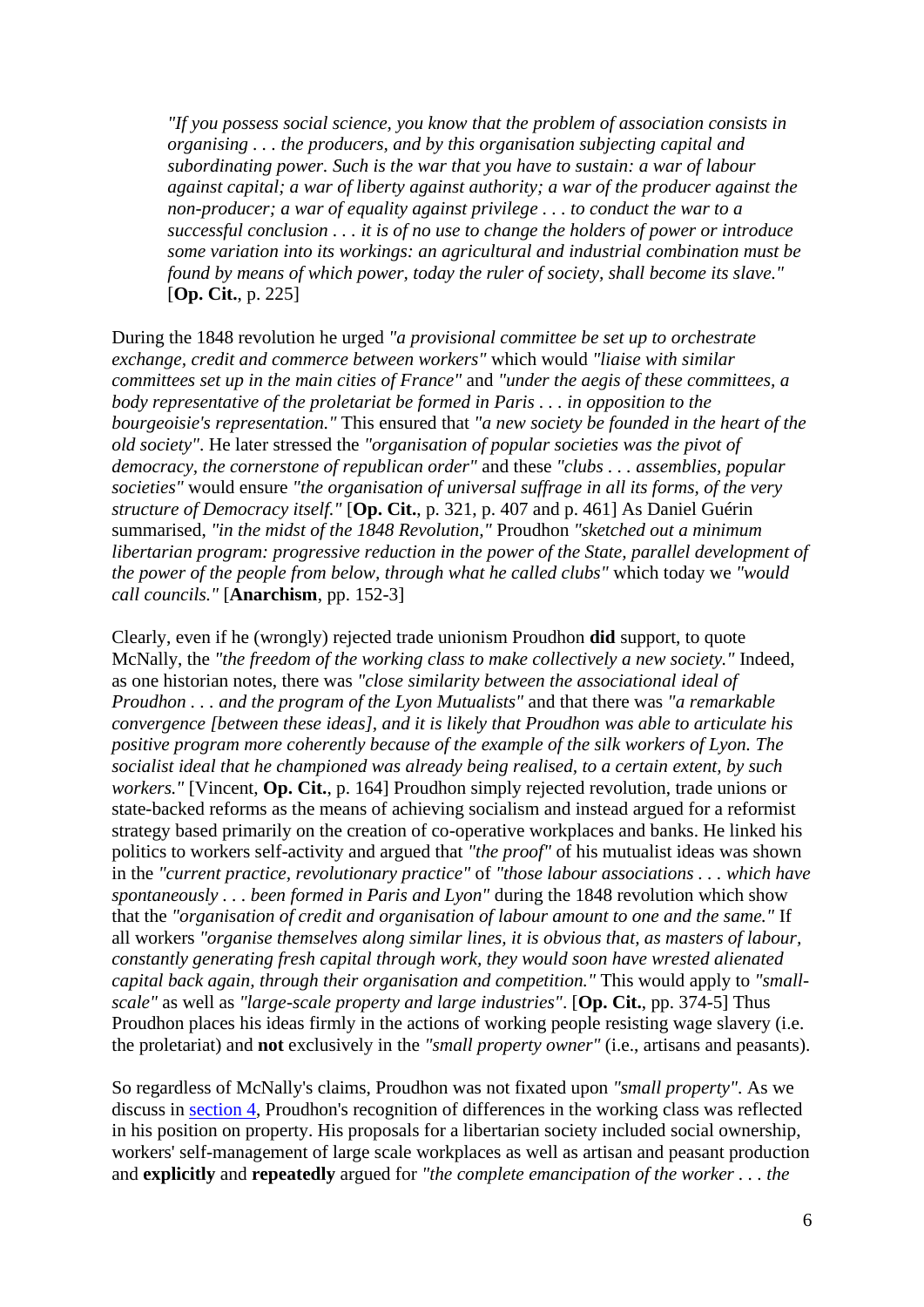> *"If you possess social science, you know that the problem of association consists in organising . . . the producers, and by this organisation subjecting capital and subordinating power. Such is the war that you have to sustain: a war of labour against capital; a war of liberty against authority; a war of the producer against the non-producer; a war of equality against privilege . . . to conduct the war to a successful conclusion . . . it is of no use to change the holders of power or introduce some variation into its workings: an agricultural and industrial combination must be found by means of which power, today the ruler of society, shall become its slave."* [**Op. Cit.**, p. 225]

During the 1848 revolution he urged *"a provisional committee be set up to orchestrate exchange, credit and commerce between workers"* which would *"liaise with similar committees set up in the main cities of France"* and *"under the aegis of these committees, a body representative of the proletariat be formed in Paris . . . in opposition to the bourgeoisie's representation."* This ensured that *"a new society be founded in the heart of the old society"*. He later stressed the *"organisation of popular societies was the pivot of democracy, the cornerstone of republican order"* and these *"clubs . . . assemblies, popular societies"* would ensure *"the organisation of universal suffrage in all its forms, of the very structure of Democracy itself."* [**Op. Cit.**, p. 321, p. 407 and p. 461] As Daniel Guérin summarised, *"in the midst of the 1848 Revolution,"* Proudhon *"sketched out a minimum libertarian program: progressive reduction in the power of the State, parallel development of the power of the people from below, through what he called clubs"* which today we *"would call councils."* [**Anarchism**, pp. 152-3]

Clearly, even if he (wrongly) rejected trade unionism Proudhon **did** support, to quote McNally, the *"the freedom of the working class to make collectively a new society."* Indeed, as one historian notes, there was *"close similarity between the associational ideal of Proudhon . . . and the program of the Lyon Mutualists"* and that there was *"a remarkable convergence [between these ideas], and it is likely that Proudhon was able to articulate his positive program more coherently because of the example of the silk workers of Lyon. The socialist ideal that he championed was already being realised, to a certain extent, by such workers."* [Vincent, **Op. Cit.**, p. 164] Proudhon simply rejected revolution, trade unions or state-backed reforms as the means of achieving socialism and instead argued for a reformist strategy based primarily on the creation of co-operative workplaces and banks. He linked his politics to workers self-activity and argued that *"the proof"* of his mutualist ideas was shown in the *"current practice, revolutionary practice"* of *"those labour associations . . . which have spontaneously . . . been formed in Paris and Lyon"* during the 1848 revolution which show that the *"organisation of credit and organisation of labour amount to one and the same."* If all workers *"organise themselves along similar lines, it is obvious that, as masters of labour, constantly generating fresh capital through work, they would soon have wrested alienated capital back again, through their organisation and competition."* This would apply to *"small-scale"* as well as *"large-scale property and large industries"*. [**Op. Cit.**, pp. 374-5] Thus Proudhon places his ideas firmly in the actions of working people resisting wage slavery (i.e. the proletariat) and **not** exclusively in the *"small property owner"* (i.e., artisans and peasants).

So regardless of McNally's claims, Proudhon was not fixated upon *"small property"*. As we discuss in [section 4](#), Proudhon's recognition of differences in the working class was reflected in his position on property. His proposals for a libertarian society included social ownership, workers' self-management of large scale workplaces as well as artisan and peasant production and **explicitly** and **repeatedly** argued for *"the complete emancipation of the worker . . . the*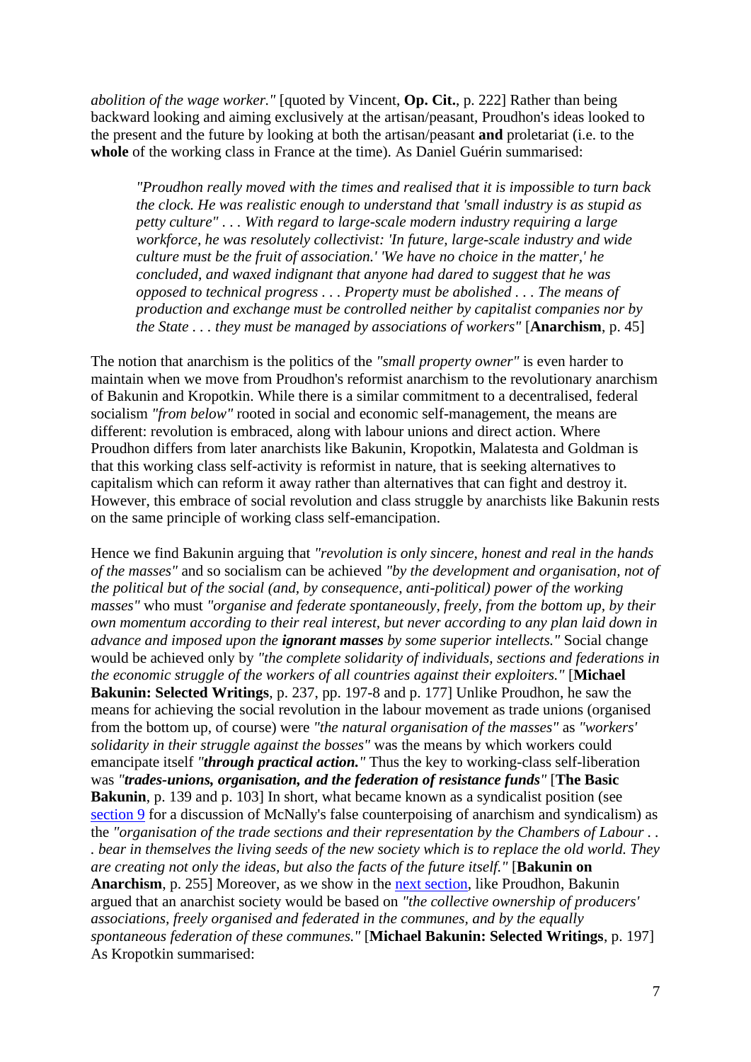*abolition of the wage worker."* [quoted by Vincent, **Op. Cit.**, p. 222] Rather than being backward looking and aiming exclusively at the artisan/peasant, Proudhon's ideas looked to the present and the future by looking at both the artisan/peasant **and** proletariat (i.e. to the **whole** of the working class in France at the time). As Daniel Guérin summarised:

> *"Proudhon really moved with the times and realised that it is impossible to turn back the clock. He was realistic enough to understand that 'small industry is as stupid as petty culture" . . . With regard to large-scale modern industry requiring a large workforce, he was resolutely collectivist: 'In future, large-scale industry and wide culture must be the fruit of association.' 'We have no choice in the matter,' he concluded, and waxed indignant that anyone had dared to suggest that he was opposed to technical progress . . . Property must be abolished . . . The means of production and exchange must be controlled neither by capitalist companies nor by the State . . . they must be managed by associations of workers"* [**Anarchism**, p. 45]

The notion that anarchism is the politics of the *"small property owner"* is even harder to maintain when we move from Proudhon's reformist anarchism to the revolutionary anarchism of Bakunin and Kropotkin. While there is a similar commitment to a decentralised, federal socialism *"from below"* rooted in social and economic self-management, the means are different: revolution is embraced, along with labour unions and direct action. Where Proudhon differs from later anarchists like Bakunin, Kropotkin, Malatesta and Goldman is that this working class self-activity is reformist in nature, that is seeking alternatives to capitalism which can reform it away rather than alternatives that can fight and destroy it. However, this embrace of social revolution and class struggle by anarchists like Bakunin rests on the same principle of working class self-emancipation.

Hence we find Bakunin arguing that *"revolution is only sincere, honest and real in the hands of the masses"* and so socialism can be achieved *"by the development and organisation, not of the political but of the social (and, by consequence, anti-political) power of the working masses"* who must *"organise and federate spontaneously, freely, from the bottom up, by their own momentum according to their real interest, but never according to any plan laid down in advance and imposed upon the* ***ignorant masses*** *by some superior intellects."* Social change would be achieved only by *"the complete solidarity of individuals, sections and federations in the economic struggle of the workers of all countries against their exploiters."* [**Michael Bakunin: Selected Writings**, p. 237, pp. 197-8 and p. 177] Unlike Proudhon, he saw the means for achieving the social revolution in the labour movement as trade unions (organised from the bottom up, of course) were *"the natural organisation of the masses"* as *"workers' solidarity in their struggle against the bosses"* was the means by which workers could emancipate itself *"**through practical action.**"* Thus the key to working-class self-liberation was *"**trades-unions, organisation, and the federation of resistance funds**"* [**The Basic Bakunin**, p. 139 and p. 103] In short, what became known as a syndicalist position (see section 9 for a discussion of McNally's false counterpoising of anarchism and syndicalism) as the *"organisation of the trade sections and their representation by the Chambers of Labour . . . bear in themselves the living seeds of the new society which is to replace the old world. They are creating not only the ideas, but also the facts of the future itself."* [**Bakunin on Anarchism**, p. 255] Moreover, as we show in the next section, like Proudhon, Bakunin argued that an anarchist society would be based on *"the collective ownership of producers' associations, freely organised and federated in the communes, and by the equally spontaneous federation of these communes."* [**Michael Bakunin: Selected Writings**, p. 197] As Kropotkin summarised: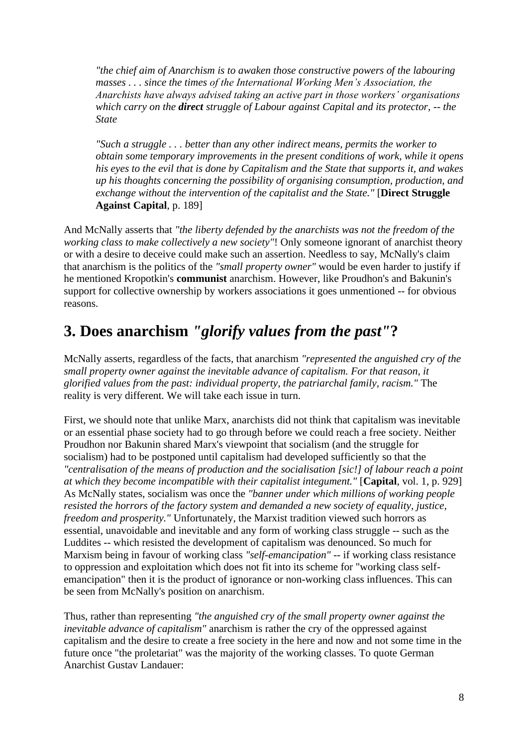> *"the chief aim of Anarchism is to awaken those constructive powers of the labouring masses . . . since the times of the International Working Men's Association, the Anarchists have always advised taking an active part in those workers' organisations which carry on the* ***direct*** *struggle of Labour against Capital and its protector, -- the State*
>
> *"Such a struggle . . . better than any other indirect means, permits the worker to obtain some temporary improvements in the present conditions of work, while it opens his eyes to the evil that is done by Capitalism and the State that supports it, and wakes up his thoughts concerning the possibility of organising consumption, production, and exchange without the intervention of the capitalist and the State."* [**Direct Struggle Against Capital**, p. 189]

And McNally asserts that *"the liberty defended by the anarchists was not the freedom of the working class to make collectively a new society"*! Only someone ignorant of anarchist theory or with a desire to deceive could make such an assertion. Needless to say, McNally's claim that anarchism is the politics of the *"small property owner"* would be even harder to justify if he mentioned Kropotkin's **communist** anarchism. However, like Proudhon's and Bakunin's support for collective ownership by workers associations it goes unmentioned -- for obvious reasons.

## 3. Does anarchism *"glorify values from the past"*?

McNally asserts, regardless of the facts, that anarchism *"represented the anguished cry of the small property owner against the inevitable advance of capitalism. For that reason, it glorified values from the past: individual property, the patriarchal family, racism."* The reality is very different. We will take each issue in turn.

First, we should note that unlike Marx, anarchists did not think that capitalism was inevitable or an essential phase society had to go through before we could reach a free society. Neither Proudhon nor Bakunin shared Marx's viewpoint that socialism (and the struggle for socialism) had to be postponed until capitalism had developed sufficiently so that the *"centralisation of the means of production and the socialisation [sic!] of labour reach a point at which they become incompatible with their capitalist integument."* [**Capital**, vol. 1, p. 929] As McNally states, socialism was once the *"banner under which millions of working people resisted the horrors of the factory system and demanded a new society of equality, justice, freedom and prosperity."* Unfortunately, the Marxist tradition viewed such horrors as essential, unavoidable and inevitable and any form of working class struggle -- such as the Luddites -- which resisted the development of capitalism was denounced. So much for Marxism being in favour of working class *"self-emancipation"* -- if working class resistance to oppression and exploitation which does not fit into its scheme for "working class self-emancipation" then it is the product of ignorance or non-working class influences. This can be seen from McNally's position on anarchism.

Thus, rather than representing *"the anguished cry of the small property owner against the inevitable advance of capitalism"* anarchism is rather the cry of the oppressed against capitalism and the desire to create a free society in the here and now and not some time in the future once "the proletariat" was the majority of the working classes. To quote German Anarchist Gustav Landauer: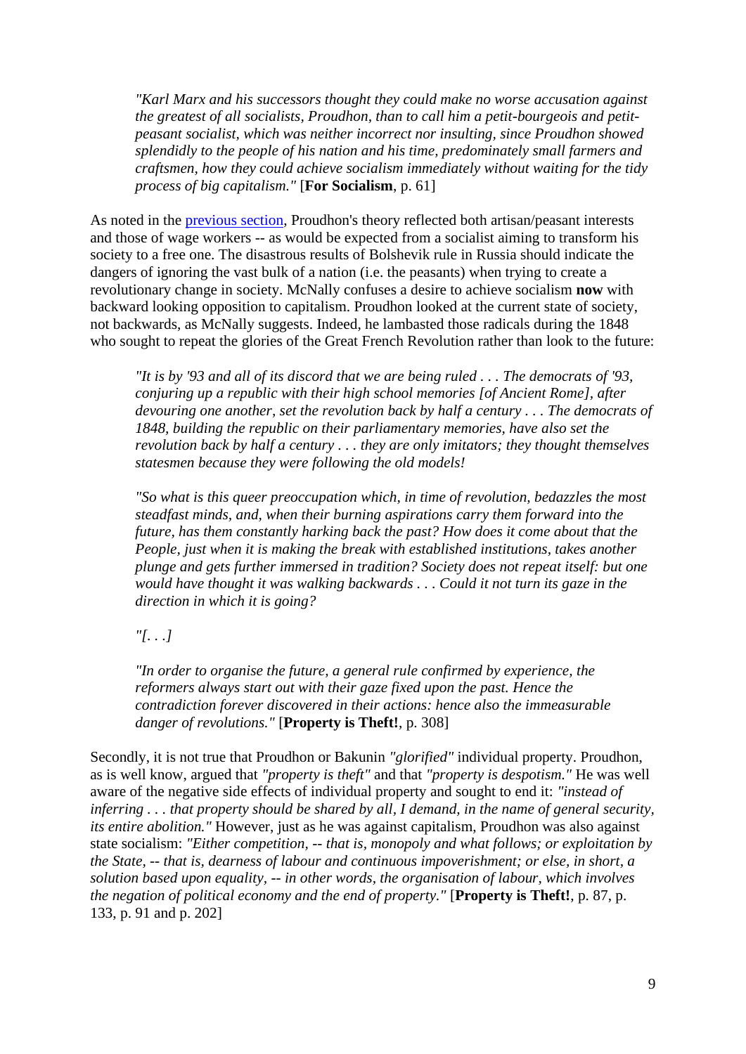> *"Karl Marx and his successors thought they could make no worse accusation against the greatest of all socialists, Proudhon, than to call him a petit-bourgeois and petit-peasant socialist, which was neither incorrect nor insulting, since Proudhon showed splendidly to the people of his nation and his time, predominately small farmers and craftsmen, how they could achieve socialism immediately without waiting for the tidy process of big capitalism."* [**For Socialism**, p. 61]

As noted in the previous section, Proudhon's theory reflected both artisan/peasant interests and those of wage workers -- as would be expected from a socialist aiming to transform his society to a free one. The disastrous results of Bolshevik rule in Russia should indicate the dangers of ignoring the vast bulk of a nation (i.e. the peasants) when trying to create a revolutionary change in society. McNally confuses a desire to achieve socialism **now** with backward looking opposition to capitalism. Proudhon looked at the current state of society, not backwards, as McNally suggests. Indeed, he lambasted those radicals during the 1848 who sought to repeat the glories of the Great French Revolution rather than look to the future:

> *"It is by '93 and all of its discord that we are being ruled . . . The democrats of '93, conjuring up a republic with their high school memories [of Ancient Rome], after devouring one another, set the revolution back by half a century . . . The democrats of 1848, building the republic on their parliamentary memories, have also set the revolution back by half a century . . . they are only imitators; they thought themselves statesmen because they were following the old models!*
>
> *"So what is this queer preoccupation which, in time of revolution, bedazzles the most steadfast minds, and, when their burning aspirations carry them forward into the future, has them constantly harking back the past? How does it come about that the People, just when it is making the break with established institutions, takes another plunge and gets further immersed in tradition? Society does not repeat itself: but one would have thought it was walking backwards . . . Could it not turn its gaze in the direction in which it is going?*
>
> *"[. . .]*
>
> *"In order to organise the future, a general rule confirmed by experience, the reformers always start out with their gaze fixed upon the past. Hence the contradiction forever discovered in their actions: hence also the immeasurable danger of revolutions."* [**Property is Theft!**, p. 308]

Secondly, it is not true that Proudhon or Bakunin *"glorified"* individual property. Proudhon, as is well know, argued that *"property is theft"* and that *"property is despotism."* He was well aware of the negative side effects of individual property and sought to end it: *"instead of inferring . . . that property should be shared by all, I demand, in the name of general security, its entire abolition."* However, just as he was against capitalism, Proudhon was also against state socialism: *"Either competition, -- that is, monopoly and what follows; or exploitation by the State, -- that is, dearness of labour and continuous impoverishment; or else, in short, a solution based upon equality, -- in other words, the organisation of labour, which involves the negation of political economy and the end of property."* [**Property is Theft!**, p. 87, p. 133, p. 91 and p. 202]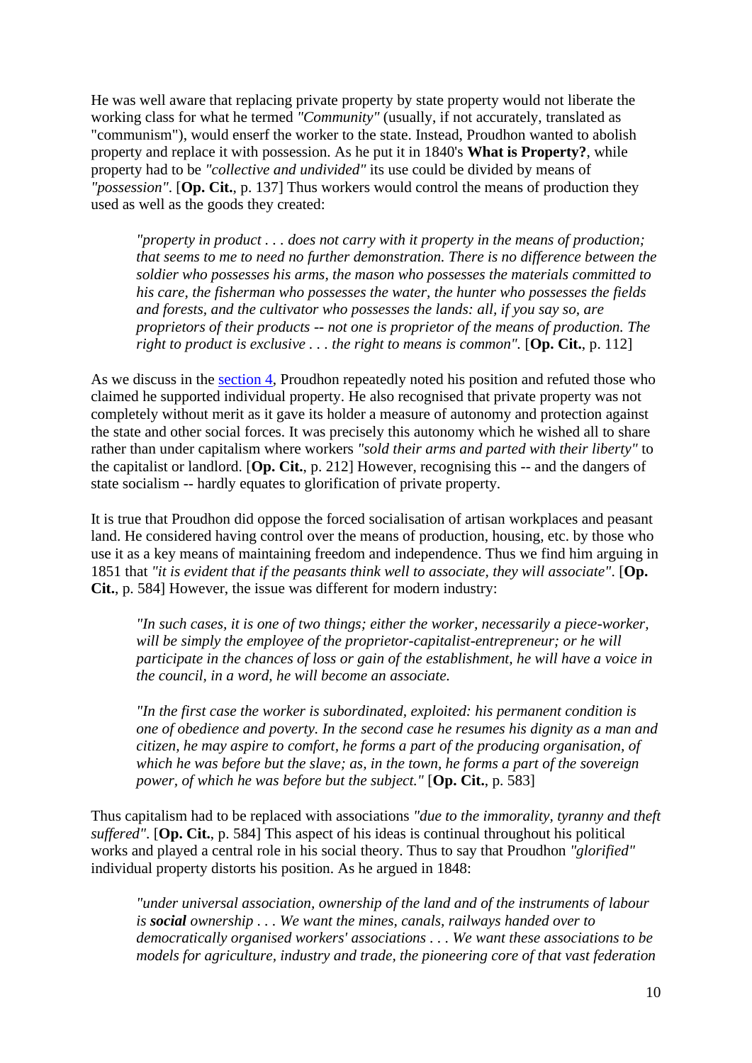He was well aware that replacing private property by state property would not liberate the working class for what he termed *"Community"* (usually, if not accurately, translated as "communism"), would enserf the worker to the state. Instead, Proudhon wanted to abolish property and replace it with possession. As he put it in 1840's **What is Property?**, while property had to be *"collective and undivided"* its use could be divided by means of *"possession"*. [**Op. Cit.**, p. 137] Thus workers would control the means of production they used as well as the goods they created:

> *"property in product . . . does not carry with it property in the means of production; that seems to me to need no further demonstration. There is no difference between the soldier who possesses his arms, the mason who possesses the materials committed to his care, the fisherman who possesses the water, the hunter who possesses the fields and forests, and the cultivator who possesses the lands: all, if you say so, are proprietors of their products -- not one is proprietor of the means of production. The right to product is exclusive . . . the right to means is common".* [**Op. Cit.**, p. 112]

As we discuss in the section 4, Proudhon repeatedly noted his position and refuted those who claimed he supported individual property. He also recognised that private property was not completely without merit as it gave its holder a measure of autonomy and protection against the state and other social forces. It was precisely this autonomy which he wished all to share rather than under capitalism where workers *"sold their arms and parted with their liberty"* to the capitalist or landlord. [**Op. Cit.**, p. 212] However, recognising this -- and the dangers of state socialism -- hardly equates to glorification of private property.

It is true that Proudhon did oppose the forced socialisation of artisan workplaces and peasant land. He considered having control over the means of production, housing, etc. by those who use it as a key means of maintaining freedom and independence. Thus we find him arguing in 1851 that *"it is evident that if the peasants think well to associate, they will associate"*. [**Op. Cit.**, p. 584] However, the issue was different for modern industry:

> *"In such cases, it is one of two things; either the worker, necessarily a piece-worker, will be simply the employee of the proprietor-capitalist-entrepreneur; or he will participate in the chances of loss or gain of the establishment, he will have a voice in the council, in a word, he will become an associate.*
>
> *"In the first case the worker is subordinated, exploited: his permanent condition is one of obedience and poverty. In the second case he resumes his dignity as a man and citizen, he may aspire to comfort, he forms a part of the producing organisation, of which he was before but the slave; as, in the town, he forms a part of the sovereign power, of which he was before but the subject."* [**Op. Cit.**, p. 583]

Thus capitalism had to be replaced with associations *"due to the immorality, tyranny and theft suffered"*. [**Op. Cit.**, p. 584] This aspect of his ideas is continual throughout his political works and played a central role in his social theory. Thus to say that Proudhon *"glorified"* individual property distorts his position. As he argued in 1848:

> *"under universal association, ownership of the land and of the instruments of labour is* ***social*** *ownership . . . We want the mines, canals, railways handed over to democratically organised workers' associations . . . We want these associations to be models for agriculture, industry and trade, the pioneering core of that vast federation*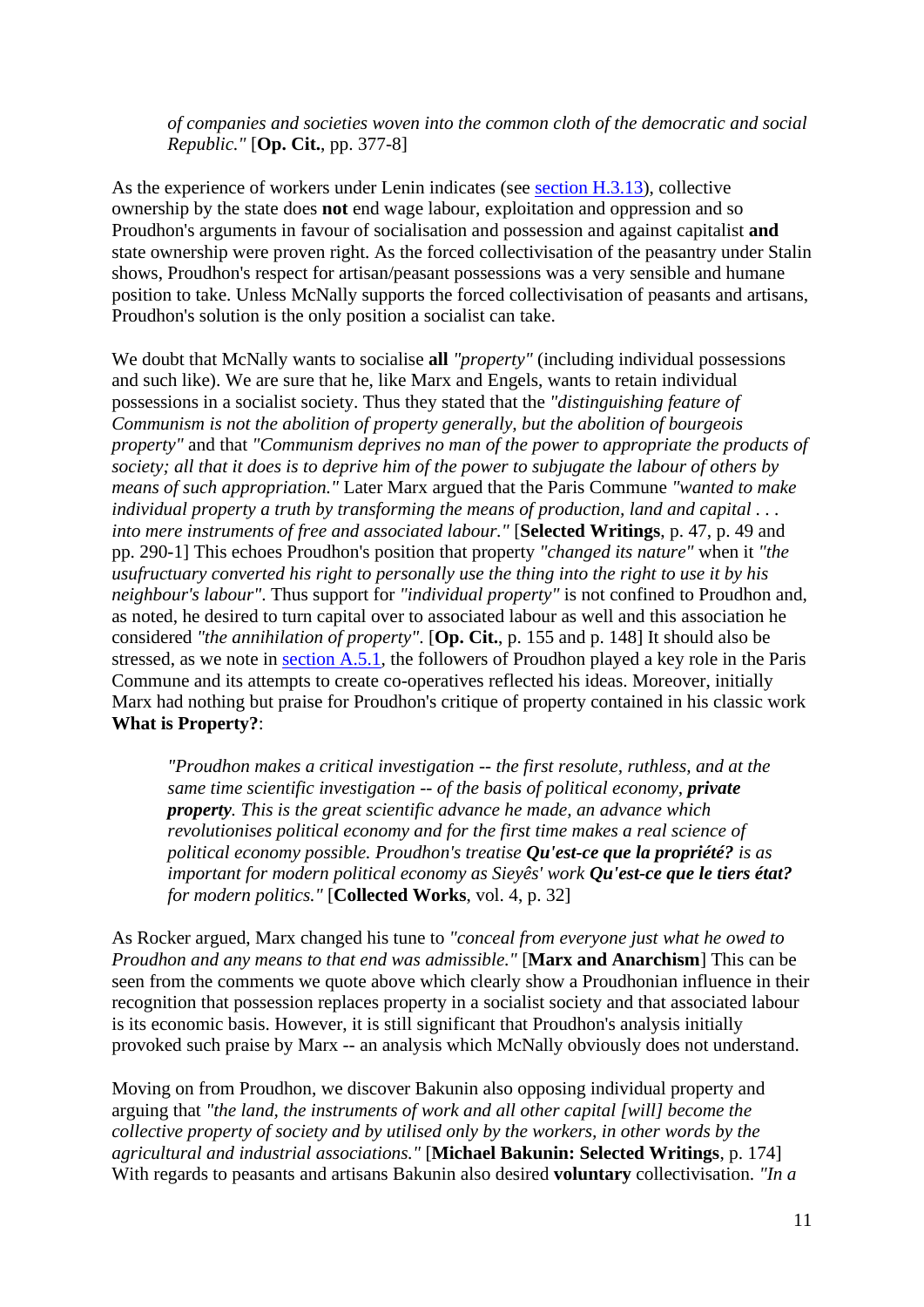> *of companies and societies woven into the common cloth of the democratic and social Republic."* [**Op. Cit.**, pp. 377-8]

As the experience of workers under Lenin indicates (see [section H.3.13](#)), collective ownership by the state does **not** end wage labour, exploitation and oppression and so Proudhon's arguments in favour of socialisation and possession and against capitalist **and** state ownership were proven right. As the forced collectivisation of the peasantry under Stalin shows, Proudhon's respect for artisan/peasant possessions was a very sensible and humane position to take. Unless McNally supports the forced collectivisation of peasants and artisans, Proudhon's solution is the only position a socialist can take.

We doubt that McNally wants to socialise **all** *"property"* (including individual possessions and such like). We are sure that he, like Marx and Engels, wants to retain individual possessions in a socialist society. Thus they stated that the *"distinguishing feature of Communism is not the abolition of property generally, but the abolition of bourgeois property"* and that *"Communism deprives no man of the power to appropriate the products of society; all that it does is to deprive him of the power to subjugate the labour of others by means of such appropriation."* Later Marx argued that the Paris Commune *"wanted to make individual property a truth by transforming the means of production, land and capital . . . into mere instruments of free and associated labour."* [**Selected Writings**, p. 47, p. 49 and pp. 290-1] This echoes Proudhon's position that property *"changed its nature"* when it *"the usufructuary converted his right to personally use the thing into the right to use it by his neighbour's labour"*. Thus support for *"individual property"* is not confined to Proudhon and, as noted, he desired to turn capital over to associated labour as well and this association he considered *"the annihilation of property"*. [**Op. Cit.**, p. 155 and p. 148] It should also be stressed, as we note in [section A.5.1](#), the followers of Proudhon played a key role in the Paris Commune and its attempts to create co-operatives reflected his ideas. Moreover, initially Marx had nothing but praise for Proudhon's critique of property contained in his classic work **What is Property?**:

> *"Proudhon makes a critical investigation -- the first resolute, ruthless, and at the same time scientific investigation -- of the basis of political economy,* ***private property****. This is the great scientific advance he made, an advance which revolutionises political economy and for the first time makes a real science of political economy possible. Proudhon's treatise* ***Qu'est-ce que la propriété?*** *is as important for modern political economy as Sieyês' work* ***Qu'est-ce que le tiers état?*** *for modern politics."* [**Collected Works**, vol. 4, p. 32]

As Rocker argued, Marx changed his tune to *"conceal from everyone just what he owed to Proudhon and any means to that end was admissible."* [**Marx and Anarchism**] This can be seen from the comments we quote above which clearly show a Proudhonian influence in their recognition that possession replaces property in a socialist society and that associated labour is its economic basis. However, it is still significant that Proudhon's analysis initially provoked such praise by Marx -- an analysis which McNally obviously does not understand.

Moving on from Proudhon, we discover Bakunin also opposing individual property and arguing that *"the land, the instruments of work and all other capital [will] become the collective property of society and by utilised only by the workers, in other words by the agricultural and industrial associations."* [**Michael Bakunin: Selected Writings**, p. 174] With regards to peasants and artisans Bakunin also desired **voluntary** collectivisation. *"In a*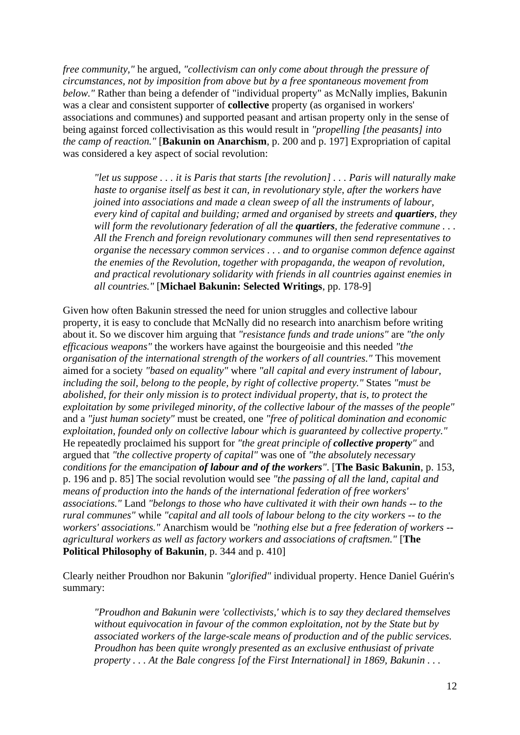*free community,"* he argued, *"collectivism can only come about through the pressure of circumstances, not by imposition from above but by a free spontaneous movement from below."* Rather than being a defender of "individual property" as McNally implies, Bakunin was a clear and consistent supporter of **collective** property (as organised in workers' associations and communes) and supported peasant and artisan property only in the sense of being against forced collectivisation as this would result in *"propelling [the peasants] into the camp of reaction."* [**Bakunin on Anarchism**, p. 200 and p. 197] Expropriation of capital was considered a key aspect of social revolution:

> *"let us suppose . . . it is Paris that starts [the revolution] . . . Paris will naturally make haste to organise itself as best it can, in revolutionary style, after the workers have joined into associations and made a clean sweep of all the instruments of labour, every kind of capital and building; armed and organised by streets and **quartiers**, they will form the revolutionary federation of all the **quartiers**, the federative commune . . . All the French and foreign revolutionary communes will then send representatives to organise the necessary common services . . . and to organise common defence against the enemies of the Revolution, together with propaganda, the weapon of revolution, and practical revolutionary solidarity with friends in all countries against enemies in all countries."* [**Michael Bakunin: Selected Writings**, pp. 178-9]

Given how often Bakunin stressed the need for union struggles and collective labour property, it is easy to conclude that McNally did no research into anarchism before writing about it. So we discover him arguing that *"resistance funds and trade unions"* are *"the only efficacious weapons"* the workers have against the bourgeoisie and this needed *"the organisation of the international strength of the workers of all countries."* This movement aimed for a society *"based on equality"* where *"all capital and every instrument of labour, including the soil, belong to the people, by right of collective property."* States *"must be abolished, for their only mission is to protect individual property, that is, to protect the exploitation by some privileged minority, of the collective labour of the masses of the people"* and a *"just human society"* must be created, one *"free of political domination and economic exploitation, founded only on collective labour which is guaranteed by collective property."* He repeatedly proclaimed his support for *"the great principle of **collective property**"* and argued that *"the collective property of capital"* was one of *"the absolutely necessary conditions for the emancipation **of labour and of the workers**"*. [**The Basic Bakunin**, p. 153, p. 196 and p. 85] The social revolution would see *"the passing of all the land, capital and means of production into the hands of the international federation of free workers' associations."* Land *"belongs to those who have cultivated it with their own hands -- to the rural communes"* while *"capital and all tools of labour belong to the city workers -- to the workers' associations."* Anarchism would be *"nothing else but a free federation of workers -- agricultural workers as well as factory workers and associations of craftsmen."* [**The Political Philosophy of Bakunin**, p. 344 and p. 410]

Clearly neither Proudhon nor Bakunin *"glorified"* individual property. Hence Daniel Guérin's summary:

> *"Proudhon and Bakunin were 'collectivists,' which is to say they declared themselves without equivocation in favour of the common exploitation, not by the State but by associated workers of the large-scale means of production and of the public services. Proudhon has been quite wrongly presented as an exclusive enthusiast of private property . . . At the Bale congress [of the First International] in 1869, Bakunin . . .*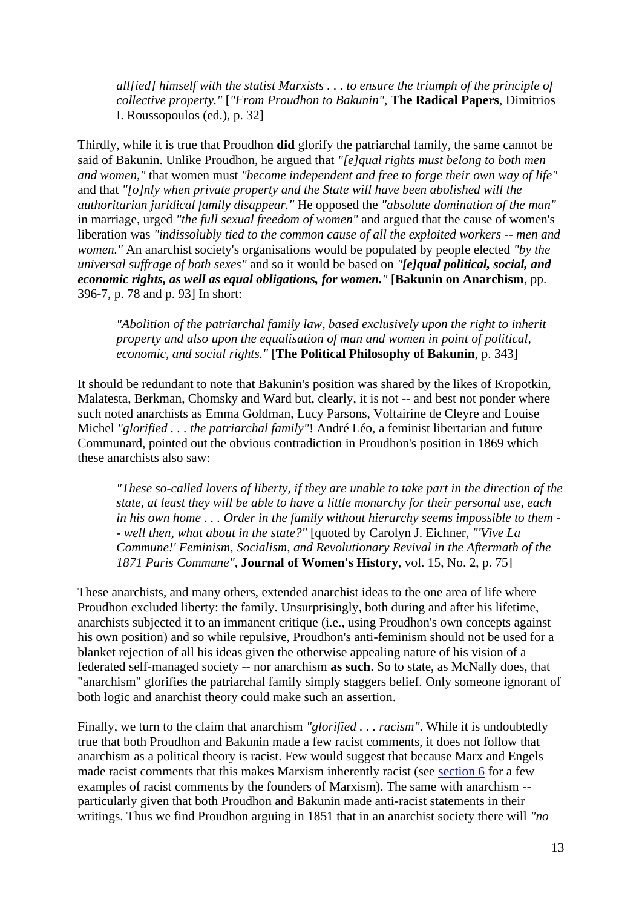> *all[ied] himself with the statist Marxists . . . to ensure the triumph of the principle of collective property."* [*"From Proudhon to Bakunin"*, **The Radical Papers**, Dimitrios I. Roussopoulos (ed.), p. 32]

Thirdly, while it is true that Proudhon **did** glorify the patriarchal family, the same cannot be said of Bakunin. Unlike Proudhon, he argued that *"[e]qual rights must belong to both men and women,"* that women must *"become independent and free to forge their own way of life"* and that *"[o]nly when private property and the State will have been abolished will the authoritarian juridical family disappear."* He opposed the *"absolute domination of the man"* in marriage, urged *"the full sexual freedom of women"* and argued that the cause of women's liberation was *"indissolubly tied to the common cause of all the exploited workers -- men and women."* An anarchist society's organisations would be populated by people elected *"by the universal suffrage of both sexes"* and so it would be based on ***"[e]qual political, social, and economic rights, as well as equal obligations, for women."*** [**Bakunin on Anarchism**, pp. 396-7, p. 78 and p. 93] In short:

> *"Abolition of the patriarchal family law, based exclusively upon the right to inherit property and also upon the equalisation of man and women in point of political, economic, and social rights."* [**The Political Philosophy of Bakunin**, p. 343]

It should be redundant to note that Bakunin's position was shared by the likes of Kropotkin, Malatesta, Berkman, Chomsky and Ward but, clearly, it is not -- and best not ponder where such noted anarchists as Emma Goldman, Lucy Parsons, Voltairine de Cleyre and Louise Michel *"glorified . . . the patriarchal family"*! André Léo, a feminist libertarian and future Communard, pointed out the obvious contradiction in Proudhon's position in 1869 which these anarchists also saw:

> *"These so-called lovers of liberty, if they are unable to take part in the direction of the state, at least they will be able to have a little monarchy for their personal use, each in his own home . . . Order in the family without hierarchy seems impossible to them -- well then, what about in the state?"* [quoted by Carolyn J. Eichner, *"'Vive La Commune!' Feminism, Socialism, and Revolutionary Revival in the Aftermath of the 1871 Paris Commune"*, **Journal of Women's History**, vol. 15, No. 2, p. 75]

These anarchists, and many others, extended anarchist ideas to the one area of life where Proudhon excluded liberty: the family. Unsurprisingly, both during and after his lifetime, anarchists subjected it to an immanent critique (i.e., using Proudhon's own concepts against his own position) and so while repulsive, Proudhon's anti-feminism should not be used for a blanket rejection of all his ideas given the otherwise appealing nature of his vision of a federated self-managed society -- nor anarchism **as such**. So to state, as McNally does, that "anarchism" glorifies the patriarchal family simply staggers belief. Only someone ignorant of both logic and anarchist theory could make such an assertion.

Finally, we turn to the claim that anarchism *"glorified . . . racism"*. While it is undoubtedly true that both Proudhon and Bakunin made a few racist comments, it does not follow that anarchism as a political theory is racist. Few would suggest that because Marx and Engels made racist comments that this makes Marxism inherently racist (see section 6 for a few examples of racist comments by the founders of Marxism). The same with anarchism -- particularly given that both Proudhon and Bakunin made anti-racist statements in their writings. Thus we find Proudhon arguing in 1851 that in an anarchist society there will *"no*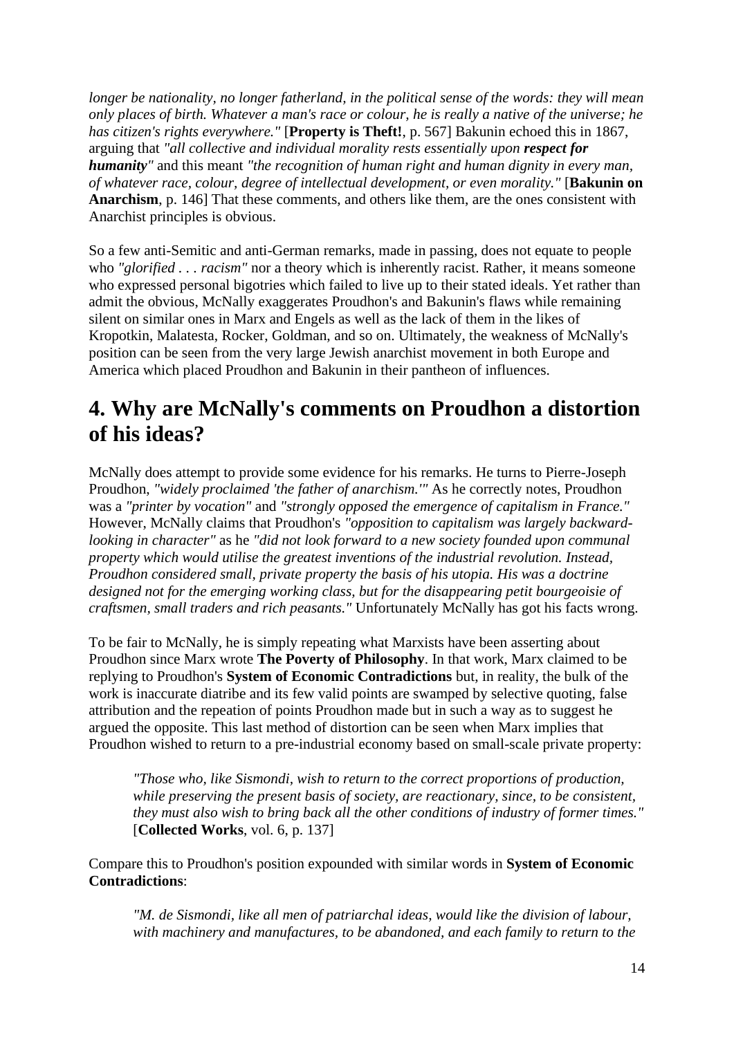*longer be nationality, no longer fatherland, in the political sense of the words: they will mean only places of birth. Whatever a man's race or colour, he is really a native of the universe; he has citizen's rights everywhere."* [**Property is Theft!**, p. 567] Bakunin echoed this in 1867, arguing that *"all collective and individual morality rests essentially upon **respect for humanity**"* and this meant *"the recognition of human right and human dignity in every man, of whatever race, colour, degree of intellectual development, or even morality."* [**Bakunin on Anarchism**, p. 146] That these comments, and others like them, are the ones consistent with Anarchist principles is obvious.

So a few anti-Semitic and anti-German remarks, made in passing, does not equate to people who *"glorified . . . racism"* nor a theory which is inherently racist. Rather, it means someone who expressed personal bigotries which failed to live up to their stated ideals. Yet rather than admit the obvious, McNally exaggerates Proudhon's and Bakunin's flaws while remaining silent on similar ones in Marx and Engels as well as the lack of them in the likes of Kropotkin, Malatesta, Rocker, Goldman, and so on. Ultimately, the weakness of McNally's position can be seen from the very large Jewish anarchist movement in both Europe and America which placed Proudhon and Bakunin in their pantheon of influences.

## 4. Why are McNally's comments on Proudhon a distortion of his ideas?

McNally does attempt to provide some evidence for his remarks. He turns to Pierre-Joseph Proudhon, *"widely proclaimed 'the father of anarchism.'"* As he correctly notes, Proudhon was a *"printer by vocation"* and *"strongly opposed the emergence of capitalism in France."* However, McNally claims that Proudhon's *"opposition to capitalism was largely backward-looking in character"* as he *"did not look forward to a new society founded upon communal property which would utilise the greatest inventions of the industrial revolution. Instead, Proudhon considered small, private property the basis of his utopia. His was a doctrine designed not for the emerging working class, but for the disappearing petit bourgeoisie of craftsmen, small traders and rich peasants."* Unfortunately McNally has got his facts wrong.

To be fair to McNally, he is simply repeating what Marxists have been asserting about Proudhon since Marx wrote **The Poverty of Philosophy**. In that work, Marx claimed to be replying to Proudhon's **System of Economic Contradictions** but, in reality, the bulk of the work is inaccurate diatribe and its few valid points are swamped by selective quoting, false attribution and the repeation of points Proudhon made but in such a way as to suggest he argued the opposite. This last method of distortion can be seen when Marx implies that Proudhon wished to return to a pre-industrial economy based on small-scale private property:

> *"Those who, like Sismondi, wish to return to the correct proportions of production, while preserving the present basis of society, are reactionary, since, to be consistent, they must also wish to bring back all the other conditions of industry of former times."* [**Collected Works**, vol. 6, p. 137]

Compare this to Proudhon's position expounded with similar words in **System of Economic Contradictions**:

> *"M. de Sismondi, like all men of patriarchal ideas, would like the division of labour, with machinery and manufactures, to be abandoned, and each family to return to the*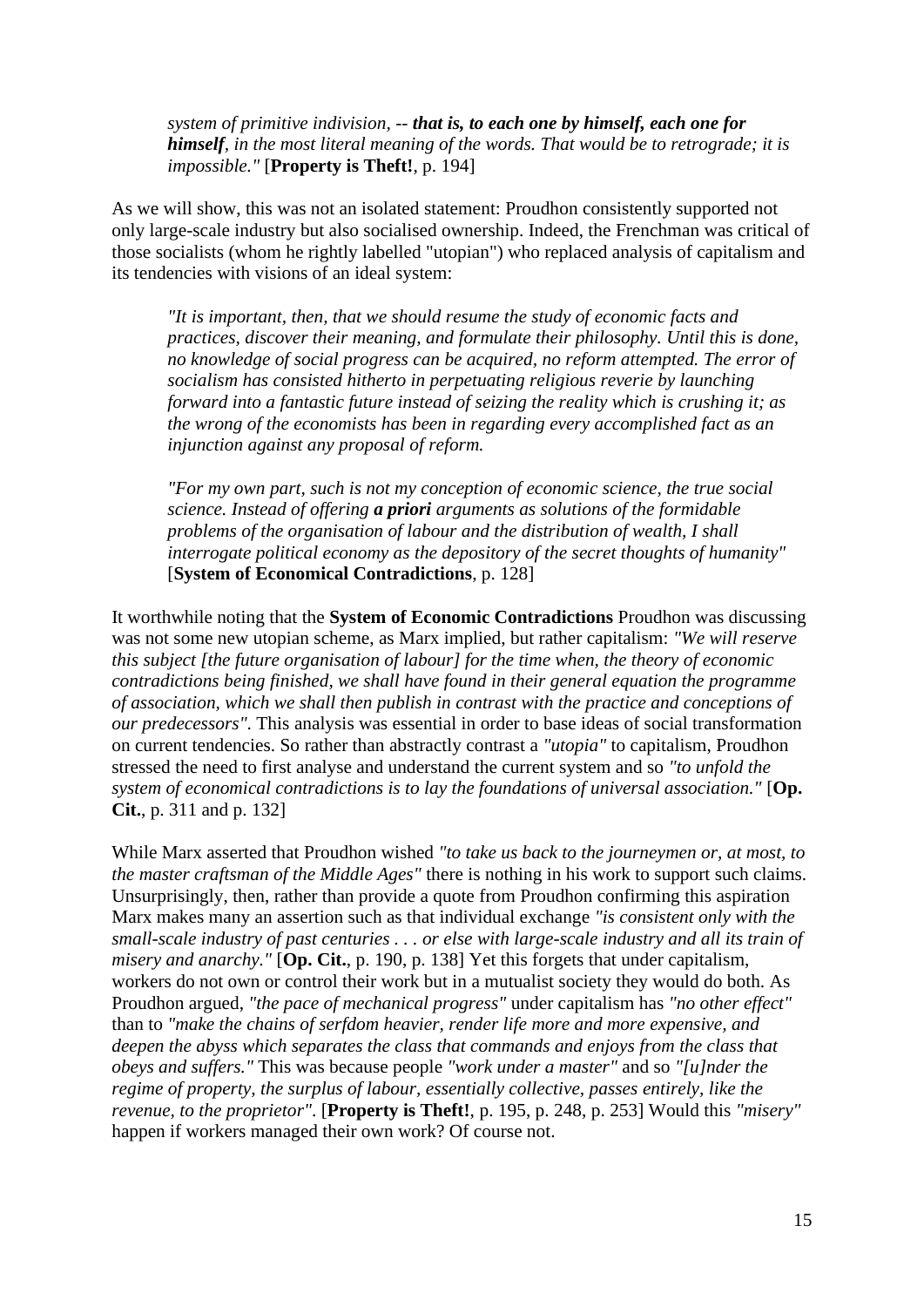> *system of primitive indivision, --* ***that is, to each one by himself, each one for himself****, in the most literal meaning of the words. That would be to retrograde; it is impossible."* [**Property is Theft!**, p. 194]

As we will show, this was not an isolated statement: Proudhon consistently supported not only large-scale industry but also socialised ownership. Indeed, the Frenchman was critical of those socialists (whom he rightly labelled "utopian") who replaced analysis of capitalism and its tendencies with visions of an ideal system:

> *"It is important, then, that we should resume the study of economic facts and practices, discover their meaning, and formulate their philosophy. Until this is done, no knowledge of social progress can be acquired, no reform attempted. The error of socialism has consisted hitherto in perpetuating religious reverie by launching forward into a fantastic future instead of seizing the reality which is crushing it; as the wrong of the economists has been in regarding every accomplished fact as an injunction against any proposal of reform.*
>
> *"For my own part, such is not my conception of economic science, the true social science. Instead of offering* ***a priori*** *arguments as solutions of the formidable problems of the organisation of labour and the distribution of wealth, I shall interrogate political economy as the depository of the secret thoughts of humanity"* [**System of Economical Contradictions**, p. 128]

It worthwhile noting that the **System of Economic Contradictions** Proudhon was discussing was not some new utopian scheme, as Marx implied, but rather capitalism: *"We will reserve this subject [the future organisation of labour] for the time when, the theory of economic contradictions being finished, we shall have found in their general equation the programme of association, which we shall then publish in contrast with the practice and conceptions of our predecessors".* This analysis was essential in order to base ideas of social transformation on current tendencies. So rather than abstractly contrast a *"utopia"* to capitalism, Proudhon stressed the need to first analyse and understand the current system and so *"to unfold the system of economical contradictions is to lay the foundations of universal association."* [**Op. Cit.**, p. 311 and p. 132]

While Marx asserted that Proudhon wished *"to take us back to the journeymen or, at most, to the master craftsman of the Middle Ages"* there is nothing in his work to support such claims. Unsurprisingly, then, rather than provide a quote from Proudhon confirming this aspiration Marx makes many an assertion such as that individual exchange *"is consistent only with the small-scale industry of past centuries . . . or else with large-scale industry and all its train of misery and anarchy."* [**Op. Cit.**, p. 190, p. 138] Yet this forgets that under capitalism, workers do not own or control their work but in a mutualist society they would do both. As Proudhon argued, *"the pace of mechanical progress"* under capitalism has *"no other effect"* than to *"make the chains of serfdom heavier, render life more and more expensive, and deepen the abyss which separates the class that commands and enjoys from the class that obeys and suffers."* This was because people *"work under a master"* and so *"[u]nder the regime of property, the surplus of labour, essentially collective, passes entirely, like the revenue, to the proprietor".* [**Property is Theft!**, p. 195, p. 248, p. 253] Would this *"misery"* happen if workers managed their own work? Of course not.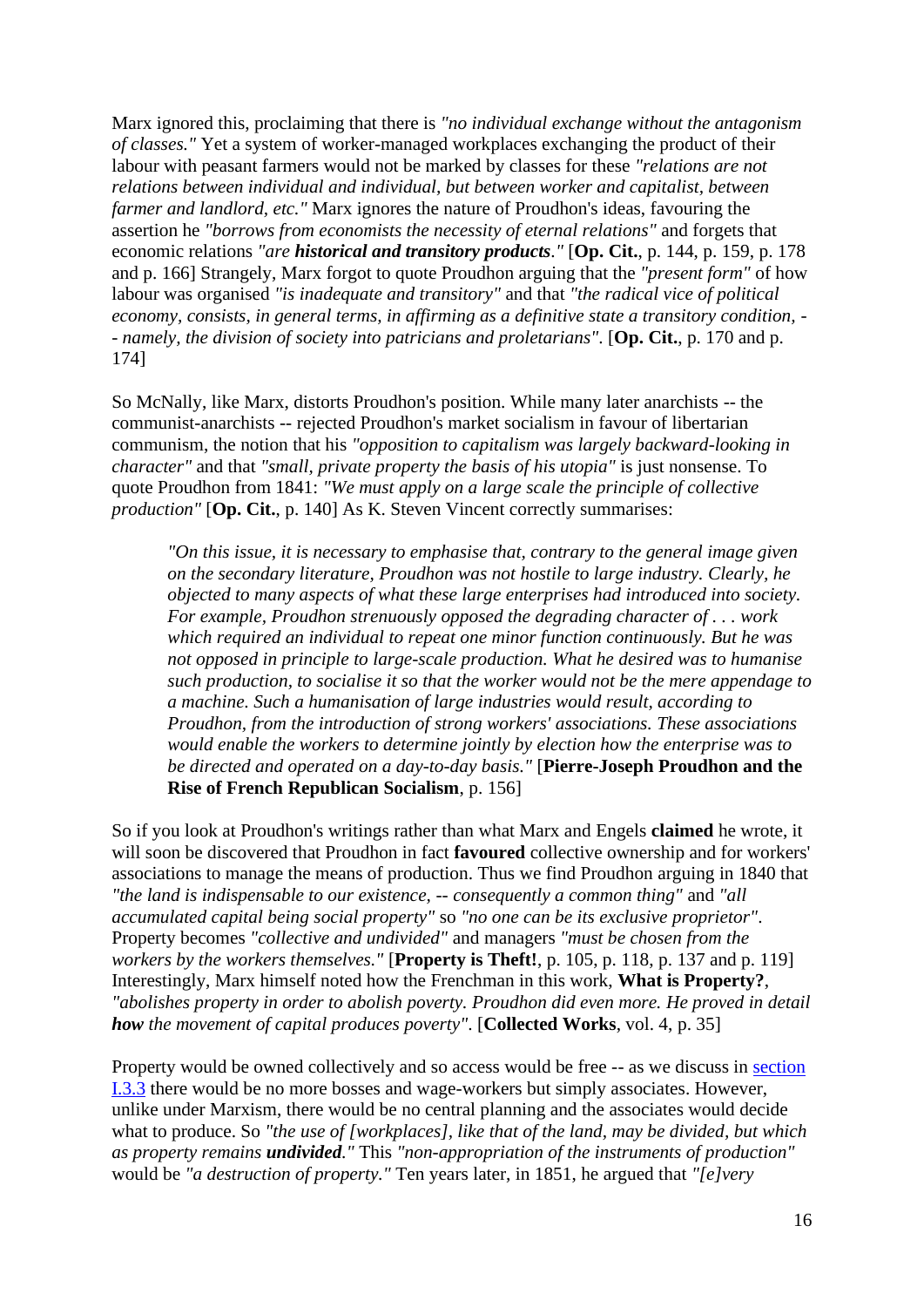Marx ignored this, proclaiming that there is *"no individual exchange without the antagonism of classes."* Yet a system of worker-managed workplaces exchanging the product of their labour with peasant farmers would not be marked by classes for these *"relations are not relations between individual and individual, but between worker and capitalist, between farmer and landlord, etc."* Marx ignores the nature of Proudhon's ideas, favouring the assertion he *"borrows from economists the necessity of eternal relations"* and forgets that economic relations *"are **historical and transitory products**."* [**Op. Cit.**, p. 144, p. 159, p. 178 and p. 166] Strangely, Marx forgot to quote Proudhon arguing that the *"present form"* of how labour was organised *"is inadequate and transitory"* and that *"the radical vice of political economy, consists, in general terms, in affirming as a definitive state a transitory condition, -- namely, the division of society into patricians and proletarians"*. [**Op. Cit.**, p. 170 and p. 174]

So McNally, like Marx, distorts Proudhon's position. While many later anarchists -- the communist-anarchists -- rejected Proudhon's market socialism in favour of libertarian communism, the notion that his *"opposition to capitalism was largely backward-looking in character"* and that *"small, private property the basis of his utopia"* is just nonsense. To quote Proudhon from 1841: *"We must apply on a large scale the principle of collective production"* [**Op. Cit.**, p. 140] As K. Steven Vincent correctly summarises:

> *"On this issue, it is necessary to emphasise that, contrary to the general image given on the secondary literature, Proudhon was not hostile to large industry. Clearly, he objected to many aspects of what these large enterprises had introduced into society. For example, Proudhon strenuously opposed the degrading character of . . . work which required an individual to repeat one minor function continuously. But he was not opposed in principle to large-scale production. What he desired was to humanise such production, to socialise it so that the worker would not be the mere appendage to a machine. Such a humanisation of large industries would result, according to Proudhon, from the introduction of strong workers' associations. These associations would enable the workers to determine jointly by election how the enterprise was to be directed and operated on a day-to-day basis."* [**Pierre-Joseph Proudhon and the Rise of French Republican Socialism**, p. 156]

So if you look at Proudhon's writings rather than what Marx and Engels **claimed** he wrote, it will soon be discovered that Proudhon in fact **favoured** collective ownership and for workers' associations to manage the means of production. Thus we find Proudhon arguing in 1840 that *"the land is indispensable to our existence, -- consequently a common thing"* and *"all accumulated capital being social property"* so *"no one can be its exclusive proprietor"*. Property becomes *"collective and undivided"* and managers *"must be chosen from the workers by the workers themselves."* [**Property is Theft!**, p. 105, p. 118, p. 137 and p. 119] Interestingly, Marx himself noted how the Frenchman in this work, **What is Property?**, *"abolishes property in order to abolish poverty. Proudhon did even more. He proved in detail **how** the movement of capital produces poverty"*. [**Collected Works**, vol. 4, p. 35]

Property would be owned collectively and so access would be free -- as we discuss in section I.3.3 there would be no more bosses and wage-workers but simply associates. However, unlike under Marxism, there would be no central planning and the associates would decide what to produce. So *"the use of [workplaces], like that of the land, may be divided, but which as property remains **undivided**."* This *"non-appropriation of the instruments of production"* would be *"a destruction of property."* Ten years later, in 1851, he argued that *"[e]very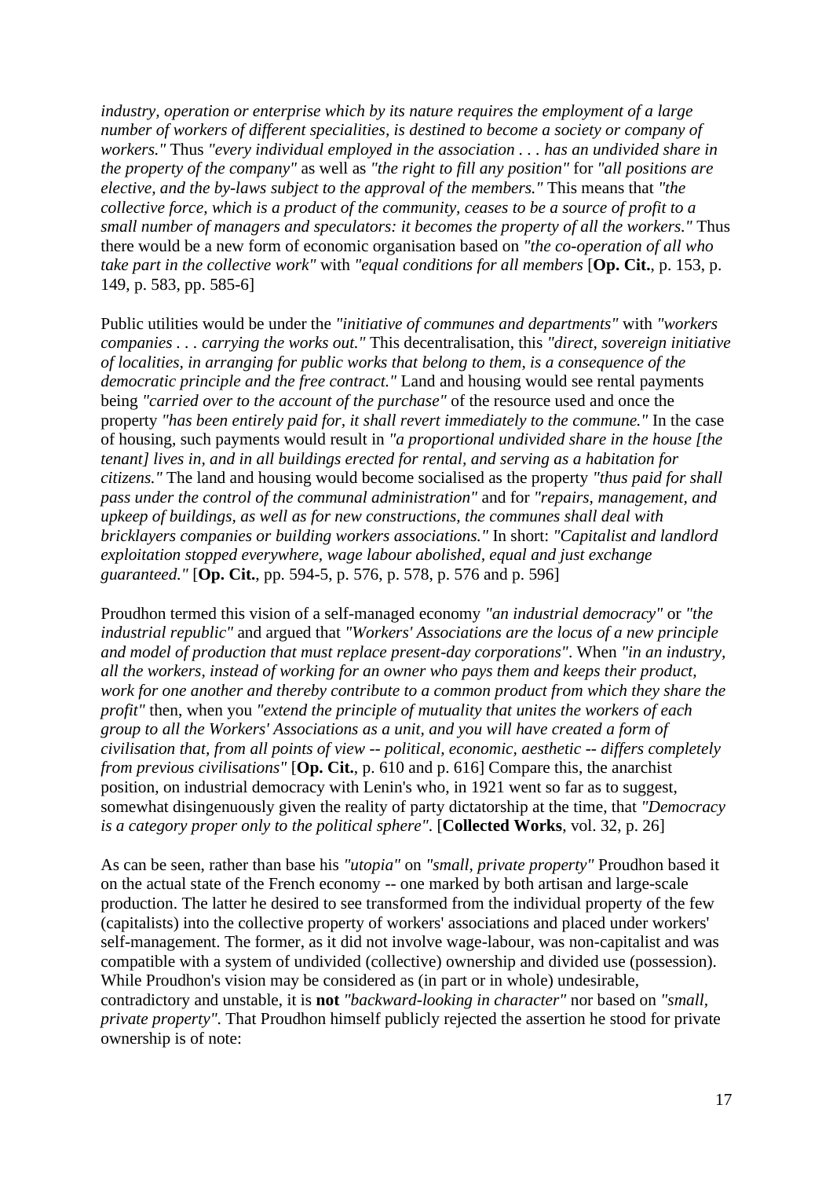*industry, operation or enterprise which by its nature requires the employment of a large number of workers of different specialities, is destined to become a society or company of workers."* Thus *"every individual employed in the association . . . has an undivided share in the property of the company"* as well as *"the right to fill any position"* for *"all positions are elective, and the by-laws subject to the approval of the members."* This means that *"the collective force, which is a product of the community, ceases to be a source of profit to a small number of managers and speculators: it becomes the property of all the workers."* Thus there would be a new form of economic organisation based on *"the co-operation of all who take part in the collective work"* with *"equal conditions for all members* [**Op. Cit.**, p. 153, p. 149, p. 583, pp. 585-6]

Public utilities would be under the *"initiative of communes and departments"* with *"workers companies . . . carrying the works out."* This decentralisation, this *"direct, sovereign initiative of localities, in arranging for public works that belong to them, is a consequence of the democratic principle and the free contract."* Land and housing would see rental payments being *"carried over to the account of the purchase"* of the resource used and once the property *"has been entirely paid for, it shall revert immediately to the commune."* In the case of housing, such payments would result in *"a proportional undivided share in the house [the tenant] lives in, and in all buildings erected for rental, and serving as a habitation for citizens."* The land and housing would become socialised as the property *"thus paid for shall pass under the control of the communal administration"* and for *"repairs, management, and upkeep of buildings, as well as for new constructions, the communes shall deal with bricklayers companies or building workers associations."* In short: *"Capitalist and landlord exploitation stopped everywhere, wage labour abolished, equal and just exchange guaranteed."* [**Op. Cit.**, pp. 594-5, p. 576, p. 578, p. 576 and p. 596]

Proudhon termed this vision of a self-managed economy *"an industrial democracy"* or *"the industrial republic"* and argued that *"Workers' Associations are the locus of a new principle and model of production that must replace present-day corporations"*. When *"in an industry, all the workers, instead of working for an owner who pays them and keeps their product, work for one another and thereby contribute to a common product from which they share the profit"* then, when you *"extend the principle of mutuality that unites the workers of each group to all the Workers' Associations as a unit, and you will have created a form of civilisation that, from all points of view -- political, economic, aesthetic -- differs completely from previous civilisations"* [**Op. Cit.**, p. 610 and p. 616] Compare this, the anarchist position, on industrial democracy with Lenin's who, in 1921 went so far as to suggest, somewhat disingenuously given the reality of party dictatorship at the time, that *"Democracy is a category proper only to the political sphere"*. [**Collected Works**, vol. 32, p. 26]

As can be seen, rather than base his *"utopia"* on *"small, private property"* Proudhon based it on the actual state of the French economy -- one marked by both artisan and large-scale production. The latter he desired to see transformed from the individual property of the few (capitalists) into the collective property of workers' associations and placed under workers' self-management. The former, as it did not involve wage-labour, was non-capitalist and was compatible with a system of undivided (collective) ownership and divided use (possession). While Proudhon's vision may be considered as (in part or in whole) undesirable, contradictory and unstable, it is **not** *"backward-looking in character"* nor based on *"small, private property"*. That Proudhon himself publicly rejected the assertion he stood for private ownership is of note: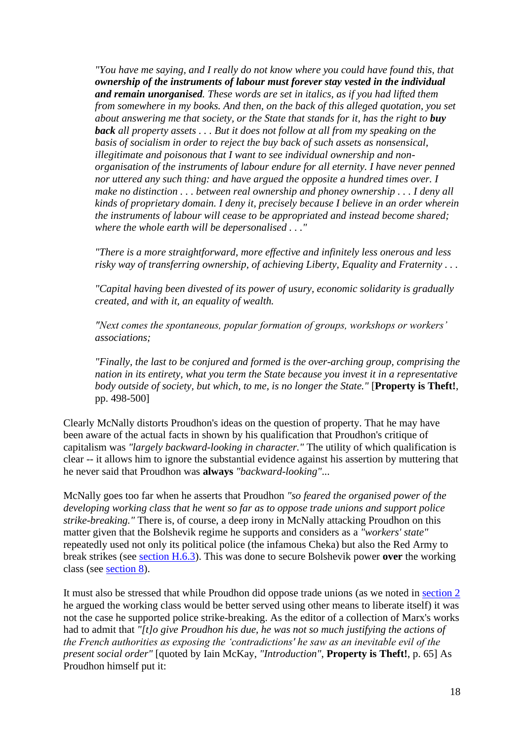> *"You have me saying, and I really do not know where you could have found this, that* ***ownership of the instruments of labour must forever stay vested in the individual and remain unorganised****. These words are set in italics, as if you had lifted them from somewhere in my books. And then, on the back of this alleged quotation, you set about answering me that society, or the State that stands for it, has the right to* ***buy back*** *all property assets . . . But it does not follow at all from my speaking on the basis of socialism in order to reject the buy back of such assets as nonsensical, illegitimate and poisonous that I want to see individual ownership and non-organisation of the instruments of labour endure for all eternity. I have never penned nor uttered any such thing: and have argued the opposite a hundred times over. I make no distinction . . . between real ownership and phoney ownership . . . I deny all kinds of proprietary domain. I deny it, precisely because I believe in an order wherein the instruments of labour will cease to be appropriated and instead become shared; where the whole earth will be depersonalised . . ."*
>
> *"There is a more straightforward, more effective and infinitely less onerous and less risky way of transferring ownership, of achieving Liberty, Equality and Fraternity . . .*
>
> *"Capital having been divested of its power of usury, economic solidarity is gradually created, and with it, an equality of wealth.*
>
> *"Next comes the spontaneous, popular formation of groups, workshops or workers' associations;*
>
> *"Finally, the last to be conjured and formed is the over-arching group, comprising the nation in its entirety, what you term the State because you invest it in a representative body outside of society, but which, to me, is no longer the State."* [**Property is Theft!**, pp. 498-500]

Clearly McNally distorts Proudhon's ideas on the question of property. That he may have been aware of the actual facts in shown by his qualification that Proudhon's critique of capitalism was *"largely backward-looking in character."* The utility of which qualification is clear -- it allows him to ignore the substantial evidence against his assertion by muttering that he never said that Proudhon was **always** *"backward-looking"*...

McNally goes too far when he asserts that Proudhon *"so feared the organised power of the developing working class that he went so far as to oppose trade unions and support police strike-breaking."* There is, of course, a deep irony in McNally attacking Proudhon on this matter given that the Bolshevik regime he supports and considers as a *"workers' state"* repeatedly used not only its political police (the infamous Cheka) but also the Red Army to break strikes (see section H.6.3). This was done to secure Bolshevik power **over** the working class (see section 8).

It must also be stressed that while Proudhon did oppose trade unions (as we noted in section 2 he argued the working class would be better served using other means to liberate itself) it was not the case he supported police strike-breaking. As the editor of a collection of Marx's works had to admit that *"[t]o give Proudhon his due, he was not so much justifying the actions of the French authorities as exposing the 'contradictions' he saw as an inevitable evil of the present social order"* [quoted by Iain McKay, *"Introduction"*, **Property is Theft!**, p. 65] As Proudhon himself put it: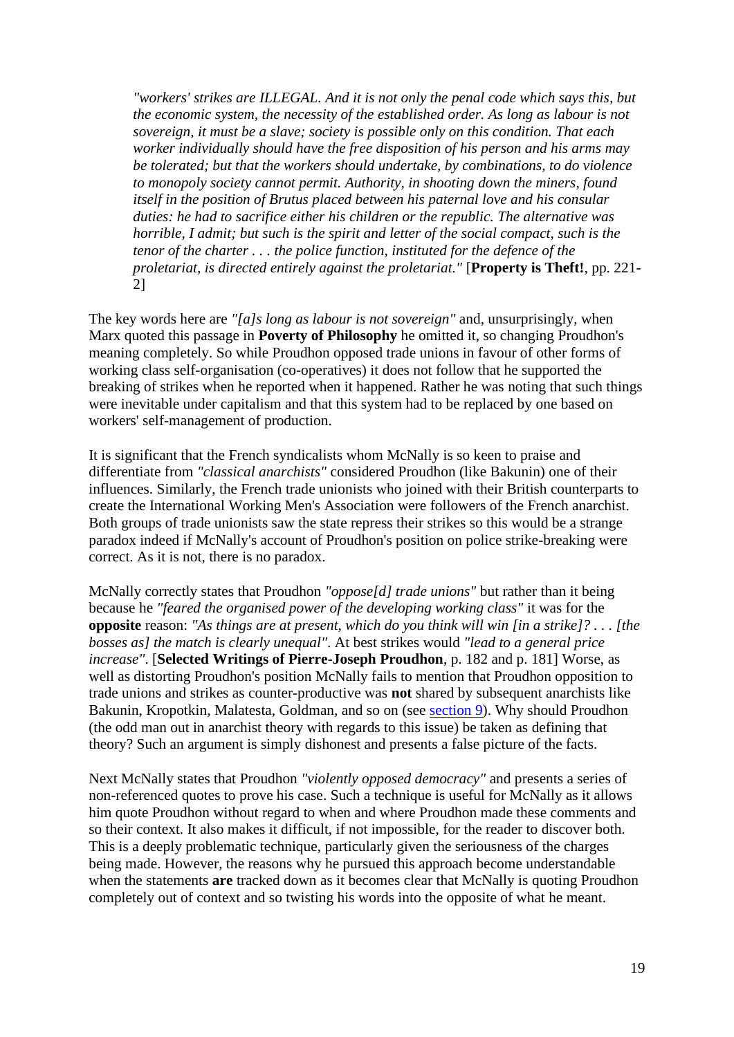> *"workers' strikes are ILLEGAL. And it is not only the penal code which says this, but the economic system, the necessity of the established order. As long as labour is not sovereign, it must be a slave; society is possible only on this condition. That each worker individually should have the free disposition of his person and his arms may be tolerated; but that the workers should undertake, by combinations, to do violence to monopoly society cannot permit. Authority, in shooting down the miners, found itself in the position of Brutus placed between his paternal love and his consular duties: he had to sacrifice either his children or the republic. The alternative was horrible, I admit; but such is the spirit and letter of the social compact, such is the tenor of the charter . . . the police function, instituted for the defence of the proletariat, is directed entirely against the proletariat."* [**Property is Theft!**, pp. 221-2]

The key words here are *"[a]s long as labour is not sovereign"* and, unsurprisingly, when Marx quoted this passage in **Poverty of Philosophy** he omitted it, so changing Proudhon's meaning completely. So while Proudhon opposed trade unions in favour of other forms of working class self-organisation (co-operatives) it does not follow that he supported the breaking of strikes when he reported when it happened. Rather he was noting that such things were inevitable under capitalism and that this system had to be replaced by one based on workers' self-management of production.

It is significant that the French syndicalists whom McNally is so keen to praise and differentiate from *"classical anarchists"* considered Proudhon (like Bakunin) one of their influences. Similarly, the French trade unionists who joined with their British counterparts to create the International Working Men's Association were followers of the French anarchist. Both groups of trade unionists saw the state repress their strikes so this would be a strange paradox indeed if McNally's account of Proudhon's position on police strike-breaking were correct. As it is not, there is no paradox.

McNally correctly states that Proudhon *"oppose[d] trade unions"* but rather than it being because he *"feared the organised power of the developing working class"* it was for the **opposite** reason: *"As things are at present, which do you think will win [in a strike]? . . . [the bosses as] the match is clearly unequal"*. At best strikes would *"lead to a general price increase"*. [**Selected Writings of Pierre-Joseph Proudhon**, p. 182 and p. 181] Worse, as well as distorting Proudhon's position McNally fails to mention that Proudhon opposition to trade unions and strikes as counter-productive was **not** shared by subsequent anarchists like Bakunin, Kropotkin, Malatesta, Goldman, and so on (see section 9). Why should Proudhon (the odd man out in anarchist theory with regards to this issue) be taken as defining that theory? Such an argument is simply dishonest and presents a false picture of the facts.

Next McNally states that Proudhon *"violently opposed democracy"* and presents a series of non-referenced quotes to prove his case. Such a technique is useful for McNally as it allows him quote Proudhon without regard to when and where Proudhon made these comments and so their context. It also makes it difficult, if not impossible, for the reader to discover both. This is a deeply problematic technique, particularly given the seriousness of the charges being made. However, the reasons why he pursued this approach become understandable when the statements **are** tracked down as it becomes clear that McNally is quoting Proudhon completely out of context and so twisting his words into the opposite of what he meant.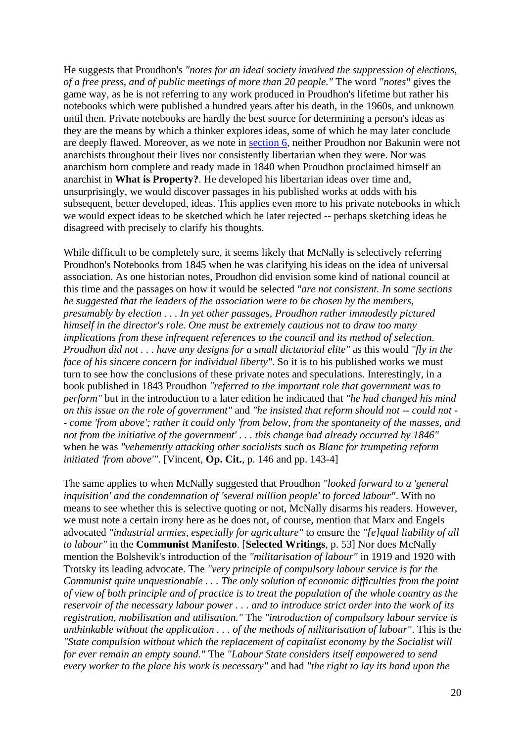He suggests that Proudhon's *"notes for an ideal society involved the suppression of elections, of a free press, and of public meetings of more than 20 people."* The word *"notes"* gives the game way, as he is not referring to any work produced in Proudhon's lifetime but rather his notebooks which were published a hundred years after his death, in the 1960s, and unknown until then. Private notebooks are hardly the best source for determining a person's ideas as they are the means by which a thinker explores ideas, some of which he may later conclude are deeply flawed. Moreover, as we note in [section 6](), neither Proudhon nor Bakunin were not anarchists throughout their lives nor consistently libertarian when they were. Nor was anarchism born complete and ready made in 1840 when Proudhon proclaimed himself an anarchist in **What is Property?**. He developed his libertarian ideas over time and, unsurprisingly, we would discover passages in his published works at odds with his subsequent, better developed, ideas. This applies even more to his private notebooks in which we would expect ideas to be sketched which he later rejected -- perhaps sketching ideas he disagreed with precisely to clarify his thoughts.

While difficult to be completely sure, it seems likely that McNally is selectively referring Proudhon's Notebooks from 1845 when he was clarifying his ideas on the idea of universal association. As one historian notes, Proudhon did envision some kind of national council at this time and the passages on how it would be selected *"are not consistent. In some sections he suggested that the leaders of the association were to be chosen by the members, presumably by election . . . In yet other passages, Proudhon rather immodestly pictured himself in the director's role. One must be extremely cautious not to draw too many implications from these infrequent references to the council and its method of selection. Proudhon did not . . . have any designs for a small dictatorial elite"* as this would *"fly in the face of his sincere concern for individual liberty"*. So it is to his published works we must turn to see how the conclusions of these private notes and speculations. Interestingly, in a book published in 1843 Proudhon *"referred to the important role that government was to perform"* but in the introduction to a later edition he indicated that *"he had changed his mind on this issue on the role of government"* and *"he insisted that reform should not -- could not -- come 'from above'; rather it could only 'from below, from the spontaneity of the masses, and not from the initiative of the government' . . . this change had already occurred by 1846"* when he was *"vehemently attacking other socialists such as Blanc for trumpeting reform initiated 'from above'"*. [Vincent, **Op. Cit.**, p. 146 and pp. 143-4]

The same applies to when McNally suggested that Proudhon *"looked forward to a 'general inquisition' and the condemnation of 'several million people' to forced labour"*. With no means to see whether this is selective quoting or not, McNally disarms his readers. However, we must note a certain irony here as he does not, of course, mention that Marx and Engels advocated *"industrial armies, especially for agriculture"* to ensure the *"[e]qual liability of all to labour"* in the **Communist Manifesto**. [**Selected Writings**, p. 53] Nor does McNally mention the Bolshevik's introduction of the *"militarisation of labour"* in 1919 and 1920 with Trotsky its leading advocate. The *"very principle of compulsory labour service is for the Communist quite unquestionable . . . The only solution of economic difficulties from the point of view of both principle and of practice is to treat the population of the whole country as the reservoir of the necessary labour power . . . and to introduce strict order into the work of its registration, mobilisation and utilisation."* The *"introduction of compulsory labour service is unthinkable without the application . . . of the methods of militarisation of labour"*. This is the *"State compulsion without which the replacement of capitalist economy by the Socialist will for ever remain an empty sound."* The *"Labour State considers itself empowered to send every worker to the place his work is necessary"* and had *"the right to lay its hand upon the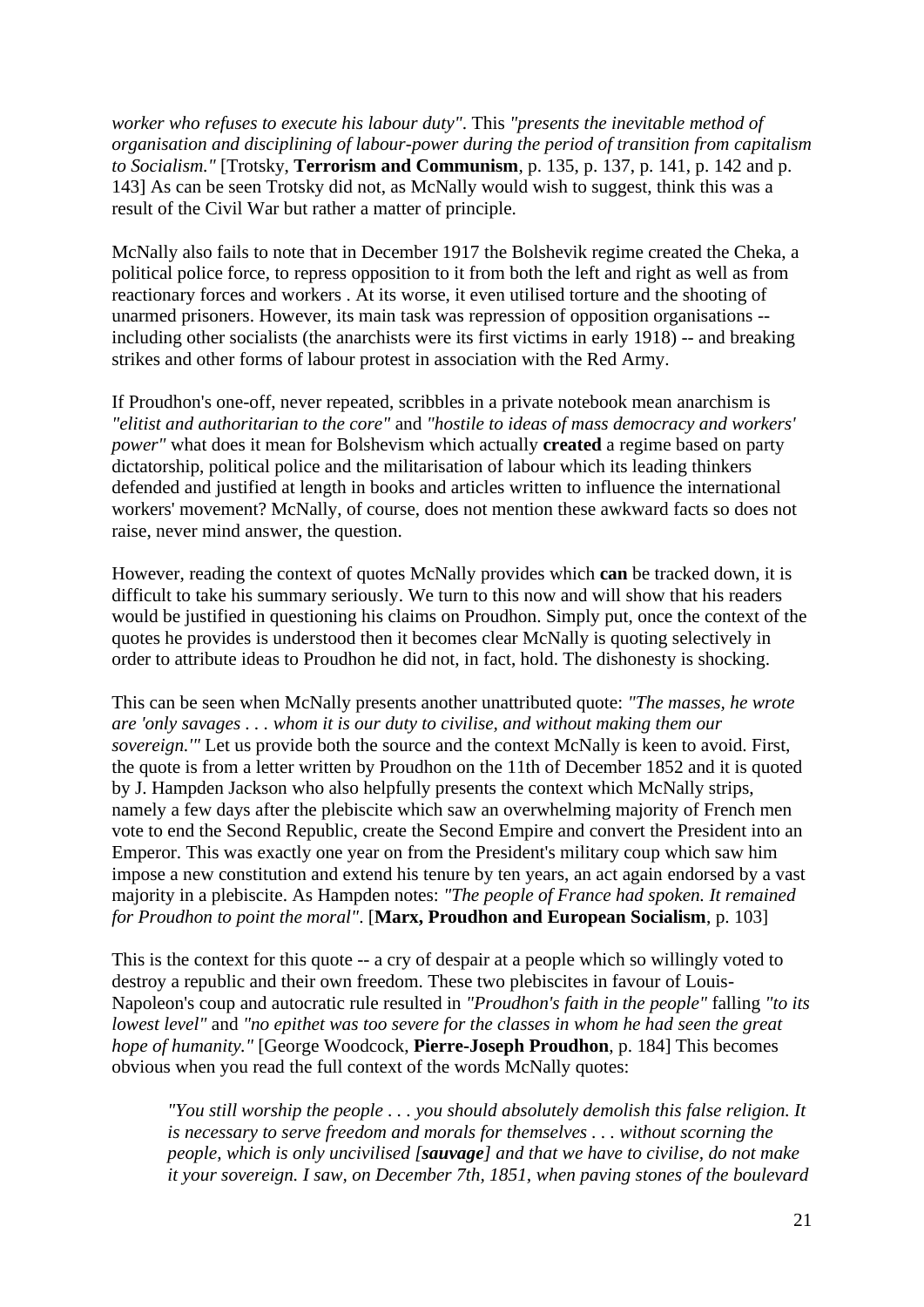*worker who refuses to execute his labour duty"*. This *"presents the inevitable method of organisation and disciplining of labour-power during the period of transition from capitalism to Socialism."* [Trotsky, **Terrorism and Communism**, p. 135, p. 137, p. 141, p. 142 and p. 143] As can be seen Trotsky did not, as McNally would wish to suggest, think this was a result of the Civil War but rather a matter of principle.

McNally also fails to note that in December 1917 the Bolshevik regime created the Cheka, a political police force, to repress opposition to it from both the left and right as well as from reactionary forces and workers . At its worse, it even utilised torture and the shooting of unarmed prisoners. However, its main task was repression of opposition organisations -- including other socialists (the anarchists were its first victims in early 1918) -- and breaking strikes and other forms of labour protest in association with the Red Army.

If Proudhon's one-off, never repeated, scribbles in a private notebook mean anarchism is *"elitist and authoritarian to the core"* and *"hostile to ideas of mass democracy and workers' power"* what does it mean for Bolshevism which actually **created** a regime based on party dictatorship, political police and the militarisation of labour which its leading thinkers defended and justified at length in books and articles written to influence the international workers' movement? McNally, of course, does not mention these awkward facts so does not raise, never mind answer, the question.

However, reading the context of quotes McNally provides which **can** be tracked down, it is difficult to take his summary seriously. We turn to this now and will show that his readers would be justified in questioning his claims on Proudhon. Simply put, once the context of the quotes he provides is understood then it becomes clear McNally is quoting selectively in order to attribute ideas to Proudhon he did not, in fact, hold. The dishonesty is shocking.

This can be seen when McNally presents another unattributed quote: *"The masses, he wrote are 'only savages . . . whom it is our duty to civilise, and without making them our sovereign.'"* Let us provide both the source and the context McNally is keen to avoid. First, the quote is from a letter written by Proudhon on the 11th of December 1852 and it is quoted by J. Hampden Jackson who also helpfully presents the context which McNally strips, namely a few days after the plebiscite which saw an overwhelming majority of French men vote to end the Second Republic, create the Second Empire and convert the President into an Emperor. This was exactly one year on from the President's military coup which saw him impose a new constitution and extend his tenure by ten years, an act again endorsed by a vast majority in a plebiscite. As Hampden notes: *"The people of France had spoken. It remained for Proudhon to point the moral"*. [**Marx, Proudhon and European Socialism**, p. 103]

This is the context for this quote -- a cry of despair at a people which so willingly voted to destroy a republic and their own freedom. These two plebiscites in favour of Louis-Napoleon's coup and autocratic rule resulted in *"Proudhon's faith in the people"* falling *"to its lowest level"* and *"no epithet was too severe for the classes in whom he had seen the great hope of humanity."* [George Woodcock, **Pierre-Joseph Proudhon**, p. 184] This becomes obvious when you read the full context of the words McNally quotes:

> *"You still worship the people . . . you should absolutely demolish this false religion. It is necessary to serve freedom and morals for themselves . . . without scorning the people, which is only uncivilised [**sauvage**] and that we have to civilise, do not make it your sovereign. I saw, on December 7th, 1851, when paving stones of the boulevard*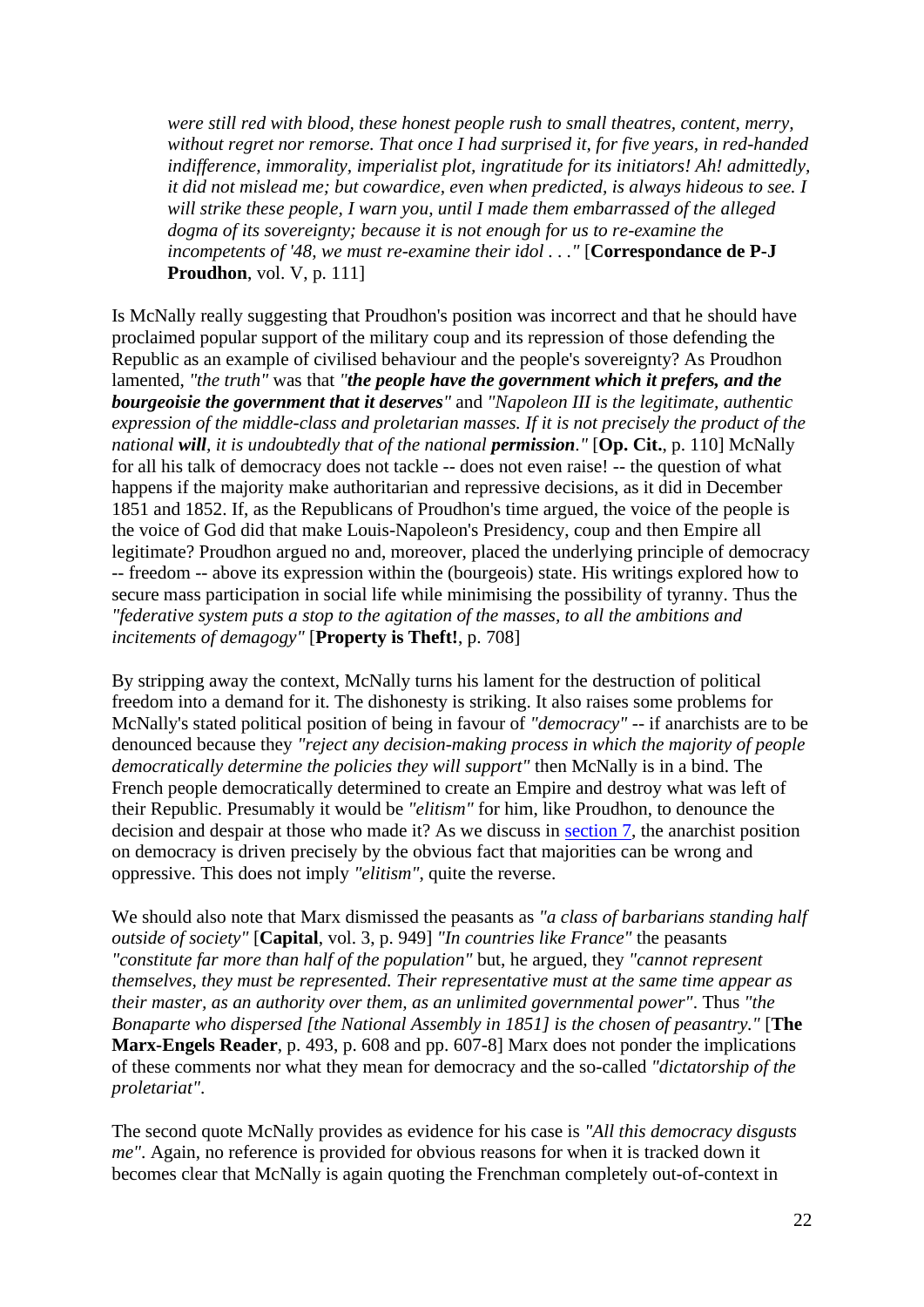> *were still red with blood, these honest people rush to small theatres, content, merry, without regret nor remorse. That once I had surprised it, for five years, in red-handed indifference, immorality, imperialist plot, ingratitude for its initiators! Ah! admittedly, it did not mislead me; but cowardice, even when predicted, is always hideous to see. I will strike these people, I warn you, until I made them embarrassed of the alleged dogma of its sovereignty; because it is not enough for us to re-examine the incompetents of '48, we must re-examine their idol . . ."* [**Correspondance de P-J Proudhon**, vol. V, p. 111]

Is McNally really suggesting that Proudhon's position was incorrect and that he should have proclaimed popular support of the military coup and its repression of those defending the Republic as an example of civilised behaviour and the people's sovereignty? As Proudhon lamented, *"the truth"* was that *"**the people have the government which it prefers, and the bourgeoisie the government that it deserves**"* and *"Napoleon III is the legitimate, authentic expression of the middle-class and proletarian masses. If it is not precisely the product of the national **will**, it is undoubtedly that of the national **permission**."* [**Op. Cit.**, p. 110] McNally for all his talk of democracy does not tackle -- does not even raise! -- the question of what happens if the majority make authoritarian and repressive decisions, as it did in December 1851 and 1852. If, as the Republicans of Proudhon's time argued, the voice of the people is the voice of God did that make Louis-Napoleon's Presidency, coup and then Empire all legitimate? Proudhon argued no and, moreover, placed the underlying principle of democracy -- freedom -- above its expression within the (bourgeois) state. His writings explored how to secure mass participation in social life while minimising the possibility of tyranny. Thus the *"federative system puts a stop to the agitation of the masses, to all the ambitions and incitements of demagogy"* [**Property is Theft!**, p. 708]

By stripping away the context, McNally turns his lament for the destruction of political freedom into a demand for it. The dishonesty is striking. It also raises some problems for McNally's stated political position of being in favour of *"democracy"* -- if anarchists are to be denounced because they *"reject any decision-making process in which the majority of people democratically determine the policies they will support"* then McNally is in a bind. The French people democratically determined to create an Empire and destroy what was left of their Republic. Presumably it would be *"elitism"* for him, like Proudhon, to denounce the decision and despair at those who made it? As we discuss in section 7, the anarchist position on democracy is driven precisely by the obvious fact that majorities can be wrong and oppressive. This does not imply *"elitism"*, quite the reverse.

We should also note that Marx dismissed the peasants as *"a class of barbarians standing half outside of society"* [**Capital**, vol. 3, p. 949] *"In countries like France"* the peasants *"constitute far more than half of the population"* but, he argued, they *"cannot represent themselves, they must be represented. Their representative must at the same time appear as their master, as an authority over them, as an unlimited governmental power"*. Thus *"the Bonaparte who dispersed [the National Assembly in 1851] is the chosen of peasantry."* [**The Marx-Engels Reader**, p. 493, p. 608 and pp. 607-8] Marx does not ponder the implications of these comments nor what they mean for democracy and the so-called *"dictatorship of the proletariat"*.

The second quote McNally provides as evidence for his case is *"All this democracy disgusts me"*. Again, no reference is provided for obvious reasons for when it is tracked down it becomes clear that McNally is again quoting the Frenchman completely out-of-context in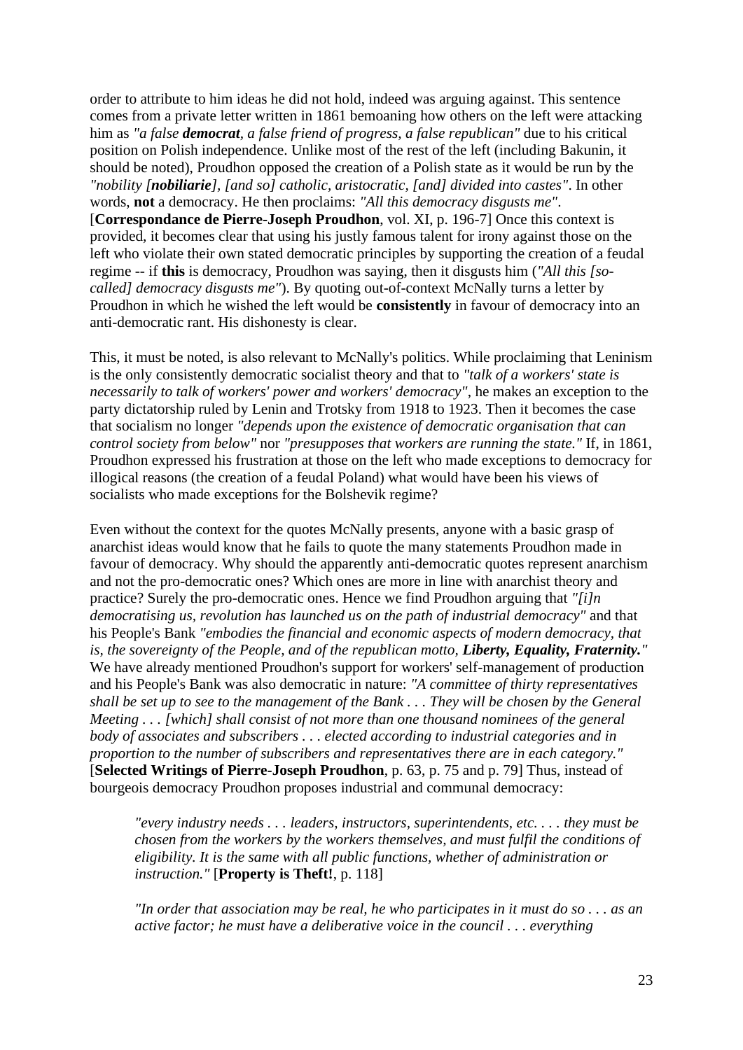order to attribute to him ideas he did not hold, indeed was arguing against. This sentence comes from a private letter written in 1861 bemoaning how others on the left were attacking him as *"a false **democrat**, a false friend of progress, a false republican"* due to his critical position on Polish independence. Unlike most of the rest of the left (including Bakunin, it should be noted), Proudhon opposed the creation of a Polish state as it would be run by the *"nobility [**nobiliarie**], [and so] catholic, aristocratic, [and] divided into castes"*. In other words, **not** a democracy. He then proclaims: *"All this democracy disgusts me"*. [**Correspondance de Pierre-Joseph Proudhon**, vol. XI, p. 196-7] Once this context is provided, it becomes clear that using his justly famous talent for irony against those on the left who violate their own stated democratic principles by supporting the creation of a feudal regime -- if **this** is democracy, Proudhon was saying, then it disgusts him (*"All this [so-called] democracy disgusts me"*). By quoting out-of-context McNally turns a letter by Proudhon in which he wished the left would be **consistently** in favour of democracy into an anti-democratic rant. His dishonesty is clear.

This, it must be noted, is also relevant to McNally's politics. While proclaiming that Leninism is the only consistently democratic socialist theory and that to *"talk of a workers' state is necessarily to talk of workers' power and workers' democracy"*, he makes an exception to the party dictatorship ruled by Lenin and Trotsky from 1918 to 1923. Then it becomes the case that socialism no longer *"depends upon the existence of democratic organisation that can control society from below"* nor *"presupposes that workers are running the state."* If, in 1861, Proudhon expressed his frustration at those on the left who made exceptions to democracy for illogical reasons (the creation of a feudal Poland) what would have been his views of socialists who made exceptions for the Bolshevik regime?

Even without the context for the quotes McNally presents, anyone with a basic grasp of anarchist ideas would know that he fails to quote the many statements Proudhon made in favour of democracy. Why should the apparently anti-democratic quotes represent anarchism and not the pro-democratic ones? Which ones are more in line with anarchist theory and practice? Surely the pro-democratic ones. Hence we find Proudhon arguing that *"[i]n democratising us, revolution has launched us on the path of industrial democracy"* and that his People's Bank *"embodies the financial and economic aspects of modern democracy, that is, the sovereignty of the People, and of the republican motto, **Liberty, Equality, Fraternity.**"* We have already mentioned Proudhon's support for workers' self-management of production and his People's Bank was also democratic in nature: *"A committee of thirty representatives shall be set up to see to the management of the Bank . . . They will be chosen by the General Meeting . . . [which] shall consist of not more than one thousand nominees of the general body of associates and subscribers . . . elected according to industrial categories and in proportion to the number of subscribers and representatives there are in each category."* [**Selected Writings of Pierre-Joseph Proudhon**, p. 63, p. 75 and p. 79] Thus, instead of bourgeois democracy Proudhon proposes industrial and communal democracy:

> *"every industry needs . . . leaders, instructors, superintendents, etc. . . . they must be chosen from the workers by the workers themselves, and must fulfil the conditions of eligibility. It is the same with all public functions, whether of administration or instruction."* [**Property is Theft!**, p. 118]
>
> *"In order that association may be real, he who participates in it must do so . . . as an active factor; he must have a deliberative voice in the council . . . everything*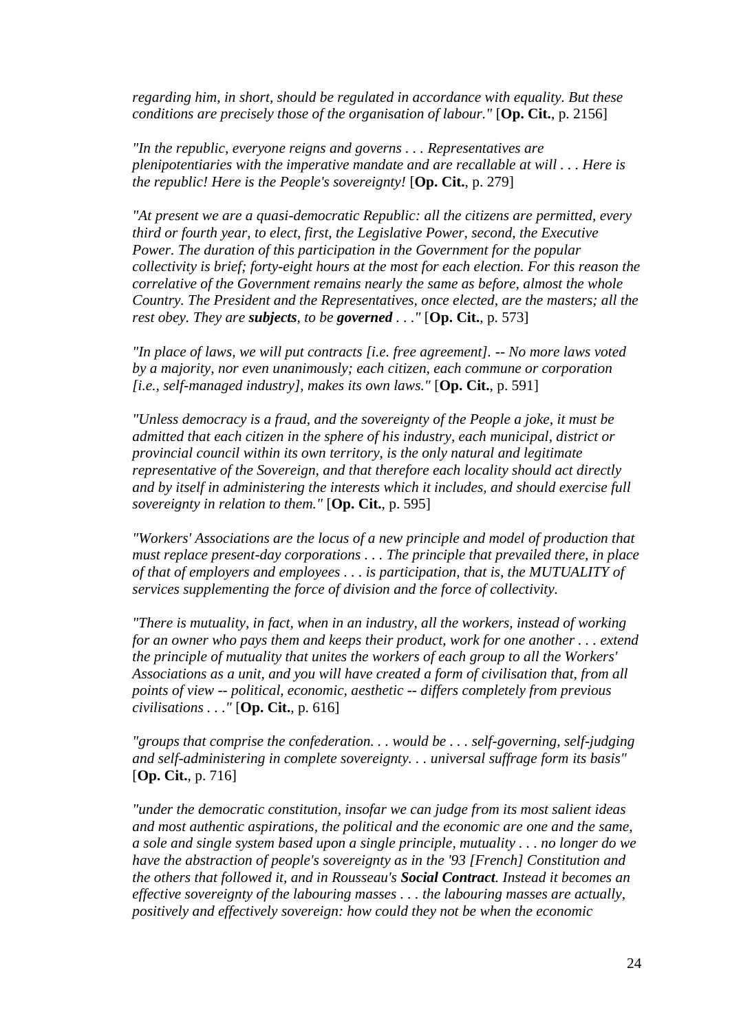*regarding him, in short, should be regulated in accordance with equality. But these conditions are precisely those of the organisation of labour."* [**Op. Cit.**, p. 2156]

*"In the republic, everyone reigns and governs . . . Representatives are plenipotentiaries with the imperative mandate and are recallable at will . . . Here is the republic! Here is the People's sovereignty!* [**Op. Cit.**, p. 279]

*"At present we are a quasi-democratic Republic: all the citizens are permitted, every third or fourth year, to elect, first, the Legislative Power, second, the Executive Power. The duration of this participation in the Government for the popular collectivity is brief; forty-eight hours at the most for each election. For this reason the correlative of the Government remains nearly the same as before, almost the whole Country. The President and the Representatives, once elected, are the masters; all the rest obey. They are **subjects**, to be **governed** . . ."* [**Op. Cit.**, p. 573]

*"In place of laws, we will put contracts [i.e. free agreement]. -- No more laws voted by a majority, nor even unanimously; each citizen, each commune or corporation [i.e., self-managed industry], makes its own laws."* [**Op. Cit.**, p. 591]

*"Unless democracy is a fraud, and the sovereignty of the People a joke, it must be admitted that each citizen in the sphere of his industry, each municipal, district or provincial council within its own territory, is the only natural and legitimate representative of the Sovereign, and that therefore each locality should act directly and by itself in administering the interests which it includes, and should exercise full sovereignty in relation to them."* [**Op. Cit.**, p. 595]

*"Workers' Associations are the locus of a new principle and model of production that must replace present-day corporations . . . The principle that prevailed there, in place of that of employers and employees . . . is participation, that is, the MUTUALITY of services supplementing the force of division and the force of collectivity.*

*"There is mutuality, in fact, when in an industry, all the workers, instead of working for an owner who pays them and keeps their product, work for one another . . . extend the principle of mutuality that unites the workers of each group to all the Workers' Associations as a unit, and you will have created a form of civilisation that, from all points of view -- political, economic, aesthetic -- differs completely from previous civilisations . . ."* [**Op. Cit.**, p. 616]

*"groups that comprise the confederation. . . would be . . . self-governing, self-judging and self-administering in complete sovereignty. . . universal suffrage form its basis"* [**Op. Cit.**, p. 716]

*"under the democratic constitution, insofar we can judge from its most salient ideas and most authentic aspirations, the political and the economic are one and the same, a sole and single system based upon a single principle, mutuality . . . no longer do we have the abstraction of people's sovereignty as in the '93 [French] Constitution and the others that followed it, and in Rousseau's **Social Contract**. Instead it becomes an effective sovereignty of the labouring masses . . . the labouring masses are actually, positively and effectively sovereign: how could they not be when the economic*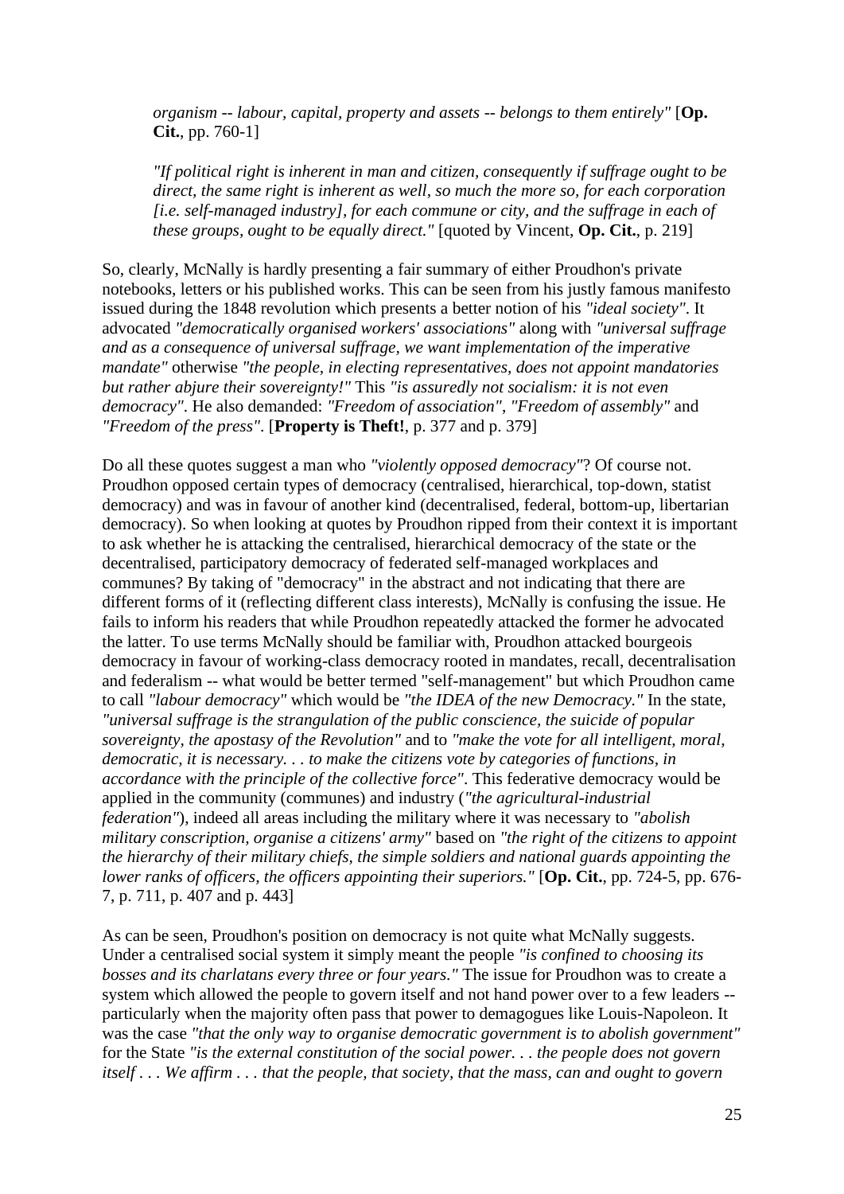> *organism -- labour, capital, property and assets -- belongs to them entirely"* [**Op. Cit.**, pp. 760-1]

> *"If political right is inherent in man and citizen, consequently if suffrage ought to be direct, the same right is inherent as well, so much the more so, for each corporation [i.e. self-managed industry], for each commune or city, and the suffrage in each of these groups, ought to be equally direct."* [quoted by Vincent, **Op. Cit.**, p. 219]

So, clearly, McNally is hardly presenting a fair summary of either Proudhon's private notebooks, letters or his published works. This can be seen from his justly famous manifesto issued during the 1848 revolution which presents a better notion of his *"ideal society"*. It advocated *"democratically organised workers' associations"* along with *"universal suffrage and as a consequence of universal suffrage, we want implementation of the imperative mandate"* otherwise *"the people, in electing representatives, does not appoint mandatories but rather abjure their sovereignty!"* This *"is assuredly not socialism: it is not even democracy"*. He also demanded: *"Freedom of association"*, *"Freedom of assembly"* and *"Freedom of the press"*. [**Property is Theft!**, p. 377 and p. 379]

Do all these quotes suggest a man who *"violently opposed democracy"*? Of course not. Proudhon opposed certain types of democracy (centralised, hierarchical, top-down, statist democracy) and was in favour of another kind (decentralised, federal, bottom-up, libertarian democracy). So when looking at quotes by Proudhon ripped from their context it is important to ask whether he is attacking the centralised, hierarchical democracy of the state or the decentralised, participatory democracy of federated self-managed workplaces and communes? By taking of "democracy" in the abstract and not indicating that there are different forms of it (reflecting different class interests), McNally is confusing the issue. He fails to inform his readers that while Proudhon repeatedly attacked the former he advocated the latter. To use terms McNally should be familiar with, Proudhon attacked bourgeois democracy in favour of working-class democracy rooted in mandates, recall, decentralisation and federalism -- what would be better termed "self-management" but which Proudhon came to call *"labour democracy"* which would be *"the IDEA of the new Democracy."* In the state, *"universal suffrage is the strangulation of the public conscience, the suicide of popular sovereignty, the apostasy of the Revolution"* and to *"make the vote for all intelligent, moral, democratic, it is necessary. . . to make the citizens vote by categories of functions, in accordance with the principle of the collective force"*. This federative democracy would be applied in the community (communes) and industry (*"the agricultural-industrial federation"*), indeed all areas including the military where it was necessary to *"abolish military conscription, organise a citizens' army"* based on *"the right of the citizens to appoint the hierarchy of their military chiefs, the simple soldiers and national guards appointing the lower ranks of officers, the officers appointing their superiors."* [**Op. Cit.**, pp. 724-5, pp. 676-7, p. 711, p. 407 and p. 443]

As can be seen, Proudhon's position on democracy is not quite what McNally suggests. Under a centralised social system it simply meant the people *"is confined to choosing its bosses and its charlatans every three or four years."* The issue for Proudhon was to create a system which allowed the people to govern itself and not hand power over to a few leaders -- particularly when the majority often pass that power to demagogues like Louis-Napoleon. It was the case *"that the only way to organise democratic government is to abolish government"* for the State *"is the external constitution of the social power. . . the people does not govern itself . . . We affirm . . . that the people, that society, that the mass, can and ought to govern*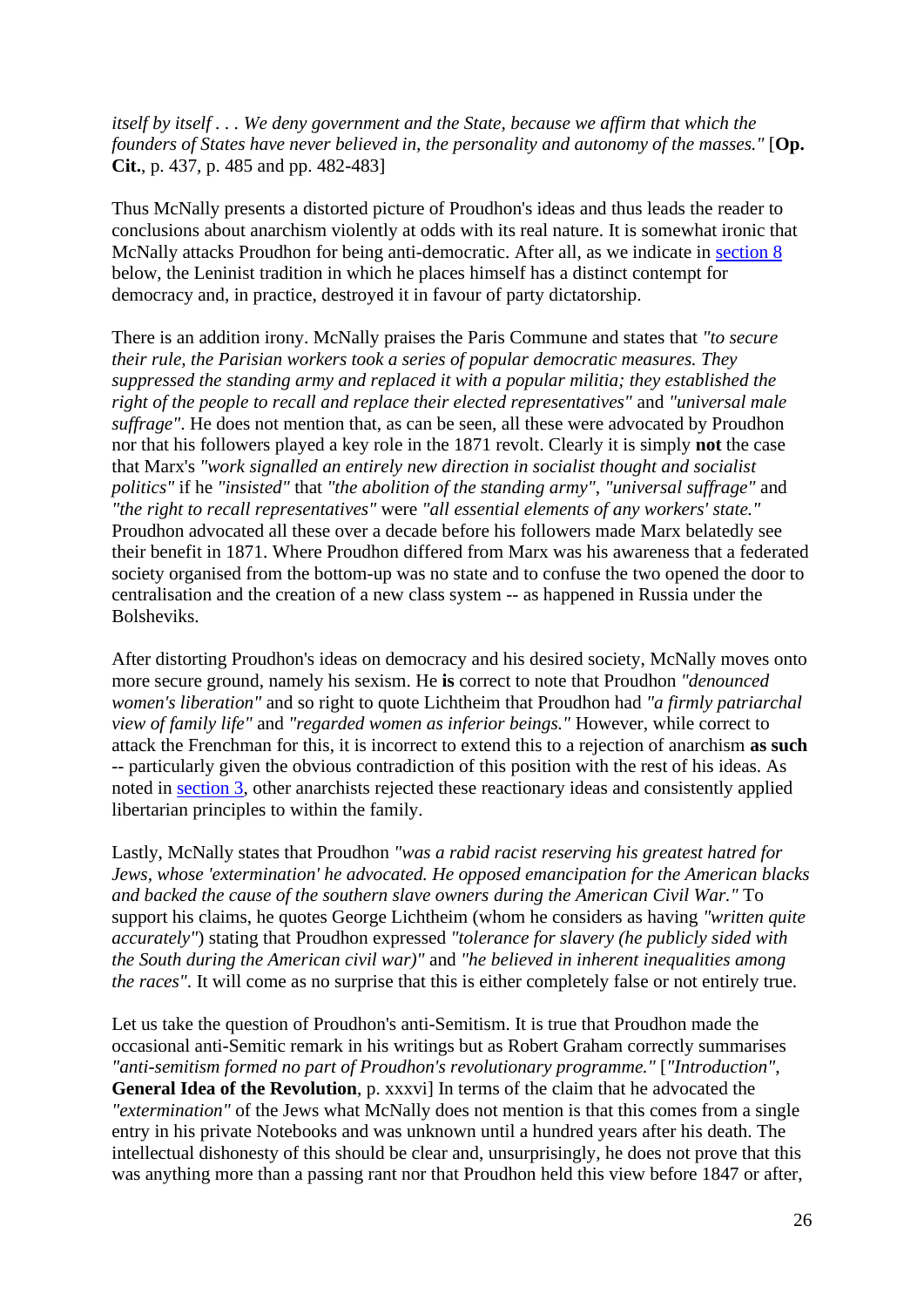*itself by itself . . . We deny government and the State, because we affirm that which the founders of States have never believed in, the personality and autonomy of the masses."* [**Op. Cit.**, p. 437, p. 485 and pp. 482-483]

Thus McNally presents a distorted picture of Proudhon's ideas and thus leads the reader to conclusions about anarchism violently at odds with its real nature. It is somewhat ironic that McNally attacks Proudhon for being anti-democratic. After all, as we indicate in section 8 below, the Leninist tradition in which he places himself has a distinct contempt for democracy and, in practice, destroyed it in favour of party dictatorship.

There is an addition irony. McNally praises the Paris Commune and states that *"to secure their rule, the Parisian workers took a series of popular democratic measures. They suppressed the standing army and replaced it with a popular militia; they established the right of the people to recall and replace their elected representatives"* and *"universal male suffrage"*. He does not mention that, as can be seen, all these were advocated by Proudhon nor that his followers played a key role in the 1871 revolt. Clearly it is simply **not** the case that Marx's *"work signalled an entirely new direction in socialist thought and socialist politics"* if he *"insisted"* that *"the abolition of the standing army"*, *"universal suffrage"* and *"the right to recall representatives"* were *"all essential elements of any workers' state."* Proudhon advocated all these over a decade before his followers made Marx belatedly see their benefit in 1871. Where Proudhon differed from Marx was his awareness that a federated society organised from the bottom-up was no state and to confuse the two opened the door to centralisation and the creation of a new class system -- as happened in Russia under the Bolsheviks.

After distorting Proudhon's ideas on democracy and his desired society, McNally moves onto more secure ground, namely his sexism. He **is** correct to note that Proudhon *"denounced women's liberation"* and so right to quote Lichtheim that Proudhon had *"a firmly patriarchal view of family life"* and *"regarded women as inferior beings."* However, while correct to attack the Frenchman for this, it is incorrect to extend this to a rejection of anarchism **as such** -- particularly given the obvious contradiction of this position with the rest of his ideas. As noted in section 3, other anarchists rejected these reactionary ideas and consistently applied libertarian principles to within the family.

Lastly, McNally states that Proudhon *"was a rabid racist reserving his greatest hatred for Jews, whose 'extermination' he advocated. He opposed emancipation for the American blacks and backed the cause of the southern slave owners during the American Civil War."* To support his claims, he quotes George Lichtheim (whom he considers as having *"written quite accurately"*) stating that Proudhon expressed *"tolerance for slavery (he publicly sided with the South during the American civil war)"* and *"he believed in inherent inequalities among the races"*. It will come as no surprise that this is either completely false or not entirely true.

Let us take the question of Proudhon's anti-Semitism. It is true that Proudhon made the occasional anti-Semitic remark in his writings but as Robert Graham correctly summarises *"anti-semitism formed no part of Proudhon's revolutionary programme."* [*"Introduction"*, **General Idea of the Revolution**, p. xxxvi] In terms of the claim that he advocated the *"extermination"* of the Jews what McNally does not mention is that this comes from a single entry in his private Notebooks and was unknown until a hundred years after his death. The intellectual dishonesty of this should be clear and, unsurprisingly, he does not prove that this was anything more than a passing rant nor that Proudhon held this view before 1847 or after,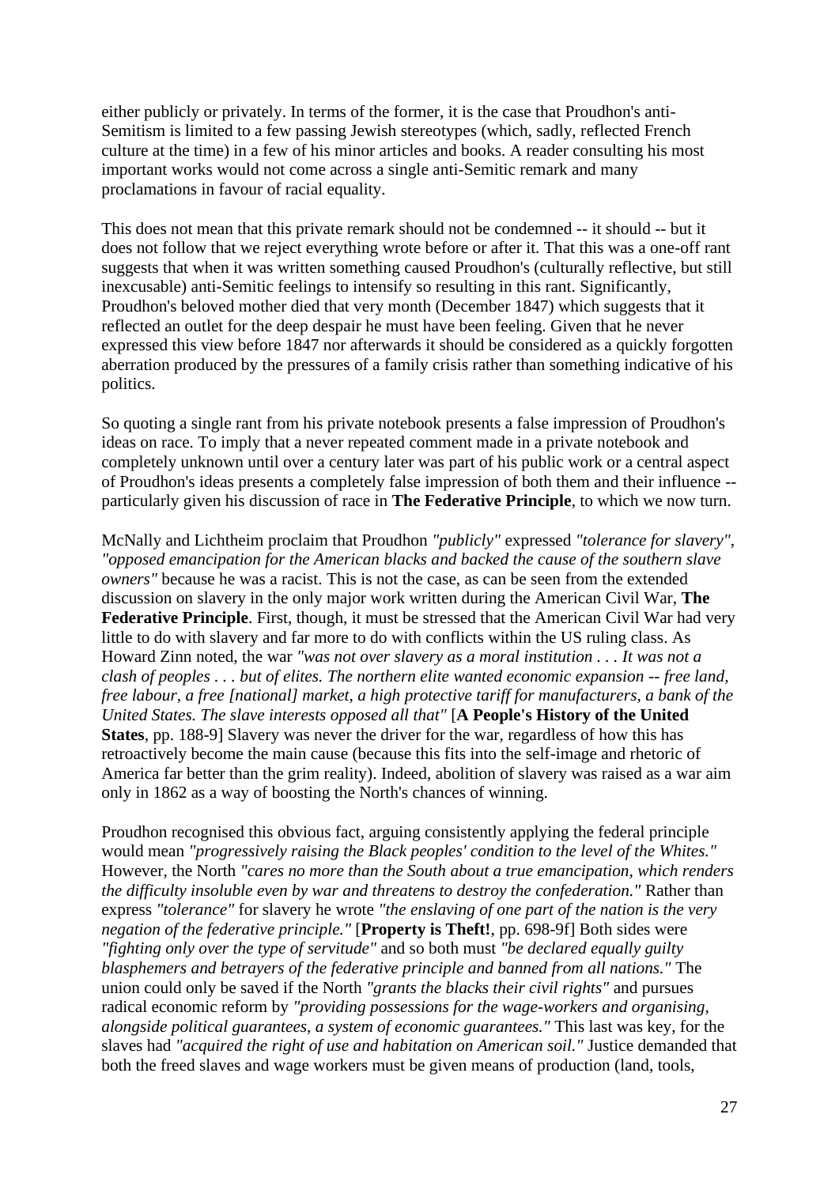either publicly or privately. In terms of the former, it is the case that Proudhon's anti-Semitism is limited to a few passing Jewish stereotypes (which, sadly, reflected French culture at the time) in a few of his minor articles and books. A reader consulting his most important works would not come across a single anti-Semitic remark and many proclamations in favour of racial equality.

This does not mean that this private remark should not be condemned -- it should -- but it does not follow that we reject everything wrote before or after it. That this was a one-off rant suggests that when it was written something caused Proudhon's (culturally reflective, but still inexcusable) anti-Semitic feelings to intensify so resulting in this rant. Significantly, Proudhon's beloved mother died that very month (December 1847) which suggests that it reflected an outlet for the deep despair he must have been feeling. Given that he never expressed this view before 1847 nor afterwards it should be considered as a quickly forgotten aberration produced by the pressures of a family crisis rather than something indicative of his politics.

So quoting a single rant from his private notebook presents a false impression of Proudhon's ideas on race. To imply that a never repeated comment made in a private notebook and completely unknown until over a century later was part of his public work or a central aspect of Proudhon's ideas presents a completely false impression of both them and their influence -- particularly given his discussion of race in **The Federative Principle**, to which we now turn.

McNally and Lichtheim proclaim that Proudhon *"publicly"* expressed *"tolerance for slavery"*, *"opposed emancipation for the American blacks and backed the cause of the southern slave owners"* because he was a racist. This is not the case, as can be seen from the extended discussion on slavery in the only major work written during the American Civil War, **The Federative Principle**. First, though, it must be stressed that the American Civil War had very little to do with slavery and far more to do with conflicts within the US ruling class. As Howard Zinn noted, the war *"was not over slavery as a moral institution . . . It was not a clash of peoples . . . but of elites. The northern elite wanted economic expansion -- free land, free labour, a free [national] market, a high protective tariff for manufacturers, a bank of the United States. The slave interests opposed all that"* [**A People's History of the United States**, pp. 188-9] Slavery was never the driver for the war, regardless of how this has retroactively become the main cause (because this fits into the self-image and rhetoric of America far better than the grim reality). Indeed, abolition of slavery was raised as a war aim only in 1862 as a way of boosting the North's chances of winning.

Proudhon recognised this obvious fact, arguing consistently applying the federal principle would mean *"progressively raising the Black peoples' condition to the level of the Whites."* However, the North *"cares no more than the South about a true emancipation, which renders the difficulty insoluble even by war and threatens to destroy the confederation."* Rather than express *"tolerance"* for slavery he wrote *"the enslaving of one part of the nation is the very negation of the federative principle."* [**Property is Theft!**, pp. 698-9f] Both sides were *"fighting only over the type of servitude"* and so both must *"be declared equally guilty blasphemers and betrayers of the federative principle and banned from all nations."* The union could only be saved if the North *"grants the blacks their civil rights"* and pursues radical economic reform by *"providing possessions for the wage-workers and organising, alongside political guarantees, a system of economic guarantees."* This last was key, for the slaves had *"acquired the right of use and habitation on American soil."* Justice demanded that both the freed slaves and wage workers must be given means of production (land, tools,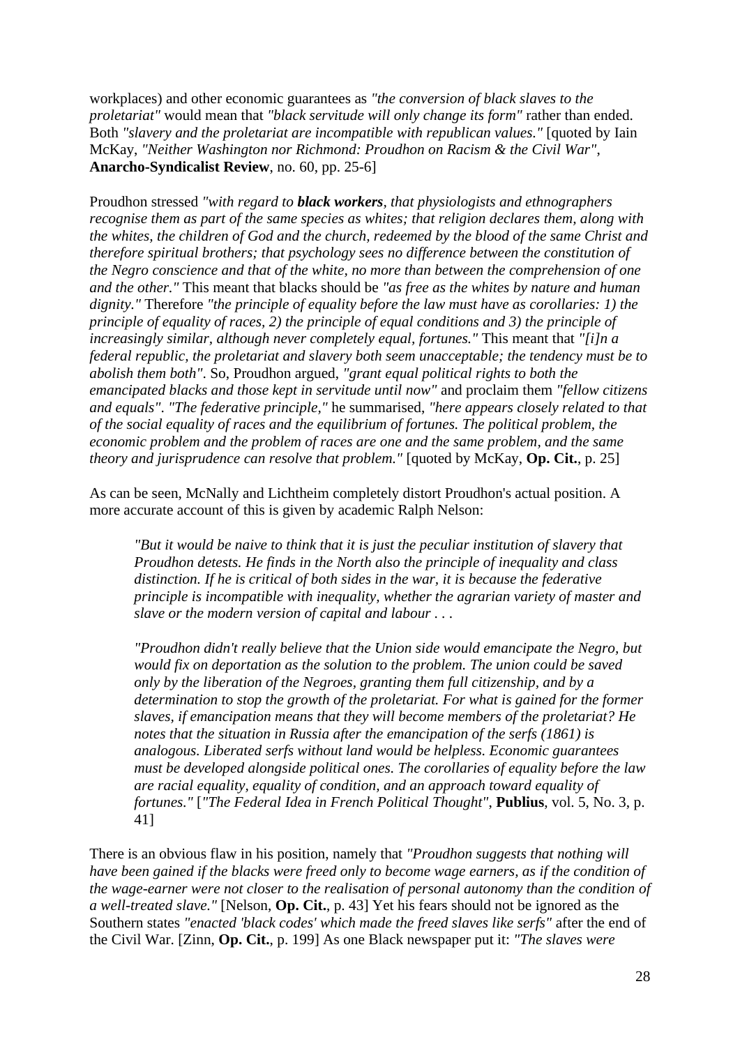workplaces) and other economic guarantees as *"the conversion of black slaves to the proletariat"* would mean that *"black servitude will only change its form"* rather than ended. Both *"slavery and the proletariat are incompatible with republican values."* [quoted by Iain McKay, *"Neither Washington nor Richmond: Proudhon on Racism & the Civil War"*, **Anarcho-Syndicalist Review**, no. 60, pp. 25-6]

Proudhon stressed *"with regard to **black workers**, that physiologists and ethnographers recognise them as part of the same species as whites; that religion declares them, along with the whites, the children of God and the church, redeemed by the blood of the same Christ and therefore spiritual brothers; that psychology sees no difference between the constitution of the Negro conscience and that of the white, no more than between the comprehension of one and the other."* This meant that blacks should be *"as free as the whites by nature and human dignity."* Therefore *"the principle of equality before the law must have as corollaries: 1) the principle of equality of races, 2) the principle of equal conditions and 3) the principle of increasingly similar, although never completely equal, fortunes."* This meant that *"[i]n a federal republic, the proletariat and slavery both seem unacceptable; the tendency must be to abolish them both"*. So, Proudhon argued, *"grant equal political rights to both the emancipated blacks and those kept in servitude until now"* and proclaim them *"fellow citizens and equals"*. *"The federative principle,"* he summarised, *"here appears closely related to that of the social equality of races and the equilibrium of fortunes. The political problem, the economic problem and the problem of races are one and the same problem, and the same theory and jurisprudence can resolve that problem."* [quoted by McKay, **Op. Cit.**, p. 25]

As can be seen, McNally and Lichtheim completely distort Proudhon's actual position. A more accurate account of this is given by academic Ralph Nelson:

> *"But it would be naive to think that it is just the peculiar institution of slavery that Proudhon detests. He finds in the North also the principle of inequality and class distinction. If he is critical of both sides in the war, it is because the federative principle is incompatible with inequality, whether the agrarian variety of master and slave or the modern version of capital and labour . . .*
>
> *"Proudhon didn't really believe that the Union side would emancipate the Negro, but would fix on deportation as the solution to the problem. The union could be saved only by the liberation of the Negroes, granting them full citizenship, and by a determination to stop the growth of the proletariat. For what is gained for the former slaves, if emancipation means that they will become members of the proletariat? He notes that the situation in Russia after the emancipation of the serfs (1861) is analogous. Liberated serfs without land would be helpless. Economic guarantees must be developed alongside political ones. The corollaries of equality before the law are racial equality, equality of condition, and an approach toward equality of fortunes."* [*"The Federal Idea in French Political Thought"*, **Publius**, vol. 5, No. 3, p. 41]

There is an obvious flaw in his position, namely that *"Proudhon suggests that nothing will have been gained if the blacks were freed only to become wage earners, as if the condition of the wage-earner were not closer to the realisation of personal autonomy than the condition of a well-treated slave."* [Nelson, **Op. Cit.**, p. 43] Yet his fears should not be ignored as the Southern states *"enacted 'black codes' which made the freed slaves like serfs"* after the end of the Civil War. [Zinn, **Op. Cit.**, p. 199] As one Black newspaper put it: *"The slaves were*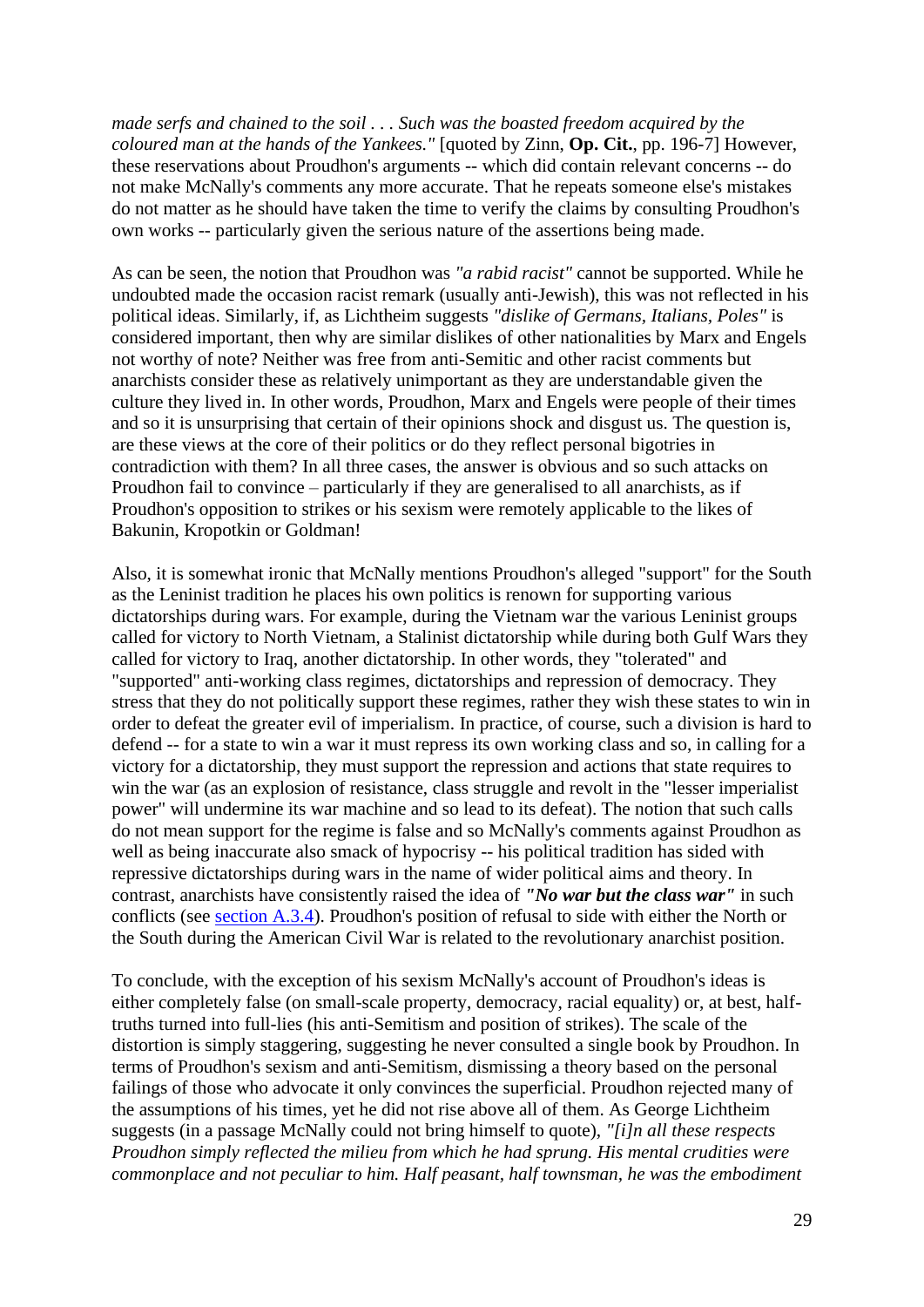*made serfs and chained to the soil . . . Such was the boasted freedom acquired by the coloured man at the hands of the Yankees."* [quoted by Zinn, **Op. Cit.**, pp. 196-7] However, these reservations about Proudhon's arguments -- which did contain relevant concerns -- do not make McNally's comments any more accurate. That he repeats someone else's mistakes do not matter as he should have taken the time to verify the claims by consulting Proudhon's own works -- particularly given the serious nature of the assertions being made.

As can be seen, the notion that Proudhon was *"a rabid racist"* cannot be supported. While he undoubted made the occasion racist remark (usually anti-Jewish), this was not reflected in his political ideas. Similarly, if, as Lichtheim suggests *"dislike of Germans, Italians, Poles"* is considered important, then why are similar dislikes of other nationalities by Marx and Engels not worthy of note? Neither was free from anti-Semitic and other racist comments but anarchists consider these as relatively unimportant as they are understandable given the culture they lived in. In other words, Proudhon, Marx and Engels were people of their times and so it is unsurprising that certain of their opinions shock and disgust us. The question is, are these views at the core of their politics or do they reflect personal bigotries in contradiction with them? In all three cases, the answer is obvious and so such attacks on Proudhon fail to convince – particularly if they are generalised to all anarchists, as if Proudhon's opposition to strikes or his sexism were remotely applicable to the likes of Bakunin, Kropotkin or Goldman!

Also, it is somewhat ironic that McNally mentions Proudhon's alleged "support" for the South as the Leninist tradition he places his own politics is renown for supporting various dictatorships during wars. For example, during the Vietnam war the various Leninist groups called for victory to North Vietnam, a Stalinist dictatorship while during both Gulf Wars they called for victory to Iraq, another dictatorship. In other words, they "tolerated" and "supported" anti-working class regimes, dictatorships and repression of democracy. They stress that they do not politically support these regimes, rather they wish these states to win in order to defeat the greater evil of imperialism. In practice, of course, such a division is hard to defend -- for a state to win a war it must repress its own working class and so, in calling for a victory for a dictatorship, they must support the repression and actions that state requires to win the war (as an explosion of resistance, class struggle and revolt in the "lesser imperialist power" will undermine its war machine and so lead to its defeat). The notion that such calls do not mean support for the regime is false and so McNally's comments against Proudhon as well as being inaccurate also smack of hypocrisy -- his political tradition has sided with repressive dictatorships during wars in the name of wider political aims and theory. In contrast, anarchists have consistently raised the idea of ***"No war but the class war"*** in such conflicts (see section A.3.4). Proudhon's position of refusal to side with either the North or the South during the American Civil War is related to the revolutionary anarchist position.

To conclude, with the exception of his sexism McNally's account of Proudhon's ideas is either completely false (on small-scale property, democracy, racial equality) or, at best, half-truths turned into full-lies (his anti-Semitism and position of strikes). The scale of the distortion is simply staggering, suggesting he never consulted a single book by Proudhon. In terms of Proudhon's sexism and anti-Semitism, dismissing a theory based on the personal failings of those who advocate it only convinces the superficial. Proudhon rejected many of the assumptions of his times, yet he did not rise above all of them. As George Lichtheim suggests (in a passage McNally could not bring himself to quote), *"[i]n all these respects Proudhon simply reflected the milieu from which he had sprung. His mental crudities were commonplace and not peculiar to him. Half peasant, half townsman, he was the embodiment*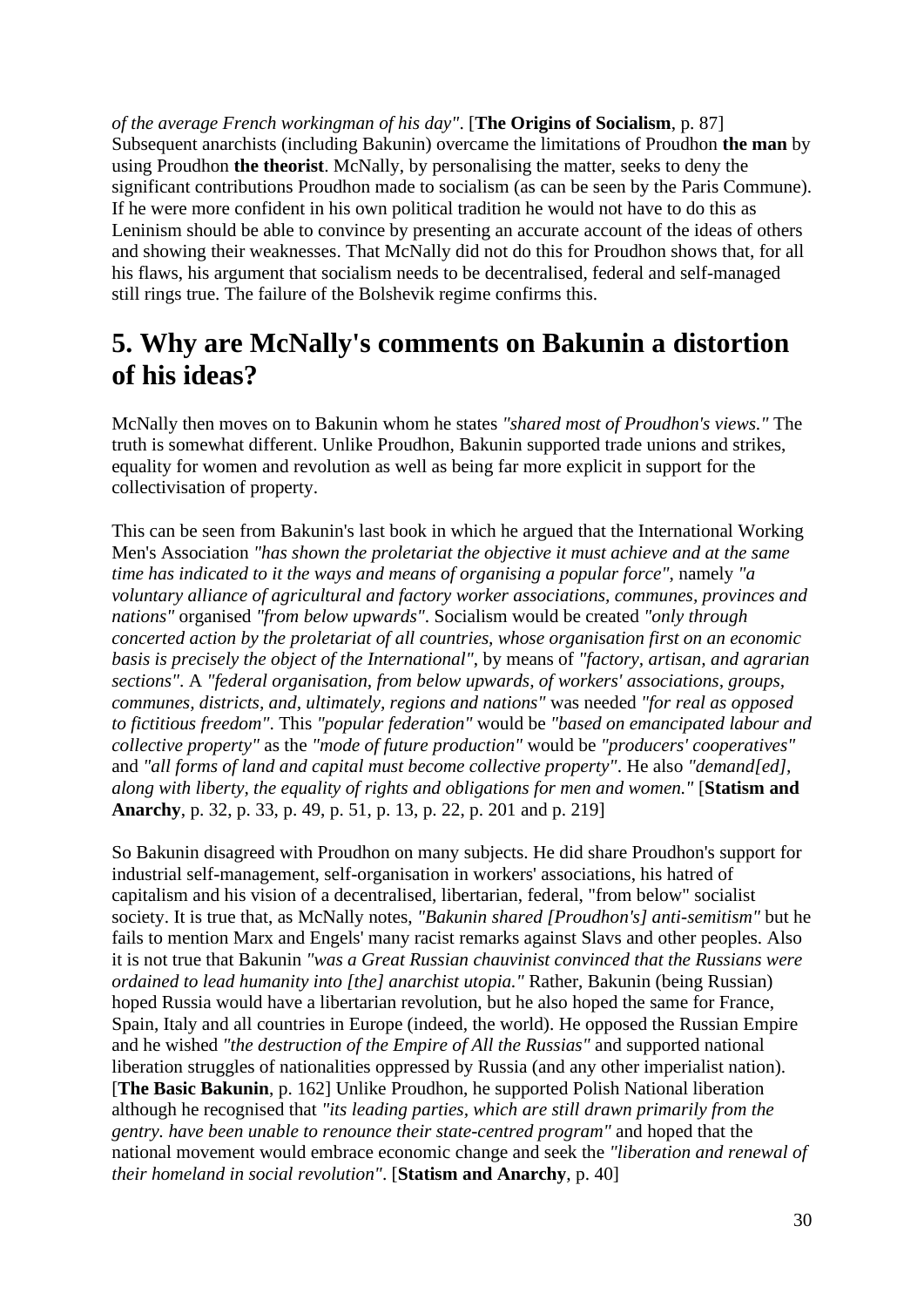*of the average French workingman of his day"*. [**The Origins of Socialism**, p. 87] Subsequent anarchists (including Bakunin) overcame the limitations of Proudhon **the man** by using Proudhon **the theorist**. McNally, by personalising the matter, seeks to deny the significant contributions Proudhon made to socialism (as can be seen by the Paris Commune). If he were more confident in his own political tradition he would not have to do this as Leninism should be able to convince by presenting an accurate account of the ideas of others and showing their weaknesses. That McNally did not do this for Proudhon shows that, for all his flaws, his argument that socialism needs to be decentralised, federal and self-managed still rings true. The failure of the Bolshevik regime confirms this.

## 5. Why are McNally's comments on Bakunin a distortion of his ideas?

McNally then moves on to Bakunin whom he states *"shared most of Proudhon's views."* The truth is somewhat different. Unlike Proudhon, Bakunin supported trade unions and strikes, equality for women and revolution as well as being far more explicit in support for the collectivisation of property.

This can be seen from Bakunin's last book in which he argued that the International Working Men's Association *"has shown the proletariat the objective it must achieve and at the same time has indicated to it the ways and means of organising a popular force"*, namely *"a voluntary alliance of agricultural and factory worker associations, communes, provinces and nations"* organised *"from below upwards"*. Socialism would be created *"only through concerted action by the proletariat of all countries, whose organisation first on an economic basis is precisely the object of the International"*, by means of *"factory, artisan, and agrarian sections"*. A *"federal organisation, from below upwards, of workers' associations, groups, communes, districts, and, ultimately, regions and nations"* was needed *"for real as opposed to fictitious freedom"*. This *"popular federation"* would be *"based on emancipated labour and collective property"* as the *"mode of future production"* would be *"producers' cooperatives"* and *"all forms of land and capital must become collective property"*. He also *"demand[ed], along with liberty, the equality of rights and obligations for men and women."* [**Statism and Anarchy**, p. 32, p. 33, p. 49, p. 51, p. 13, p. 22, p. 201 and p. 219]

So Bakunin disagreed with Proudhon on many subjects. He did share Proudhon's support for industrial self-management, self-organisation in workers' associations, his hatred of capitalism and his vision of a decentralised, libertarian, federal, "from below" socialist society. It is true that, as McNally notes, *"Bakunin shared [Proudhon's] anti-semitism"* but he fails to mention Marx and Engels' many racist remarks against Slavs and other peoples. Also it is not true that Bakunin *"was a Great Russian chauvinist convinced that the Russians were ordained to lead humanity into [the] anarchist utopia."* Rather, Bakunin (being Russian) hoped Russia would have a libertarian revolution, but he also hoped the same for France, Spain, Italy and all countries in Europe (indeed, the world). He opposed the Russian Empire and he wished *"the destruction of the Empire of All the Russias"* and supported national liberation struggles of nationalities oppressed by Russia (and any other imperialist nation). [**The Basic Bakunin**, p. 162] Unlike Proudhon, he supported Polish National liberation although he recognised that *"its leading parties, which are still drawn primarily from the gentry. have been unable to renounce their state-centred program"* and hoped that the national movement would embrace economic change and seek the *"liberation and renewal of their homeland in social revolution"*. [**Statism and Anarchy**, p. 40]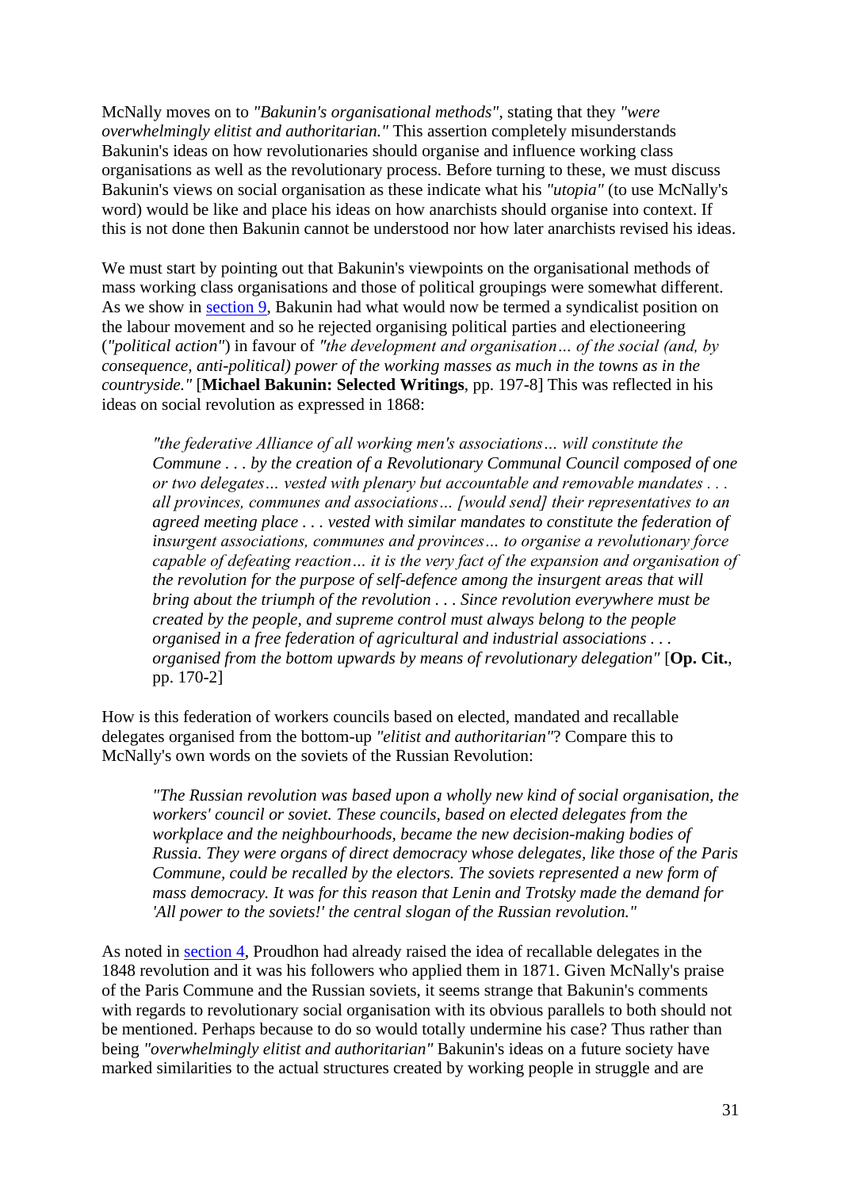McNally moves on to *"Bakunin's organisational methods"*, stating that they *"were overwhelmingly elitist and authoritarian."* This assertion completely misunderstands Bakunin's ideas on how revolutionaries should organise and influence working class organisations as well as the revolutionary process. Before turning to these, we must discuss Bakunin's views on social organisation as these indicate what his *"utopia"* (to use McNally's word) would be like and place his ideas on how anarchists should organise into context. If this is not done then Bakunin cannot be understood nor how later anarchists revised his ideas.

We must start by pointing out that Bakunin's viewpoints on the organisational methods of mass working class organisations and those of political groupings were somewhat different. As we show in section 9, Bakunin had what would now be termed a syndicalist position on the labour movement and so he rejected organising political parties and electioneering (*"political action"*) in favour of *"the development and organisation… of the social (and, by consequence, anti-political) power of the working masses as much in the towns as in the countryside."* [**Michael Bakunin: Selected Writings**, pp. 197-8] This was reflected in his ideas on social revolution as expressed in 1868:

> *"the federative Alliance of all working men's associations… will constitute the Commune . . . by the creation of a Revolutionary Communal Council composed of one or two delegates… vested with plenary but accountable and removable mandates . . . all provinces, communes and associations… [would send] their representatives to an agreed meeting place . . . vested with similar mandates to constitute the federation of insurgent associations, communes and provinces… to organise a revolutionary force capable of defeating reaction… it is the very fact of the expansion and organisation of the revolution for the purpose of self-defence among the insurgent areas that will bring about the triumph of the revolution . . . Since revolution everywhere must be created by the people, and supreme control must always belong to the people organised in a free federation of agricultural and industrial associations . . . organised from the bottom upwards by means of revolutionary delegation"* [**Op. Cit.**, pp. 170-2]

How is this federation of workers councils based on elected, mandated and recallable delegates organised from the bottom-up *"elitist and authoritarian"*? Compare this to McNally's own words on the soviets of the Russian Revolution:

> *"The Russian revolution was based upon a wholly new kind of social organisation, the workers' council or soviet. These councils, based on elected delegates from the workplace and the neighbourhoods, became the new decision-making bodies of Russia. They were organs of direct democracy whose delegates, like those of the Paris Commune, could be recalled by the electors. The soviets represented a new form of mass democracy. It was for this reason that Lenin and Trotsky made the demand for 'All power to the soviets!' the central slogan of the Russian revolution."*

As noted in section 4, Proudhon had already raised the idea of recallable delegates in the 1848 revolution and it was his followers who applied them in 1871. Given McNally's praise of the Paris Commune and the Russian soviets, it seems strange that Bakunin's comments with regards to revolutionary social organisation with its obvious parallels to both should not be mentioned. Perhaps because to do so would totally undermine his case? Thus rather than being *"overwhelmingly elitist and authoritarian"* Bakunin's ideas on a future society have marked similarities to the actual structures created by working people in struggle and are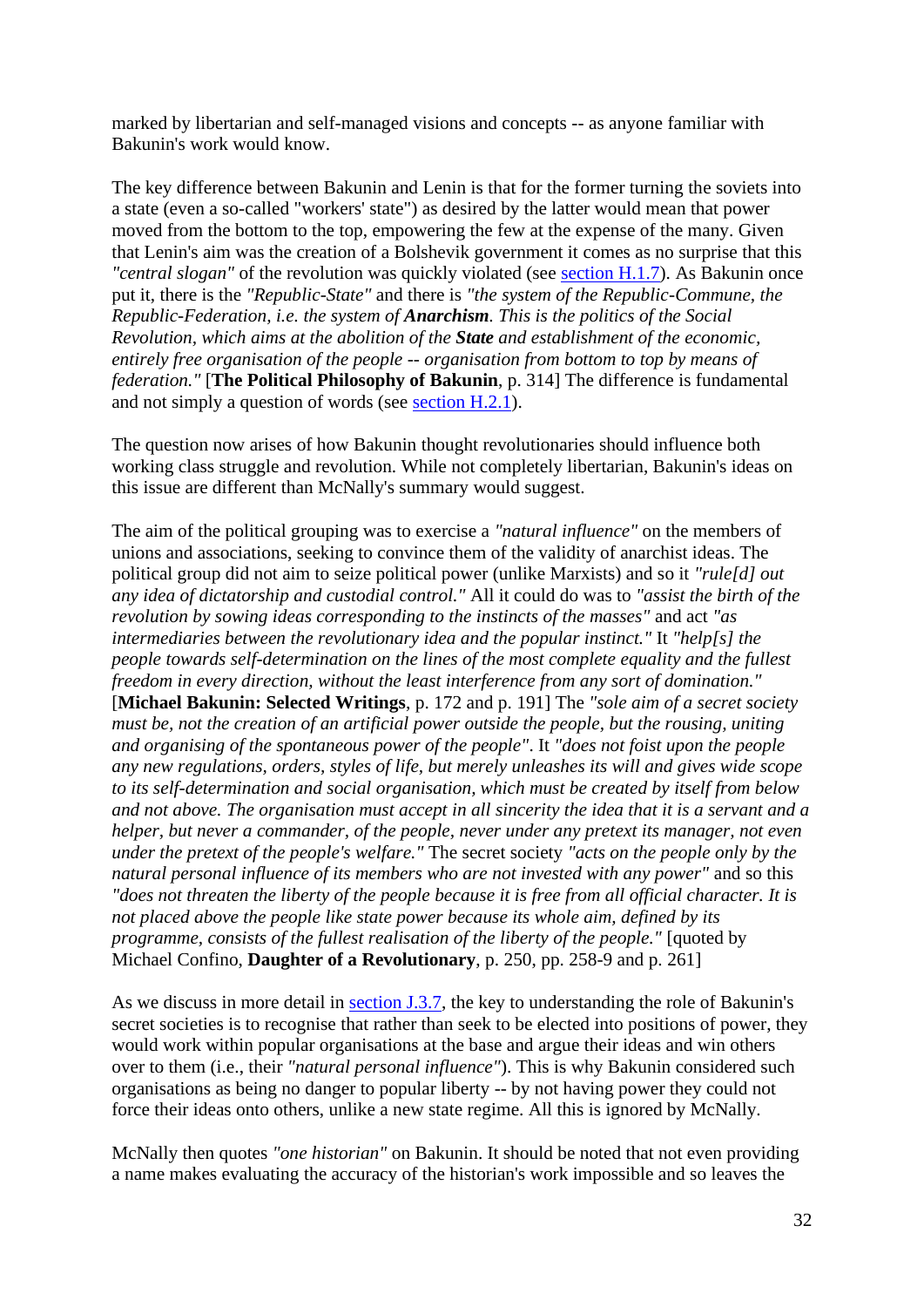marked by libertarian and self-managed visions and concepts -- as anyone familiar with Bakunin's work would know.

The key difference between Bakunin and Lenin is that for the former turning the soviets into a state (even a so-called "workers' state") as desired by the latter would mean that power moved from the bottom to the top, empowering the few at the expense of the many. Given that Lenin's aim was the creation of a Bolshevik government it comes as no surprise that this *"central slogan"* of the revolution was quickly violated (see [section H.1.7](#)). As Bakunin once put it, there is the *"Republic-State"* and there is *"the system of the Republic-Commune, the Republic-Federation, i.e. the system of **Anarchism**. This is the politics of the Social Revolution, which aims at the abolition of the **State** and establishment of the economic, entirely free organisation of the people -- organisation from bottom to top by means of federation."* [**The Political Philosophy of Bakunin**, p. 314] The difference is fundamental and not simply a question of words (see [section H.2.1](#)).

The question now arises of how Bakunin thought revolutionaries should influence both working class struggle and revolution. While not completely libertarian, Bakunin's ideas on this issue are different than McNally's summary would suggest.

The aim of the political grouping was to exercise a *"natural influence"* on the members of unions and associations, seeking to convince them of the validity of anarchist ideas. The political group did not aim to seize political power (unlike Marxists) and so it *"rule[d] out any idea of dictatorship and custodial control."* All it could do was to *"assist the birth of the revolution by sowing ideas corresponding to the instincts of the masses"* and act *"as intermediaries between the revolutionary idea and the popular instinct."* It *"help[s] the people towards self-determination on the lines of the most complete equality and the fullest freedom in every direction, without the least interference from any sort of domination."* [**Michael Bakunin: Selected Writings**, p. 172 and p. 191] The *"sole aim of a secret society must be, not the creation of an artificial power outside the people, but the rousing, uniting and organising of the spontaneous power of the people"*. It *"does not foist upon the people any new regulations, orders, styles of life, but merely unleashes its will and gives wide scope to its self-determination and social organisation, which must be created by itself from below and not above. The organisation must accept in all sincerity the idea that it is a servant and a helper, but never a commander, of the people, never under any pretext its manager, not even under the pretext of the people's welfare."* The secret society *"acts on the people only by the natural personal influence of its members who are not invested with any power"* and so this *"does not threaten the liberty of the people because it is free from all official character. It is not placed above the people like state power because its whole aim, defined by its programme, consists of the fullest realisation of the liberty of the people."* [quoted by Michael Confino, **Daughter of a Revolutionary**, p. 250, pp. 258-9 and p. 261]

As we discuss in more detail in [section J.3.7](#), the key to understanding the role of Bakunin's secret societies is to recognise that rather than seek to be elected into positions of power, they would work within popular organisations at the base and argue their ideas and win others over to them (i.e., their *"natural personal influence"*). This is why Bakunin considered such organisations as being no danger to popular liberty -- by not having power they could not force their ideas onto others, unlike a new state regime. All this is ignored by McNally.

McNally then quotes *"one historian"* on Bakunin. It should be noted that not even providing a name makes evaluating the accuracy of the historian's work impossible and so leaves the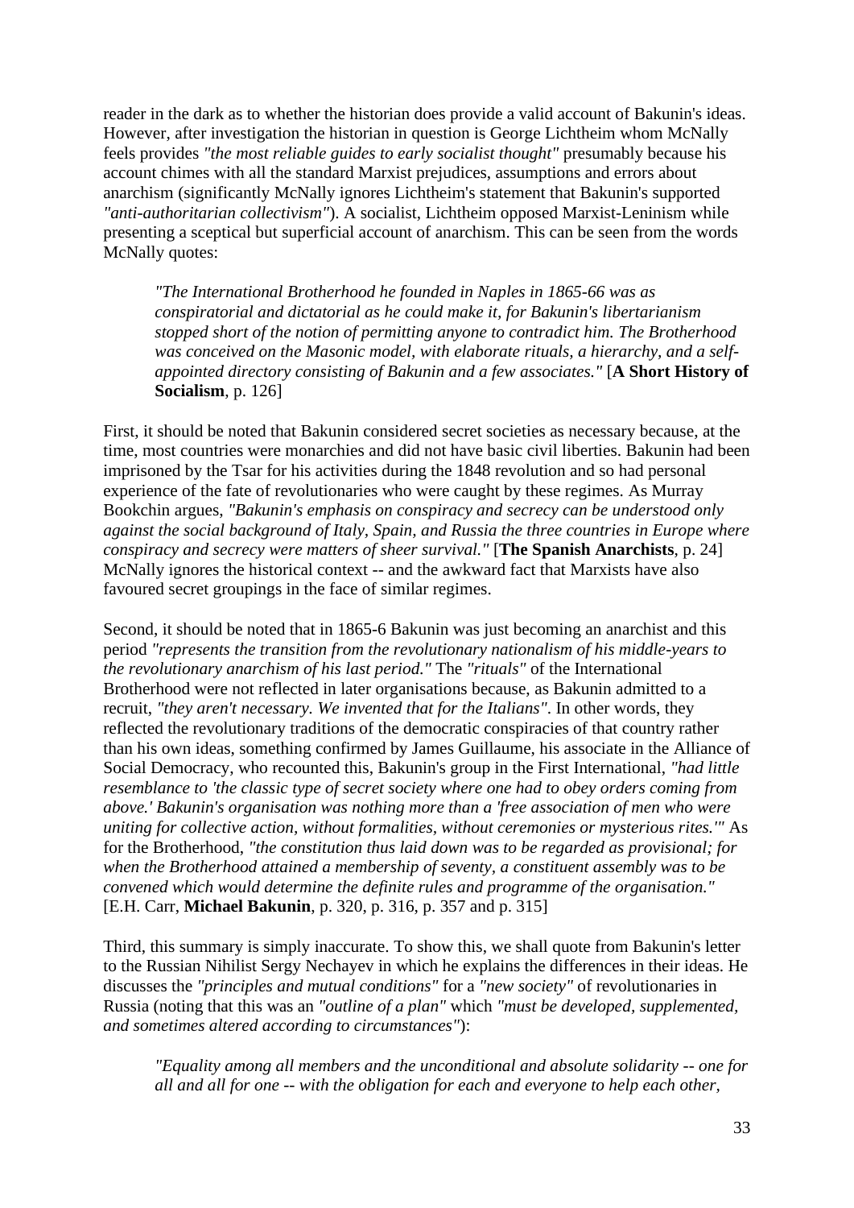reader in the dark as to whether the historian does provide a valid account of Bakunin's ideas. However, after investigation the historian in question is George Lichtheim whom McNally feels provides *"the most reliable guides to early socialist thought"* presumably because his account chimes with all the standard Marxist prejudices, assumptions and errors about anarchism (significantly McNally ignores Lichtheim's statement that Bakunin's supported *"anti-authoritarian collectivism"*). A socialist, Lichtheim opposed Marxist-Leninism while presenting a sceptical but superficial account of anarchism. This can be seen from the words McNally quotes:

> *"The International Brotherhood he founded in Naples in 1865-66 was as conspiratorial and dictatorial as he could make it, for Bakunin's libertarianism stopped short of the notion of permitting anyone to contradict him. The Brotherhood was conceived on the Masonic model, with elaborate rituals, a hierarchy, and a self-appointed directory consisting of Bakunin and a few associates."* [**A Short History of Socialism**, p. 126]

First, it should be noted that Bakunin considered secret societies as necessary because, at the time, most countries were monarchies and did not have basic civil liberties. Bakunin had been imprisoned by the Tsar for his activities during the 1848 revolution and so had personal experience of the fate of revolutionaries who were caught by these regimes. As Murray Bookchin argues, *"Bakunin's emphasis on conspiracy and secrecy can be understood only against the social background of Italy, Spain, and Russia the three countries in Europe where conspiracy and secrecy were matters of sheer survival."* [**The Spanish Anarchists**, p. 24] McNally ignores the historical context -- and the awkward fact that Marxists have also favoured secret groupings in the face of similar regimes.

Second, it should be noted that in 1865-6 Bakunin was just becoming an anarchist and this period *"represents the transition from the revolutionary nationalism of his middle-years to the revolutionary anarchism of his last period."* The *"rituals"* of the International Brotherhood were not reflected in later organisations because, as Bakunin admitted to a recruit, *"they aren't necessary. We invented that for the Italians"*. In other words, they reflected the revolutionary traditions of the democratic conspiracies of that country rather than his own ideas, something confirmed by James Guillaume, his associate in the Alliance of Social Democracy, who recounted this, Bakunin's group in the First International, *"had little resemblance to 'the classic type of secret society where one had to obey orders coming from above.' Bakunin's organisation was nothing more than a 'free association of men who were uniting for collective action, without formalities, without ceremonies or mysterious rites.'"* As for the Brotherhood, *"the constitution thus laid down was to be regarded as provisional; for when the Brotherhood attained a membership of seventy, a constituent assembly was to be convened which would determine the definite rules and programme of the organisation."* [E.H. Carr, **Michael Bakunin**, p. 320, p. 316, p. 357 and p. 315]

Third, this summary is simply inaccurate. To show this, we shall quote from Bakunin's letter to the Russian Nihilist Sergy Nechayev in which he explains the differences in their ideas. He discusses the *"principles and mutual conditions"* for a *"new society"* of revolutionaries in Russia (noting that this was an *"outline of a plan"* which *"must be developed, supplemented, and sometimes altered according to circumstances"*):

> *"Equality among all members and the unconditional and absolute solidarity -- one for all and all for one -- with the obligation for each and everyone to help each other,*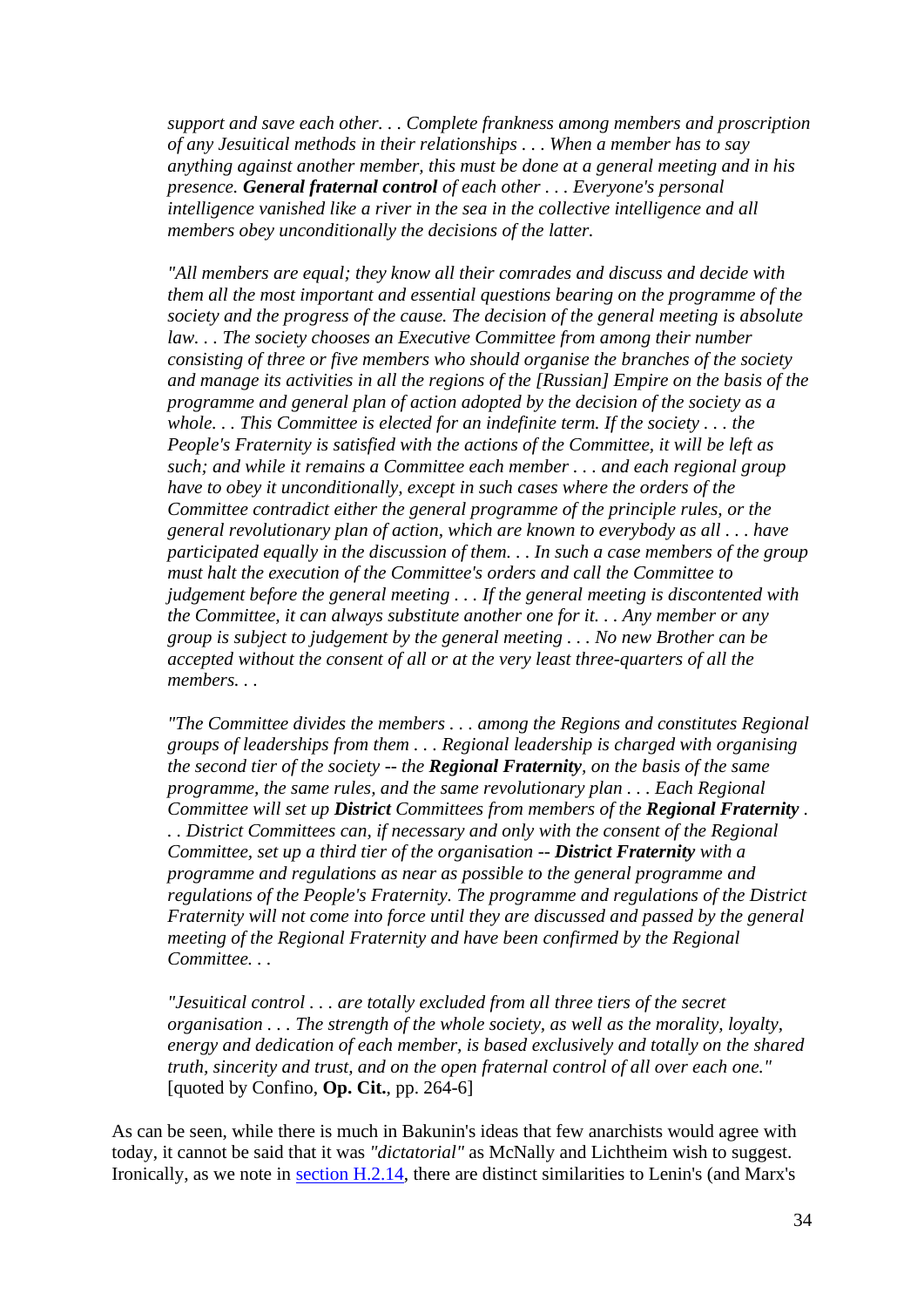> *support and save each other. . . Complete frankness among members and proscription of any Jesuitical methods in their relationships . . . When a member has to say anything against another member, this must be done at a general meeting and in his presence.* ***General fraternal control*** *of each other . . . Everyone's personal intelligence vanished like a river in the sea in the collective intelligence and all members obey unconditionally the decisions of the latter.*
>
> *"All members are equal; they know all their comrades and discuss and decide with them all the most important and essential questions bearing on the programme of the society and the progress of the cause. The decision of the general meeting is absolute law. . . The society chooses an Executive Committee from among their number consisting of three or five members who should organise the branches of the society and manage its activities in all the regions of the [Russian] Empire on the basis of the programme and general plan of action adopted by the decision of the society as a whole. . . This Committee is elected for an indefinite term. If the society . . . the People's Fraternity is satisfied with the actions of the Committee, it will be left as such; and while it remains a Committee each member . . . and each regional group have to obey it unconditionally, except in such cases where the orders of the Committee contradict either the general programme of the principle rules, or the general revolutionary plan of action, which are known to everybody as all . . . have participated equally in the discussion of them. . . In such a case members of the group must halt the execution of the Committee's orders and call the Committee to judgement before the general meeting . . . If the general meeting is discontented with the Committee, it can always substitute another one for it. . . Any member or any group is subject to judgement by the general meeting . . . No new Brother can be accepted without the consent of all or at the very least three-quarters of all the members. . .*
>
> *"The Committee divides the members . . . among the Regions and constitutes Regional groups of leaderships from them . . . Regional leadership is charged with organising the second tier of the society -- the* ***Regional Fraternity****, on the basis of the same programme, the same rules, and the same revolutionary plan . . . Each Regional Committee will set up* ***District*** *Committees from members of the* ***Regional Fraternity*** *. . . District Committees can, if necessary and only with the consent of the Regional Committee, set up a third tier of the organisation --* ***District Fraternity*** *with a programme and regulations as near as possible to the general programme and regulations of the People's Fraternity. The programme and regulations of the District Fraternity will not come into force until they are discussed and passed by the general meeting of the Regional Fraternity and have been confirmed by the Regional Committee. . .*
>
> *"Jesuitical control . . . are totally excluded from all three tiers of the secret organisation . . . The strength of the whole society, as well as the morality, loyalty, energy and dedication of each member, is based exclusively and totally on the shared truth, sincerity and trust, and on the open fraternal control of all over each one."* [quoted by Confino, **Op. Cit.**, pp. 264-6]

As can be seen, while there is much in Bakunin's ideas that few anarchists would agree with today, it cannot be said that it was *"dictatorial"* as McNally and Lichtheim wish to suggest. Ironically, as we note in section H.2.14, there are distinct similarities to Lenin's (and Marx's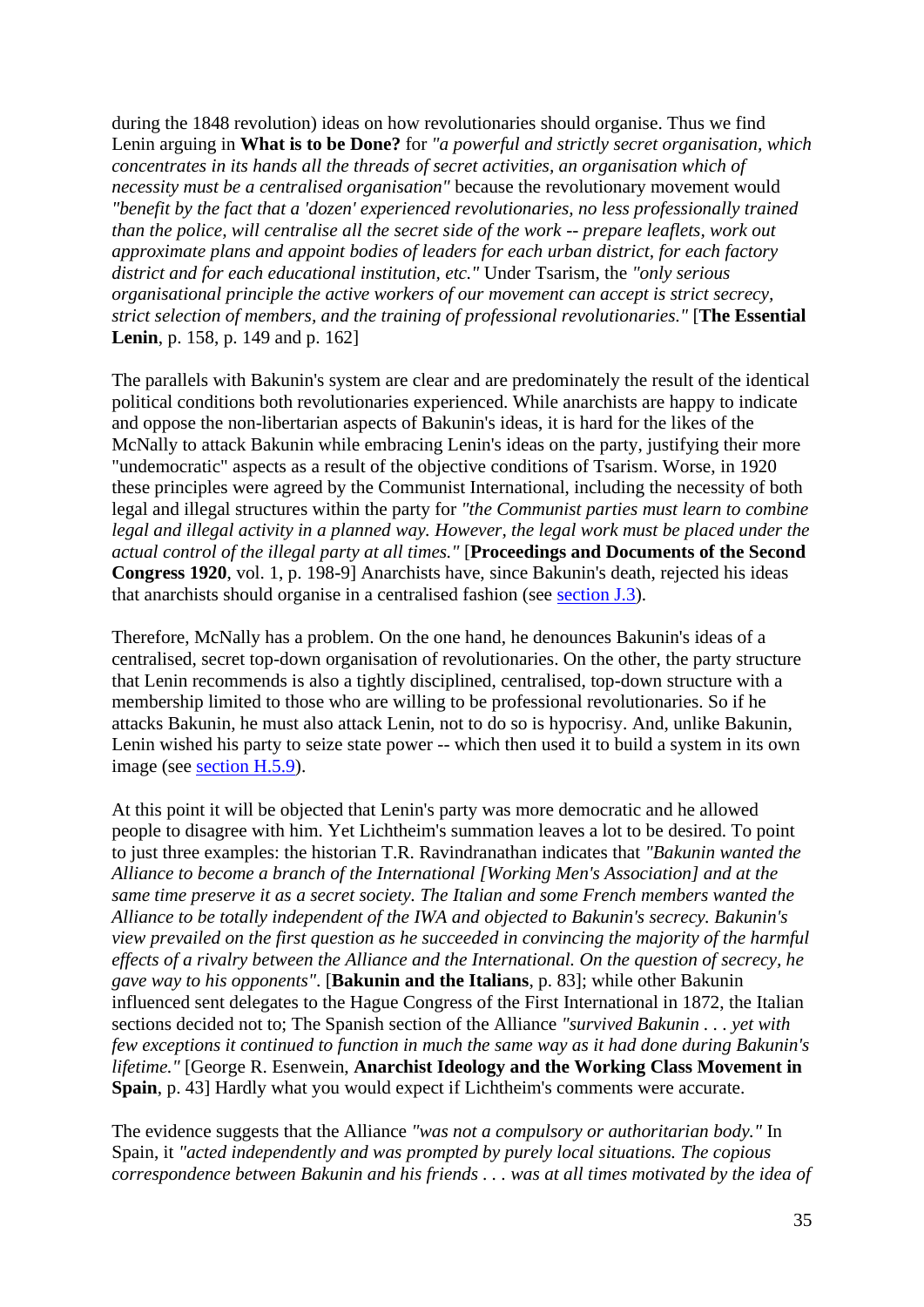during the 1848 revolution) ideas on how revolutionaries should organise. Thus we find Lenin arguing in **What is to be Done?** for *"a powerful and strictly secret organisation, which concentrates in its hands all the threads of secret activities, an organisation which of necessity must be a centralised organisation"* because the revolutionary movement would *"benefit by the fact that a 'dozen' experienced revolutionaries, no less professionally trained than the police, will centralise all the secret side of the work -- prepare leaflets, work out approximate plans and appoint bodies of leaders for each urban district, for each factory district and for each educational institution, etc."* Under Tsarism, the *"only serious organisational principle the active workers of our movement can accept is strict secrecy, strict selection of members, and the training of professional revolutionaries."* [**The Essential Lenin**, p. 158, p. 149 and p. 162]

The parallels with Bakunin's system are clear and are predominately the result of the identical political conditions both revolutionaries experienced. While anarchists are happy to indicate and oppose the non-libertarian aspects of Bakunin's ideas, it is hard for the likes of the McNally to attack Bakunin while embracing Lenin's ideas on the party, justifying their more "undemocratic" aspects as a result of the objective conditions of Tsarism. Worse, in 1920 these principles were agreed by the Communist International, including the necessity of both legal and illegal structures within the party for *"the Communist parties must learn to combine legal and illegal activity in a planned way. However, the legal work must be placed under the actual control of the illegal party at all times."* [**Proceedings and Documents of the Second Congress 1920**, vol. 1, p. 198-9] Anarchists have, since Bakunin's death, rejected his ideas that anarchists should organise in a centralised fashion (see section J.3).

Therefore, McNally has a problem. On the one hand, he denounces Bakunin's ideas of a centralised, secret top-down organisation of revolutionaries. On the other, the party structure that Lenin recommends is also a tightly disciplined, centralised, top-down structure with a membership limited to those who are willing to be professional revolutionaries. So if he attacks Bakunin, he must also attack Lenin, not to do so is hypocrisy. And, unlike Bakunin, Lenin wished his party to seize state power -- which then used it to build a system in its own image (see section H.5.9).

At this point it will be objected that Lenin's party was more democratic and he allowed people to disagree with him. Yet Lichtheim's summation leaves a lot to be desired. To point to just three examples: the historian T.R. Ravindranathan indicates that *"Bakunin wanted the Alliance to become a branch of the International [Working Men's Association] and at the same time preserve it as a secret society. The Italian and some French members wanted the Alliance to be totally independent of the IWA and objected to Bakunin's secrecy. Bakunin's view prevailed on the first question as he succeeded in convincing the majority of the harmful effects of a rivalry between the Alliance and the International. On the question of secrecy, he gave way to his opponents"*. [**Bakunin and the Italians**, p. 83]; while other Bakunin influenced sent delegates to the Hague Congress of the First International in 1872, the Italian sections decided not to; The Spanish section of the Alliance *"survived Bakunin . . . yet with few exceptions it continued to function in much the same way as it had done during Bakunin's lifetime."* [George R. Esenwein, **Anarchist Ideology and the Working Class Movement in Spain**, p. 43] Hardly what you would expect if Lichtheim's comments were accurate.

The evidence suggests that the Alliance *"was not a compulsory or authoritarian body."* In Spain, it *"acted independently and was prompted by purely local situations. The copious correspondence between Bakunin and his friends . . . was at all times motivated by the idea of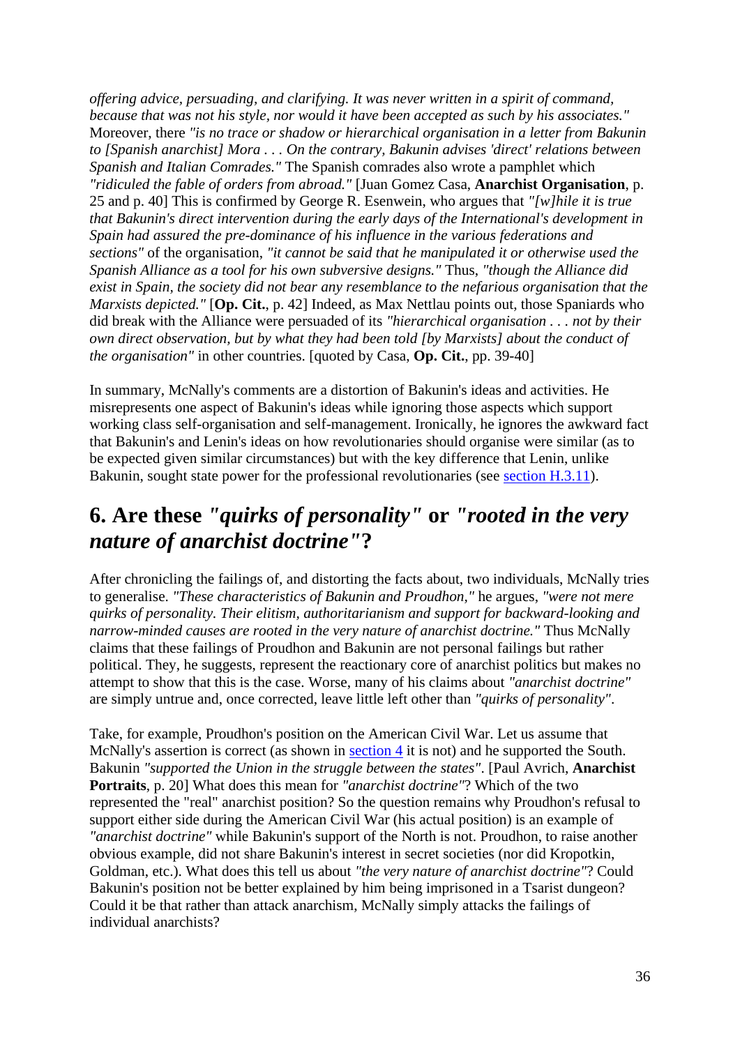*offering advice, persuading, and clarifying. It was never written in a spirit of command, because that was not his style, nor would it have been accepted as such by his associates."* Moreover, there *"is no trace or shadow or hierarchical organisation in a letter from Bakunin to [Spanish anarchist] Mora . . . On the contrary, Bakunin advises 'direct' relations between Spanish and Italian Comrades."* The Spanish comrades also wrote a pamphlet which *"ridiculed the fable of orders from abroad."* [Juan Gomez Casa, **Anarchist Organisation**, p. 25 and p. 40] This is confirmed by George R. Esenwein, who argues that *"[w]hile it is true that Bakunin's direct intervention during the early days of the International's development in Spain had assured the pre-dominance of his influence in the various federations and sections"* of the organisation, *"it cannot be said that he manipulated it or otherwise used the Spanish Alliance as a tool for his own subversive designs."* Thus, *"though the Alliance did exist in Spain, the society did not bear any resemblance to the nefarious organisation that the Marxists depicted."* [**Op. Cit.**, p. 42] Indeed, as Max Nettlau points out, those Spaniards who did break with the Alliance were persuaded of its *"hierarchical organisation . . . not by their own direct observation, but by what they had been told [by Marxists] about the conduct of the organisation"* in other countries. [quoted by Casa, **Op. Cit.**, pp. 39-40]

In summary, McNally's comments are a distortion of Bakunin's ideas and activities. He misrepresents one aspect of Bakunin's ideas while ignoring those aspects which support working class self-organisation and self-management. Ironically, he ignores the awkward fact that Bakunin's and Lenin's ideas on how revolutionaries should organise were similar (as to be expected given similar circumstances) but with the key difference that Lenin, unlike Bakunin, sought state power for the professional revolutionaries (see section H.3.11).

## 6. Are these *"quirks of personality"* or *"rooted in the very nature of anarchist doctrine"*?

After chronicling the failings of, and distorting the facts about, two individuals, McNally tries to generalise. *"These characteristics of Bakunin and Proudhon,"* he argues, *"were not mere quirks of personality. Their elitism, authoritarianism and support for backward-looking and narrow-minded causes are rooted in the very nature of anarchist doctrine."* Thus McNally claims that these failings of Proudhon and Bakunin are not personal failings but rather political. They, he suggests, represent the reactionary core of anarchist politics but makes no attempt to show that this is the case. Worse, many of his claims about *"anarchist doctrine"* are simply untrue and, once corrected, leave little left other than *"quirks of personality"*.

Take, for example, Proudhon's position on the American Civil War. Let us assume that McNally's assertion is correct (as shown in section 4 it is not) and he supported the South. Bakunin *"supported the Union in the struggle between the states"*. [Paul Avrich, **Anarchist Portraits**, p. 20] What does this mean for *"anarchist doctrine"*? Which of the two represented the "real" anarchist position? So the question remains why Proudhon's refusal to support either side during the American Civil War (his actual position) is an example of *"anarchist doctrine"* while Bakunin's support of the North is not. Proudhon, to raise another obvious example, did not share Bakunin's interest in secret societies (nor did Kropotkin, Goldman, etc.). What does this tell us about *"the very nature of anarchist doctrine"*? Could Bakunin's position not be better explained by him being imprisoned in a Tsarist dungeon? Could it be that rather than attack anarchism, McNally simply attacks the failings of individual anarchists?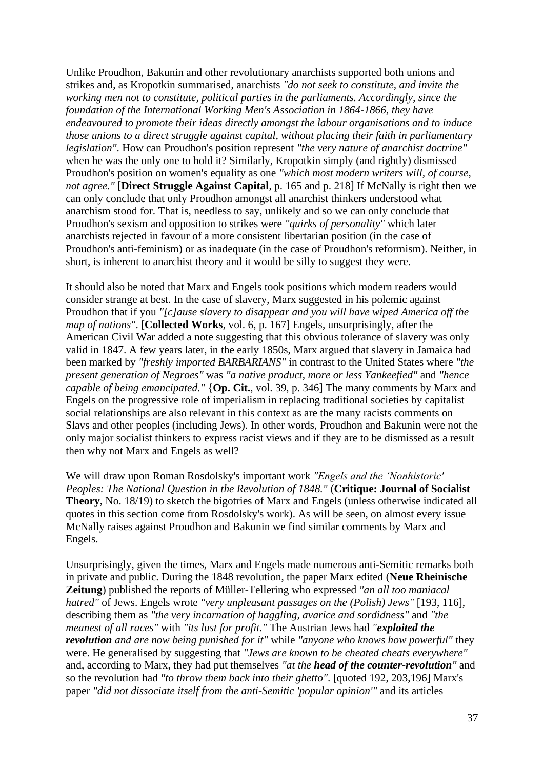Unlike Proudhon, Bakunin and other revolutionary anarchists supported both unions and strikes and, as Kropotkin summarised, anarchists *"do not seek to constitute, and invite the working men not to constitute, political parties in the parliaments. Accordingly, since the foundation of the International Working Men's Association in 1864-1866, they have endeavoured to promote their ideas directly amongst the labour organisations and to induce those unions to a direct struggle against capital, without placing their faith in parliamentary legislation"*. How can Proudhon's position represent *"the very nature of anarchist doctrine"* when he was the only one to hold it? Similarly, Kropotkin simply (and rightly) dismissed Proudhon's position on women's equality as one *"which most modern writers will, of course, not agree."* [**Direct Struggle Against Capital**, p. 165 and p. 218] If McNally is right then we can only conclude that only Proudhon amongst all anarchist thinkers understood what anarchism stood for. That is, needless to say, unlikely and so we can only conclude that Proudhon's sexism and opposition to strikes were *"quirks of personality"* which later anarchists rejected in favour of a more consistent libertarian position (in the case of Proudhon's anti-feminism) or as inadequate (in the case of Proudhon's reformism). Neither, in short, is inherent to anarchist theory and it would be silly to suggest they were.

It should also be noted that Marx and Engels took positions which modern readers would consider strange at best. In the case of slavery, Marx suggested in his polemic against Proudhon that if you *"[c]ause slavery to disappear and you will have wiped America off the map of nations"*. [**Collected Works**, vol. 6, p. 167] Engels, unsurprisingly, after the American Civil War added a note suggesting that this obvious tolerance of slavery was only valid in 1847. A few years later, in the early 1850s, Marx argued that slavery in Jamaica had been marked by *"freshly imported BARBARIANS"* in contrast to the United States where *"the present generation of Negroes"* was *"a native product, more or less Yankeefied"* and *"hence capable of being emancipated."* {**Op. Cit.**, vol. 39, p. 346] The many comments by Marx and Engels on the progressive role of imperialism in replacing traditional societies by capitalist social relationships are also relevant in this context as are the many racists comments on Slavs and other peoples (including Jews). In other words, Proudhon and Bakunin were not the only major socialist thinkers to express racist views and if they are to be dismissed as a result then why not Marx and Engels as well?

We will draw upon Roman Rosdolsky's important work *"Engels and the 'Nonhistoric' Peoples: The National Question in the Revolution of 1848."* (**Critique: Journal of Socialist Theory**, No. 18/19) to sketch the bigotries of Marx and Engels (unless otherwise indicated all quotes in this section come from Rosdolsky's work). As will be seen, on almost every issue McNally raises against Proudhon and Bakunin we find similar comments by Marx and Engels.

Unsurprisingly, given the times, Marx and Engels made numerous anti-Semitic remarks both in private and public. During the 1848 revolution, the paper Marx edited (**Neue Rheinische Zeitung**) published the reports of Müller-Tellering who expressed *"an all too maniacal hatred"* of Jews. Engels wrote *"very unpleasant passages on the (Polish) Jews"* [193, 116], describing them as *"the very incarnation of haggling, avarice and sordidness"* and *"the meanest of all races"* with *"its lust for profit."* The Austrian Jews had *"**exploited the revolution** and are now being punished for it"* while *"anyone who knows how powerful"* they were. He generalised by suggesting that *"Jews are known to be cheated cheats everywhere"* and, according to Marx, they had put themselves *"at the **head of the counter-revolution**"* and so the revolution had *"to throw them back into their ghetto"*. [quoted 192, 203,196] Marx's paper *"did not dissociate itself from the anti-Semitic 'popular opinion'"* and its articles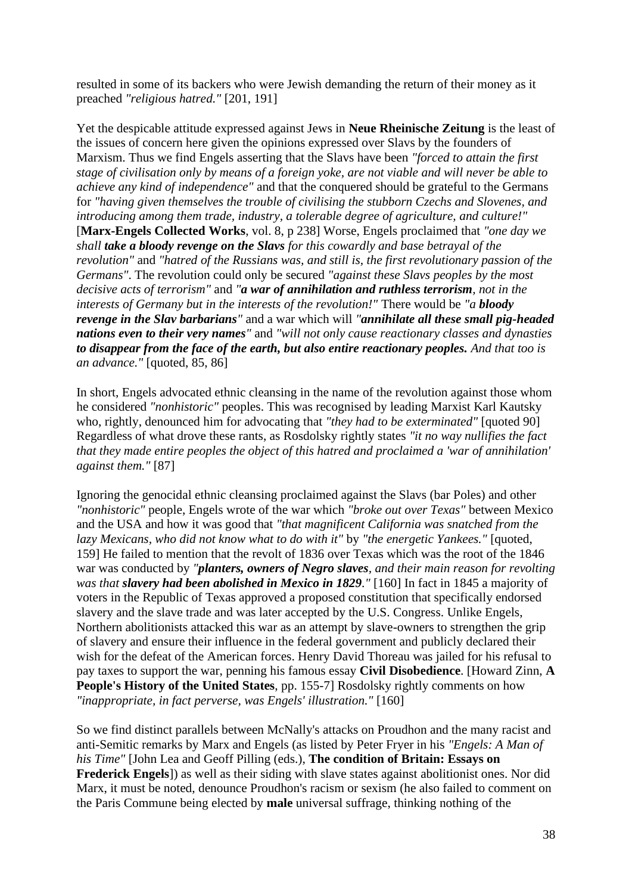resulted in some of its backers who were Jewish demanding the return of their money as it preached *"religious hatred."* [201, 191]

Yet the despicable attitude expressed against Jews in **Neue Rheinische Zeitung** is the least of the issues of concern here given the opinions expressed over Slavs by the founders of Marxism. Thus we find Engels asserting that the Slavs have been *"forced to attain the first stage of civilisation only by means of a foreign yoke, are not viable and will never be able to achieve any kind of independence"* and that the conquered should be grateful to the Germans for *"having given themselves the trouble of civilising the stubborn Czechs and Slovenes, and introducing among them trade, industry, a tolerable degree of agriculture, and culture!"* [**Marx-Engels Collected Works**, vol. 8, p 238] Worse, Engels proclaimed that *"one day we shall **take a bloody revenge on the Slavs** for this cowardly and base betrayal of the revolution"* and *"hatred of the Russians was, and still is, the first revolutionary passion of the Germans"*. The revolution could only be secured *"against these Slavs peoples by the most decisive acts of terrorism"* and *"**a war of annihilation and ruthless terrorism**, not in the interests of Germany but in the interests of the revolution!"* There would be *"a **bloody revenge in the Slav barbarians**"* and a war which will *"**annihilate all these small pig-headed nations even to their very names**"* and *"will not only cause reactionary classes and dynasties **to disappear from the face of the earth, but also entire reactionary peoples.** And that too is an advance."* [quoted, 85, 86]

In short, Engels advocated ethnic cleansing in the name of the revolution against those whom he considered *"nonhistoric"* peoples. This was recognised by leading Marxist Karl Kautsky who, rightly, denounced him for advocating that *"they had to be exterminated"* [quoted 90] Regardless of what drove these rants, as Rosdolsky rightly states *"it no way nullifies the fact that they made entire peoples the object of this hatred and proclaimed a 'war of annihilation' against them."* [87]

Ignoring the genocidal ethnic cleansing proclaimed against the Slavs (bar Poles) and other *"nonhistoric"* people, Engels wrote of the war which *"broke out over Texas"* between Mexico and the USA and how it was good that *"that magnificent California was snatched from the lazy Mexicans, who did not know what to do with it"* by *"the energetic Yankees."* [quoted, 159] He failed to mention that the revolt of 1836 over Texas which was the root of the 1846 war was conducted by *"**planters, owners of Negro slaves**, and their main reason for revolting was that **slavery had been abolished in Mexico in 1829**."* [160] In fact in 1845 a majority of voters in the Republic of Texas approved a proposed constitution that specifically endorsed slavery and the slave trade and was later accepted by the U.S. Congress. Unlike Engels, Northern abolitionists attacked this war as an attempt by slave-owners to strengthen the grip of slavery and ensure their influence in the federal government and publicly declared their wish for the defeat of the American forces. Henry David Thoreau was jailed for his refusal to pay taxes to support the war, penning his famous essay **Civil Disobedience**. [Howard Zinn, **A People's History of the United States**, pp. 155-7] Rosdolsky rightly comments on how *"inappropriate, in fact perverse, was Engels' illustration."* [160]

So we find distinct parallels between McNally's attacks on Proudhon and the many racist and anti-Semitic remarks by Marx and Engels (as listed by Peter Fryer in his *"Engels: A Man of his Time"* [John Lea and Geoff Pilling (eds.), **The condition of Britain: Essays on Frederick Engels**]) as well as their siding with slave states against abolitionist ones. Nor did Marx, it must be noted, denounce Proudhon's racism or sexism (he also failed to comment on the Paris Commune being elected by **male** universal suffrage, thinking nothing of the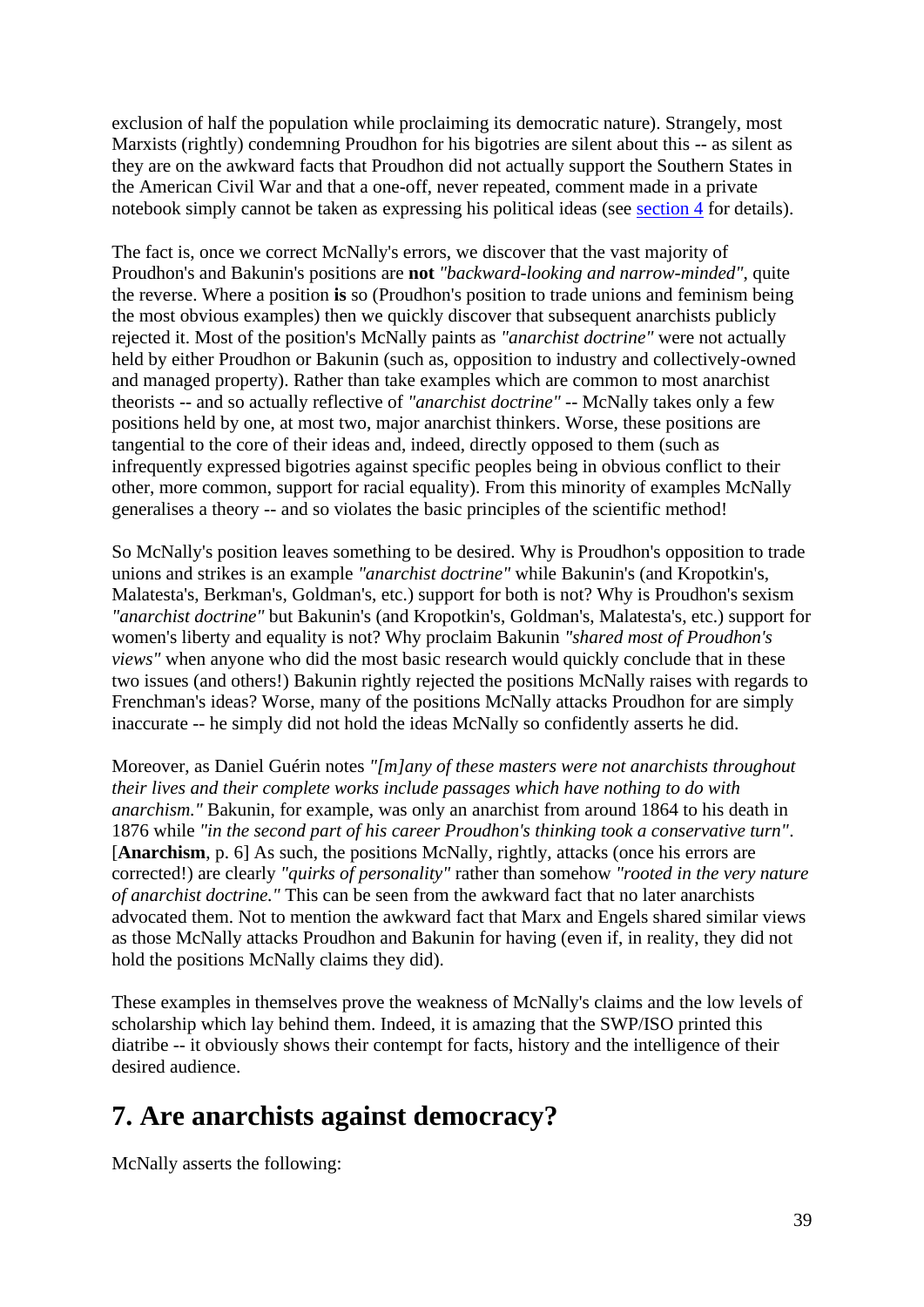exclusion of half the population while proclaiming its democratic nature). Strangely, most Marxists (rightly) condemning Proudhon for his bigotries are silent about this -- as silent as they are on the awkward facts that Proudhon did not actually support the Southern States in the American Civil War and that a one-off, never repeated, comment made in a private notebook simply cannot be taken as expressing his political ideas (see section 4 for details).

The fact is, once we correct McNally's errors, we discover that the vast majority of Proudhon's and Bakunin's positions are **not** *"backward-looking and narrow-minded"*, quite the reverse. Where a position **is** so (Proudhon's position to trade unions and feminism being the most obvious examples) then we quickly discover that subsequent anarchists publicly rejected it. Most of the position's McNally paints as *"anarchist doctrine"* were not actually held by either Proudhon or Bakunin (such as, opposition to industry and collectively-owned and managed property). Rather than take examples which are common to most anarchist theorists -- and so actually reflective of *"anarchist doctrine"* -- McNally takes only a few positions held by one, at most two, major anarchist thinkers. Worse, these positions are tangential to the core of their ideas and, indeed, directly opposed to them (such as infrequently expressed bigotries against specific peoples being in obvious conflict to their other, more common, support for racial equality). From this minority of examples McNally generalises a theory -- and so violates the basic principles of the scientific method!

So McNally's position leaves something to be desired. Why is Proudhon's opposition to trade unions and strikes is an example *"anarchist doctrine"* while Bakunin's (and Kropotkin's, Malatesta's, Berkman's, Goldman's, etc.) support for both is not? Why is Proudhon's sexism *"anarchist doctrine"* but Bakunin's (and Kropotkin's, Goldman's, Malatesta's, etc.) support for women's liberty and equality is not? Why proclaim Bakunin *"shared most of Proudhon's views"* when anyone who did the most basic research would quickly conclude that in these two issues (and others!) Bakunin rightly rejected the positions McNally raises with regards to Frenchman's ideas? Worse, many of the positions McNally attacks Proudhon for are simply inaccurate -- he simply did not hold the ideas McNally so confidently asserts he did.

Moreover, as Daniel Guérin notes *"[m]any of these masters were not anarchists throughout their lives and their complete works include passages which have nothing to do with anarchism."* Bakunin, for example, was only an anarchist from around 1864 to his death in 1876 while *"in the second part of his career Proudhon's thinking took a conservative turn"*. [**Anarchism**, p. 6] As such, the positions McNally, rightly, attacks (once his errors are corrected!) are clearly *"quirks of personality"* rather than somehow *"rooted in the very nature of anarchist doctrine."* This can be seen from the awkward fact that no later anarchists advocated them. Not to mention the awkward fact that Marx and Engels shared similar views as those McNally attacks Proudhon and Bakunin for having (even if, in reality, they did not hold the positions McNally claims they did).

These examples in themselves prove the weakness of McNally's claims and the low levels of scholarship which lay behind them. Indeed, it is amazing that the SWP/ISO printed this diatribe -- it obviously shows their contempt for facts, history and the intelligence of their desired audience.

## 7. Are anarchists against democracy?

McNally asserts the following: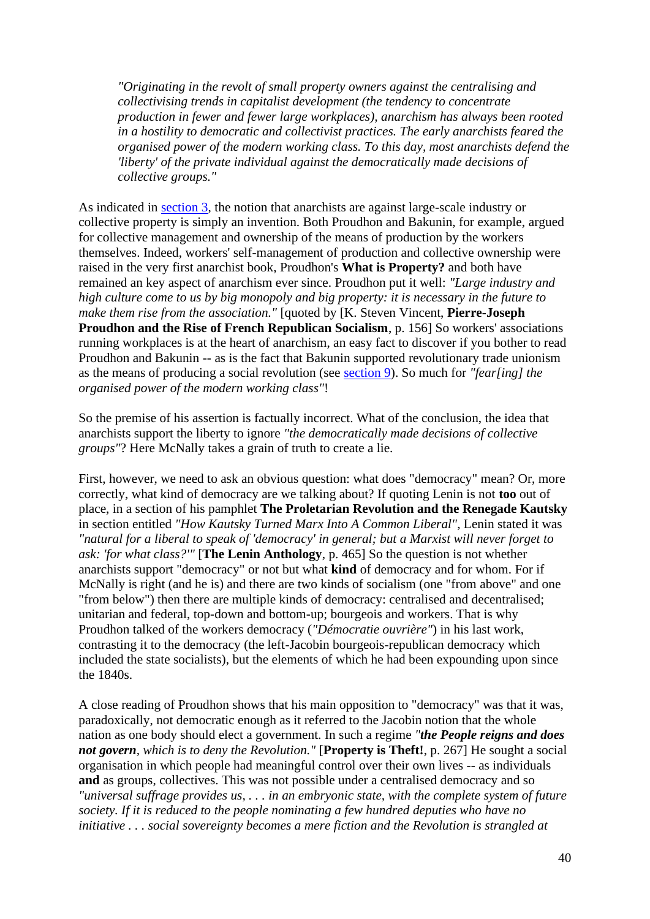> *"Originating in the revolt of small property owners against the centralising and collectivising trends in capitalist development (the tendency to concentrate production in fewer and fewer large workplaces), anarchism has always been rooted in a hostility to democratic and collectivist practices. The early anarchists feared the organised power of the modern working class. To this day, most anarchists defend the 'liberty' of the private individual against the democratically made decisions of collective groups."*

As indicated in section 3, the notion that anarchists are against large-scale industry or collective property is simply an invention. Both Proudhon and Bakunin, for example, argued for collective management and ownership of the means of production by the workers themselves. Indeed, workers' self-management of production and collective ownership were raised in the very first anarchist book, Proudhon's **What is Property?** and both have remained an key aspect of anarchism ever since. Proudhon put it well: *"Large industry and high culture come to us by big monopoly and big property: it is necessary in the future to make them rise from the association."* [quoted by [K. Steven Vincent, **Pierre-Joseph Proudhon and the Rise of French Republican Socialism**, p. 156] So workers' associations running workplaces is at the heart of anarchism, an easy fact to discover if you bother to read Proudhon and Bakunin -- as is the fact that Bakunin supported revolutionary trade unionism as the means of producing a social revolution (see section 9). So much for *"fear[ing] the organised power of the modern working class"*!

So the premise of his assertion is factually incorrect. What of the conclusion, the idea that anarchists support the liberty to ignore *"the democratically made decisions of collective groups"*? Here McNally takes a grain of truth to create a lie.

First, however, we need to ask an obvious question: what does "democracy" mean? Or, more correctly, what kind of democracy are we talking about? If quoting Lenin is not **too** out of place, in a section of his pamphlet **The Proletarian Revolution and the Renegade Kautsky** in section entitled *"How Kautsky Turned Marx Into A Common Liberal"*, Lenin stated it was *"natural for a liberal to speak of 'democracy' in general; but a Marxist will never forget to ask: 'for what class?'"* [**The Lenin Anthology**, p. 465] So the question is not whether anarchists support "democracy" or not but what **kind** of democracy and for whom. For if McNally is right (and he is) and there are two kinds of socialism (one "from above" and one "from below") then there are multiple kinds of democracy: centralised and decentralised; unitarian and federal, top-down and bottom-up; bourgeois and workers. That is why Proudhon talked of the workers democracy (*"Démocratie ouvrière"*) in his last work, contrasting it to the democracy (the left-Jacobin bourgeois-republican democracy which included the state socialists), but the elements of which he had been expounding upon since the 1840s.

A close reading of Proudhon shows that his main opposition to "democracy" was that it was, paradoxically, not democratic enough as it referred to the Jacobin notion that the whole nation as one body should elect a government. In such a regime *"**the People reigns and does not govern**, which is to deny the Revolution."* [**Property is Theft!**, p. 267] He sought a social organisation in which people had meaningful control over their own lives -- as individuals **and** as groups, collectives. This was not possible under a centralised democracy and so *"universal suffrage provides us, . . . in an embryonic state, with the complete system of future society. If it is reduced to the people nominating a few hundred deputies who have no initiative . . . social sovereignty becomes a mere fiction and the Revolution is strangled at*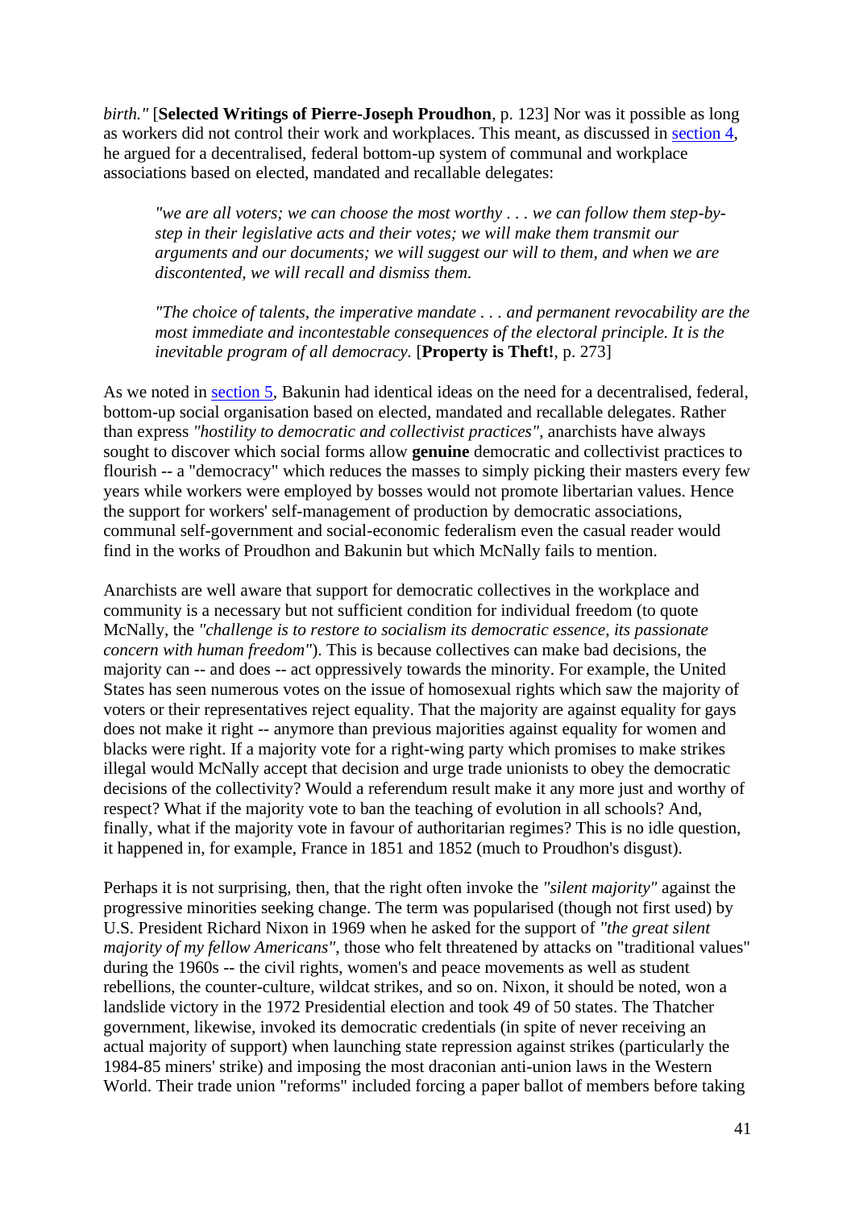*birth."* [**Selected Writings of Pierre-Joseph Proudhon**, p. 123] Nor was it possible as long as workers did not control their work and workplaces. This meant, as discussed in section 4, he argued for a decentralised, federal bottom-up system of communal and workplace associations based on elected, mandated and recallable delegates:

> *"we are all voters; we can choose the most worthy . . . we can follow them step-by-step in their legislative acts and their votes; we will make them transmit our arguments and our documents; we will suggest our will to them, and when we are discontented, we will recall and dismiss them.*
>
> *"The choice of talents, the imperative mandate . . . and permanent revocability are the most immediate and incontestable consequences of the electoral principle. It is the inevitable program of all democracy.* [**Property is Theft!**, p. 273]

As we noted in section 5, Bakunin had identical ideas on the need for a decentralised, federal, bottom-up social organisation based on elected, mandated and recallable delegates. Rather than express *"hostility to democratic and collectivist practices"*, anarchists have always sought to discover which social forms allow **genuine** democratic and collectivist practices to flourish -- a "democracy" which reduces the masses to simply picking their masters every few years while workers were employed by bosses would not promote libertarian values. Hence the support for workers' self-management of production by democratic associations, communal self-government and social-economic federalism even the casual reader would find in the works of Proudhon and Bakunin but which McNally fails to mention.

Anarchists are well aware that support for democratic collectives in the workplace and community is a necessary but not sufficient condition for individual freedom (to quote McNally, the *"challenge is to restore to socialism its democratic essence, its passionate concern with human freedom"*). This is because collectives can make bad decisions, the majority can -- and does -- act oppressively towards the minority. For example, the United States has seen numerous votes on the issue of homosexual rights which saw the majority of voters or their representatives reject equality. That the majority are against equality for gays does not make it right -- anymore than previous majorities against equality for women and blacks were right. If a majority vote for a right-wing party which promises to make strikes illegal would McNally accept that decision and urge trade unionists to obey the democratic decisions of the collectivity? Would a referendum result make it any more just and worthy of respect? What if the majority vote to ban the teaching of evolution in all schools? And, finally, what if the majority vote in favour of authoritarian regimes? This is no idle question, it happened in, for example, France in 1851 and 1852 (much to Proudhon's disgust).

Perhaps it is not surprising, then, that the right often invoke the *"silent majority"* against the progressive minorities seeking change. The term was popularised (though not first used) by U.S. President Richard Nixon in 1969 when he asked for the support of *"the great silent majority of my fellow Americans"*, those who felt threatened by attacks on "traditional values" during the 1960s -- the civil rights, women's and peace movements as well as student rebellions, the counter-culture, wildcat strikes, and so on. Nixon, it should be noted, won a landslide victory in the 1972 Presidential election and took 49 of 50 states. The Thatcher government, likewise, invoked its democratic credentials (in spite of never receiving an actual majority of support) when launching state repression against strikes (particularly the 1984-85 miners' strike) and imposing the most draconian anti-union laws in the Western World. Their trade union "reforms" included forcing a paper ballot of members before taking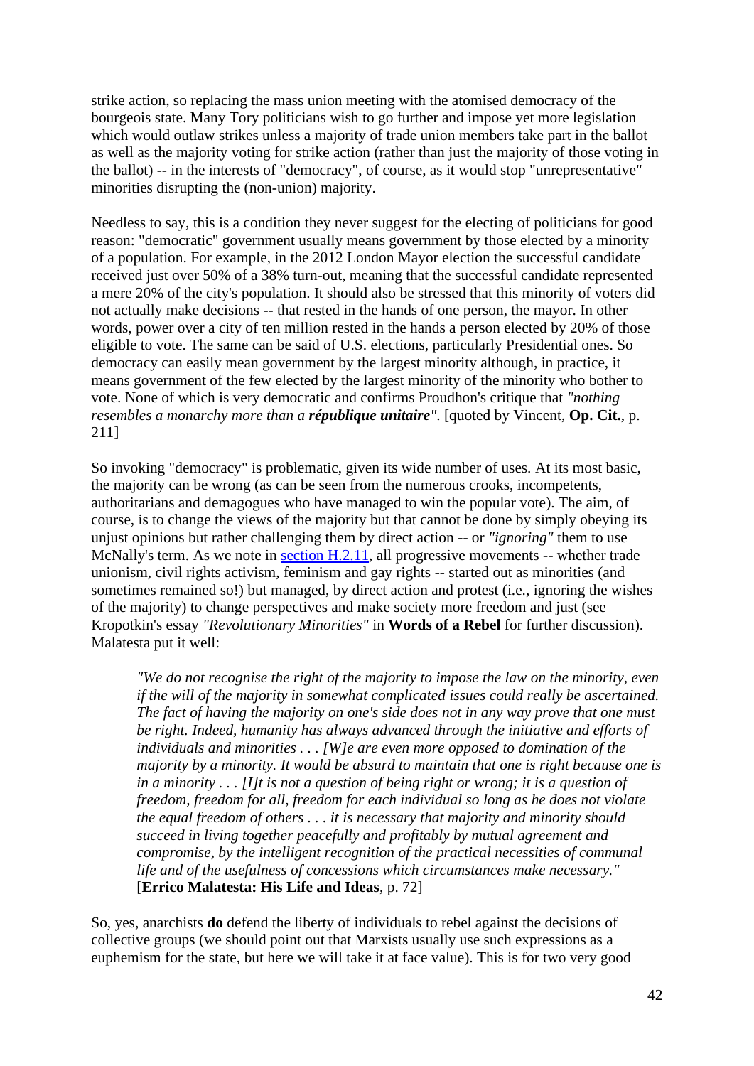strike action, so replacing the mass union meeting with the atomised democracy of the bourgeois state. Many Tory politicians wish to go further and impose yet more legislation which would outlaw strikes unless a majority of trade union members take part in the ballot as well as the majority voting for strike action (rather than just the majority of those voting in the ballot) -- in the interests of "democracy", of course, as it would stop "unrepresentative" minorities disrupting the (non-union) majority.

Needless to say, this is a condition they never suggest for the electing of politicians for good reason: "democratic" government usually means government by those elected by a minority of a population. For example, in the 2012 London Mayor election the successful candidate received just over 50% of a 38% turn-out, meaning that the successful candidate represented a mere 20% of the city's population. It should also be stressed that this minority of voters did not actually make decisions -- that rested in the hands of one person, the mayor. In other words, power over a city of ten million rested in the hands a person elected by 20% of those eligible to vote. The same can be said of U.S. elections, particularly Presidential ones. So democracy can easily mean government by the largest minority although, in practice, it means government of the few elected by the largest minority of the minority who bother to vote. None of which is very democratic and confirms Proudhon's critique that *"nothing resembles a monarchy more than a **république unitaire**"*. [quoted by Vincent, **Op. Cit.**, p. 211]

So invoking "democracy" is problematic, given its wide number of uses. At its most basic, the majority can be wrong (as can be seen from the numerous crooks, incompetents, authoritarians and demagogues who have managed to win the popular vote). The aim, of course, is to change the views of the majority but that cannot be done by simply obeying its unjust opinions but rather challenging them by direct action -- or *"ignoring"* them to use McNally's term. As we note in section H.2.11, all progressive movements -- whether trade unionism, civil rights activism, feminism and gay rights -- started out as minorities (and sometimes remained so!) but managed, by direct action and protest (i.e., ignoring the wishes of the majority) to change perspectives and make society more freedom and just (see Kropotkin's essay *"Revolutionary Minorities"* in **Words of a Rebel** for further discussion). Malatesta put it well:

> *"We do not recognise the right of the majority to impose the law on the minority, even if the will of the majority in somewhat complicated issues could really be ascertained. The fact of having the majority on one's side does not in any way prove that one must be right. Indeed, humanity has always advanced through the initiative and efforts of individuals and minorities . . . [W]e are even more opposed to domination of the majority by a minority. It would be absurd to maintain that one is right because one is in a minority . . . [I]t is not a question of being right or wrong; it is a question of freedom, freedom for all, freedom for each individual so long as he does not violate the equal freedom of others . . . it is necessary that majority and minority should succeed in living together peacefully and profitably by mutual agreement and compromise, by the intelligent recognition of the practical necessities of communal life and of the usefulness of concessions which circumstances make necessary."* [**Errico Malatesta: His Life and Ideas**, p. 72]

So, yes, anarchists **do** defend the liberty of individuals to rebel against the decisions of collective groups (we should point out that Marxists usually use such expressions as a euphemism for the state, but here we will take it at face value). This is for two very good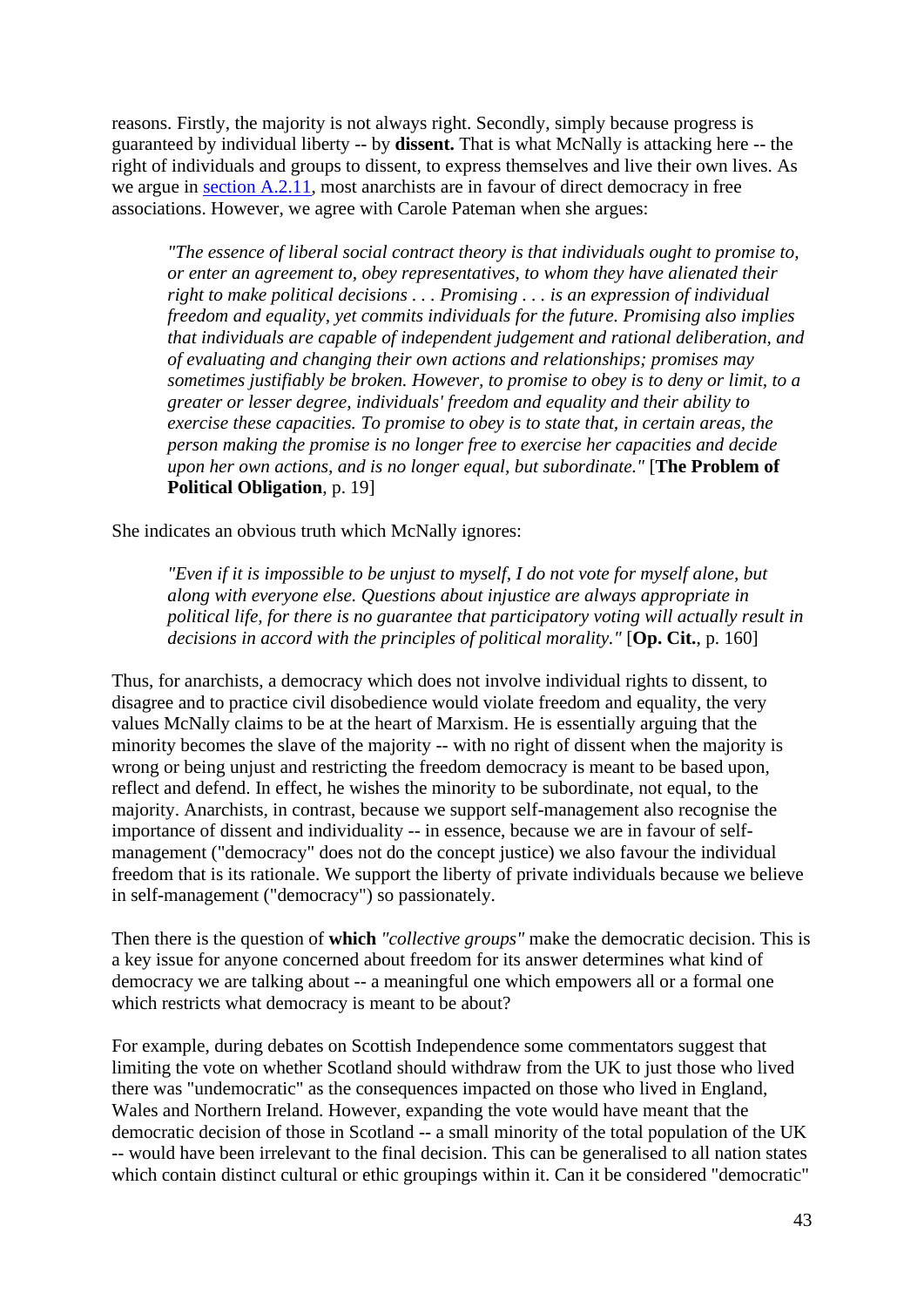reasons. Firstly, the majority is not always right. Secondly, simply because progress is guaranteed by individual liberty -- by **dissent.** That is what McNally is attacking here -- the right of individuals and groups to dissent, to express themselves and live their own lives. As we argue in [section A.2.11](), most anarchists are in favour of direct democracy in free associations. However, we agree with Carole Pateman when she argues:

> *"The essence of liberal social contract theory is that individuals ought to promise to, or enter an agreement to, obey representatives, to whom they have alienated their right to make political decisions . . . Promising . . . is an expression of individual freedom and equality, yet commits individuals for the future. Promising also implies that individuals are capable of independent judgement and rational deliberation, and of evaluating and changing their own actions and relationships; promises may sometimes justifiably be broken. However, to promise to obey is to deny or limit, to a greater or lesser degree, individuals' freedom and equality and their ability to exercise these capacities. To promise to obey is to state that, in certain areas, the person making the promise is no longer free to exercise her capacities and decide upon her own actions, and is no longer equal, but subordinate."* [**The Problem of Political Obligation**, p. 19]

She indicates an obvious truth which McNally ignores:

> *"Even if it is impossible to be unjust to myself, I do not vote for myself alone, but along with everyone else. Questions about injustice are always appropriate in political life, for there is no guarantee that participatory voting will actually result in decisions in accord with the principles of political morality."* [**Op. Cit.**, p. 160]

Thus, for anarchists, a democracy which does not involve individual rights to dissent, to disagree and to practice civil disobedience would violate freedom and equality, the very values McNally claims to be at the heart of Marxism. He is essentially arguing that the minority becomes the slave of the majority -- with no right of dissent when the majority is wrong or being unjust and restricting the freedom democracy is meant to be based upon, reflect and defend. In effect, he wishes the minority to be subordinate, not equal, to the majority. Anarchists, in contrast, because we support self-management also recognise the importance of dissent and individuality -- in essence, because we are in favour of self-management ("democracy" does not do the concept justice) we also favour the individual freedom that is its rationale. We support the liberty of private individuals because we believe in self-management ("democracy") so passionately.

Then there is the question of **which** *"collective groups"* make the democratic decision. This is a key issue for anyone concerned about freedom for its answer determines what kind of democracy we are talking about -- a meaningful one which empowers all or a formal one which restricts what democracy is meant to be about?

For example, during debates on Scottish Independence some commentators suggest that limiting the vote on whether Scotland should withdraw from the UK to just those who lived there was "undemocratic" as the consequences impacted on those who lived in England, Wales and Northern Ireland. However, expanding the vote would have meant that the democratic decision of those in Scotland -- a small minority of the total population of the UK -- would have been irrelevant to the final decision. This can be generalised to all nation states which contain distinct cultural or ethic groupings within it. Can it be considered "democratic"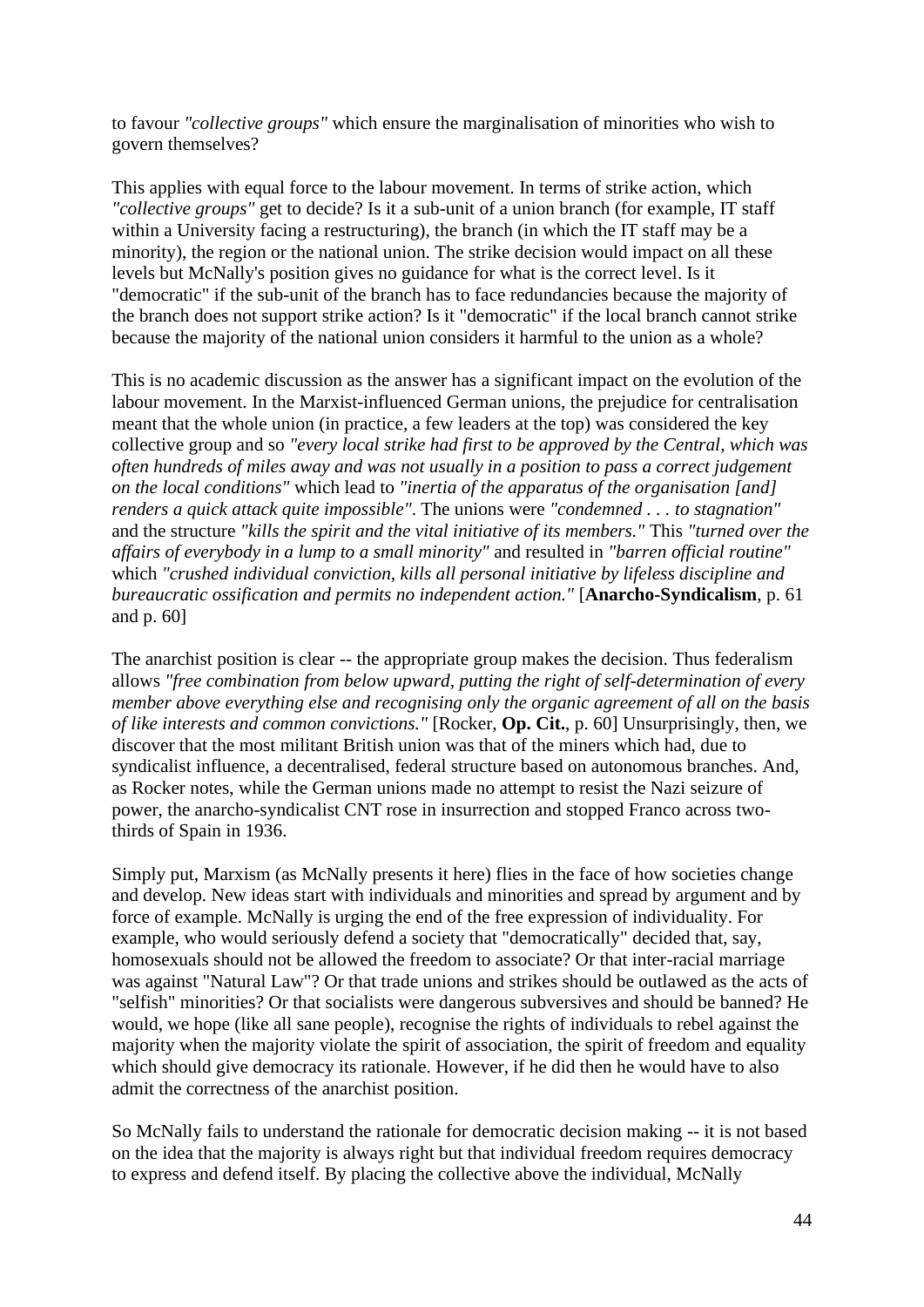to favour *"collective groups"* which ensure the marginalisation of minorities who wish to govern themselves?

This applies with equal force to the labour movement. In terms of strike action, which *"collective groups"* get to decide? Is it a sub-unit of a union branch (for example, IT staff within a University facing a restructuring), the branch (in which the IT staff may be a minority), the region or the national union. The strike decision would impact on all these levels but McNally's position gives no guidance for what is the correct level. Is it "democratic" if the sub-unit of the branch has to face redundancies because the majority of the branch does not support strike action? Is it "democratic" if the local branch cannot strike because the majority of the national union considers it harmful to the union as a whole?

This is no academic discussion as the answer has a significant impact on the evolution of the labour movement. In the Marxist-influenced German unions, the prejudice for centralisation meant that the whole union (in practice, a few leaders at the top) was considered the key collective group and so *"every local strike had first to be approved by the Central, which was often hundreds of miles away and was not usually in a position to pass a correct judgement on the local conditions"* which lead to *"inertia of the apparatus of the organisation [and] renders a quick attack quite impossible"*. The unions were *"condemned . . . to stagnation"* and the structure *"kills the spirit and the vital initiative of its members."* This *"turned over the affairs of everybody in a lump to a small minority"* and resulted in *"barren official routine"* which *"crushed individual conviction, kills all personal initiative by lifeless discipline and bureaucratic ossification and permits no independent action."* [**Anarcho-Syndicalism**, p. 61 and p. 60]

The anarchist position is clear -- the appropriate group makes the decision. Thus federalism allows *"free combination from below upward, putting the right of self-determination of every member above everything else and recognising only the organic agreement of all on the basis of like interests and common convictions."* [Rocker, **Op. Cit.**, p. 60] Unsurprisingly, then, we discover that the most militant British union was that of the miners which had, due to syndicalist influence, a decentralised, federal structure based on autonomous branches. And, as Rocker notes, while the German unions made no attempt to resist the Nazi seizure of power, the anarcho-syndicalist CNT rose in insurrection and stopped Franco across two-thirds of Spain in 1936.

Simply put, Marxism (as McNally presents it here) flies in the face of how societies change and develop. New ideas start with individuals and minorities and spread by argument and by force of example. McNally is urging the end of the free expression of individuality. For example, who would seriously defend a society that "democratically" decided that, say, homosexuals should not be allowed the freedom to associate? Or that inter-racial marriage was against "Natural Law"? Or that trade unions and strikes should be outlawed as the acts of "selfish" minorities? Or that socialists were dangerous subversives and should be banned? He would, we hope (like all sane people), recognise the rights of individuals to rebel against the majority when the majority violate the spirit of association, the spirit of freedom and equality which should give democracy its rationale. However, if he did then he would have to also admit the correctness of the anarchist position.

So McNally fails to understand the rationale for democratic decision making -- it is not based on the idea that the majority is always right but that individual freedom requires democracy to express and defend itself. By placing the collective above the individual, McNally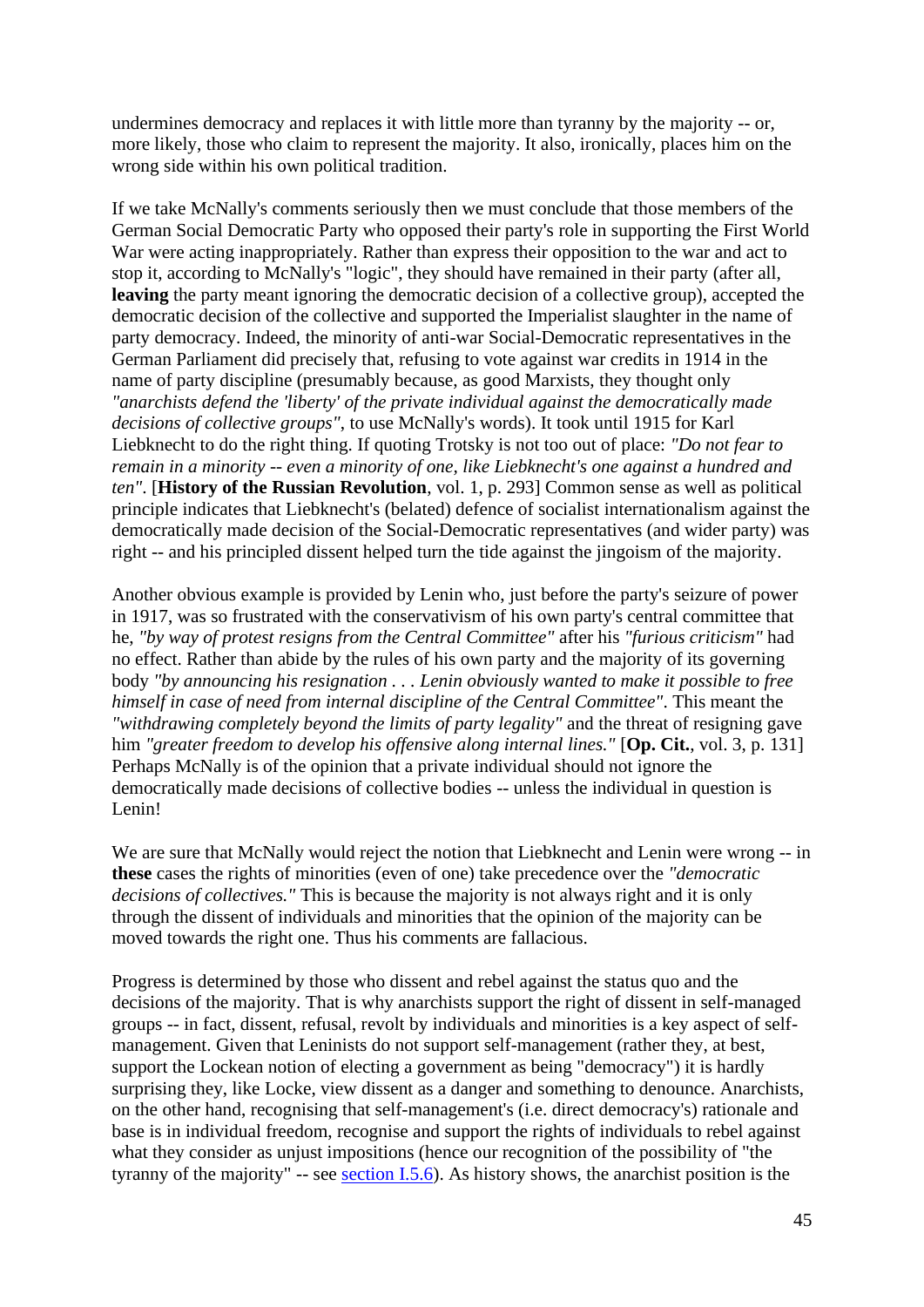undermines democracy and replaces it with little more than tyranny by the majority -- or, more likely, those who claim to represent the majority. It also, ironically, places him on the wrong side within his own political tradition.

If we take McNally's comments seriously then we must conclude that those members of the German Social Democratic Party who opposed their party's role in supporting the First World War were acting inappropriately. Rather than express their opposition to the war and act to stop it, according to McNally's "logic", they should have remained in their party (after all, **leaving** the party meant ignoring the democratic decision of a collective group), accepted the democratic decision of the collective and supported the Imperialist slaughter in the name of party democracy. Indeed, the minority of anti-war Social-Democratic representatives in the German Parliament did precisely that, refusing to vote against war credits in 1914 in the name of party discipline (presumably because, as good Marxists, they thought only *"anarchists defend the 'liberty' of the private individual against the democratically made decisions of collective groups"*, to use McNally's words). It took until 1915 for Karl Liebknecht to do the right thing. If quoting Trotsky is not too out of place: *"Do not fear to remain in a minority -- even a minority of one, like Liebknecht's one against a hundred and ten"*. [**History of the Russian Revolution**, vol. 1, p. 293] Common sense as well as political principle indicates that Liebknecht's (belated) defence of socialist internationalism against the democratically made decision of the Social-Democratic representatives (and wider party) was right -- and his principled dissent helped turn the tide against the jingoism of the majority.

Another obvious example is provided by Lenin who, just before the party's seizure of power in 1917, was so frustrated with the conservativism of his own party's central committee that he, *"by way of protest resigns from the Central Committee"* after his *"furious criticism"* had no effect. Rather than abide by the rules of his own party and the majority of its governing body *"by announcing his resignation . . . Lenin obviously wanted to make it possible to free himself in case of need from internal discipline of the Central Committee"*. This meant the *"withdrawing completely beyond the limits of party legality"* and the threat of resigning gave him *"greater freedom to develop his offensive along internal lines."* [**Op. Cit.**, vol. 3, p. 131] Perhaps McNally is of the opinion that a private individual should not ignore the democratically made decisions of collective bodies -- unless the individual in question is Lenin!

We are sure that McNally would reject the notion that Liebknecht and Lenin were wrong -- in **these** cases the rights of minorities (even of one) take precedence over the *"democratic decisions of collectives."* This is because the majority is not always right and it is only through the dissent of individuals and minorities that the opinion of the majority can be moved towards the right one. Thus his comments are fallacious.

Progress is determined by those who dissent and rebel against the status quo and the decisions of the majority. That is why anarchists support the right of dissent in self-managed groups -- in fact, dissent, refusal, revolt by individuals and minorities is a key aspect of self-management. Given that Leninists do not support self-management (rather they, at best, support the Lockean notion of electing a government as being "democracy") it is hardly surprising they, like Locke, view dissent as a danger and something to denounce. Anarchists, on the other hand, recognising that self-management's (i.e. direct democracy's) rationale and base is in individual freedom, recognise and support the rights of individuals to rebel against what they consider as unjust impositions (hence our recognition of the possibility of "the tyranny of the majority" -- see section I.5.6). As history shows, the anarchist position is the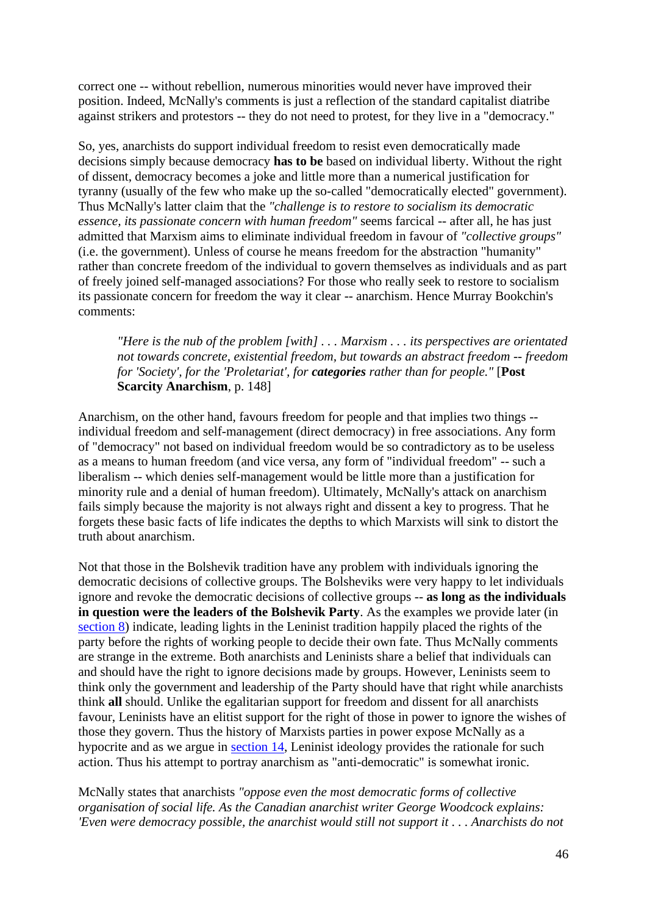correct one -- without rebellion, numerous minorities would never have improved their position. Indeed, McNally's comments is just a reflection of the standard capitalist diatribe against strikers and protestors -- they do not need to protest, for they live in a "democracy."

So, yes, anarchists do support individual freedom to resist even democratically made decisions simply because democracy **has to be** based on individual liberty. Without the right of dissent, democracy becomes a joke and little more than a numerical justification for tyranny (usually of the few who make up the so-called "democratically elected" government). Thus McNally's latter claim that the *"challenge is to restore to socialism its democratic essence, its passionate concern with human freedom"* seems farcical -- after all, he has just admitted that Marxism aims to eliminate individual freedom in favour of *"collective groups"* (i.e. the government). Unless of course he means freedom for the abstraction "humanity" rather than concrete freedom of the individual to govern themselves as individuals and as part of freely joined self-managed associations? For those who really seek to restore to socialism its passionate concern for freedom the way it clear -- anarchism. Hence Murray Bookchin's comments:

> *"Here is the nub of the problem [with] . . . Marxism . . . its perspectives are orientated not towards concrete, existential freedom, but towards an abstract freedom -- freedom for 'Society', for the 'Proletariat', for **categories** rather than for people."* [**Post Scarcity Anarchism**, p. 148]

Anarchism, on the other hand, favours freedom for people and that implies two things -- individual freedom and self-management (direct democracy) in free associations. Any form of "democracy" not based on individual freedom would be so contradictory as to be useless as a means to human freedom (and vice versa, any form of "individual freedom" -- such a liberalism -- which denies self-management would be little more than a justification for minority rule and a denial of human freedom). Ultimately, McNally's attack on anarchism fails simply because the majority is not always right and dissent a key to progress. That he forgets these basic facts of life indicates the depths to which Marxists will sink to distort the truth about anarchism.

Not that those in the Bolshevik tradition have any problem with individuals ignoring the democratic decisions of collective groups. The Bolsheviks were very happy to let individuals ignore and revoke the democratic decisions of collective groups -- **as long as the individuals in question were the leaders of the Bolshevik Party**. As the examples we provide later (in section 8) indicate, leading lights in the Leninist tradition happily placed the rights of the party before the rights of working people to decide their own fate. Thus McNally comments are strange in the extreme. Both anarchists and Leninists share a belief that individuals can and should have the right to ignore decisions made by groups. However, Leninists seem to think only the government and leadership of the Party should have that right while anarchists think **all** should. Unlike the egalitarian support for freedom and dissent for all anarchists favour, Leninists have an elitist support for the right of those in power to ignore the wishes of those they govern. Thus the history of Marxists parties in power expose McNally as a hypocrite and as we argue in section 14, Leninist ideology provides the rationale for such action. Thus his attempt to portray anarchism as "anti-democratic" is somewhat ironic.

McNally states that anarchists *"oppose even the most democratic forms of collective organisation of social life. As the Canadian anarchist writer George Woodcock explains: 'Even were democracy possible, the anarchist would still not support it . . . Anarchists do not*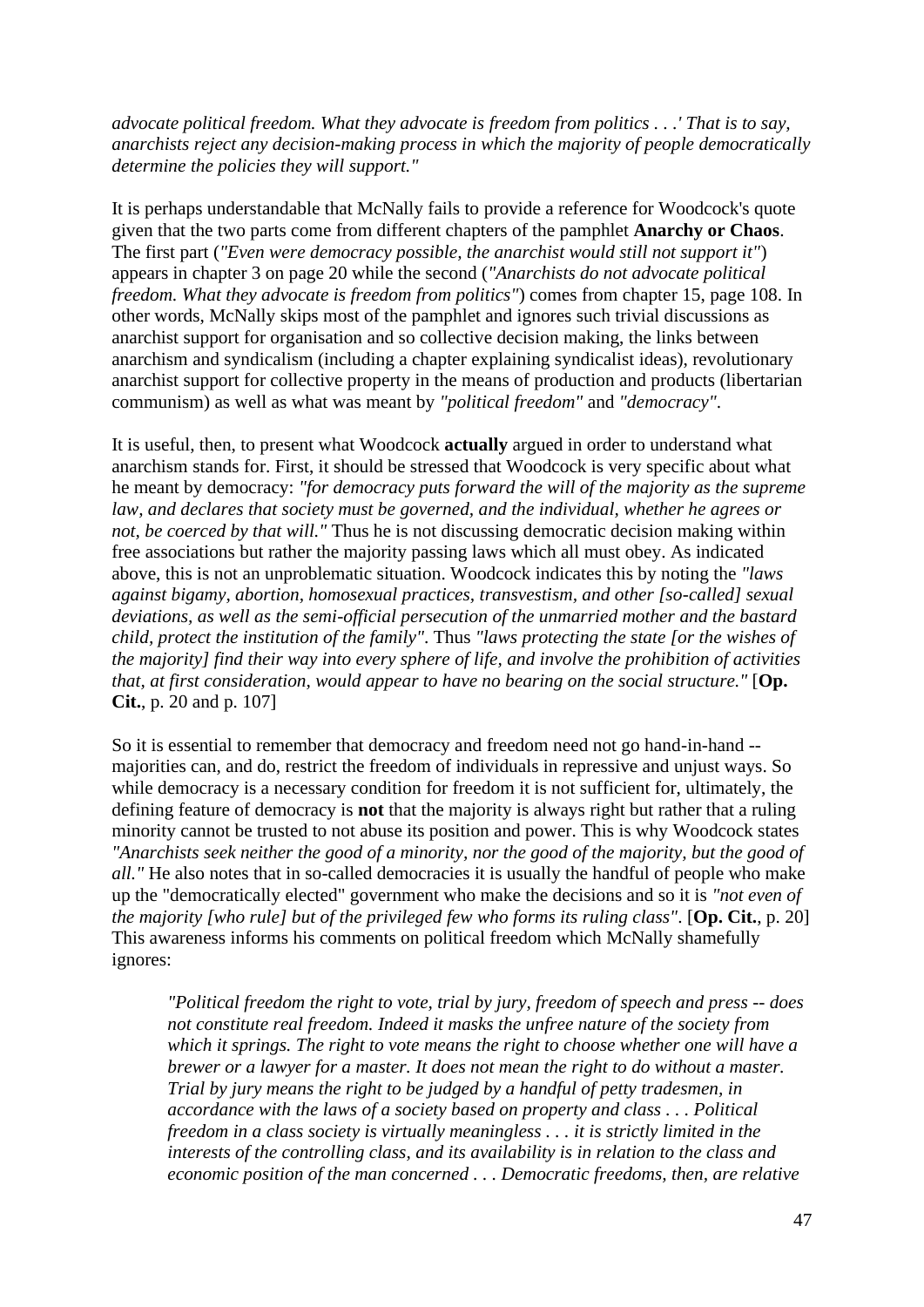*advocate political freedom. What they advocate is freedom from politics . . .' That is to say, anarchists reject any decision-making process in which the majority of people democratically determine the policies they will support."*

It is perhaps understandable that McNally fails to provide a reference for Woodcock's quote given that the two parts come from different chapters of the pamphlet **Anarchy or Chaos**. The first part (*"Even were democracy possible, the anarchist would still not support it"*) appears in chapter 3 on page 20 while the second (*"Anarchists do not advocate political freedom. What they advocate is freedom from politics"*) comes from chapter 15, page 108. In other words, McNally skips most of the pamphlet and ignores such trivial discussions as anarchist support for organisation and so collective decision making, the links between anarchism and syndicalism (including a chapter explaining syndicalist ideas), revolutionary anarchist support for collective property in the means of production and products (libertarian communism) as well as what was meant by *"political freedom"* and *"democracy"*.

It is useful, then, to present what Woodcock **actually** argued in order to understand what anarchism stands for. First, it should be stressed that Woodcock is very specific about what he meant by democracy: *"for democracy puts forward the will of the majority as the supreme law, and declares that society must be governed, and the individual, whether he agrees or not, be coerced by that will."* Thus he is not discussing democratic decision making within free associations but rather the majority passing laws which all must obey. As indicated above, this is not an unproblematic situation. Woodcock indicates this by noting the *"laws against bigamy, abortion, homosexual practices, transvestism, and other [so-called] sexual deviations, as well as the semi-official persecution of the unmarried mother and the bastard child, protect the institution of the family"*. Thus *"laws protecting the state [or the wishes of the majority] find their way into every sphere of life, and involve the prohibition of activities that, at first consideration, would appear to have no bearing on the social structure."* [**Op. Cit.**, p. 20 and p. 107]

So it is essential to remember that democracy and freedom need not go hand-in-hand -- majorities can, and do, restrict the freedom of individuals in repressive and unjust ways. So while democracy is a necessary condition for freedom it is not sufficient for, ultimately, the defining feature of democracy is **not** that the majority is always right but rather that a ruling minority cannot be trusted to not abuse its position and power. This is why Woodcock states *"Anarchists seek neither the good of a minority, nor the good of the majority, but the good of all."* He also notes that in so-called democracies it is usually the handful of people who make up the "democratically elected" government who make the decisions and so it is *"not even of the majority [who rule] but of the privileged few who forms its ruling class"*. [**Op. Cit.**, p. 20] This awareness informs his comments on political freedom which McNally shamefully ignores:

> *"Political freedom the right to vote, trial by jury, freedom of speech and press -- does not constitute real freedom. Indeed it masks the unfree nature of the society from which it springs. The right to vote means the right to choose whether one will have a brewer or a lawyer for a master. It does not mean the right to do without a master. Trial by jury means the right to be judged by a handful of petty tradesmen, in accordance with the laws of a society based on property and class . . . Political freedom in a class society is virtually meaningless . . . it is strictly limited in the interests of the controlling class, and its availability is in relation to the class and economic position of the man concerned . . . Democratic freedoms, then, are relative*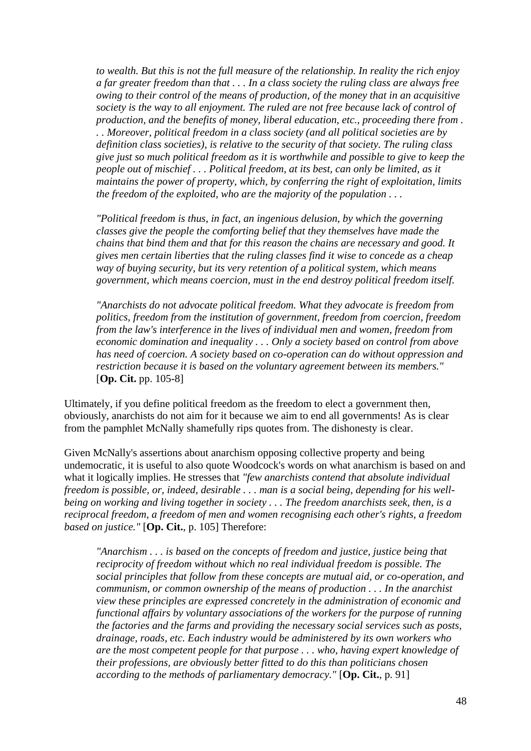> *to wealth. But this is not the full measure of the relationship. In reality the rich enjoy a far greater freedom than that . . . In a class society the ruling class are always free owing to their control of the means of production, of the money that in an acquisitive society is the way to all enjoyment. The ruled are not free because lack of control of production, and the benefits of money, liberal education, etc., proceeding there from . . . Moreover, political freedom in a class society (and all political societies are by definition class societies), is relative to the security of that society. The ruling class give just so much political freedom as it is worthwhile and possible to give to keep the people out of mischief . . . Political freedom, at its best, can only be limited, as it maintains the power of property, which, by conferring the right of exploitation, limits the freedom of the exploited, who are the majority of the population . . .*
>
> *"Political freedom is thus, in fact, an ingenious delusion, by which the governing classes give the people the comforting belief that they themselves have made the chains that bind them and that for this reason the chains are necessary and good. It gives men certain liberties that the ruling classes find it wise to concede as a cheap way of buying security, but its very retention of a political system, which means government, which means coercion, must in the end destroy political freedom itself.*
>
> *"Anarchists do not advocate political freedom. What they advocate is freedom from politics, freedom from the institution of government, freedom from coercion, freedom from the law's interference in the lives of individual men and women, freedom from economic domination and inequality . . . Only a society based on control from above has need of coercion. A society based on co-operation can do without oppression and restriction because it is based on the voluntary agreement between its members."* [**Op. Cit.** pp. 105-8]

Ultimately, if you define political freedom as the freedom to elect a government then, obviously, anarchists do not aim for it because we aim to end all governments! As is clear from the pamphlet McNally shamefully rips quotes from. The dishonesty is clear.

Given McNally's assertions about anarchism opposing collective property and being undemocratic, it is useful to also quote Woodcock's words on what anarchism is based on and what it logically implies. He stresses that *"few anarchists contend that absolute individual freedom is possible, or, indeed, desirable . . . man is a social being, depending for his well-being on working and living together in society . . . The freedom anarchists seek, then, is a reciprocal freedom, a freedom of men and women recognising each other's rights, a freedom based on justice."* [**Op. Cit.**, p. 105] Therefore:

> *"Anarchism . . . is based on the concepts of freedom and justice, justice being that reciprocity of freedom without which no real individual freedom is possible. The social principles that follow from these concepts are mutual aid, or co-operation, and communism, or common ownership of the means of production . . . In the anarchist view these principles are expressed concretely in the administration of economic and functional affairs by voluntary associations of the workers for the purpose of running the factories and the farms and providing the necessary social services such as posts, drainage, roads, etc. Each industry would be administered by its own workers who are the most competent people for that purpose . . . who, having expert knowledge of their professions, are obviously better fitted to do this than politicians chosen according to the methods of parliamentary democracy."* [**Op. Cit.**, p. 91]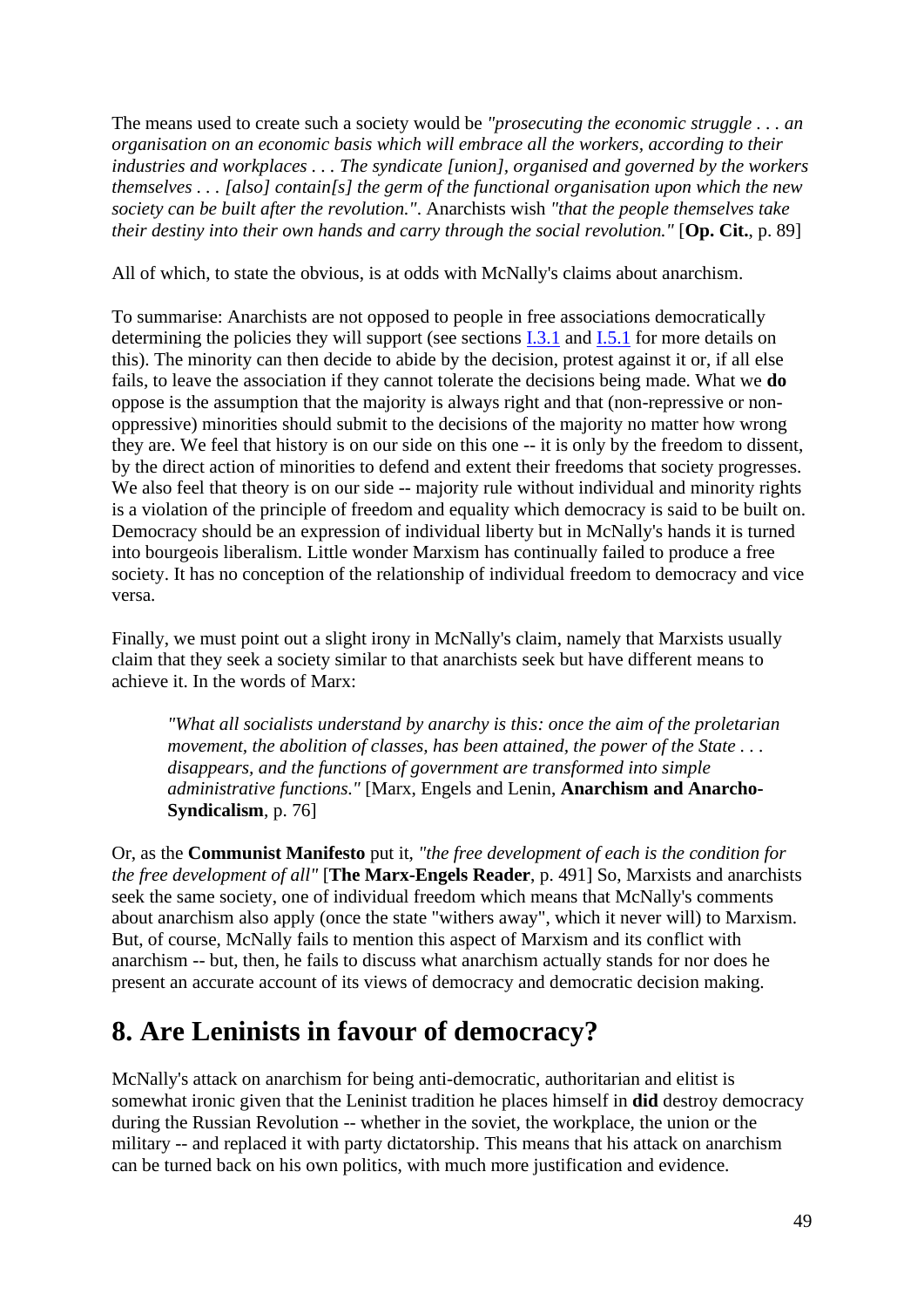The means used to create such a society would be *"prosecuting the economic struggle . . . an organisation on an economic basis which will embrace all the workers, according to their industries and workplaces . . . The syndicate [union], organised and governed by the workers themselves . . . [also] contain[s] the germ of the functional organisation upon which the new society can be built after the revolution."*. Anarchists wish *"that the people themselves take their destiny into their own hands and carry through the social revolution."* [**Op. Cit.**, p. 89]

All of which, to state the obvious, is at odds with McNally's claims about anarchism.

To summarise: Anarchists are not opposed to people in free associations democratically determining the policies they will support (see sections I.3.1 and I.5.1 for more details on this). The minority can then decide to abide by the decision, protest against it or, if all else fails, to leave the association if they cannot tolerate the decisions being made. What we **do** oppose is the assumption that the majority is always right and that (non-repressive or non-oppressive) minorities should submit to the decisions of the majority no matter how wrong they are. We feel that history is on our side on this one -- it is only by the freedom to dissent, by the direct action of minorities to defend and extent their freedoms that society progresses. We also feel that theory is on our side -- majority rule without individual and minority rights is a violation of the principle of freedom and equality which democracy is said to be built on. Democracy should be an expression of individual liberty but in McNally's hands it is turned into bourgeois liberalism. Little wonder Marxism has continually failed to produce a free society. It has no conception of the relationship of individual freedom to democracy and vice versa.

Finally, we must point out a slight irony in McNally's claim, namely that Marxists usually claim that they seek a society similar to that anarchists seek but have different means to achieve it. In the words of Marx:

> *"What all socialists understand by anarchy is this: once the aim of the proletarian movement, the abolition of classes, has been attained, the power of the State . . . disappears, and the functions of government are transformed into simple administrative functions."* [Marx, Engels and Lenin, **Anarchism and Anarcho-Syndicalism**, p. 76]

Or, as the **Communist Manifesto** put it, *"the free development of each is the condition for the free development of all"* [**The Marx-Engels Reader**, p. 491] So, Marxists and anarchists seek the same society, one of individual freedom which means that McNally's comments about anarchism also apply (once the state "withers away", which it never will) to Marxism. But, of course, McNally fails to mention this aspect of Marxism and its conflict with anarchism -- but, then, he fails to discuss what anarchism actually stands for nor does he present an accurate account of its views of democracy and democratic decision making.

## 8. Are Leninists in favour of democracy?

McNally's attack on anarchism for being anti-democratic, authoritarian and elitist is somewhat ironic given that the Leninist tradition he places himself in **did** destroy democracy during the Russian Revolution -- whether in the soviet, the workplace, the union or the military -- and replaced it with party dictatorship. This means that his attack on anarchism can be turned back on his own politics, with much more justification and evidence.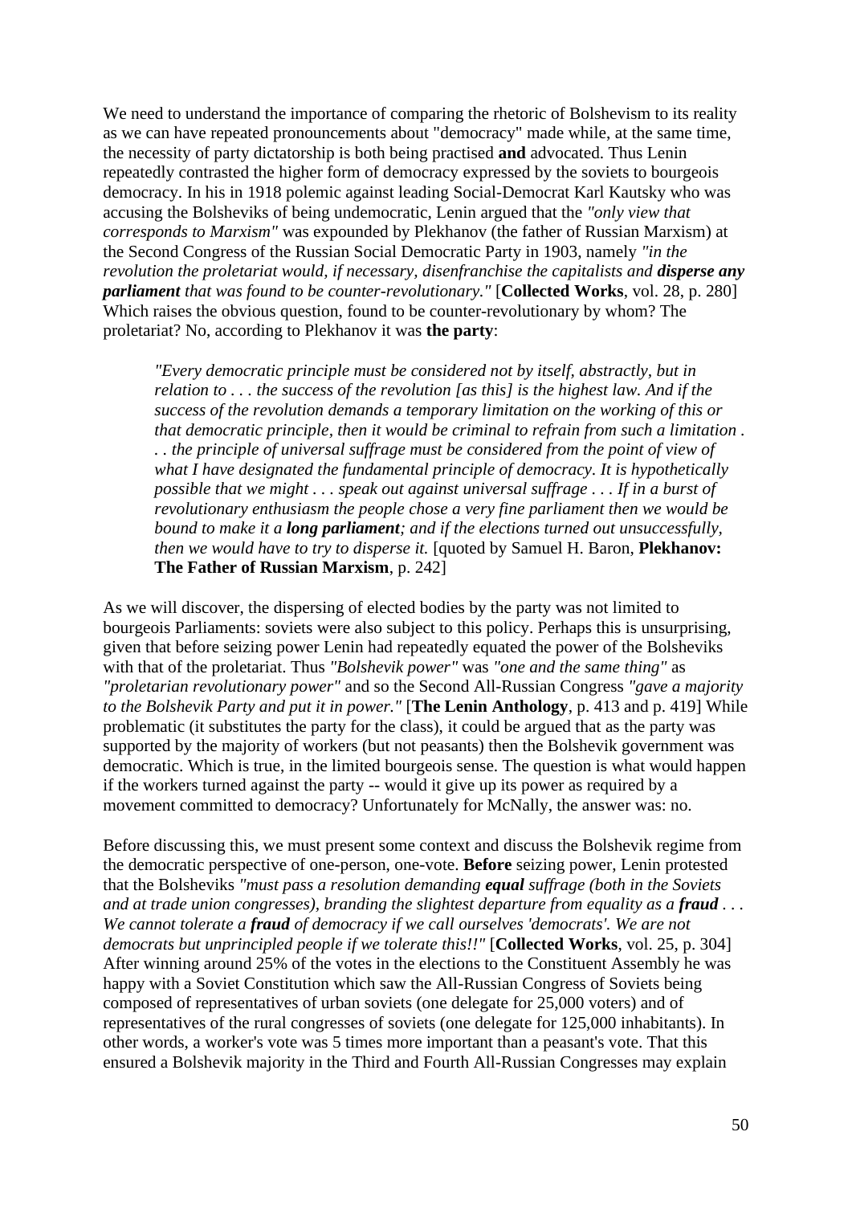We need to understand the importance of comparing the rhetoric of Bolshevism to its reality as we can have repeated pronouncements about "democracy" made while, at the same time, the necessity of party dictatorship is both being practised **and** advocated. Thus Lenin repeatedly contrasted the higher form of democracy expressed by the soviets to bourgeois democracy. In his in 1918 polemic against leading Social-Democrat Karl Kautsky who was accusing the Bolsheviks of being undemocratic, Lenin argued that the *"only view that corresponds to Marxism"* was expounded by Plekhanov (the father of Russian Marxism) at the Second Congress of the Russian Social Democratic Party in 1903, namely *"in the revolution the proletariat would, if necessary, disenfranchise the capitalists and **disperse any parliament** that was found to be counter-revolutionary."* [**Collected Works**, vol. 28, p. 280] Which raises the obvious question, found to be counter-revolutionary by whom? The proletariat? No, according to Plekhanov it was **the party**:

> *"Every democratic principle must be considered not by itself, abstractly, but in relation to . . . the success of the revolution [as this] is the highest law. And if the success of the revolution demands a temporary limitation on the working of this or that democratic principle, then it would be criminal to refrain from such a limitation . . . the principle of universal suffrage must be considered from the point of view of what I have designated the fundamental principle of democracy. It is hypothetically possible that we might . . . speak out against universal suffrage . . . If in a burst of revolutionary enthusiasm the people chose a very fine parliament then we would be bound to make it a **long parliament**; and if the elections turned out unsuccessfully, then we would have to try to disperse it.* [quoted by Samuel H. Baron, **Plekhanov: The Father of Russian Marxism**, p. 242]

As we will discover, the dispersing of elected bodies by the party was not limited to bourgeois Parliaments: soviets were also subject to this policy. Perhaps this is unsurprising, given that before seizing power Lenin had repeatedly equated the power of the Bolsheviks with that of the proletariat. Thus *"Bolshevik power"* was *"one and the same thing"* as *"proletarian revolutionary power"* and so the Second All-Russian Congress *"gave a majority to the Bolshevik Party and put it in power."* [**The Lenin Anthology**, p. 413 and p. 419] While problematic (it substitutes the party for the class), it could be argued that as the party was supported by the majority of workers (but not peasants) then the Bolshevik government was democratic. Which is true, in the limited bourgeois sense. The question is what would happen if the workers turned against the party -- would it give up its power as required by a movement committed to democracy? Unfortunately for McNally, the answer was: no.

Before discussing this, we must present some context and discuss the Bolshevik regime from the democratic perspective of one-person, one-vote. **Before** seizing power, Lenin protested that the Bolsheviks *"must pass a resolution demanding **equal** suffrage (both in the Soviets and at trade union congresses), branding the slightest departure from equality as a **fraud** . . . We cannot tolerate a **fraud** of democracy if we call ourselves 'democrats'. We are not democrats but unprincipled people if we tolerate this!!"* [**Collected Works**, vol. 25, p. 304] After winning around 25% of the votes in the elections to the Constituent Assembly he was happy with a Soviet Constitution which saw the All-Russian Congress of Soviets being composed of representatives of urban soviets (one delegate for 25,000 voters) and of representatives of the rural congresses of soviets (one delegate for 125,000 inhabitants). In other words, a worker's vote was 5 times more important than a peasant's vote. That this ensured a Bolshevik majority in the Third and Fourth All-Russian Congresses may explain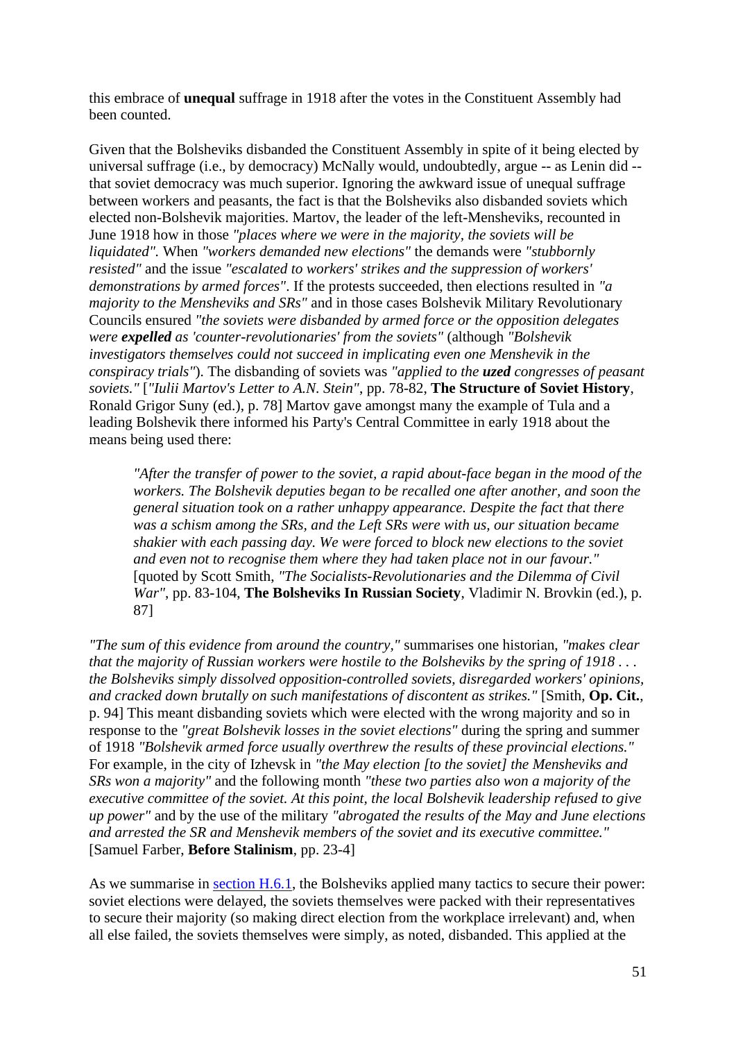this embrace of **unequal** suffrage in 1918 after the votes in the Constituent Assembly had been counted.

Given that the Bolsheviks disbanded the Constituent Assembly in spite of it being elected by universal suffrage (i.e., by democracy) McNally would, undoubtedly, argue -- as Lenin did -- that soviet democracy was much superior. Ignoring the awkward issue of unequal suffrage between workers and peasants, the fact is that the Bolsheviks also disbanded soviets which elected non-Bolshevik majorities. Martov, the leader of the left-Mensheviks, recounted in June 1918 how in those *"places where we were in the majority, the soviets will be liquidated"*. When *"workers demanded new elections"* the demands were *"stubbornly resisted"* and the issue *"escalated to workers' strikes and the suppression of workers' demonstrations by armed forces"*. If the protests succeeded, then elections resulted in *"a majority to the Mensheviks and SRs"* and in those cases Bolshevik Military Revolutionary Councils ensured *"the soviets were disbanded by armed force or the opposition delegates were **expelled** as 'counter-revolutionaries' from the soviets"* (although *"Bolshevik investigators themselves could not succeed in implicating even one Menshevik in the conspiracy trials"*). The disbanding of soviets was *"applied to the **uzed** congresses of peasant soviets."* [*"Iulii Martov's Letter to A.N. Stein"*, pp. 78-82, **The Structure of Soviet History**, Ronald Grigor Suny (ed.), p. 78] Martov gave amongst many the example of Tula and a leading Bolshevik there informed his Party's Central Committee in early 1918 about the means being used there:

> *"After the transfer of power to the soviet, a rapid about-face began in the mood of the workers. The Bolshevik deputies began to be recalled one after another, and soon the general situation took on a rather unhappy appearance. Despite the fact that there was a schism among the SRs, and the Left SRs were with us, our situation became shakier with each passing day. We were forced to block new elections to the soviet and even not to recognise them where they had taken place not in our favour."* [quoted by Scott Smith, *"The Socialists-Revolutionaries and the Dilemma of Civil War"*, pp. 83-104, **The Bolsheviks In Russian Society**, Vladimir N. Brovkin (ed.), p. 87]

*"The sum of this evidence from around the country,"* summarises one historian, *"makes clear that the majority of Russian workers were hostile to the Bolsheviks by the spring of 1918 . . . the Bolsheviks simply dissolved opposition-controlled soviets, disregarded workers' opinions, and cracked down brutally on such manifestations of discontent as strikes."* [Smith, **Op. Cit.**, p. 94] This meant disbanding soviets which were elected with the wrong majority and so in response to the *"great Bolshevik losses in the soviet elections"* during the spring and summer of 1918 *"Bolshevik armed force usually overthrew the results of these provincial elections."* For example, in the city of Izhevsk in *"the May election [to the soviet] the Mensheviks and SRs won a majority"* and the following month *"these two parties also won a majority of the executive committee of the soviet. At this point, the local Bolshevik leadership refused to give up power"* and by the use of the military *"abrogated the results of the May and June elections and arrested the SR and Menshevik members of the soviet and its executive committee."* [Samuel Farber, **Before Stalinism**, pp. 23-4]

As we summarise in section H.6.1, the Bolsheviks applied many tactics to secure their power: soviet elections were delayed, the soviets themselves were packed with their representatives to secure their majority (so making direct election from the workplace irrelevant) and, when all else failed, the soviets themselves were simply, as noted, disbanded. This applied at the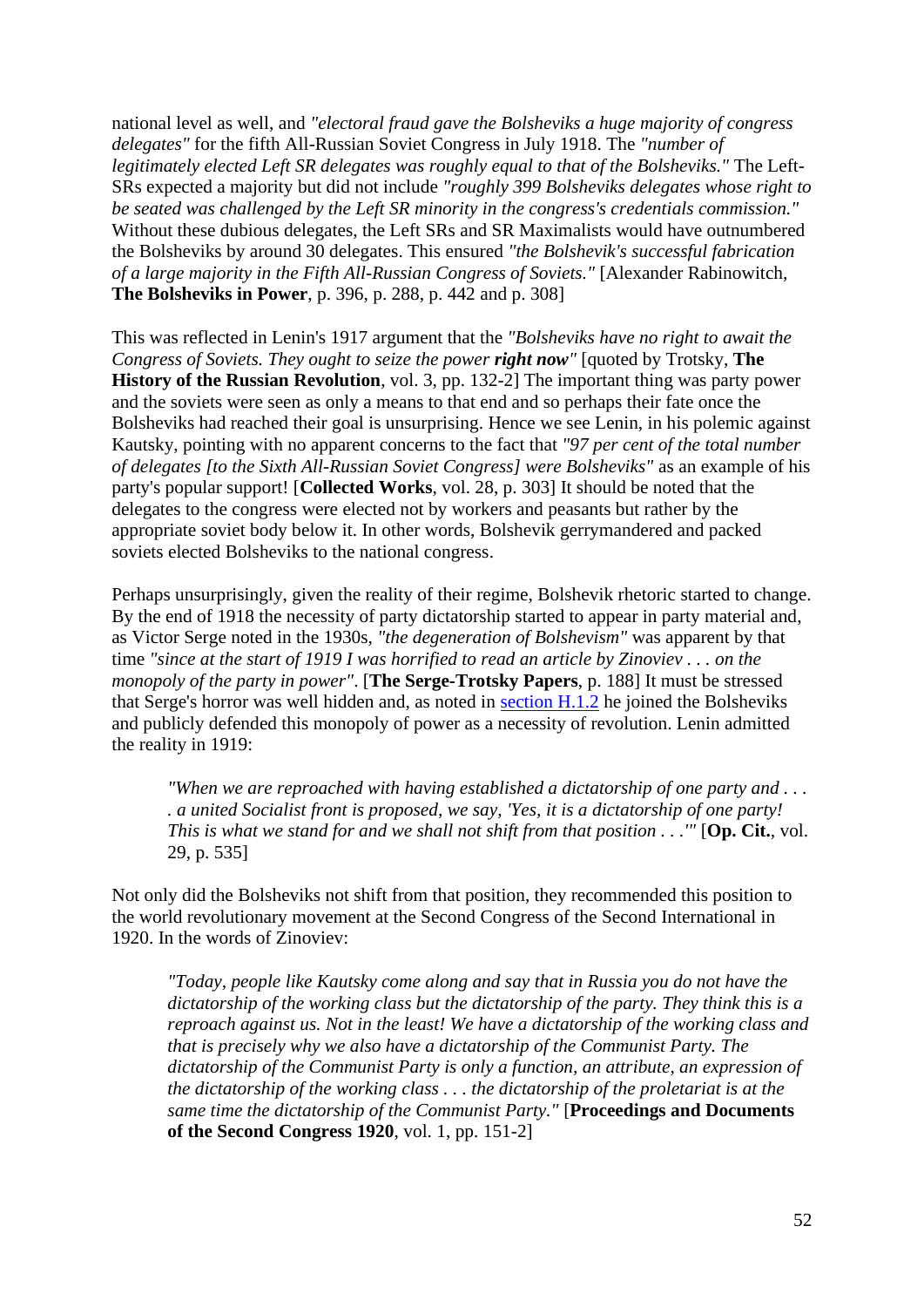national level as well, and *"electoral fraud gave the Bolsheviks a huge majority of congress delegates"* for the fifth All-Russian Soviet Congress in July 1918. The *"number of legitimately elected Left SR delegates was roughly equal to that of the Bolsheviks."* The Left-SRs expected a majority but did not include *"roughly 399 Bolsheviks delegates whose right to be seated was challenged by the Left SR minority in the congress's credentials commission."* Without these dubious delegates, the Left SRs and SR Maximalists would have outnumbered the Bolsheviks by around 30 delegates. This ensured *"the Bolshevik's successful fabrication of a large majority in the Fifth All-Russian Congress of Soviets."* [Alexander Rabinowitch, **The Bolsheviks in Power**, p. 396, p. 288, p. 442 and p. 308]

This was reflected in Lenin's 1917 argument that the *"Bolsheviks have no right to await the Congress of Soviets. They ought to seize the power **right now**"* [quoted by Trotsky, **The History of the Russian Revolution**, vol. 3, pp. 132-2] The important thing was party power and the soviets were seen as only a means to that end and so perhaps their fate once the Bolsheviks had reached their goal is unsurprising. Hence we see Lenin, in his polemic against Kautsky, pointing with no apparent concerns to the fact that *"97 per cent of the total number of delegates [to the Sixth All-Russian Soviet Congress] were Bolsheviks"* as an example of his party's popular support! [**Collected Works**, vol. 28, p. 303] It should be noted that the delegates to the congress were elected not by workers and peasants but rather by the appropriate soviet body below it. In other words, Bolshevik gerrymandered and packed soviets elected Bolsheviks to the national congress.

Perhaps unsurprisingly, given the reality of their regime, Bolshevik rhetoric started to change. By the end of 1918 the necessity of party dictatorship started to appear in party material and, as Victor Serge noted in the 1930s, *"the degeneration of Bolshevism"* was apparent by that time *"since at the start of 1919 I was horrified to read an article by Zinoviev . . . on the monopoly of the party in power"*. [**The Serge-Trotsky Papers**, p. 188] It must be stressed that Serge's horror was well hidden and, as noted in section H.1.2 he joined the Bolsheviks and publicly defended this monopoly of power as a necessity of revolution. Lenin admitted the reality in 1919:

> *"When we are reproached with having established a dictatorship of one party and . . . . a united Socialist front is proposed, we say, 'Yes, it is a dictatorship of one party! This is what we stand for and we shall not shift from that position . . .'"* [**Op. Cit.**, vol. 29, p. 535]

Not only did the Bolsheviks not shift from that position, they recommended this position to the world revolutionary movement at the Second Congress of the Second International in 1920. In the words of Zinoviev:

> *"Today, people like Kautsky come along and say that in Russia you do not have the dictatorship of the working class but the dictatorship of the party. They think this is a reproach against us. Not in the least! We have a dictatorship of the working class and that is precisely why we also have a dictatorship of the Communist Party. The dictatorship of the Communist Party is only a function, an attribute, an expression of the dictatorship of the working class . . . the dictatorship of the proletariat is at the same time the dictatorship of the Communist Party."* [**Proceedings and Documents of the Second Congress 1920**, vol. 1, pp. 151-2]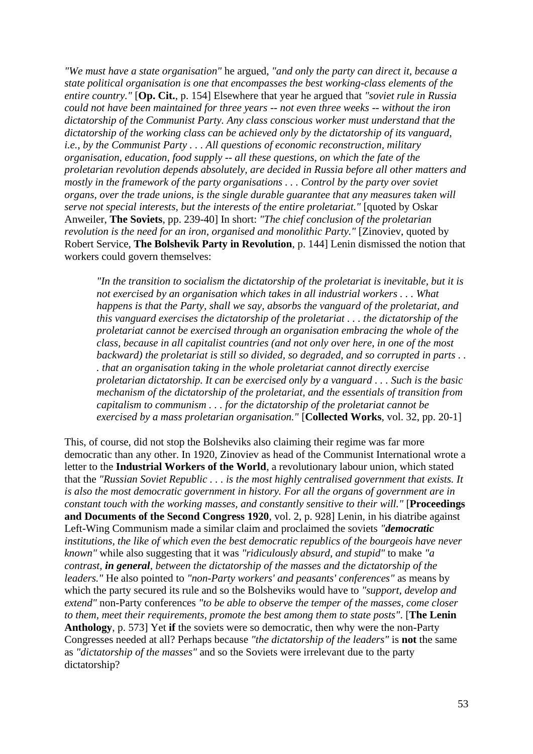*"We must have a state organisation"* he argued, *"and only the party can direct it, because a state political organisation is one that encompasses the best working-class elements of the entire country."* [**Op. Cit.**, p. 154] Elsewhere that year he argued that *"soviet rule in Russia could not have been maintained for three years -- not even three weeks -- without the iron dictatorship of the Communist Party. Any class conscious worker must understand that the dictatorship of the working class can be achieved only by the dictatorship of its vanguard, i.e., by the Communist Party . . . All questions of economic reconstruction, military organisation, education, food supply -- all these questions, on which the fate of the proletarian revolution depends absolutely, are decided in Russia before all other matters and mostly in the framework of the party organisations . . . Control by the party over soviet organs, over the trade unions, is the single durable guarantee that any measures taken will serve not special interests, but the interests of the entire proletariat."* [quoted by Oskar Anweiler, **The Soviets**, pp. 239-40] In short: *"The chief conclusion of the proletarian revolution is the need for an iron, organised and monolithic Party."* [Zinoviev, quoted by Robert Service, **The Bolshevik Party in Revolution**, p. 144] Lenin dismissed the notion that workers could govern themselves:

> *"In the transition to socialism the dictatorship of the proletariat is inevitable, but it is not exercised by an organisation which takes in all industrial workers . . . What happens is that the Party, shall we say, absorbs the vanguard of the proletariat, and this vanguard exercises the dictatorship of the proletariat . . . the dictatorship of the proletariat cannot be exercised through an organisation embracing the whole of the class, because in all capitalist countries (and not only over here, in one of the most backward) the proletariat is still so divided, so degraded, and so corrupted in parts . . . that an organisation taking in the whole proletariat cannot directly exercise proletarian dictatorship. It can be exercised only by a vanguard . . . Such is the basic mechanism of the dictatorship of the proletariat, and the essentials of transition from capitalism to communism . . . for the dictatorship of the proletariat cannot be exercised by a mass proletarian organisation."* [**Collected Works**, vol. 32, pp. 20-1]

This, of course, did not stop the Bolsheviks also claiming their regime was far more democratic than any other. In 1920, Zinoviev as head of the Communist International wrote a letter to the **Industrial Workers of the World**, a revolutionary labour union, which stated that the *"Russian Soviet Republic . . . is the most highly centralised government that exists. It is also the most democratic government in history. For all the organs of government are in constant touch with the working masses, and constantly sensitive to their will."* [**Proceedings and Documents of the Second Congress 1920**, vol. 2, p. 928] Lenin, in his diatribe against Left-Wing Communism made a similar claim and proclaimed the soviets *"**democratic** institutions, the like of which even the best democratic republics of the bourgeois have never known"* while also suggesting that it was *"ridiculously absurd, and stupid"* to make *"a contrast, **in general**, between the dictatorship of the masses and the dictatorship of the leaders."* He also pointed to *"non-Party workers' and peasants' conferences"* as means by which the party secured its rule and so the Bolsheviks would have to *"support, develop and extend"* non-Party conferences *"to be able to observe the temper of the masses, come closer to them, meet their requirements, promote the best among them to state posts"*. [**The Lenin Anthology**, p. 573] Yet **if** the soviets were so democratic, then why were the non-Party Congresses needed at all? Perhaps because *"the dictatorship of the leaders"* is **not** the same as *"dictatorship of the masses"* and so the Soviets were irrelevant due to the party dictatorship?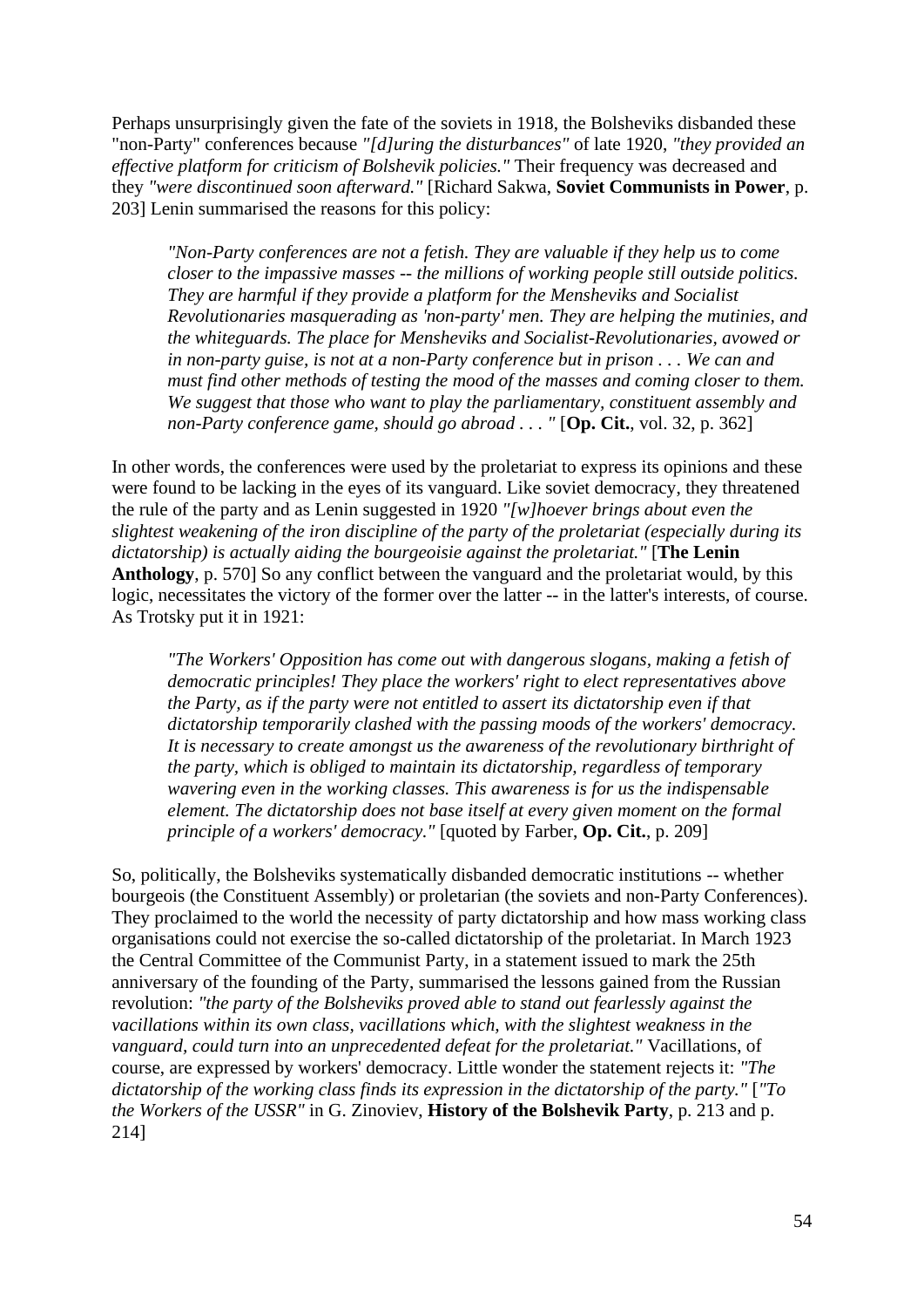Perhaps unsurprisingly given the fate of the soviets in 1918, the Bolsheviks disbanded these "non-Party" conferences because *"[d]uring the disturbances"* of late 1920, *"they provided an effective platform for criticism of Bolshevik policies."* Their frequency was decreased and they *"were discontinued soon afterward."* [Richard Sakwa, **Soviet Communists in Power**, p. 203] Lenin summarised the reasons for this policy:

> *"Non-Party conferences are not a fetish. They are valuable if they help us to come closer to the impassive masses -- the millions of working people still outside politics. They are harmful if they provide a platform for the Mensheviks and Socialist Revolutionaries masquerading as 'non-party' men. They are helping the mutinies, and the whiteguards. The place for Mensheviks and Socialist-Revolutionaries, avowed or in non-party guise, is not at a non-Party conference but in prison . . . We can and must find other methods of testing the mood of the masses and coming closer to them. We suggest that those who want to play the parliamentary, constituent assembly and non-Party conference game, should go abroad . . . "* [**Op. Cit.**, vol. 32, p. 362]

In other words, the conferences were used by the proletariat to express its opinions and these were found to be lacking in the eyes of its vanguard. Like soviet democracy, they threatened the rule of the party and as Lenin suggested in 1920 *"[w]hoever brings about even the slightest weakening of the iron discipline of the party of the proletariat (especially during its dictatorship) is actually aiding the bourgeoisie against the proletariat."* [**The Lenin Anthology**, p. 570] So any conflict between the vanguard and the proletariat would, by this logic, necessitates the victory of the former over the latter -- in the latter's interests, of course. As Trotsky put it in 1921:

> *"The Workers' Opposition has come out with dangerous slogans, making a fetish of democratic principles! They place the workers' right to elect representatives above the Party, as if the party were not entitled to assert its dictatorship even if that dictatorship temporarily clashed with the passing moods of the workers' democracy. It is necessary to create amongst us the awareness of the revolutionary birthright of the party, which is obliged to maintain its dictatorship, regardless of temporary wavering even in the working classes. This awareness is for us the indispensable element. The dictatorship does not base itself at every given moment on the formal principle of a workers' democracy."* [quoted by Farber, **Op. Cit.**, p. 209]

So, politically, the Bolsheviks systematically disbanded democratic institutions -- whether bourgeois (the Constituent Assembly) or proletarian (the soviets and non-Party Conferences). They proclaimed to the world the necessity of party dictatorship and how mass working class organisations could not exercise the so-called dictatorship of the proletariat. In March 1923 the Central Committee of the Communist Party, in a statement issued to mark the 25th anniversary of the founding of the Party, summarised the lessons gained from the Russian revolution: *"the party of the Bolsheviks proved able to stand out fearlessly against the vacillations within its own class, vacillations which, with the slightest weakness in the vanguard, could turn into an unprecedented defeat for the proletariat."* Vacillations, of course, are expressed by workers' democracy. Little wonder the statement rejects it: *"The dictatorship of the working class finds its expression in the dictatorship of the party."* [*"To the Workers of the USSR"* in G. Zinoviev, **History of the Bolshevik Party**, p. 213 and p. 214]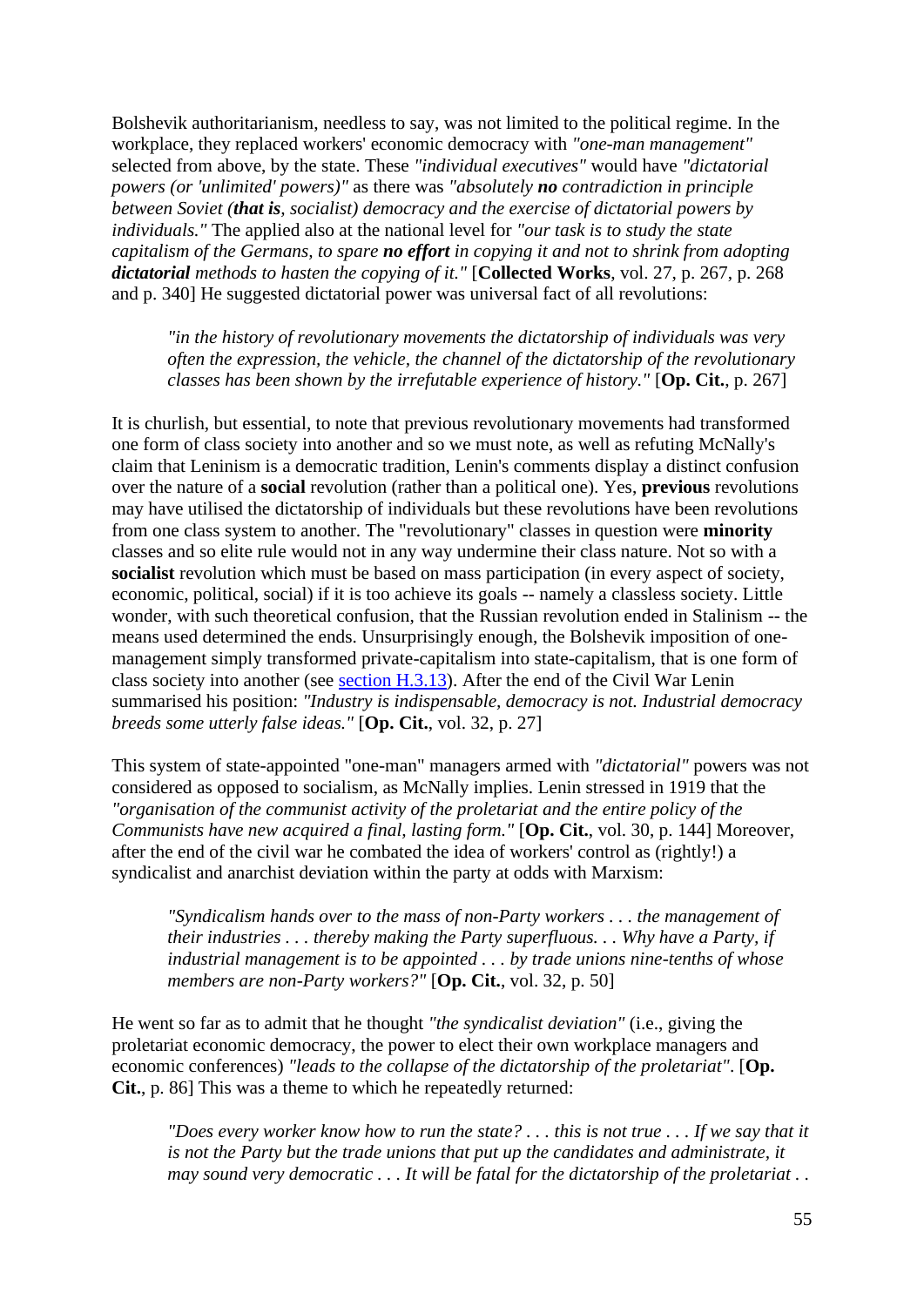Bolshevik authoritarianism, needless to say, was not limited to the political regime. In the workplace, they replaced workers' economic democracy with *"one-man management"* selected from above, by the state. These *"individual executives"* would have *"dictatorial powers (or 'unlimited' powers)"* as there was *"absolutely **no** contradiction in principle between Soviet (**that is**, socialist) democracy and the exercise of dictatorial powers by individuals."* The applied also at the national level for *"our task is to study the state capitalism of the Germans, to spare **no effort** in copying it and not to shrink from adopting **dictatorial** methods to hasten the copying of it."* [**Collected Works**, vol. 27, p. 267, p. 268 and p. 340] He suggested dictatorial power was universal fact of all revolutions:

> *"in the history of revolutionary movements the dictatorship of individuals was very often the expression, the vehicle, the channel of the dictatorship of the revolutionary classes has been shown by the irrefutable experience of history."* [**Op. Cit.**, p. 267]

It is churlish, but essential, to note that previous revolutionary movements had transformed one form of class society into another and so we must note, as well as refuting McNally's claim that Leninism is a democratic tradition, Lenin's comments display a distinct confusion over the nature of a **social** revolution (rather than a political one). Yes, **previous** revolutions may have utilised the dictatorship of individuals but these revolutions have been revolutions from one class system to another. The "revolutionary" classes in question were **minority** classes and so elite rule would not in any way undermine their class nature. Not so with a **socialist** revolution which must be based on mass participation (in every aspect of society, economic, political, social) if it is too achieve its goals -- namely a classless society. Little wonder, with such theoretical confusion, that the Russian revolution ended in Stalinism -- the means used determined the ends. Unsurprisingly enough, the Bolshevik imposition of one-management simply transformed private-capitalism into state-capitalism, that is one form of class society into another (see section H.3.13). After the end of the Civil War Lenin summarised his position: *"Industry is indispensable, democracy is not. Industrial democracy breeds some utterly false ideas."* [**Op. Cit.**, vol. 32, p. 27]

This system of state-appointed "one-man" managers armed with *"dictatorial"* powers was not considered as opposed to socialism, as McNally implies. Lenin stressed in 1919 that the *"organisation of the communist activity of the proletariat and the entire policy of the Communists have new acquired a final, lasting form."* [**Op. Cit.**, vol. 30, p. 144] Moreover, after the end of the civil war he combated the idea of workers' control as (rightly!) a syndicalist and anarchist deviation within the party at odds with Marxism:

> *"Syndicalism hands over to the mass of non-Party workers . . . the management of their industries . . . thereby making the Party superfluous. . . Why have a Party, if industrial management is to be appointed . . . by trade unions nine-tenths of whose members are non-Party workers?"* [**Op. Cit.**, vol. 32, p. 50]

He went so far as to admit that he thought *"the syndicalist deviation"* (i.e., giving the proletariat economic democracy, the power to elect their own workplace managers and economic conferences) *"leads to the collapse of the dictatorship of the proletariat"*. [**Op. Cit.**, p. 86] This was a theme to which he repeatedly returned:

> *"Does every worker know how to run the state? . . . this is not true . . . If we say that it is not the Party but the trade unions that put up the candidates and administrate, it may sound very democratic . . . It will be fatal for the dictatorship of the proletariat . .*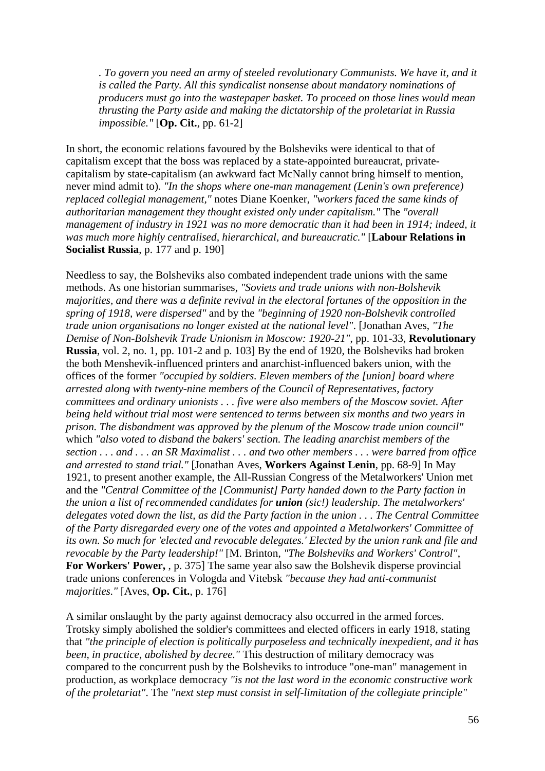> *. To govern you need an army of steeled revolutionary Communists. We have it, and it is called the Party. All this syndicalist nonsense about mandatory nominations of producers must go into the wastepaper basket. To proceed on those lines would mean thrusting the Party aside and making the dictatorship of the proletariat in Russia impossible."* [**Op. Cit.**, pp. 61-2]

In short, the economic relations favoured by the Bolsheviks were identical to that of capitalism except that the boss was replaced by a state-appointed bureaucrat, private-capitalism by state-capitalism (an awkward fact McNally cannot bring himself to mention, never mind admit to). *"In the shops where one-man management (Lenin's own preference) replaced collegial management,"* notes Diane Koenker, *"workers faced the same kinds of authoritarian management they thought existed only under capitalism."* The *"overall management of industry in 1921 was no more democratic than it had been in 1914; indeed, it was much more highly centralised, hierarchical, and bureaucratic."* [**Labour Relations in Socialist Russia**, p. 177 and p. 190]

Needless to say, the Bolsheviks also combated independent trade unions with the same methods. As one historian summarises, *"Soviets and trade unions with non-Bolshevik majorities, and there was a definite revival in the electoral fortunes of the opposition in the spring of 1918, were dispersed"* and by the *"beginning of 1920 non-Bolshevik controlled trade union organisations no longer existed at the national level"*. [Jonathan Aves, *"The Demise of Non-Bolshevik Trade Unionism in Moscow: 1920-21"*, pp. 101-33, **Revolutionary Russia**, vol. 2, no. 1, pp. 101-2 and p. 103] By the end of 1920, the Bolsheviks had broken the both Menshevik-influenced printers and anarchist-influenced bakers union, with the offices of the former *"occupied by soldiers. Eleven members of the [union] board where arrested along with twenty-nine members of the Council of Representatives, factory committees and ordinary unionists . . . five were also members of the Moscow soviet. After being held without trial most were sentenced to terms between six months and two years in prison. The disbandment was approved by the plenum of the Moscow trade union council"* which *"also voted to disband the bakers' section. The leading anarchist members of the section . . . and . . . an SR Maximalist . . . and two other members . . . were barred from office and arrested to stand trial."* [Jonathan Aves, **Workers Against Lenin**, pp. 68-9] In May 1921, to present another example, the All-Russian Congress of the Metalworkers' Union met and the *"Central Committee of the [Communist] Party handed down to the Party faction in the union a list of recommended candidates for* ***union*** *(sic!) leadership. The metalworkers' delegates voted down the list, as did the Party faction in the union . . . The Central Committee of the Party disregarded every one of the votes and appointed a Metalworkers' Committee of its own. So much for 'elected and revocable delegates.' Elected by the union rank and file and revocable by the Party leadership!"* [M. Brinton, *"The Bolsheviks and Workers' Control"*, **For Workers' Power,** , p. 375] The same year also saw the Bolshevik disperse provincial trade unions conferences in Vologda and Vitebsk *"because they had anti-communist majorities."* [Aves, **Op. Cit.**, p. 176]

A similar onslaught by the party against democracy also occurred in the armed forces. Trotsky simply abolished the soldier's committees and elected officers in early 1918, stating that *"the principle of election is politically purposeless and technically inexpedient, and it has been, in practice, abolished by decree."* This destruction of military democracy was compared to the concurrent push by the Bolsheviks to introduce "one-man" management in production, as workplace democracy *"is not the last word in the economic constructive work of the proletariat"*. The *"next step must consist in self-limitation of the collegiate principle"*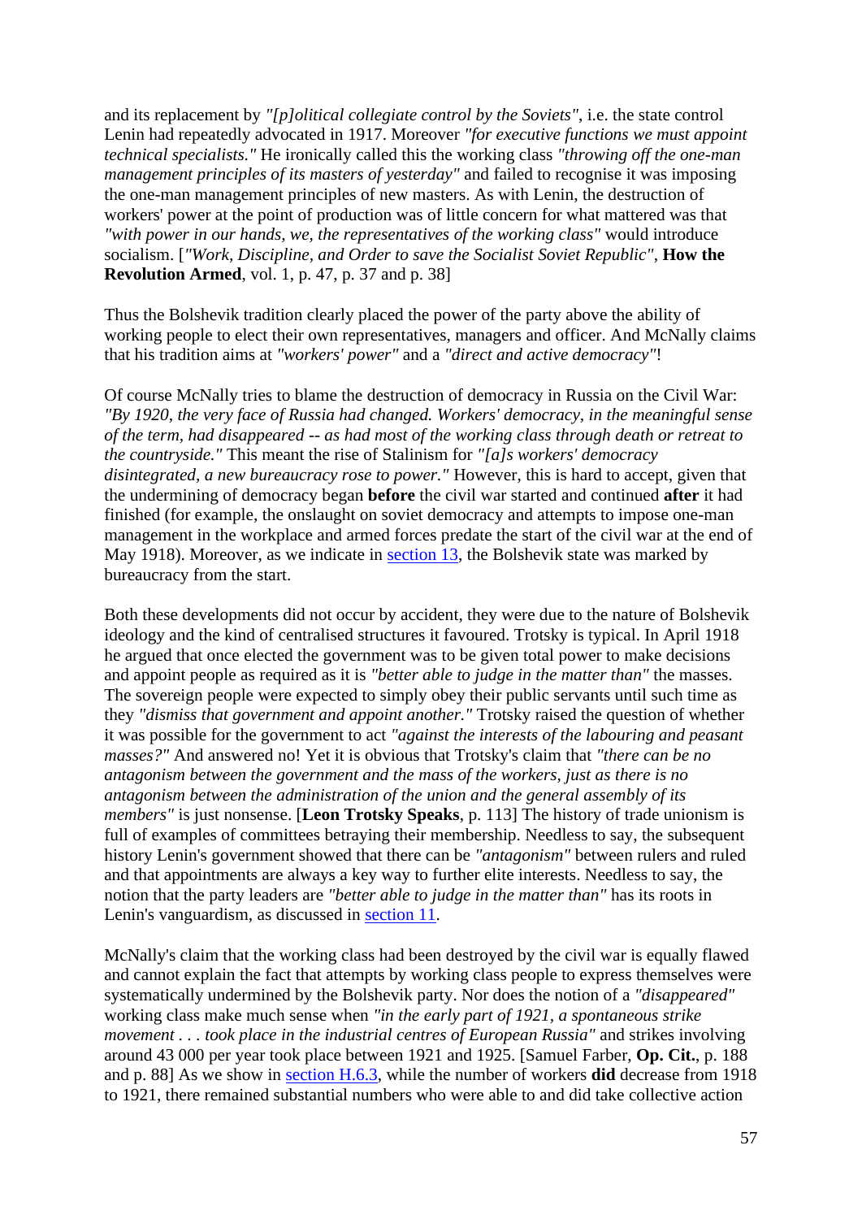and its replacement by *"[p]olitical collegiate control by the Soviets"*, i.e. the state control Lenin had repeatedly advocated in 1917. Moreover *"for executive functions we must appoint technical specialists."* He ironically called this the working class *"throwing off the one-man management principles of its masters of yesterday"* and failed to recognise it was imposing the one-man management principles of new masters. As with Lenin, the destruction of workers' power at the point of production was of little concern for what mattered was that *"with power in our hands, we, the representatives of the working class"* would introduce socialism. [*"Work, Discipline, and Order to save the Socialist Soviet Republic"*, **How the Revolution Armed**, vol. 1, p. 47, p. 37 and p. 38]

Thus the Bolshevik tradition clearly placed the power of the party above the ability of working people to elect their own representatives, managers and officer. And McNally claims that his tradition aims at *"workers' power"* and a *"direct and active democracy"*!

Of course McNally tries to blame the destruction of democracy in Russia on the Civil War: *"By 1920, the very face of Russia had changed. Workers' democracy, in the meaningful sense of the term, had disappeared -- as had most of the working class through death or retreat to the countryside."* This meant the rise of Stalinism for *"[a]s workers' democracy disintegrated, a new bureaucracy rose to power."* However, this is hard to accept, given that the undermining of democracy began **before** the civil war started and continued **after** it had finished (for example, the onslaught on soviet democracy and attempts to impose one-man management in the workplace and armed forces predate the start of the civil war at the end of May 1918). Moreover, as we indicate in section 13, the Bolshevik state was marked by bureaucracy from the start.

Both these developments did not occur by accident, they were due to the nature of Bolshevik ideology and the kind of centralised structures it favoured. Trotsky is typical. In April 1918 he argued that once elected the government was to be given total power to make decisions and appoint people as required as it is *"better able to judge in the matter than"* the masses. The sovereign people were expected to simply obey their public servants until such time as they *"dismiss that government and appoint another."* Trotsky raised the question of whether it was possible for the government to act *"against the interests of the labouring and peasant masses?"* And answered no! Yet it is obvious that Trotsky's claim that *"there can be no antagonism between the government and the mass of the workers, just as there is no antagonism between the administration of the union and the general assembly of its members"* is just nonsense. [**Leon Trotsky Speaks**, p. 113] The history of trade unionism is full of examples of committees betraying their membership. Needless to say, the subsequent history Lenin's government showed that there can be *"antagonism"* between rulers and ruled and that appointments are always a key way to further elite interests. Needless to say, the notion that the party leaders are *"better able to judge in the matter than"* has its roots in Lenin's vanguardism, as discussed in section 11.

McNally's claim that the working class had been destroyed by the civil war is equally flawed and cannot explain the fact that attempts by working class people to express themselves were systematically undermined by the Bolshevik party. Nor does the notion of a *"disappeared"* working class make much sense when *"in the early part of 1921, a spontaneous strike movement . . . took place in the industrial centres of European Russia"* and strikes involving around 43 000 per year took place between 1921 and 1925. [Samuel Farber, **Op. Cit.**, p. 188 and p. 88] As we show in section H.6.3, while the number of workers **did** decrease from 1918 to 1921, there remained substantial numbers who were able to and did take collective action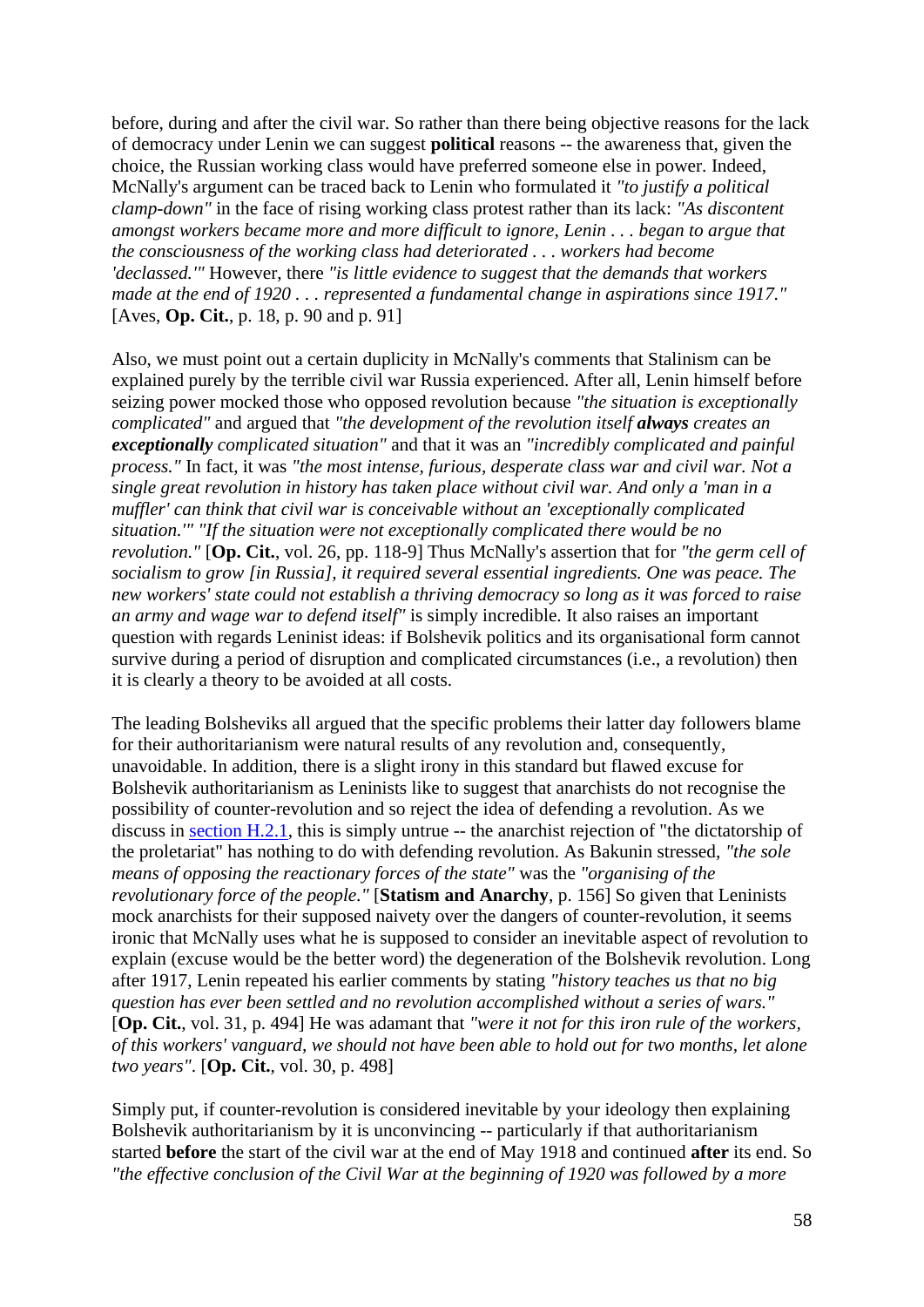before, during and after the civil war. So rather than there being objective reasons for the lack of democracy under Lenin we can suggest **political** reasons -- the awareness that, given the choice, the Russian working class would have preferred someone else in power. Indeed, McNally's argument can be traced back to Lenin who formulated it *"to justify a political clamp-down"* in the face of rising working class protest rather than its lack: *"As discontent amongst workers became more and more difficult to ignore, Lenin . . . began to argue that the consciousness of the working class had deteriorated . . . workers had become 'declassed.'"* However, there *"is little evidence to suggest that the demands that workers made at the end of 1920 . . . represented a fundamental change in aspirations since 1917."* [Aves, **Op. Cit.**, p. 18, p. 90 and p. 91]

Also, we must point out a certain duplicity in McNally's comments that Stalinism can be explained purely by the terrible civil war Russia experienced. After all, Lenin himself before seizing power mocked those who opposed revolution because *"the situation is exceptionally complicated"* and argued that *"the development of the revolution itself **always** creates an **exceptionally** complicated situation"* and that it was an *"incredibly complicated and painful process."* In fact, it was *"the most intense, furious, desperate class war and civil war. Not a single great revolution in history has taken place without civil war. And only a 'man in a muffler' can think that civil war is conceivable without an 'exceptionally complicated situation.'" "If the situation were not exceptionally complicated there would be no revolution."* [**Op. Cit.**, vol. 26, pp. 118-9] Thus McNally's assertion that for *"the germ cell of socialism to grow [in Russia], it required several essential ingredients. One was peace. The new workers' state could not establish a thriving democracy so long as it was forced to raise an army and wage war to defend itself"* is simply incredible. It also raises an important question with regards Leninist ideas: if Bolshevik politics and its organisational form cannot survive during a period of disruption and complicated circumstances (i.e., a revolution) then it is clearly a theory to be avoided at all costs.

The leading Bolsheviks all argued that the specific problems their latter day followers blame for their authoritarianism were natural results of any revolution and, consequently, unavoidable. In addition, there is a slight irony in this standard but flawed excuse for Bolshevik authoritarianism as Leninists like to suggest that anarchists do not recognise the possibility of counter-revolution and so reject the idea of defending a revolution. As we discuss in section H.2.1, this is simply untrue -- the anarchist rejection of "the dictatorship of the proletariat" has nothing to do with defending revolution. As Bakunin stressed, *"the sole means of opposing the reactionary forces of the state"* was the *"organising of the revolutionary force of the people."* [**Statism and Anarchy**, p. 156] So given that Leninists mock anarchists for their supposed naivety over the dangers of counter-revolution, it seems ironic that McNally uses what he is supposed to consider an inevitable aspect of revolution to explain (excuse would be the better word) the degeneration of the Bolshevik revolution. Long after 1917, Lenin repeated his earlier comments by stating *"history teaches us that no big question has ever been settled and no revolution accomplished without a series of wars."* [**Op. Cit.**, vol. 31, p. 494] He was adamant that *"were it not for this iron rule of the workers, of this workers' vanguard, we should not have been able to hold out for two months, let alone two years"*. [**Op. Cit.**, vol. 30, p. 498]

Simply put, if counter-revolution is considered inevitable by your ideology then explaining Bolshevik authoritarianism by it is unconvincing -- particularly if that authoritarianism started **before** the start of the civil war at the end of May 1918 and continued **after** its end. So *"the effective conclusion of the Civil War at the beginning of 1920 was followed by a more*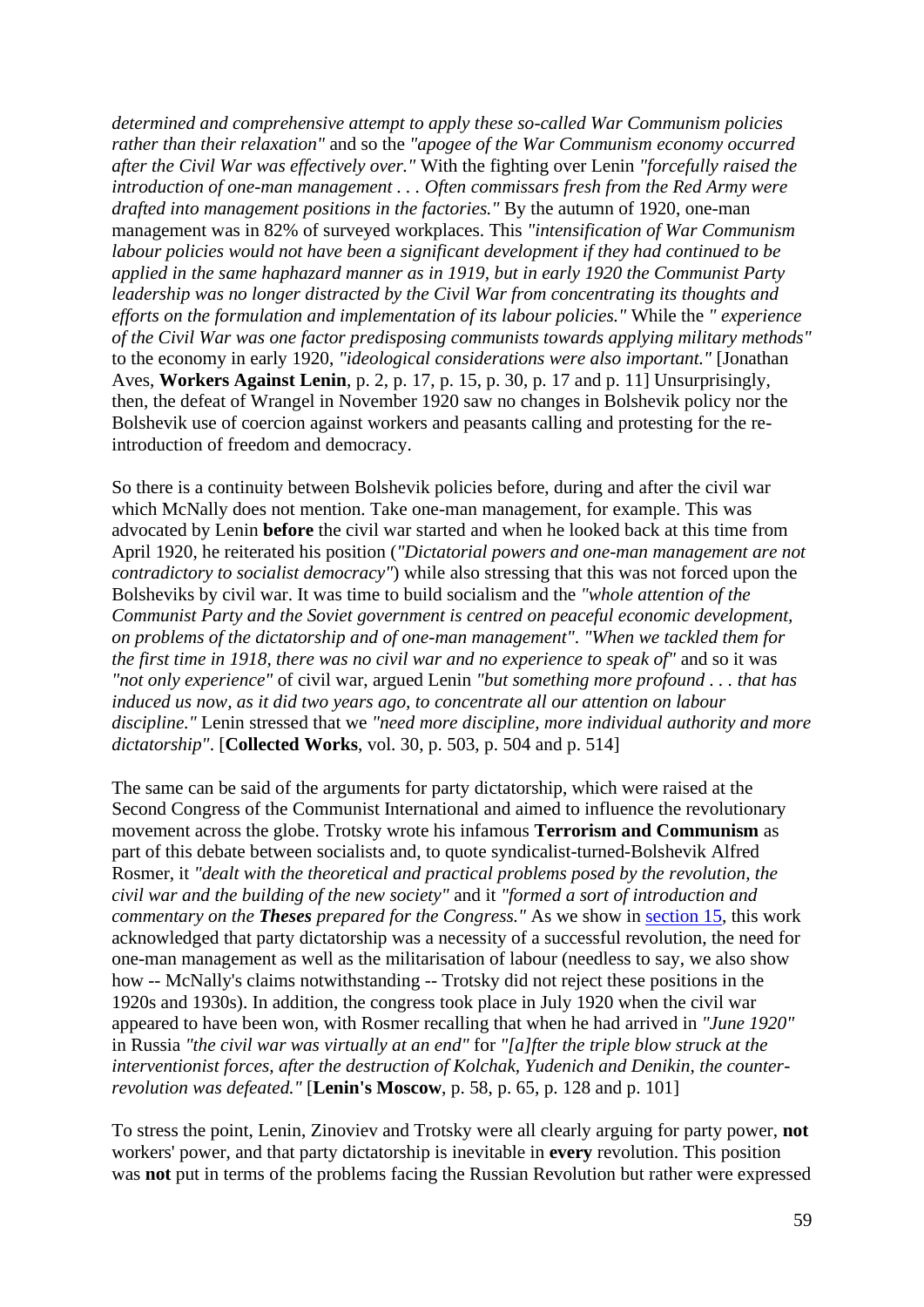*determined and comprehensive attempt to apply these so-called War Communism policies rather than their relaxation"* and so the *"apogee of the War Communism economy occurred after the Civil War was effectively over."* With the fighting over Lenin *"forcefully raised the introduction of one-man management . . . Often commissars fresh from the Red Army were drafted into management positions in the factories."* By the autumn of 1920, one-man management was in 82% of surveyed workplaces. This *"intensification of War Communism labour policies would not have been a significant development if they had continued to be applied in the same haphazard manner as in 1919, but in early 1920 the Communist Party leadership was no longer distracted by the Civil War from concentrating its thoughts and efforts on the formulation and implementation of its labour policies."* While the *" experience of the Civil War was one factor predisposing communists towards applying military methods"* to the economy in early 1920, *"ideological considerations were also important."* [Jonathan Aves, **Workers Against Lenin**, p. 2, p. 17, p. 15, p. 30, p. 17 and p. 11] Unsurprisingly, then, the defeat of Wrangel in November 1920 saw no changes in Bolshevik policy nor the Bolshevik use of coercion against workers and peasants calling and protesting for the re-introduction of freedom and democracy.

So there is a continuity between Bolshevik policies before, during and after the civil war which McNally does not mention. Take one-man management, for example. This was advocated by Lenin **before** the civil war started and when he looked back at this time from April 1920, he reiterated his position (*"Dictatorial powers and one-man management are not contradictory to socialist democracy"*) while also stressing that this was not forced upon the Bolsheviks by civil war. It was time to build socialism and the *"whole attention of the Communist Party and the Soviet government is centred on peaceful economic development, on problems of the dictatorship and of one-man management"*. *"When we tackled them for the first time in 1918, there was no civil war and no experience to speak of"* and so it was *"not only experience"* of civil war, argued Lenin *"but something more profound . . . that has induced us now, as it did two years ago, to concentrate all our attention on labour discipline."* Lenin stressed that we *"need more discipline, more individual authority and more dictatorship"*. [**Collected Works**, vol. 30, p. 503, p. 504 and p. 514]

The same can be said of the arguments for party dictatorship, which were raised at the Second Congress of the Communist International and aimed to influence the revolutionary movement across the globe. Trotsky wrote his infamous **Terrorism and Communism** as part of this debate between socialists and, to quote syndicalist-turned-Bolshevik Alfred Rosmer, it *"dealt with the theoretical and practical problems posed by the revolution, the civil war and the building of the new society"* and it *"formed a sort of introduction and commentary on the **Theses** prepared for the Congress."* As we show in section 15, this work acknowledged that party dictatorship was a necessity of a successful revolution, the need for one-man management as well as the militarisation of labour (needless to say, we also show how -- McNally's claims notwithstanding -- Trotsky did not reject these positions in the 1920s and 1930s). In addition, the congress took place in July 1920 when the civil war appeared to have been won, with Rosmer recalling that when he had arrived in *"June 1920"* in Russia *"the civil war was virtually at an end"* for *"[a]fter the triple blow struck at the interventionist forces, after the destruction of Kolchak, Yudenich and Denikin, the counter-revolution was defeated."* [**Lenin's Moscow**, p. 58, p. 65, p. 128 and p. 101]

To stress the point, Lenin, Zinoviev and Trotsky were all clearly arguing for party power, **not** workers' power, and that party dictatorship is inevitable in **every** revolution. This position was **not** put in terms of the problems facing the Russian Revolution but rather were expressed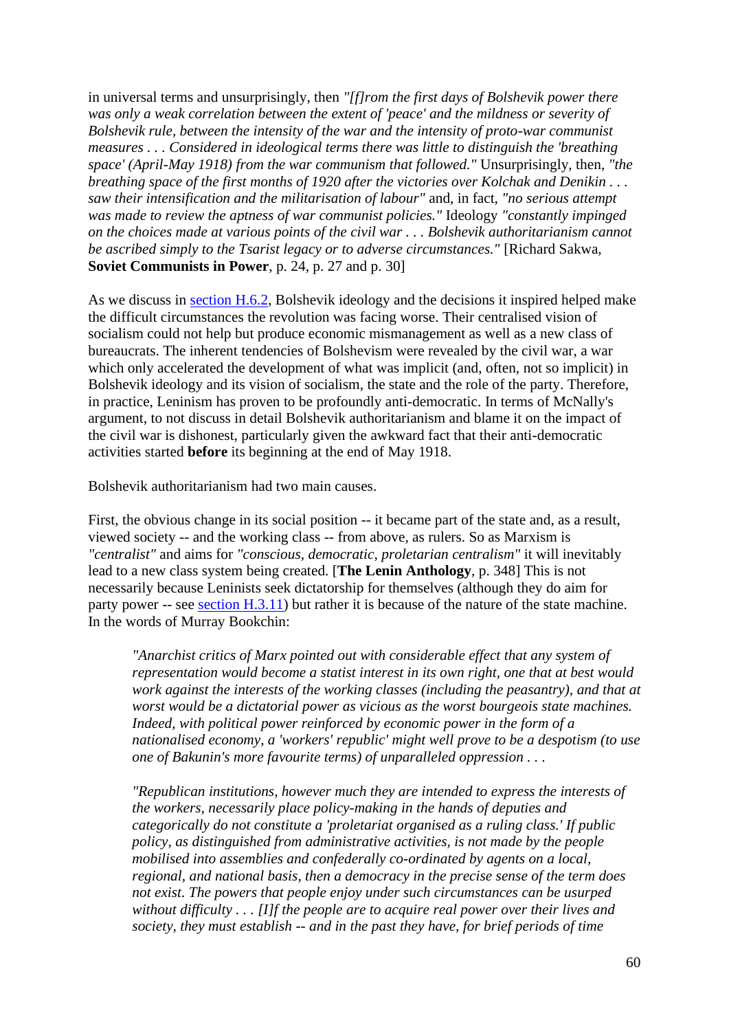in universal terms and unsurprisingly, then *"[f]rom the first days of Bolshevik power there was only a weak correlation between the extent of 'peace' and the mildness or severity of Bolshevik rule, between the intensity of the war and the intensity of proto-war communist measures . . . Considered in ideological terms there was little to distinguish the 'breathing space' (April-May 1918) from the war communism that followed."* Unsurprisingly, then, *"the breathing space of the first months of 1920 after the victories over Kolchak and Denikin . . . saw their intensification and the militarisation of labour"* and, in fact, *"no serious attempt was made to review the aptness of war communist policies."* Ideology *"constantly impinged on the choices made at various points of the civil war . . . Bolshevik authoritarianism cannot be ascribed simply to the Tsarist legacy or to adverse circumstances."* [Richard Sakwa, **Soviet Communists in Power**, p. 24, p. 27 and p. 30]

As we discuss in section H.6.2, Bolshevik ideology and the decisions it inspired helped make the difficult circumstances the revolution was facing worse. Their centralised vision of socialism could not help but produce economic mismanagement as well as a new class of bureaucrats. The inherent tendencies of Bolshevism were revealed by the civil war, a war which only accelerated the development of what was implicit (and, often, not so implicit) in Bolshevik ideology and its vision of socialism, the state and the role of the party. Therefore, in practice, Leninism has proven to be profoundly anti-democratic. In terms of McNally's argument, to not discuss in detail Bolshevik authoritarianism and blame it on the impact of the civil war is dishonest, particularly given the awkward fact that their anti-democratic activities started **before** its beginning at the end of May 1918.

Bolshevik authoritarianism had two main causes.

First, the obvious change in its social position -- it became part of the state and, as a result, viewed society -- and the working class -- from above, as rulers. So as Marxism is *"centralist"* and aims for *"conscious, democratic, proletarian centralism"* it will inevitably lead to a new class system being created. [**The Lenin Anthology**, p. 348] This is not necessarily because Leninists seek dictatorship for themselves (although they do aim for party power -- see section H.3.11) but rather it is because of the nature of the state machine. In the words of Murray Bookchin:

> *"Anarchist critics of Marx pointed out with considerable effect that any system of representation would become a statist interest in its own right, one that at best would work against the interests of the working classes (including the peasantry), and that at worst would be a dictatorial power as vicious as the worst bourgeois state machines. Indeed, with political power reinforced by economic power in the form of a nationalised economy, a 'workers' republic' might well prove to be a despotism (to use one of Bakunin's more favourite terms) of unparalleled oppression . . .*
>
> *"Republican institutions, however much they are intended to express the interests of the workers, necessarily place policy-making in the hands of deputies and categorically do not constitute a 'proletariat organised as a ruling class.' If public policy, as distinguished from administrative activities, is not made by the people mobilised into assemblies and confederally co-ordinated by agents on a local, regional, and national basis, then a democracy in the precise sense of the term does not exist. The powers that people enjoy under such circumstances can be usurped without difficulty . . . [I]f the people are to acquire real power over their lives and society, they must establish -- and in the past they have, for brief periods of time*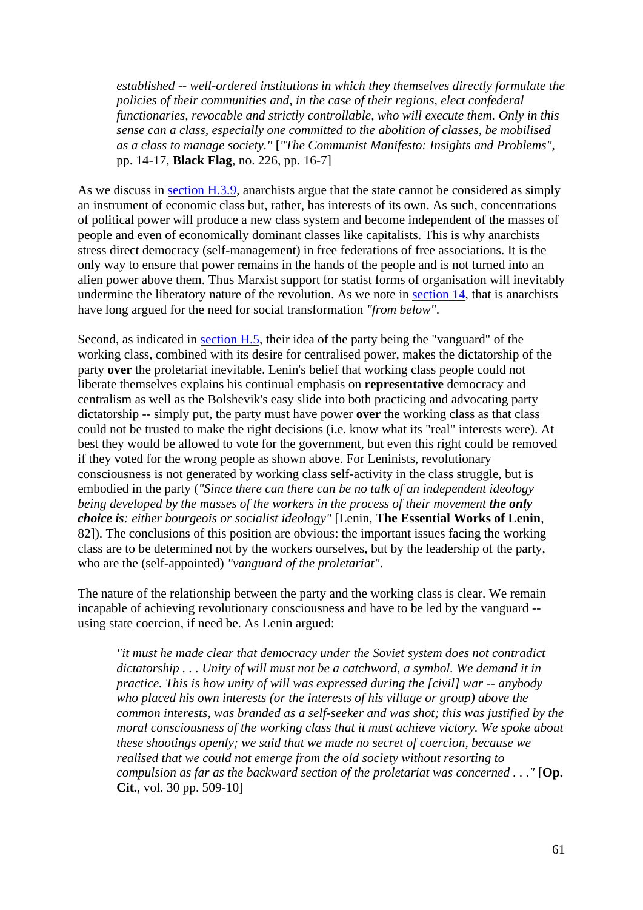> *established -- well-ordered institutions in which they themselves directly formulate the policies of their communities and, in the case of their regions, elect confederal functionaries, revocable and strictly controllable, who will execute them. Only in this sense can a class, especially one committed to the abolition of classes, be mobilised as a class to manage society."* [*"The Communist Manifesto: Insights and Problems"*, pp. 14-17, **Black Flag**, no. 226, pp. 16-7]

As we discuss in section H.3.9, anarchists argue that the state cannot be considered as simply an instrument of economic class but, rather, has interests of its own. As such, concentrations of political power will produce a new class system and become independent of the masses of people and even of economically dominant classes like capitalists. This is why anarchists stress direct democracy (self-management) in free federations of free associations. It is the only way to ensure that power remains in the hands of the people and is not turned into an alien power above them. Thus Marxist support for statist forms of organisation will inevitably undermine the liberatory nature of the revolution. As we note in section 14, that is anarchists have long argued for the need for social transformation *"from below"*.

Second, as indicated in section H.5, their idea of the party being the "vanguard" of the working class, combined with its desire for centralised power, makes the dictatorship of the party **over** the proletariat inevitable. Lenin's belief that working class people could not liberate themselves explains his continual emphasis on **representative** democracy and centralism as well as the Bolshevik's easy slide into both practicing and advocating party dictatorship -- simply put, the party must have power **over** the working class as that class could not be trusted to make the right decisions (i.e. know what its "real" interests were). At best they would be allowed to vote for the government, but even this right could be removed if they voted for the wrong people as shown above. For Leninists, revolutionary consciousness is not generated by working class self-activity in the class struggle, but is embodied in the party (*"Since there can there can be no talk of an independent ideology being developed by the masses of the workers in the process of their movement **the only choice is**: either bourgeois or socialist ideology"* [Lenin, **The Essential Works of Lenin**, 82]). The conclusions of this position are obvious: the important issues facing the working class are to be determined not by the workers ourselves, but by the leadership of the party, who are the (self-appointed) *"vanguard of the proletariat"*.

The nature of the relationship between the party and the working class is clear. We remain incapable of achieving revolutionary consciousness and have to be led by the vanguard -- using state coercion, if need be. As Lenin argued:

> *"it must he made clear that democracy under the Soviet system does not contradict dictatorship . . . Unity of will must not be a catchword, a symbol. We demand it in practice. This is how unity of will was expressed during the [civil] war -- anybody who placed his own interests (or the interests of his village or group) above the common interests, was branded as a self-seeker and was shot; this was justified by the moral consciousness of the working class that it must achieve victory. We spoke about these shootings openly; we said that we made no secret of coercion, because we realised that we could not emerge from the old society without resorting to compulsion as far as the backward section of the proletariat was concerned . . ."* [**Op. Cit.**, vol. 30 pp. 509-10]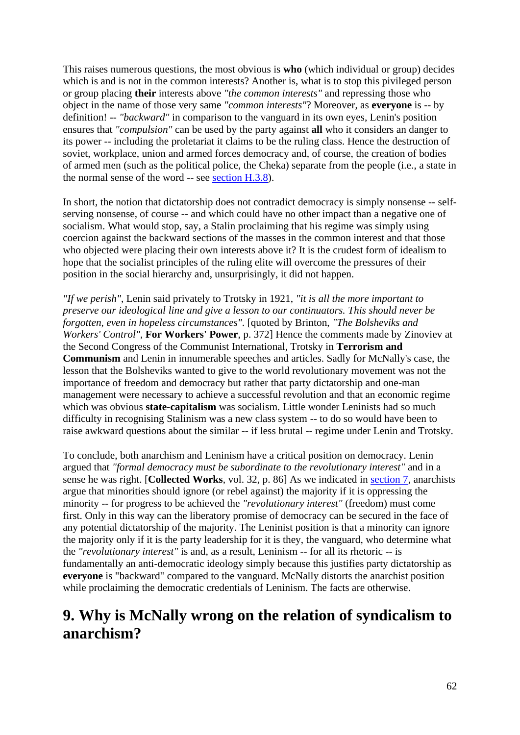This raises numerous questions, the most obvious is **who** (which individual or group) decides which is and is not in the common interests? Another is, what is to stop this pivileged person or group placing **their** interests above *"the common interests"* and repressing those who object in the name of those very same *"common interests"*? Moreover, as **everyone** is -- by definition! -- *"backward"* in comparison to the vanguard in its own eyes, Lenin's position ensures that *"compulsion"* can be used by the party against **all** who it considers an danger to its power -- including the proletariat it claims to be the ruling class. Hence the destruction of soviet, workplace, union and armed forces democracy and, of course, the creation of bodies of armed men (such as the political police, the Cheka) separate from the people (i.e., a state in the normal sense of the word -- see section H.3.8).

In short, the notion that dictatorship does not contradict democracy is simply nonsense -- self-serving nonsense, of course -- and which could have no other impact than a negative one of socialism. What would stop, say, a Stalin proclaiming that his regime was simply using coercion against the backward sections of the masses in the common interest and that those who objected were placing their own interests above it? It is the crudest form of idealism to hope that the socialist principles of the ruling elite will overcome the pressures of their position in the social hierarchy and, unsurprisingly, it did not happen.

*"If we perish"*, Lenin said privately to Trotsky in 1921, *"it is all the more important to preserve our ideological line and give a lesson to our continuators. This should never be forgotten, even in hopeless circumstances"*. [quoted by Brinton, *"The Bolsheviks and Workers' Control"*, **For Workers' Power**, p. 372] Hence the comments made by Zinoviev at the Second Congress of the Communist International, Trotsky in **Terrorism and Communism** and Lenin in innumerable speeches and articles. Sadly for McNally's case, the lesson that the Bolsheviks wanted to give to the world revolutionary movement was not the importance of freedom and democracy but rather that party dictatorship and one-man management were necessary to achieve a successful revolution and that an economic regime which was obvious **state-capitalism** was socialism. Little wonder Leninists had so much difficulty in recognising Stalinism was a new class system -- to do so would have been to raise awkward questions about the similar -- if less brutal -- regime under Lenin and Trotsky.

To conclude, both anarchism and Leninism have a critical position on democracy. Lenin argued that *"formal democracy must be subordinate to the revolutionary interest"* and in a sense he was right. [**Collected Works**, vol. 32, p. 86] As we indicated in section 7, anarchists argue that minorities should ignore (or rebel against) the majority if it is oppressing the minority -- for progress to be achieved the *"revolutionary interest"* (freedom) must come first. Only in this way can the liberatory promise of democracy can be secured in the face of any potential dictatorship of the majority. The Leninist position is that a minority can ignore the majority only if it is the party leadership for it is they, the vanguard, who determine what the *"revolutionary interest"* is and, as a result, Leninism -- for all its rhetoric -- is fundamentally an anti-democratic ideology simply because this justifies party dictatorship as **everyone** is "backward" compared to the vanguard. McNally distorts the anarchist position while proclaiming the democratic credentials of Leninism. The facts are otherwise.

## 9. Why is McNally wrong on the relation of syndicalism to anarchism?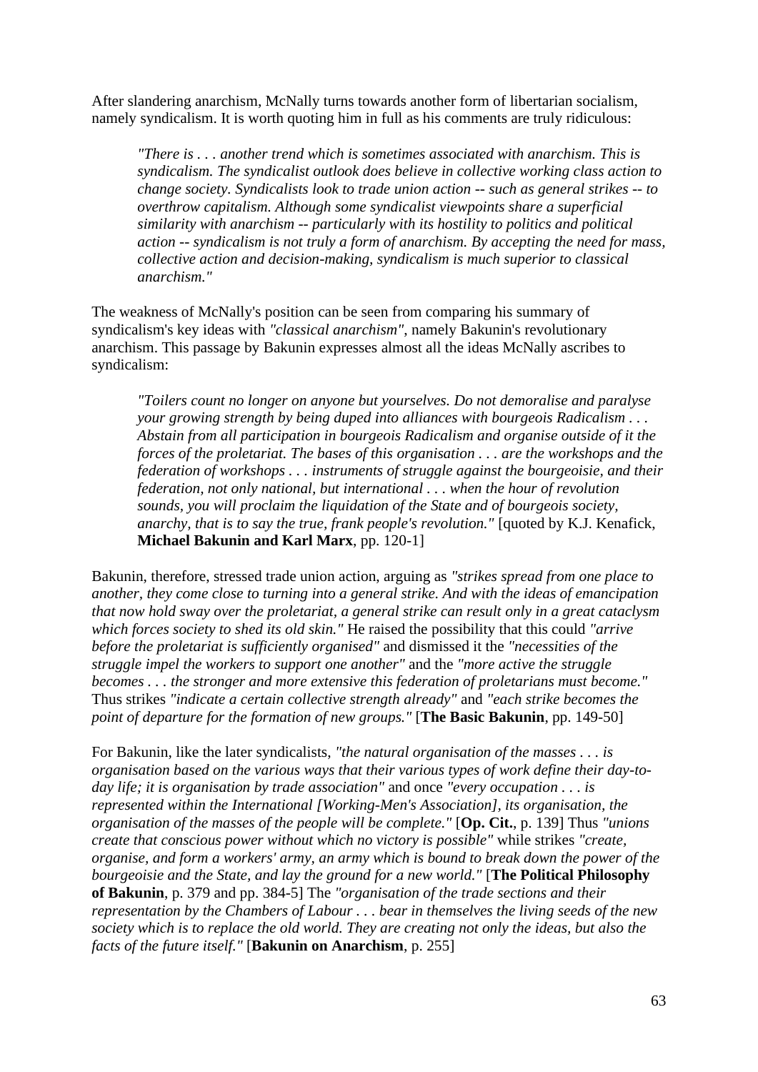After slandering anarchism, McNally turns towards another form of libertarian socialism, namely syndicalism. It is worth quoting him in full as his comments are truly ridiculous:

> *"There is . . . another trend which is sometimes associated with anarchism. This is syndicalism. The syndicalist outlook does believe in collective working class action to change society. Syndicalists look to trade union action -- such as general strikes -- to overthrow capitalism. Although some syndicalist viewpoints share a superficial similarity with anarchism -- particularly with its hostility to politics and political action -- syndicalism is not truly a form of anarchism. By accepting the need for mass, collective action and decision-making, syndicalism is much superior to classical anarchism."*

The weakness of McNally's position can be seen from comparing his summary of syndicalism's key ideas with *"classical anarchism"*, namely Bakunin's revolutionary anarchism. This passage by Bakunin expresses almost all the ideas McNally ascribes to syndicalism:

> *"Toilers count no longer on anyone but yourselves. Do not demoralise and paralyse your growing strength by being duped into alliances with bourgeois Radicalism . . . Abstain from all participation in bourgeois Radicalism and organise outside of it the forces of the proletariat. The bases of this organisation . . . are the workshops and the federation of workshops . . . instruments of struggle against the bourgeoisie, and their federation, not only national, but international . . . when the hour of revolution sounds, you will proclaim the liquidation of the State and of bourgeois society, anarchy, that is to say the true, frank people's revolution."* [quoted by K.J. Kenafick, **Michael Bakunin and Karl Marx**, pp. 120-1]

Bakunin, therefore, stressed trade union action, arguing as *"strikes spread from one place to another, they come close to turning into a general strike. And with the ideas of emancipation that now hold sway over the proletariat, a general strike can result only in a great cataclysm which forces society to shed its old skin."* He raised the possibility that this could *"arrive before the proletariat is sufficiently organised"* and dismissed it the *"necessities of the struggle impel the workers to support one another"* and the *"more active the struggle becomes . . . the stronger and more extensive this federation of proletarians must become."* Thus strikes *"indicate a certain collective strength already"* and *"each strike becomes the point of departure for the formation of new groups."* [**The Basic Bakunin**, pp. 149-50]

For Bakunin, like the later syndicalists, *"the natural organisation of the masses . . . is organisation based on the various ways that their various types of work define their day-to-day life; it is organisation by trade association"* and once *"every occupation . . . is represented within the International [Working-Men's Association], its organisation, the organisation of the masses of the people will be complete."* [**Op. Cit.**, p. 139] Thus *"unions create that conscious power without which no victory is possible"* while strikes *"create, organise, and form a workers' army, an army which is bound to break down the power of the bourgeoisie and the State, and lay the ground for a new world."* [**The Political Philosophy of Bakunin**, p. 379 and pp. 384-5] The *"organisation of the trade sections and their representation by the Chambers of Labour . . . bear in themselves the living seeds of the new society which is to replace the old world. They are creating not only the ideas, but also the facts of the future itself."* [**Bakunin on Anarchism**, p. 255]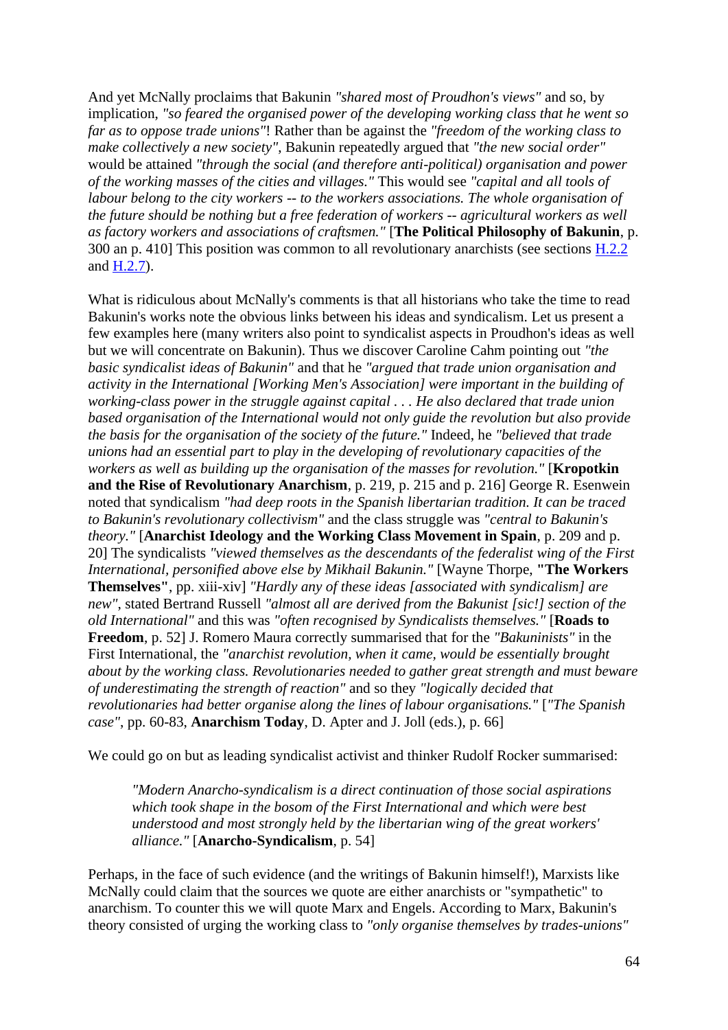And yet McNally proclaims that Bakunin *"shared most of Proudhon's views"* and so, by implication, *"so feared the organised power of the developing working class that he went so far as to oppose trade unions"*! Rather than be against the *"freedom of the working class to make collectively a new society"*, Bakunin repeatedly argued that *"the new social order"* would be attained *"through the social (and therefore anti-political) organisation and power of the working masses of the cities and villages."* This would see *"capital and all tools of labour belong to the city workers -- to the workers associations. The whole organisation of the future should be nothing but a free federation of workers -- agricultural workers as well as factory workers and associations of craftsmen."* [**The Political Philosophy of Bakunin**, p. 300 an p. 410] This position was common to all revolutionary anarchists (see sections H.2.2 and H.2.7).

What is ridiculous about McNally's comments is that all historians who take the time to read Bakunin's works note the obvious links between his ideas and syndicalism. Let us present a few examples here (many writers also point to syndicalist aspects in Proudhon's ideas as well but we will concentrate on Bakunin). Thus we discover Caroline Cahm pointing out *"the basic syndicalist ideas of Bakunin"* and that he *"argued that trade union organisation and activity in the International [Working Men's Association] were important in the building of working-class power in the struggle against capital . . . He also declared that trade union based organisation of the International would not only guide the revolution but also provide the basis for the organisation of the society of the future."* Indeed, he *"believed that trade unions had an essential part to play in the developing of revolutionary capacities of the workers as well as building up the organisation of the masses for revolution."* [**Kropotkin and the Rise of Revolutionary Anarchism**, p. 219, p. 215 and p. 216] George R. Esenwein noted that syndicalism *"had deep roots in the Spanish libertarian tradition. It can be traced to Bakunin's revolutionary collectivism"* and the class struggle was *"central to Bakunin's theory."* [**Anarchist Ideology and the Working Class Movement in Spain**, p. 209 and p. 20] The syndicalists *"viewed themselves as the descendants of the federalist wing of the First International, personified above else by Mikhail Bakunin."* [Wayne Thorpe, **"The Workers Themselves"**, pp. xiii-xiv] *"Hardly any of these ideas [associated with syndicalism] are new"*, stated Bertrand Russell *"almost all are derived from the Bakunist [sic!] section of the old International"* and this was *"often recognised by Syndicalists themselves."* [**Roads to Freedom**, p. 52] J. Romero Maura correctly summarised that for the *"Bakuninists"* in the First International, the *"anarchist revolution, when it came, would be essentially brought about by the working class. Revolutionaries needed to gather great strength and must beware of underestimating the strength of reaction"* and so they *"logically decided that revolutionaries had better organise along the lines of labour organisations."* [*"The Spanish case"*, pp. 60-83, **Anarchism Today**, D. Apter and J. Joll (eds.), p. 66]

We could go on but as leading syndicalist activist and thinker Rudolf Rocker summarised:

> *"Modern Anarcho-syndicalism is a direct continuation of those social aspirations which took shape in the bosom of the First International and which were best understood and most strongly held by the libertarian wing of the great workers' alliance."* [**Anarcho-Syndicalism**, p. 54]

Perhaps, in the face of such evidence (and the writings of Bakunin himself!), Marxists like McNally could claim that the sources we quote are either anarchists or "sympathetic" to anarchism. To counter this we will quote Marx and Engels. According to Marx, Bakunin's theory consisted of urging the working class to *"only organise themselves by trades-unions"*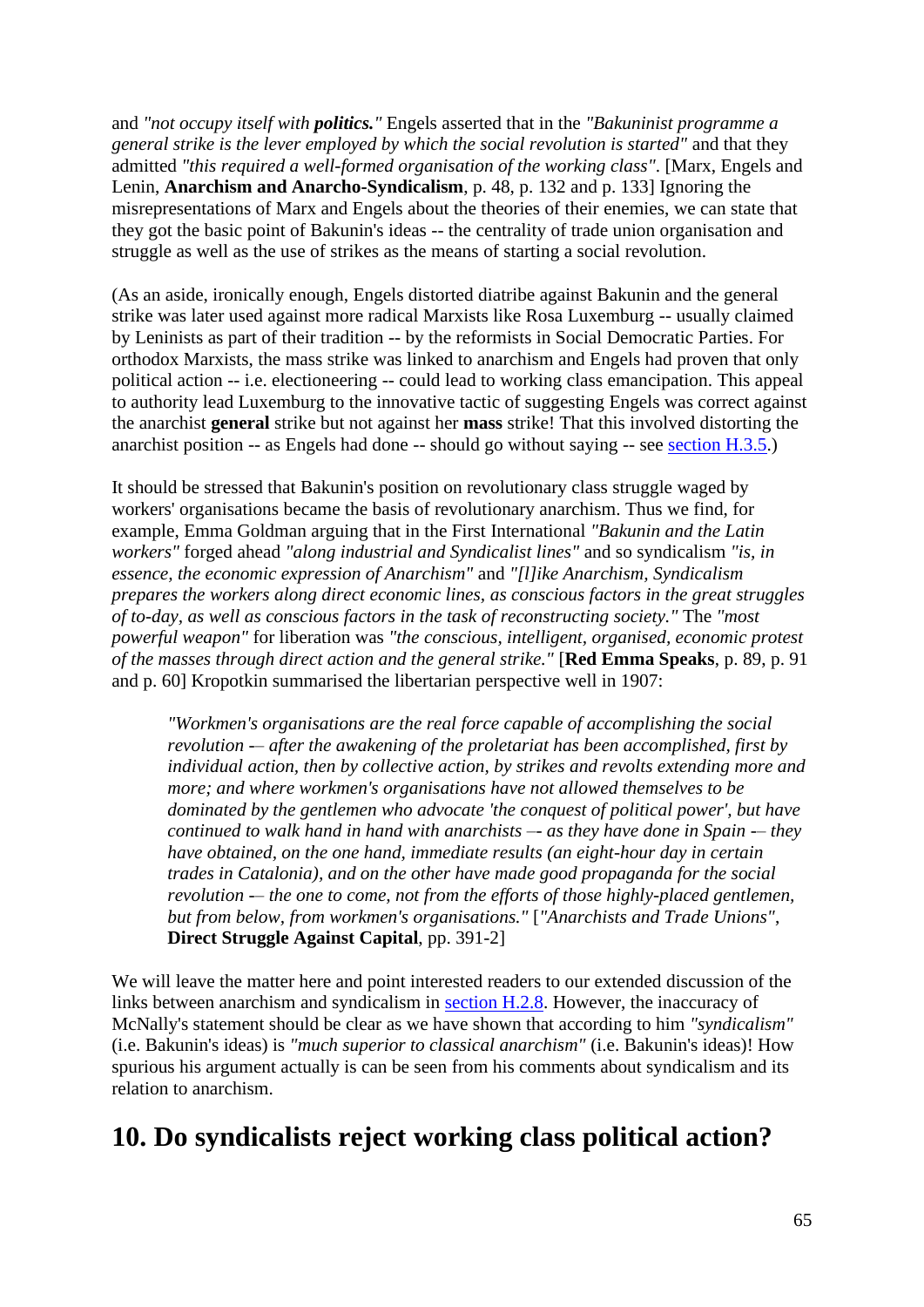and *"not occupy itself with **politics.**"* Engels asserted that in the *"Bakuninist programme a general strike is the lever employed by which the social revolution is started"* and that they admitted *"this required a well-formed organisation of the working class"*. [Marx, Engels and Lenin, **Anarchism and Anarcho-Syndicalism**, p. 48, p. 132 and p. 133] Ignoring the misrepresentations of Marx and Engels about the theories of their enemies, we can state that they got the basic point of Bakunin's ideas -- the centrality of trade union organisation and struggle as well as the use of strikes as the means of starting a social revolution.

(As an aside, ironically enough, Engels distorted diatribe against Bakunin and the general strike was later used against more radical Marxists like Rosa Luxemburg -- usually claimed by Leninists as part of their tradition -- by the reformists in Social Democratic Parties. For orthodox Marxists, the mass strike was linked to anarchism and Engels had proven that only political action -- i.e. electioneering -- could lead to working class emancipation. This appeal to authority lead Luxemburg to the innovative tactic of suggesting Engels was correct against the anarchist **general** strike but not against her **mass** strike! That this involved distorting the anarchist position -- as Engels had done -- should go without saying -- see section H.3.5.)

It should be stressed that Bakunin's position on revolutionary class struggle waged by workers' organisations became the basis of revolutionary anarchism. Thus we find, for example, Emma Goldman arguing that in the First International *"Bakunin and the Latin workers"* forged ahead *"along industrial and Syndicalist lines"* and so syndicalism *"is, in essence, the economic expression of Anarchism"* and *"[l]ike Anarchism, Syndicalism prepares the workers along direct economic lines, as conscious factors in the great struggles of to-day, as well as conscious factors in the task of reconstructing society."* The *"most powerful weapon"* for liberation was *"the conscious, intelligent, organised, economic protest of the masses through direct action and the general strike."* [**Red Emma Speaks**, p. 89, p. 91 and p. 60] Kropotkin summarised the libertarian perspective well in 1907:

> *"Workmen's organisations are the real force capable of accomplishing the social revolution -– after the awakening of the proletariat has been accomplished, first by individual action, then by collective action, by strikes and revolts extending more and more; and where workmen's organisations have not allowed themselves to be dominated by the gentlemen who advocate 'the conquest of political power', but have continued to walk hand in hand with anarchists –- as they have done in Spain -– they have obtained, on the one hand, immediate results (an eight-hour day in certain trades in Catalonia), and on the other have made good propaganda for the social revolution -– the one to come, not from the efforts of those highly-placed gentlemen, but from below, from workmen's organisations."* [*"Anarchists and Trade Unions"*, **Direct Struggle Against Capital**, pp. 391-2]

We will leave the matter here and point interested readers to our extended discussion of the links between anarchism and syndicalism in section H.2.8. However, the inaccuracy of McNally's statement should be clear as we have shown that according to him *"syndicalism"* (i.e. Bakunin's ideas) is *"much superior to classical anarchism"* (i.e. Bakunin's ideas)! How spurious his argument actually is can be seen from his comments about syndicalism and its relation to anarchism.

# 10. Do syndicalists reject working class political action?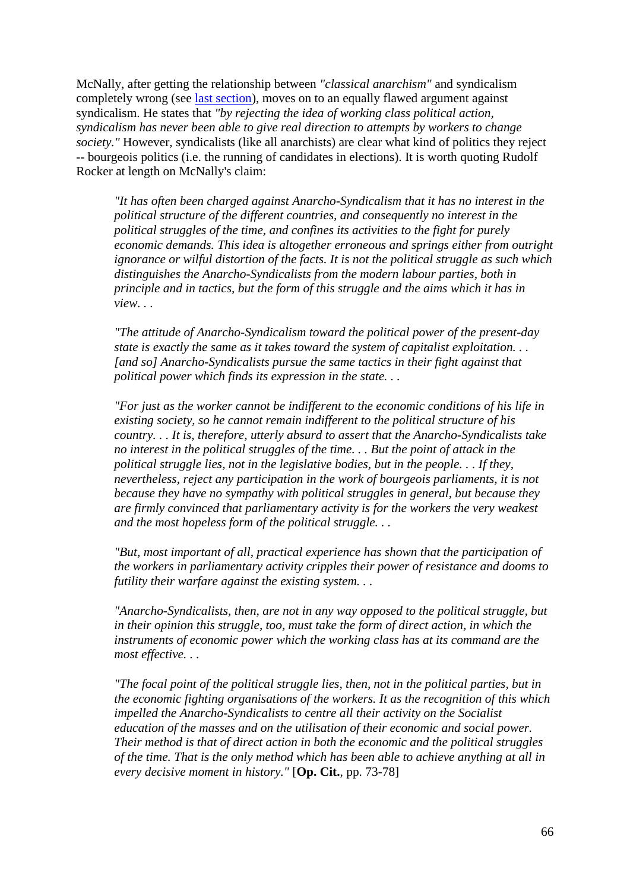McNally, after getting the relationship between *"classical anarchism"* and syndicalism completely wrong (see last section), moves on to an equally flawed argument against syndicalism. He states that *"by rejecting the idea of working class political action, syndicalism has never been able to give real direction to attempts by workers to change society."* However, syndicalists (like all anarchists) are clear what kind of politics they reject -- bourgeois politics (i.e. the running of candidates in elections). It is worth quoting Rudolf Rocker at length on McNally's claim:

> *"It has often been charged against Anarcho-Syndicalism that it has no interest in the political structure of the different countries, and consequently no interest in the political struggles of the time, and confines its activities to the fight for purely economic demands. This idea is altogether erroneous and springs either from outright ignorance or wilful distortion of the facts. It is not the political struggle as such which distinguishes the Anarcho-Syndicalists from the modern labour parties, both in principle and in tactics, but the form of this struggle and the aims which it has in view. . .*
>
> *"The attitude of Anarcho-Syndicalism toward the political power of the present-day state is exactly the same as it takes toward the system of capitalist exploitation. . . [and so] Anarcho-Syndicalists pursue the same tactics in their fight against that political power which finds its expression in the state. . .*
>
> *"For just as the worker cannot be indifferent to the economic conditions of his life in existing society, so he cannot remain indifferent to the political structure of his country. . . It is, therefore, utterly absurd to assert that the Anarcho-Syndicalists take no interest in the political struggles of the time. . . But the point of attack in the political struggle lies, not in the legislative bodies, but in the people. . . If they, nevertheless, reject any participation in the work of bourgeois parliaments, it is not because they have no sympathy with political struggles in general, but because they are firmly convinced that parliamentary activity is for the workers the very weakest and the most hopeless form of the political struggle. . .*
>
> *"But, most important of all, practical experience has shown that the participation of the workers in parliamentary activity cripples their power of resistance and dooms to futility their warfare against the existing system. . .*
>
> *"Anarcho-Syndicalists, then, are not in any way opposed to the political struggle, but in their opinion this struggle, too, must take the form of direct action, in which the instruments of economic power which the working class has at its command are the most effective. . .*
>
> *"The focal point of the political struggle lies, then, not in the political parties, but in the economic fighting organisations of the workers. It as the recognition of this which impelled the Anarcho-Syndicalists to centre all their activity on the Socialist education of the masses and on the utilisation of their economic and social power. Their method is that of direct action in both the economic and the political struggles of the time. That is the only method which has been able to achieve anything at all in every decisive moment in history."* [**Op. Cit.**, pp. 73-78]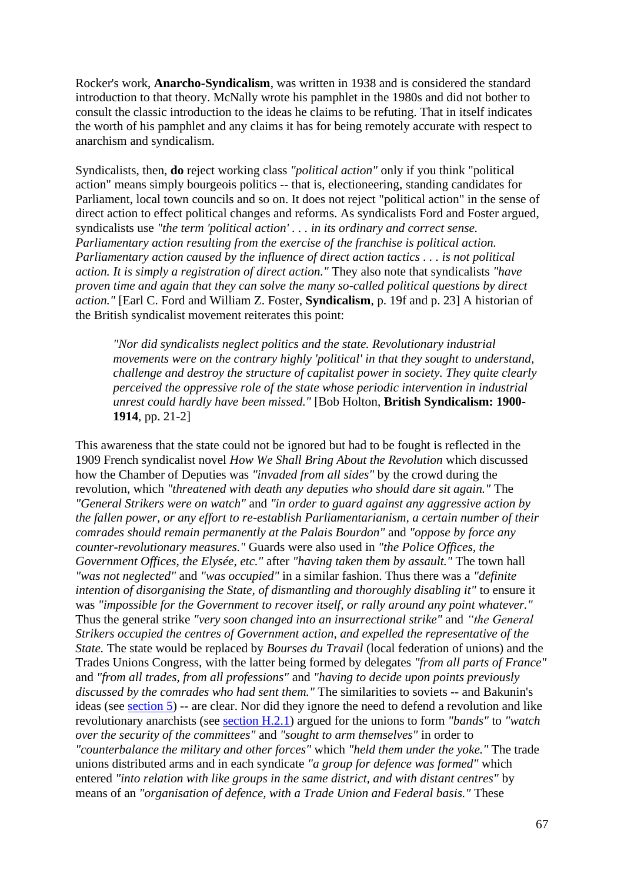Rocker's work, **Anarcho-Syndicalism**, was written in 1938 and is considered the standard introduction to that theory. McNally wrote his pamphlet in the 1980s and did not bother to consult the classic introduction to the ideas he claims to be refuting. That in itself indicates the worth of his pamphlet and any claims it has for being remotely accurate with respect to anarchism and syndicalism.

Syndicalists, then, **do** reject working class *"political action"* only if you think "political action" means simply bourgeois politics -- that is, electioneering, standing candidates for Parliament, local town councils and so on. It does not reject "political action" in the sense of direct action to effect political changes and reforms. As syndicalists Ford and Foster argued, syndicalists use *"the term 'political action' . . . in its ordinary and correct sense. Parliamentary action resulting from the exercise of the franchise is political action. Parliamentary action caused by the influence of direct action tactics . . . is not political action. It is simply a registration of direct action."* They also note that syndicalists *"have proven time and again that they can solve the many so-called political questions by direct action."* [Earl C. Ford and William Z. Foster, **Syndicalism**, p. 19f and p. 23] A historian of the British syndicalist movement reiterates this point:

> *"Nor did syndicalists neglect politics and the state. Revolutionary industrial movements were on the contrary highly 'political' in that they sought to understand, challenge and destroy the structure of capitalist power in society. They quite clearly perceived the oppressive role of the state whose periodic intervention in industrial unrest could hardly have been missed."* [Bob Holton, **British Syndicalism: 1900-1914**, pp. 21-2]

This awareness that the state could not be ignored but had to be fought is reflected in the 1909 French syndicalist novel *How We Shall Bring About the Revolution* which discussed how the Chamber of Deputies was *"invaded from all sides"* by the crowd during the revolution, which *"threatened with death any deputies who should dare sit again."* The *"General Strikers were on watch"* and *"in order to guard against any aggressive action by the fallen power, or any effort to re-establish Parliamentarianism, a certain number of their comrades should remain permanently at the Palais Bourdon"* and *"oppose by force any counter-revolutionary measures."* Guards were also used in *"the Police Offices, the Government Offices, the Elysée, etc."* after *"having taken them by assault."* The town hall *"was not neglected"* and *"was occupied"* in a similar fashion. Thus there was a *"definite intention of disorganising the State, of dismantling and thoroughly disabling it"* to ensure it was *"impossible for the Government to recover itself, or rally around any point whatever."* Thus the general strike *"very soon changed into an insurrectional strike"* and *"the General Strikers occupied the centres of Government action, and expelled the representative of the State.* The state would be replaced by *Bourses du Travail* (local federation of unions) and the Trades Unions Congress, with the latter being formed by delegates *"from all parts of France"* and *"from all trades, from all professions"* and *"having to decide upon points previously discussed by the comrades who had sent them."* The similarities to soviets -- and Bakunin's ideas (see [section 5]) -- are clear. Nor did they ignore the need to defend a revolution and like revolutionary anarchists (see [section H.2.1]) argued for the unions to form *"bands"* to *"watch over the security of the committees"* and *"sought to arm themselves"* in order to *"counterbalance the military and other forces"* which *"held them under the yoke."* The trade unions distributed arms and in each syndicate *"a group for defence was formed"* which entered *"into relation with like groups in the same district, and with distant centres"* by means of an *"organisation of defence, with a Trade Union and Federal basis."* These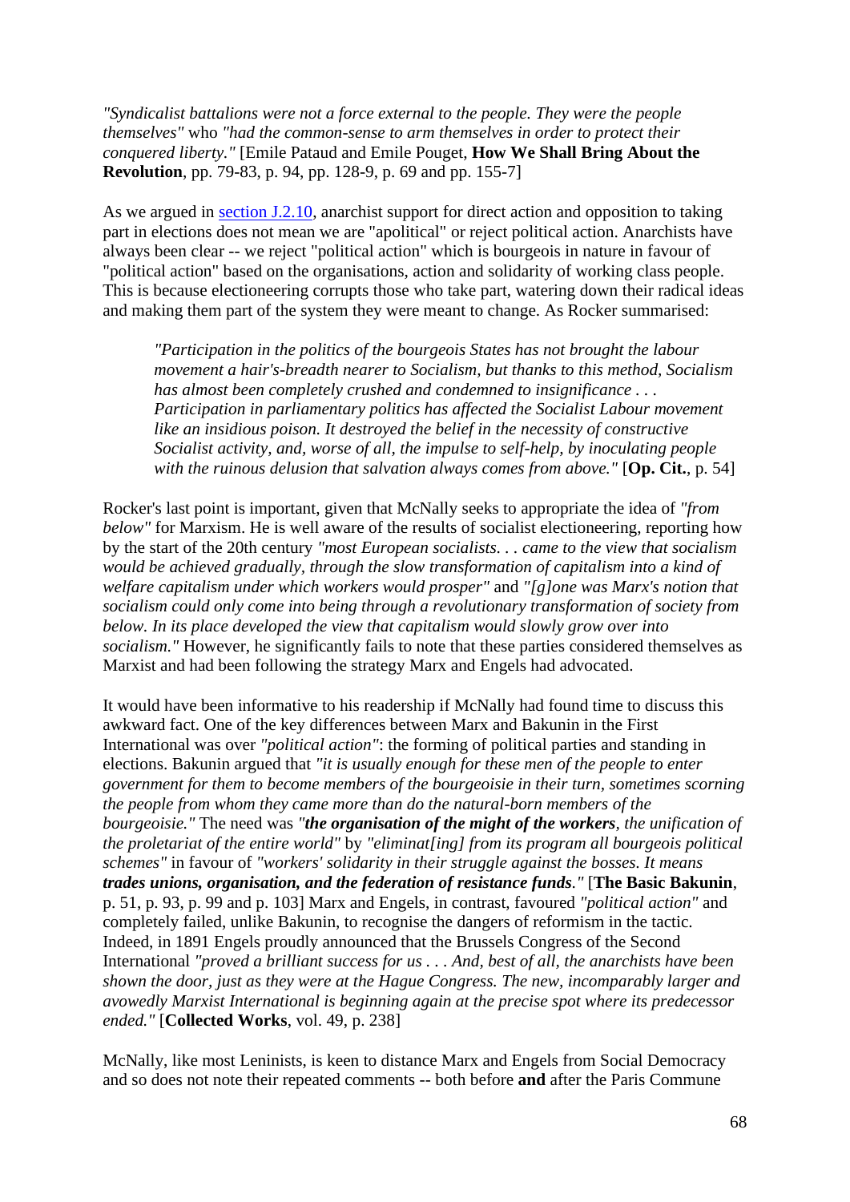*"Syndicalist battalions were not a force external to the people. They were the people themselves"* who *"had the common-sense to arm themselves in order to protect their conquered liberty."* [Emile Pataud and Emile Pouget, **How We Shall Bring About the Revolution**, pp. 79-83, p. 94, pp. 128-9, p. 69 and pp. 155-7]

As we argued in section J.2.10, anarchist support for direct action and opposition to taking part in elections does not mean we are "apolitical" or reject political action. Anarchists have always been clear -- we reject "political action" which is bourgeois in nature in favour of "political action" based on the organisations, action and solidarity of working class people. This is because electioneering corrupts those who take part, watering down their radical ideas and making them part of the system they were meant to change. As Rocker summarised:

> *"Participation in the politics of the bourgeois States has not brought the labour movement a hair's-breadth nearer to Socialism, but thanks to this method, Socialism has almost been completely crushed and condemned to insignificance . . . Participation in parliamentary politics has affected the Socialist Labour movement like an insidious poison. It destroyed the belief in the necessity of constructive Socialist activity, and, worse of all, the impulse to self-help, by inoculating people with the ruinous delusion that salvation always comes from above."* [**Op. Cit.**, p. 54]

Rocker's last point is important, given that McNally seeks to appropriate the idea of *"from below"* for Marxism. He is well aware of the results of socialist electioneering, reporting how by the start of the 20th century *"most European socialists. . . came to the view that socialism would be achieved gradually, through the slow transformation of capitalism into a kind of welfare capitalism under which workers would prosper"* and *"[g]one was Marx's notion that socialism could only come into being through a revolutionary transformation of society from below. In its place developed the view that capitalism would slowly grow over into socialism."* However, he significantly fails to note that these parties considered themselves as Marxist and had been following the strategy Marx and Engels had advocated.

It would have been informative to his readership if McNally had found time to discuss this awkward fact. One of the key differences between Marx and Bakunin in the First International was over *"political action"*: the forming of political parties and standing in elections. Bakunin argued that *"it is usually enough for these men of the people to enter government for them to become members of the bourgeoisie in their turn, sometimes scorning the people from whom they came more than do the natural-born members of the bourgeoisie."* The need was ***"the organisation of the might of the workers**, the unification of the proletariat of the entire world"* by *"eliminat[ing] from its program all bourgeois political schemes"* in favour of *"workers' solidarity in their struggle against the bosses. It means **trades unions, organisation, and the federation of resistance funds**."* [**The Basic Bakunin**, p. 51, p. 93, p. 99 and p. 103] Marx and Engels, in contrast, favoured *"political action"* and completely failed, unlike Bakunin, to recognise the dangers of reformism in the tactic. Indeed, in 1891 Engels proudly announced that the Brussels Congress of the Second International *"proved a brilliant success for us . . . And, best of all, the anarchists have been shown the door, just as they were at the Hague Congress. The new, incomparably larger and avowedly Marxist International is beginning again at the precise spot where its predecessor ended."* [**Collected Works**, vol. 49, p. 238]

McNally, like most Leninists, is keen to distance Marx and Engels from Social Democracy and so does not note their repeated comments -- both before **and** after the Paris Commune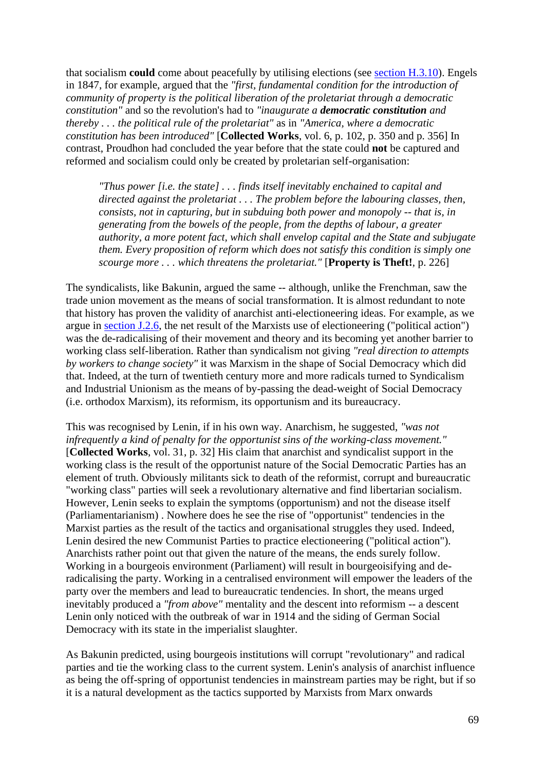that socialism **could** come about peacefully by utilising elections (see section H.3.10). Engels in 1847, for example, argued that the *"first, fundamental condition for the introduction of community of property is the political liberation of the proletariat through a democratic constitution"* and so the revolution's had to *"inaugurate a **democratic constitution** and thereby . . . the political rule of the proletariat"* as in *"America, where a democratic constitution has been introduced"* [**Collected Works**, vol. 6, p. 102, p. 350 and p. 356] In contrast, Proudhon had concluded the year before that the state could **not** be captured and reformed and socialism could only be created by proletarian self-organisation:

> *"Thus power [i.e. the state] . . . finds itself inevitably enchained to capital and directed against the proletariat . . . The problem before the labouring classes, then, consists, not in capturing, but in subduing both power and monopoly -- that is, in generating from the bowels of the people, from the depths of labour, a greater authority, a more potent fact, which shall envelop capital and the State and subjugate them. Every proposition of reform which does not satisfy this condition is simply one scourge more . . . which threatens the proletariat."* [**Property is Theft!**, p. 226]

The syndicalists, like Bakunin, argued the same -- although, unlike the Frenchman, saw the trade union movement as the means of social transformation. It is almost redundant to note that history has proven the validity of anarchist anti-electioneering ideas. For example, as we argue in section J.2.6, the net result of the Marxists use of electioneering ("political action") was the de-radicalising of their movement and theory and its becoming yet another barrier to working class self-liberation. Rather than syndicalism not giving *"real direction to attempts by workers to change society"* it was Marxism in the shape of Social Democracy which did that. Indeed, at the turn of twentieth century more and more radicals turned to Syndicalism and Industrial Unionism as the means of by-passing the dead-weight of Social Democracy (i.e. orthodox Marxism), its reformism, its opportunism and its bureaucracy.

This was recognised by Lenin, if in his own way. Anarchism, he suggested, *"was not infrequently a kind of penalty for the opportunist sins of the working-class movement."* [**Collected Works**, vol. 31, p. 32] His claim that anarchist and syndicalist support in the working class is the result of the opportunist nature of the Social Democratic Parties has an element of truth. Obviously militants sick to death of the reformist, corrupt and bureaucratic "working class" parties will seek a revolutionary alternative and find libertarian socialism. However, Lenin seeks to explain the symptoms (opportunism) and not the disease itself (Parliamentarianism) . Nowhere does he see the rise of "opportunist" tendencies in the Marxist parties as the result of the tactics and organisational struggles they used. Indeed, Lenin desired the new Communist Parties to practice electioneering ("political action"). Anarchists rather point out that given the nature of the means, the ends surely follow. Working in a bourgeois environment (Parliament) will result in bourgeoisifying and de-radicalising the party. Working in a centralised environment will empower the leaders of the party over the members and lead to bureaucratic tendencies. In short, the means urged inevitably produced a *"from above"* mentality and the descent into reformism -- a descent Lenin only noticed with the outbreak of war in 1914 and the siding of German Social Democracy with its state in the imperialist slaughter.

As Bakunin predicted, using bourgeois institutions will corrupt "revolutionary" and radical parties and tie the working class to the current system. Lenin's analysis of anarchist influence as being the off-spring of opportunist tendencies in mainstream parties may be right, but if so it is a natural development as the tactics supported by Marxists from Marx onwards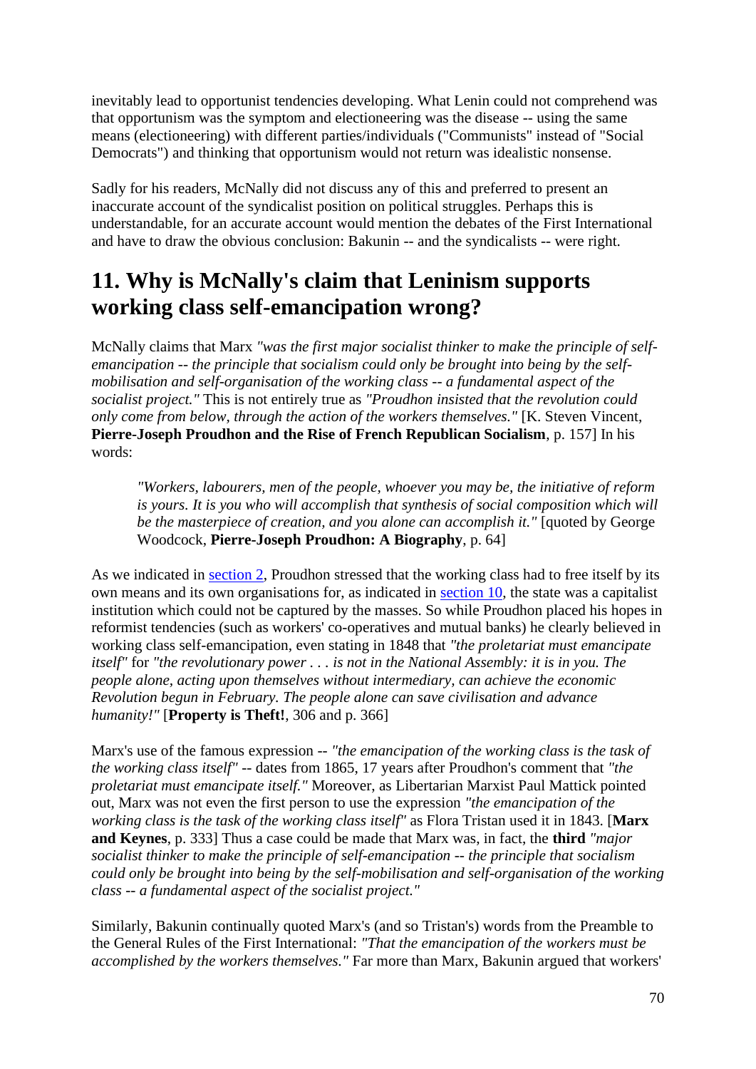inevitably lead to opportunist tendencies developing. What Lenin could not comprehend was that opportunism was the symptom and electioneering was the disease -- using the same means (electioneering) with different parties/individuals ("Communists" instead of "Social Democrats") and thinking that opportunism would not return was idealistic nonsense.

Sadly for his readers, McNally did not discuss any of this and preferred to present an inaccurate account of the syndicalist position on political struggles. Perhaps this is understandable, for an accurate account would mention the debates of the First International and have to draw the obvious conclusion: Bakunin -- and the syndicalists -- were right.

## 11. Why is McNally's claim that Leninism supports working class self-emancipation wrong?

McNally claims that Marx *"was the first major socialist thinker to make the principle of self-emancipation -- the principle that socialism could only be brought into being by the self-mobilisation and self-organisation of the working class -- a fundamental aspect of the socialist project."* This is not entirely true as *"Proudhon insisted that the revolution could only come from below, through the action of the workers themselves."* [K. Steven Vincent, **Pierre-Joseph Proudhon and the Rise of French Republican Socialism**, p. 157] In his words:

> *"Workers, labourers, men of the people, whoever you may be, the initiative of reform is yours. It is you who will accomplish that synthesis of social composition which will be the masterpiece of creation, and you alone can accomplish it."* [quoted by George Woodcock, **Pierre-Joseph Proudhon: A Biography**, p. 64]

As we indicated in section 2, Proudhon stressed that the working class had to free itself by its own means and its own organisations for, as indicated in section 10, the state was a capitalist institution which could not be captured by the masses. So while Proudhon placed his hopes in reformist tendencies (such as workers' co-operatives and mutual banks) he clearly believed in working class self-emancipation, even stating in 1848 that *"the proletariat must emancipate itself"* for *"the revolutionary power . . . is not in the National Assembly: it is in you. The people alone, acting upon themselves without intermediary, can achieve the economic Revolution begun in February. The people alone can save civilisation and advance humanity!"* [**Property is Theft!**, 306 and p. 366]

Marx's use of the famous expression -- *"the emancipation of the working class is the task of the working class itself"* -- dates from 1865, 17 years after Proudhon's comment that *"the proletariat must emancipate itself."* Moreover, as Libertarian Marxist Paul Mattick pointed out, Marx was not even the first person to use the expression *"the emancipation of the working class is the task of the working class itself"* as Flora Tristan used it in 1843. [**Marx and Keynes**, p. 333] Thus a case could be made that Marx was, in fact, the **third** *"major socialist thinker to make the principle of self-emancipation -- the principle that socialism could only be brought into being by the self-mobilisation and self-organisation of the working class -- a fundamental aspect of the socialist project."*

Similarly, Bakunin continually quoted Marx's (and so Tristan's) words from the Preamble to the General Rules of the First International: *"That the emancipation of the workers must be accomplished by the workers themselves."* Far more than Marx, Bakunin argued that workers'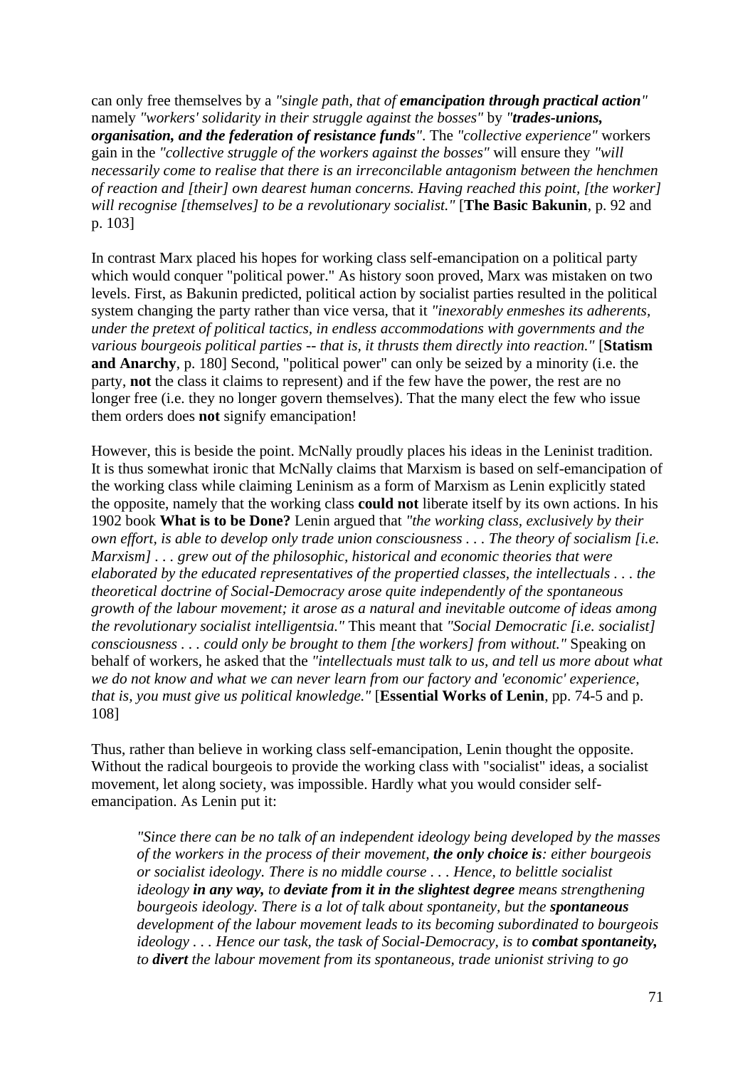can only free themselves by a *"single path, that of **emancipation through practical action**"* namely *"workers' solidarity in their struggle against the bosses"* by *"**trades-unions, organisation, and the federation of resistance funds**"*. The *"collective experience"* workers gain in the *"collective struggle of the workers against the bosses"* will ensure they *"will necessarily come to realise that there is an irreconcilable antagonism between the henchmen of reaction and [their] own dearest human concerns. Having reached this point, [the worker] will recognise [themselves] to be a revolutionary socialist."* [**The Basic Bakunin**, p. 92 and p. 103]

In contrast Marx placed his hopes for working class self-emancipation on a political party which would conquer "political power." As history soon proved, Marx was mistaken on two levels. First, as Bakunin predicted, political action by socialist parties resulted in the political system changing the party rather than vice versa, that it *"inexorably enmeshes its adherents, under the pretext of political tactics, in endless accommodations with governments and the various bourgeois political parties -- that is, it thrusts them directly into reaction."* [**Statism and Anarchy**, p. 180] Second, "political power" can only be seized by a minority (i.e. the party, **not** the class it claims to represent) and if the few have the power, the rest are no longer free (i.e. they no longer govern themselves). That the many elect the few who issue them orders does **not** signify emancipation!

However, this is beside the point. McNally proudly places his ideas in the Leninist tradition. It is thus somewhat ironic that McNally claims that Marxism is based on self-emancipation of the working class while claiming Leninism as a form of Marxism as Lenin explicitly stated the opposite, namely that the working class **could not** liberate itself by its own actions. In his 1902 book **What is to be Done?** Lenin argued that *"the working class, exclusively by their own effort, is able to develop only trade union consciousness . . . The theory of socialism [i.e. Marxism] . . . grew out of the philosophic, historical and economic theories that were elaborated by the educated representatives of the propertied classes, the intellectuals . . . the theoretical doctrine of Social-Democracy arose quite independently of the spontaneous growth of the labour movement; it arose as a natural and inevitable outcome of ideas among the revolutionary socialist intelligentsia."* This meant that *"Social Democratic [i.e. socialist] consciousness . . . could only be brought to them [the workers] from without."* Speaking on behalf of workers, he asked that the *"intellectuals must talk to us, and tell us more about what we do not know and what we can never learn from our factory and 'economic' experience, that is, you must give us political knowledge."* [**Essential Works of Lenin**, pp. 74-5 and p. 108]

Thus, rather than believe in working class self-emancipation, Lenin thought the opposite. Without the radical bourgeois to provide the working class with "socialist" ideas, a socialist movement, let along society, was impossible. Hardly what you would consider self-emancipation. As Lenin put it:

> *"Since there can be no talk of an independent ideology being developed by the masses of the workers in the process of their movement, **the only choice is**: either bourgeois or socialist ideology. There is no middle course . . . Hence, to belittle socialist ideology **in any way,** to **deviate from it in the slightest degree** means strengthening bourgeois ideology. There is a lot of talk about spontaneity, but the **spontaneous** development of the labour movement leads to its becoming subordinated to bourgeois ideology . . . Hence our task, the task of Social-Democracy, is to **combat spontaneity,** to **divert** the labour movement from its spontaneous, trade unionist striving to go*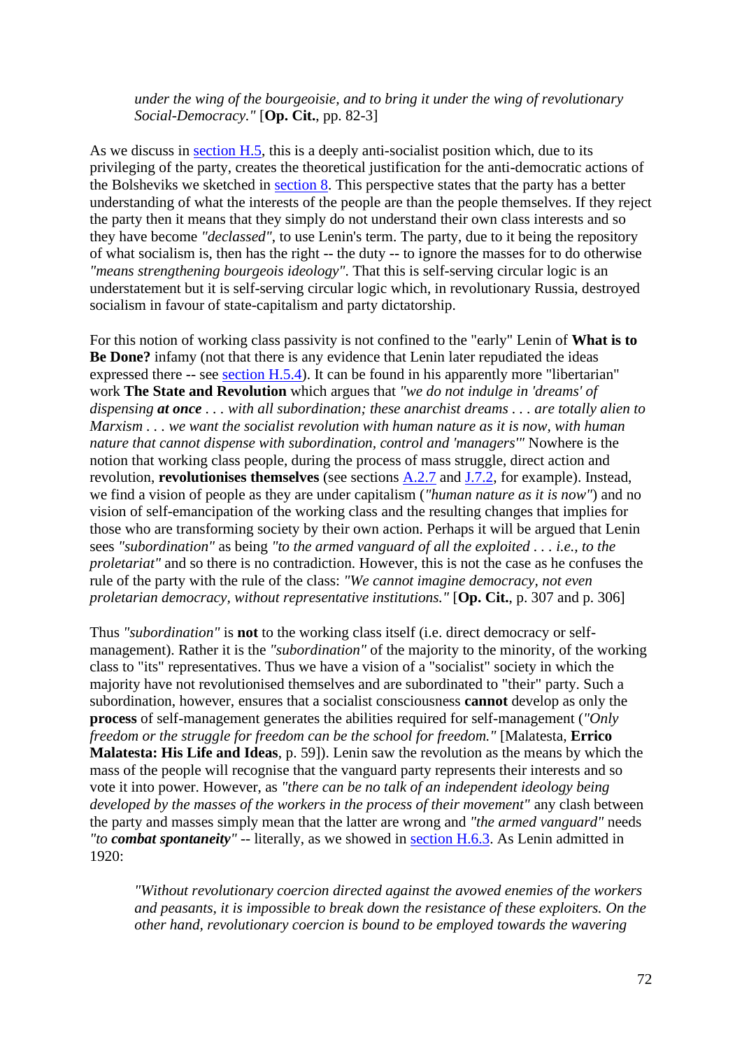> *under the wing of the bourgeoisie, and to bring it under the wing of revolutionary Social-Democracy."* [**Op. Cit.**, pp. 82-3]

As we discuss in section H.5, this is a deeply anti-socialist position which, due to its privileging of the party, creates the theoretical justification for the anti-democratic actions of the Bolsheviks we sketched in section 8. This perspective states that the party has a better understanding of what the interests of the people are than the people themselves. If they reject the party then it means that they simply do not understand their own class interests and so they have become *"declassed"*, to use Lenin's term. The party, due to it being the repository of what socialism is, then has the right -- the duty -- to ignore the masses for to do otherwise *"means strengthening bourgeois ideology"*. That this is self-serving circular logic is an understatement but it is self-serving circular logic which, in revolutionary Russia, destroyed socialism in favour of state-capitalism and party dictatorship.

For this notion of working class passivity is not confined to the "early" Lenin of **What is to Be Done?** infamy (not that there is any evidence that Lenin later repudiated the ideas expressed there -- see section H.5.4). It can be found in his apparently more "libertarian" work **The State and Revolution** which argues that *"we do not indulge in 'dreams' of dispensing **at once** . . . with all subordination; these anarchist dreams . . . are totally alien to Marxism . . . we want the socialist revolution with human nature as it is now, with human nature that cannot dispense with subordination, control and 'managers'"* Nowhere is the notion that working class people, during the process of mass struggle, direct action and revolution, **revolutionises themselves** (see sections A.2.7 and J.7.2, for example). Instead, we find a vision of people as they are under capitalism (*"human nature as it is now"*) and no vision of self-emancipation of the working class and the resulting changes that implies for those who are transforming society by their own action. Perhaps it will be argued that Lenin sees *"subordination"* as being *"to the armed vanguard of all the exploited . . . i.e., to the proletariat"* and so there is no contradiction. However, this is not the case as he confuses the rule of the party with the rule of the class: *"We cannot imagine democracy, not even proletarian democracy, without representative institutions."* [**Op. Cit.**, p. 307 and p. 306]

Thus *"subordination"* is **not** to the working class itself (i.e. direct democracy or self-management). Rather it is the *"subordination"* of the majority to the minority, of the working class to "its" representatives. Thus we have a vision of a "socialist" society in which the majority have not revolutionised themselves and are subordinated to "their" party. Such a subordination, however, ensures that a socialist consciousness **cannot** develop as only the **process** of self-management generates the abilities required for self-management (*"Only freedom or the struggle for freedom can be the school for freedom."* [Malatesta, **Errico Malatesta: His Life and Ideas**, p. 59]). Lenin saw the revolution as the means by which the mass of the people will recognise that the vanguard party represents their interests and so vote it into power. However, as *"there can be no talk of an independent ideology being developed by the masses of the workers in the process of their movement"* any clash between the party and masses simply mean that the latter are wrong and *"the armed vanguard"* needs *"to **combat spontaneity**"* -- literally, as we showed in section H.6.3. As Lenin admitted in 1920:

> *"Without revolutionary coercion directed against the avowed enemies of the workers and peasants, it is impossible to break down the resistance of these exploiters. On the other hand, revolutionary coercion is bound to be employed towards the wavering*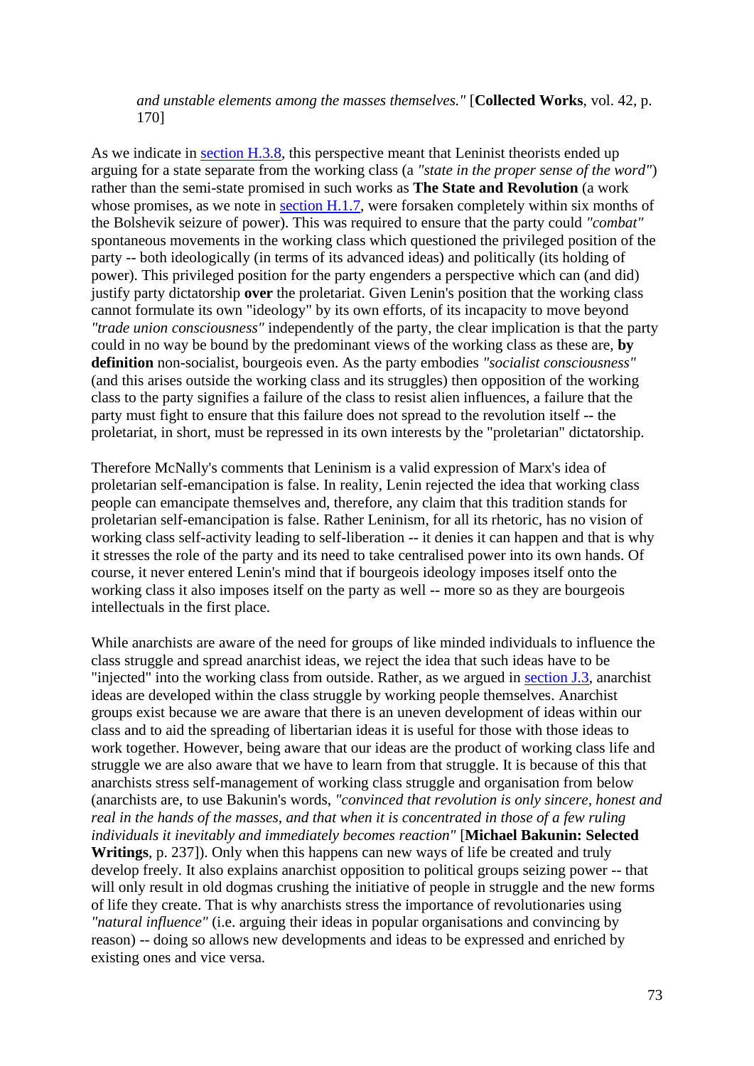> *and unstable elements among the masses themselves."* [**Collected Works**, vol. 42, p. 170]

As we indicate in section H.3.8, this perspective meant that Leninist theorists ended up arguing for a state separate from the working class (a *"state in the proper sense of the word"*) rather than the semi-state promised in such works as **The State and Revolution** (a work whose promises, as we note in section H.1.7, were forsaken completely within six months of the Bolshevik seizure of power). This was required to ensure that the party could *"combat"* spontaneous movements in the working class which questioned the privileged position of the party -- both ideologically (in terms of its advanced ideas) and politically (its holding of power). This privileged position for the party engenders a perspective which can (and did) justify party dictatorship **over** the proletariat. Given Lenin's position that the working class cannot formulate its own "ideology" by its own efforts, of its incapacity to move beyond *"trade union consciousness"* independently of the party, the clear implication is that the party could in no way be bound by the predominant views of the working class as these are, **by definition** non-socialist, bourgeois even. As the party embodies *"socialist consciousness"* (and this arises outside the working class and its struggles) then opposition of the working class to the party signifies a failure of the class to resist alien influences, a failure that the party must fight to ensure that this failure does not spread to the revolution itself -- the proletariat, in short, must be repressed in its own interests by the "proletarian" dictatorship.

Therefore McNally's comments that Leninism is a valid expression of Marx's idea of proletarian self-emancipation is false. In reality, Lenin rejected the idea that working class people can emancipate themselves and, therefore, any claim that this tradition stands for proletarian self-emancipation is false. Rather Leninism, for all its rhetoric, has no vision of working class self-activity leading to self-liberation -- it denies it can happen and that is why it stresses the role of the party and its need to take centralised power into its own hands. Of course, it never entered Lenin's mind that if bourgeois ideology imposes itself onto the working class it also imposes itself on the party as well -- more so as they are bourgeois intellectuals in the first place.

While anarchists are aware of the need for groups of like minded individuals to influence the class struggle and spread anarchist ideas, we reject the idea that such ideas have to be "injected" into the working class from outside. Rather, as we argued in section J.3, anarchist ideas are developed within the class struggle by working people themselves. Anarchist groups exist because we are aware that there is an uneven development of ideas within our class and to aid the spreading of libertarian ideas it is useful for those with those ideas to work together. However, being aware that our ideas are the product of working class life and struggle we are also aware that we have to learn from that struggle. It is because of this that anarchists stress self-management of working class struggle and organisation from below (anarchists are, to use Bakunin's words, *"convinced that revolution is only sincere, honest and real in the hands of the masses, and that when it is concentrated in those of a few ruling individuals it inevitably and immediately becomes reaction"* [**Michael Bakunin: Selected Writings**, p. 237]). Only when this happens can new ways of life be created and truly develop freely. It also explains anarchist opposition to political groups seizing power -- that will only result in old dogmas crushing the initiative of people in struggle and the new forms of life they create. That is why anarchists stress the importance of revolutionaries using *"natural influence"* (i.e. arguing their ideas in popular organisations and convincing by reason) -- doing so allows new developments and ideas to be expressed and enriched by existing ones and vice versa.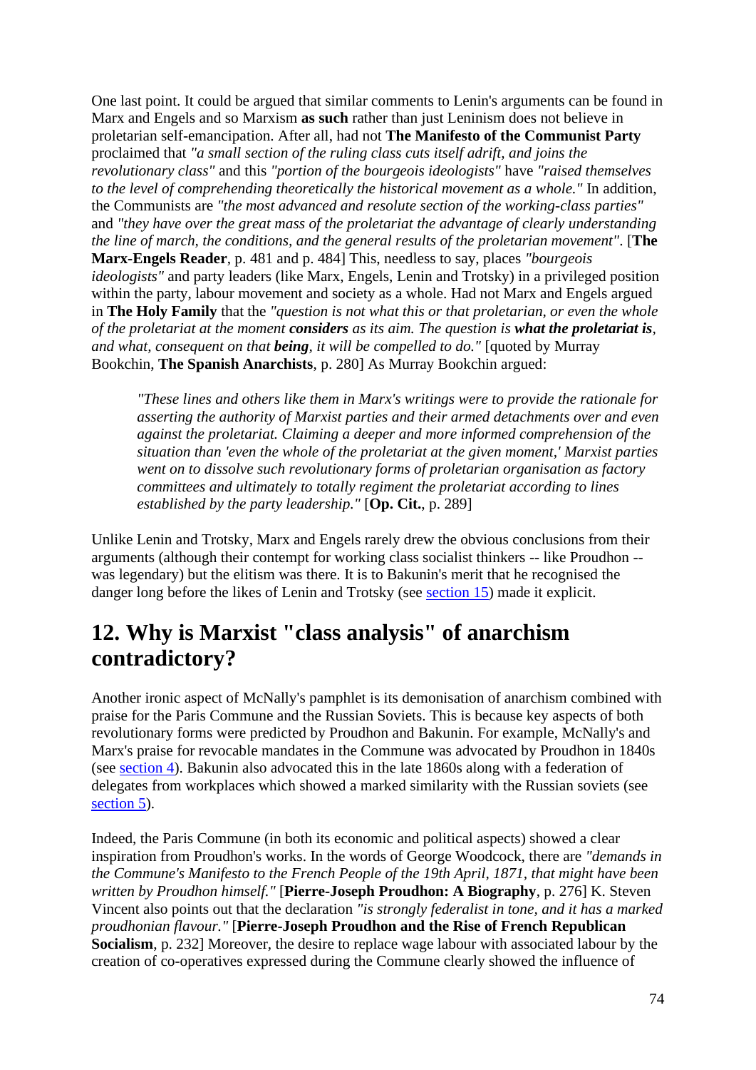One last point. It could be argued that similar comments to Lenin's arguments can be found in Marx and Engels and so Marxism **as such** rather than just Leninism does not believe in proletarian self-emancipation. After all, had not **The Manifesto of the Communist Party** proclaimed that *"a small section of the ruling class cuts itself adrift, and joins the revolutionary class"* and this *"portion of the bourgeois ideologists"* have *"raised themselves to the level of comprehending theoretically the historical movement as a whole."* In addition, the Communists are *"the most advanced and resolute section of the working-class parties"* and *"they have over the great mass of the proletariat the advantage of clearly understanding the line of march, the conditions, and the general results of the proletarian movement"*. [**The Marx-Engels Reader**, p. 481 and p. 484] This, needless to say, places *"bourgeois ideologists"* and party leaders (like Marx, Engels, Lenin and Trotsky) in a privileged position within the party, labour movement and society as a whole. Had not Marx and Engels argued in **The Holy Family** that the *"question is not what this or that proletarian, or even the whole of the proletariat at the moment **considers** as its aim. The question is **what the proletariat is**, and what, consequent on that **being**, it will be compelled to do."* [quoted by Murray Bookchin, **The Spanish Anarchists**, p. 280] As Murray Bookchin argued:

> *"These lines and others like them in Marx's writings were to provide the rationale for asserting the authority of Marxist parties and their armed detachments over and even against the proletariat. Claiming a deeper and more informed comprehension of the situation than 'even the whole of the proletariat at the given moment,' Marxist parties went on to dissolve such revolutionary forms of proletarian organisation as factory committees and ultimately to totally regiment the proletariat according to lines established by the party leadership."* [**Op. Cit.**, p. 289]

Unlike Lenin and Trotsky, Marx and Engels rarely drew the obvious conclusions from their arguments (although their contempt for working class socialist thinkers -- like Proudhon -- was legendary) but the elitism was there. It is to Bakunin's merit that he recognised the danger long before the likes of Lenin and Trotsky (see section 15) made it explicit.

## 12. Why is Marxist "class analysis" of anarchism contradictory?

Another ironic aspect of McNally's pamphlet is its demonisation of anarchism combined with praise for the Paris Commune and the Russian Soviets. This is because key aspects of both revolutionary forms were predicted by Proudhon and Bakunin. For example, McNally's and Marx's praise for revocable mandates in the Commune was advocated by Proudhon in 1840s (see section 4). Bakunin also advocated this in the late 1860s along with a federation of delegates from workplaces which showed a marked similarity with the Russian soviets (see section 5).

Indeed, the Paris Commune (in both its economic and political aspects) showed a clear inspiration from Proudhon's works. In the words of George Woodcock, there are *"demands in the Commune's Manifesto to the French People of the 19th April, 1871, that might have been written by Proudhon himself."* [**Pierre-Joseph Proudhon: A Biography**, p. 276] K. Steven Vincent also points out that the declaration *"is strongly federalist in tone, and it has a marked proudhonian flavour."* [**Pierre-Joseph Proudhon and the Rise of French Republican Socialism**, p. 232] Moreover, the desire to replace wage labour with associated labour by the creation of co-operatives expressed during the Commune clearly showed the influence of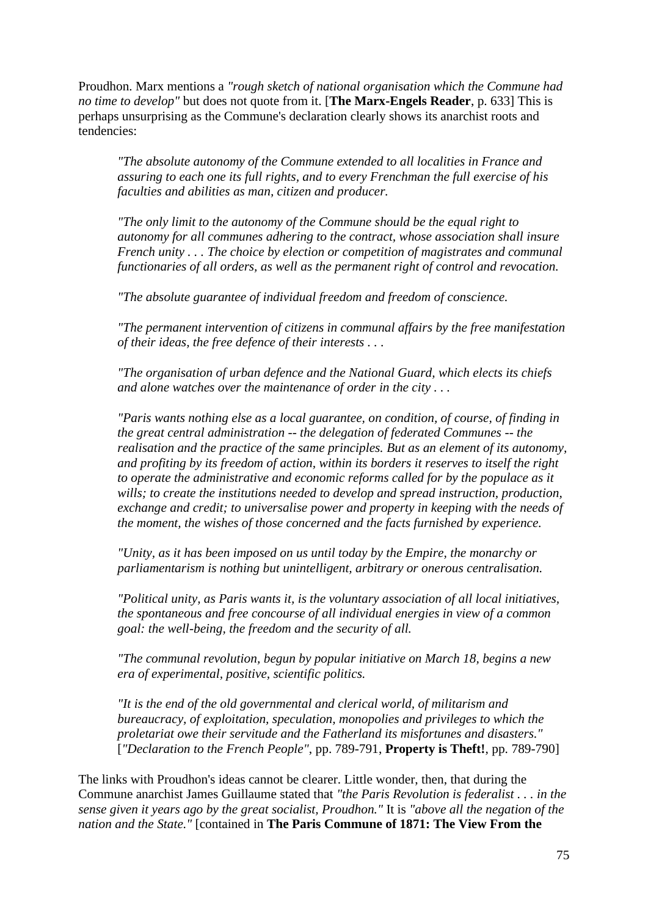Proudhon. Marx mentions a *"rough sketch of national organisation which the Commune had no time to develop"* but does not quote from it. [**The Marx-Engels Reader**, p. 633] This is perhaps unsurprising as the Commune's declaration clearly shows its anarchist roots and tendencies:

> *"The absolute autonomy of the Commune extended to all localities in France and assuring to each one its full rights, and to every Frenchman the full exercise of his faculties and abilities as man, citizen and producer.*
>
> *"The only limit to the autonomy of the Commune should be the equal right to autonomy for all communes adhering to the contract, whose association shall insure French unity . . . The choice by election or competition of magistrates and communal functionaries of all orders, as well as the permanent right of control and revocation.*
>
> *"The absolute guarantee of individual freedom and freedom of conscience.*
>
> *"The permanent intervention of citizens in communal affairs by the free manifestation of their ideas, the free defence of their interests . . .*
>
> *"The organisation of urban defence and the National Guard, which elects its chiefs and alone watches over the maintenance of order in the city . . .*
>
> *"Paris wants nothing else as a local guarantee, on condition, of course, of finding in the great central administration -- the delegation of federated Communes -- the realisation and the practice of the same principles. But as an element of its autonomy, and profiting by its freedom of action, within its borders it reserves to itself the right to operate the administrative and economic reforms called for by the populace as it wills; to create the institutions needed to develop and spread instruction, production, exchange and credit; to universalise power and property in keeping with the needs of the moment, the wishes of those concerned and the facts furnished by experience.*
>
> *"Unity, as it has been imposed on us until today by the Empire, the monarchy or parliamentarism is nothing but unintelligent, arbitrary or onerous centralisation.*
>
> *"Political unity, as Paris wants it, is the voluntary association of all local initiatives, the spontaneous and free concourse of all individual energies in view of a common goal: the well-being, the freedom and the security of all.*
>
> *"The communal revolution, begun by popular initiative on March 18, begins a new era of experimental, positive, scientific politics.*
>
> *"It is the end of the old governmental and clerical world, of militarism and bureaucracy, of exploitation, speculation, monopolies and privileges to which the proletariat owe their servitude and the Fatherland its misfortunes and disasters."* [*"Declaration to the French People"*, pp. 789-791, **Property is Theft!**, pp. 789-790]

The links with Proudhon's ideas cannot be clearer. Little wonder, then, that during the Commune anarchist James Guillaume stated that *"the Paris Revolution is federalist . . . in the sense given it years ago by the great socialist, Proudhon."* It is *"above all the negation of the nation and the State."* [contained in **The Paris Commune of 1871: The View From the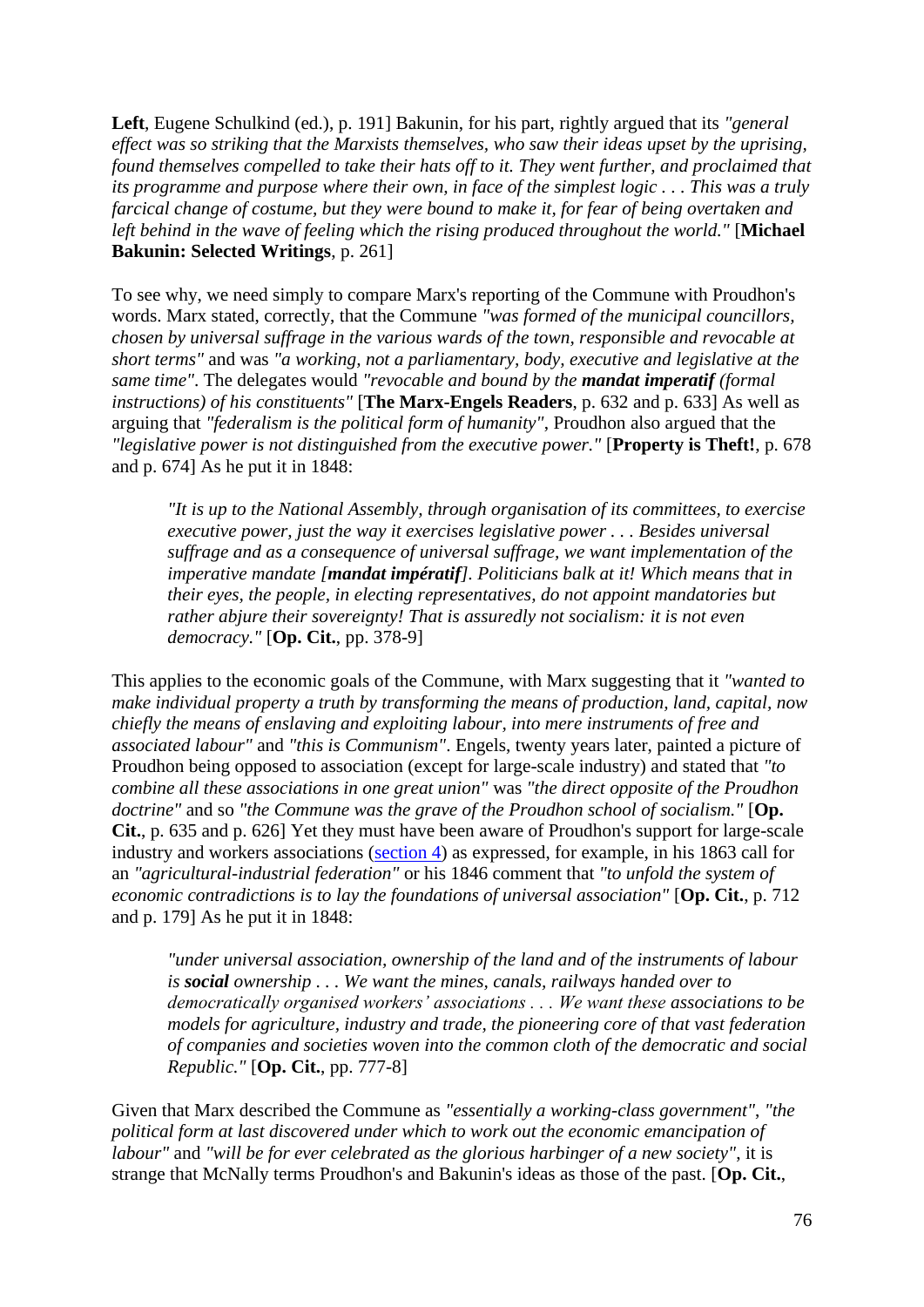**Left**, Eugene Schulkind (ed.), p. 191] Bakunin, for his part, rightly argued that its *"general effect was so striking that the Marxists themselves, who saw their ideas upset by the uprising, found themselves compelled to take their hats off to it. They went further, and proclaimed that its programme and purpose where their own, in face of the simplest logic . . . This was a truly farcical change of costume, but they were bound to make it, for fear of being overtaken and left behind in the wave of feeling which the rising produced throughout the world."* [**Michael Bakunin: Selected Writings**, p. 261]

To see why, we need simply to compare Marx's reporting of the Commune with Proudhon's words. Marx stated, correctly, that the Commune *"was formed of the municipal councillors, chosen by universal suffrage in the various wards of the town, responsible and revocable at short terms"* and was *"a working, not a parliamentary, body, executive and legislative at the same time"*. The delegates would *"revocable and bound by the **mandat imperatif** (formal instructions) of his constituents"* [**The Marx-Engels Readers**, p. 632 and p. 633] As well as arguing that *"federalism is the political form of humanity"*, Proudhon also argued that the *"legislative power is not distinguished from the executive power."* [**Property is Theft!**, p. 678 and p. 674] As he put it in 1848:

> *"It is up to the National Assembly, through organisation of its committees, to exercise executive power, just the way it exercises legislative power . . . Besides universal suffrage and as a consequence of universal suffrage, we want implementation of the imperative mandate [**mandat impératif**]. Politicians balk at it! Which means that in their eyes, the people, in electing representatives, do not appoint mandatories but rather abjure their sovereignty! That is assuredly not socialism: it is not even democracy."* [**Op. Cit.**, pp. 378-9]

This applies to the economic goals of the Commune, with Marx suggesting that it *"wanted to make individual property a truth by transforming the means of production, land, capital, now chiefly the means of enslaving and exploiting labour, into mere instruments of free and associated labour"* and *"this is Communism"*. Engels, twenty years later, painted a picture of Proudhon being opposed to association (except for large-scale industry) and stated that *"to combine all these associations in one great union"* was *"the direct opposite of the Proudhon doctrine"* and so *"the Commune was the grave of the Proudhon school of socialism."* [**Op. Cit.**, p. 635 and p. 626] Yet they must have been aware of Proudhon's support for large-scale industry and workers associations (section 4) as expressed, for example, in his 1863 call for an *"agricultural-industrial federation"* or his 1846 comment that *"to unfold the system of economic contradictions is to lay the foundations of universal association"* [**Op. Cit.**, p. 712 and p. 179] As he put it in 1848:

> *"under universal association, ownership of the land and of the instruments of labour is **social** ownership . . . We want the mines, canals, railways handed over to democratically organised workers' associations . . . We want these associations to be models for agriculture, industry and trade, the pioneering core of that vast federation of companies and societies woven into the common cloth of the democratic and social Republic."* [**Op. Cit.**, pp. 777-8]

Given that Marx described the Commune as *"essentially a working-class government"*, *"the political form at last discovered under which to work out the economic emancipation of labour"* and *"will be for ever celebrated as the glorious harbinger of a new society"*, it is strange that McNally terms Proudhon's and Bakunin's ideas as those of the past. [**Op. Cit.**,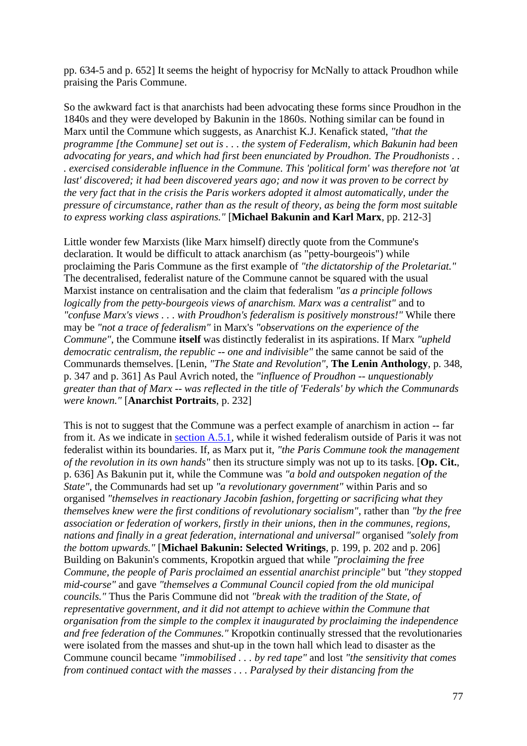pp. 634-5 and p. 652] It seems the height of hypocrisy for McNally to attack Proudhon while praising the Paris Commune.

So the awkward fact is that anarchists had been advocating these forms since Proudhon in the 1840s and they were developed by Bakunin in the 1860s. Nothing similar can be found in Marx until the Commune which suggests, as Anarchist K.J. Kenafick stated, *"that the programme [the Commune] set out is . . . the system of Federalism, which Bakunin had been advocating for years, and which had first been enunciated by Proudhon. The Proudhonists . . . exercised considerable influence in the Commune. This 'political form' was therefore not 'at last' discovered; it had been discovered years ago; and now it was proven to be correct by the very fact that in the crisis the Paris workers adopted it almost automatically, under the pressure of circumstance, rather than as the result of theory, as being the form most suitable to express working class aspirations."* [**Michael Bakunin and Karl Marx**, pp. 212-3]

Little wonder few Marxists (like Marx himself) directly quote from the Commune's declaration. It would be difficult to attack anarchism (as "petty-bourgeois") while proclaiming the Paris Commune as the first example of *"the dictatorship of the Proletariat."* The decentralised, federalist nature of the Commune cannot be squared with the usual Marxist instance on centralisation and the claim that federalism *"as a principle follows logically from the petty-bourgeois views of anarchism. Marx was a centralist"* and to *"confuse Marx's views . . . with Proudhon's federalism is positively monstrous!"* While there may be *"not a trace of federalism"* in Marx's *"observations on the experience of the Commune"*, the Commune **itself** was distinctly federalist in its aspirations. If Marx *"upheld democratic centralism, the republic -- one and indivisible"* the same cannot be said of the Communards themselves. [Lenin, *"The State and Revolution"*, **The Lenin Anthology**, p. 348, p. 347 and p. 361] As Paul Avrich noted, the *"influence of Proudhon -- unquestionably greater than that of Marx -- was reflected in the title of 'Federals' by which the Communards were known."* [**Anarchist Portraits**, p. 232]

This is not to suggest that the Commune was a perfect example of anarchism in action -- far from it. As we indicate in section A.5.1, while it wished federalism outside of Paris it was not federalist within its boundaries. If, as Marx put it, *"the Paris Commune took the management of the revolution in its own hands"* then its structure simply was not up to its tasks. [**Op. Cit.**, p. 636] As Bakunin put it, while the Commune was *"a bold and outspoken negation of the State"*, the Communards had set up *"a revolutionary government"* within Paris and so organised *"themselves in reactionary Jacobin fashion, forgetting or sacrificing what they themselves knew were the first conditions of revolutionary socialism"*, rather than *"by the free association or federation of workers, firstly in their unions, then in the communes, regions, nations and finally in a great federation, international and universal"* organised *"solely from the bottom upwards."* [**Michael Bakunin: Selected Writings**, p. 199, p. 202 and p. 206] Building on Bakunin's comments, Kropotkin argued that while *"proclaiming the free Commune, the people of Paris proclaimed an essential anarchist principle"* but *"they stopped mid-course"* and gave *"themselves a Communal Council copied from the old municipal councils."* Thus the Paris Commune did not *"break with the tradition of the State, of representative government, and it did not attempt to achieve within the Commune that organisation from the simple to the complex it inaugurated by proclaiming the independence and free federation of the Communes."* Kropotkin continually stressed that the revolutionaries were isolated from the masses and shut-up in the town hall which lead to disaster as the Commune council became *"immobilised . . . by red tape"* and lost *"the sensitivity that comes from continued contact with the masses . . . Paralysed by their distancing from the*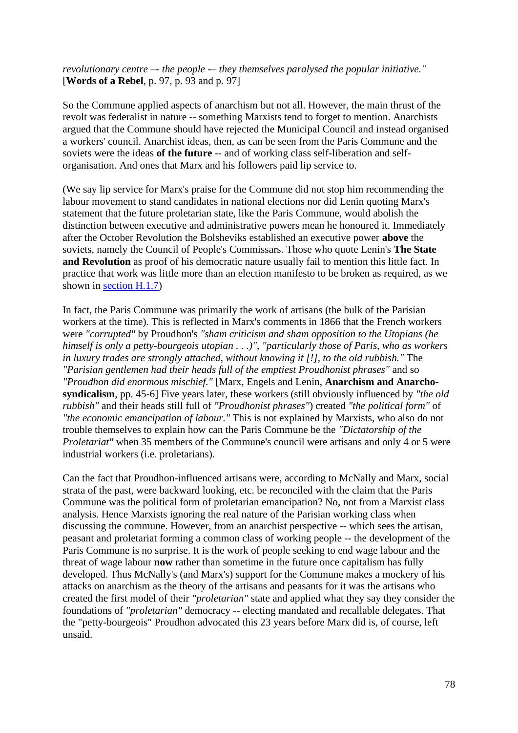*revolutionary centre –- the people -– they themselves paralysed the popular initiative."* [**Words of a Rebel**, p. 97, p. 93 and p. 97]

So the Commune applied aspects of anarchism but not all. However, the main thrust of the revolt was federalist in nature -- something Marxists tend to forget to mention. Anarchists argued that the Commune should have rejected the Municipal Council and instead organised a workers' council. Anarchist ideas, then, as can be seen from the Paris Commune and the soviets were the ideas **of the future** -- and of working class self-liberation and self-organisation. And ones that Marx and his followers paid lip service to.

(We say lip service for Marx's praise for the Commune did not stop him recommending the labour movement to stand candidates in national elections nor did Lenin quoting Marx's statement that the future proletarian state, like the Paris Commune, would abolish the distinction between executive and administrative powers mean he honoured it. Immediately after the October Revolution the Bolsheviks established an executive power **above** the soviets, namely the Council of People's Commissars. Those who quote Lenin's **The State and Revolution** as proof of his democratic nature usually fail to mention this little fact. In practice that work was little more than an election manifesto to be broken as required, as we shown in section H.1.7)

In fact, the Paris Commune was primarily the work of artisans (the bulk of the Parisian workers at the time). This is reflected in Marx's comments in 1866 that the French workers were *"corrupted"* by Proudhon's *"sham criticism and sham opposition to the Utopians (he himself is only a petty-bourgeois utopian . . .)", "particularly those of Paris, who as workers in luxury trades are strongly attached, without knowing it [!], to the old rubbish."* The *"Parisian gentlemen had their heads full of the emptiest Proudhonist phrases"* and so *"Proudhon did enormous mischief."* [Marx, Engels and Lenin, **Anarchism and Anarcho-syndicalism**, pp. 45-6] Five years later, these workers (still obviously influenced by *"the old rubbish"* and their heads still full of *"Proudhonist phrases"*) created *"the political form"* of *"the economic emancipation of labour."* This is not explained by Marxists, who also do not trouble themselves to explain how can the Paris Commune be the *"Dictatorship of the Proletariat"* when 35 members of the Commune's council were artisans and only 4 or 5 were industrial workers (i.e. proletarians).

Can the fact that Proudhon-influenced artisans were, according to McNally and Marx, social strata of the past, were backward looking, etc. be reconciled with the claim that the Paris Commune was the political form of proletarian emancipation? No, not from a Marxist class analysis. Hence Marxists ignoring the real nature of the Parisian working class when discussing the commune. However, from an anarchist perspective -- which sees the artisan, peasant and proletariat forming a common class of working people -- the development of the Paris Commune is no surprise. It is the work of people seeking to end wage labour and the threat of wage labour **now** rather than sometime in the future once capitalism has fully developed. Thus McNally's (and Marx's) support for the Commune makes a mockery of his attacks on anarchism as the theory of the artisans and peasants for it was the artisans who created the first model of their *"proletarian"* state and applied what they say they consider the foundations of *"proletarian"* democracy -- electing mandated and recallable delegates. That the "petty-bourgeois" Proudhon advocated this 23 years before Marx did is, of course, left unsaid.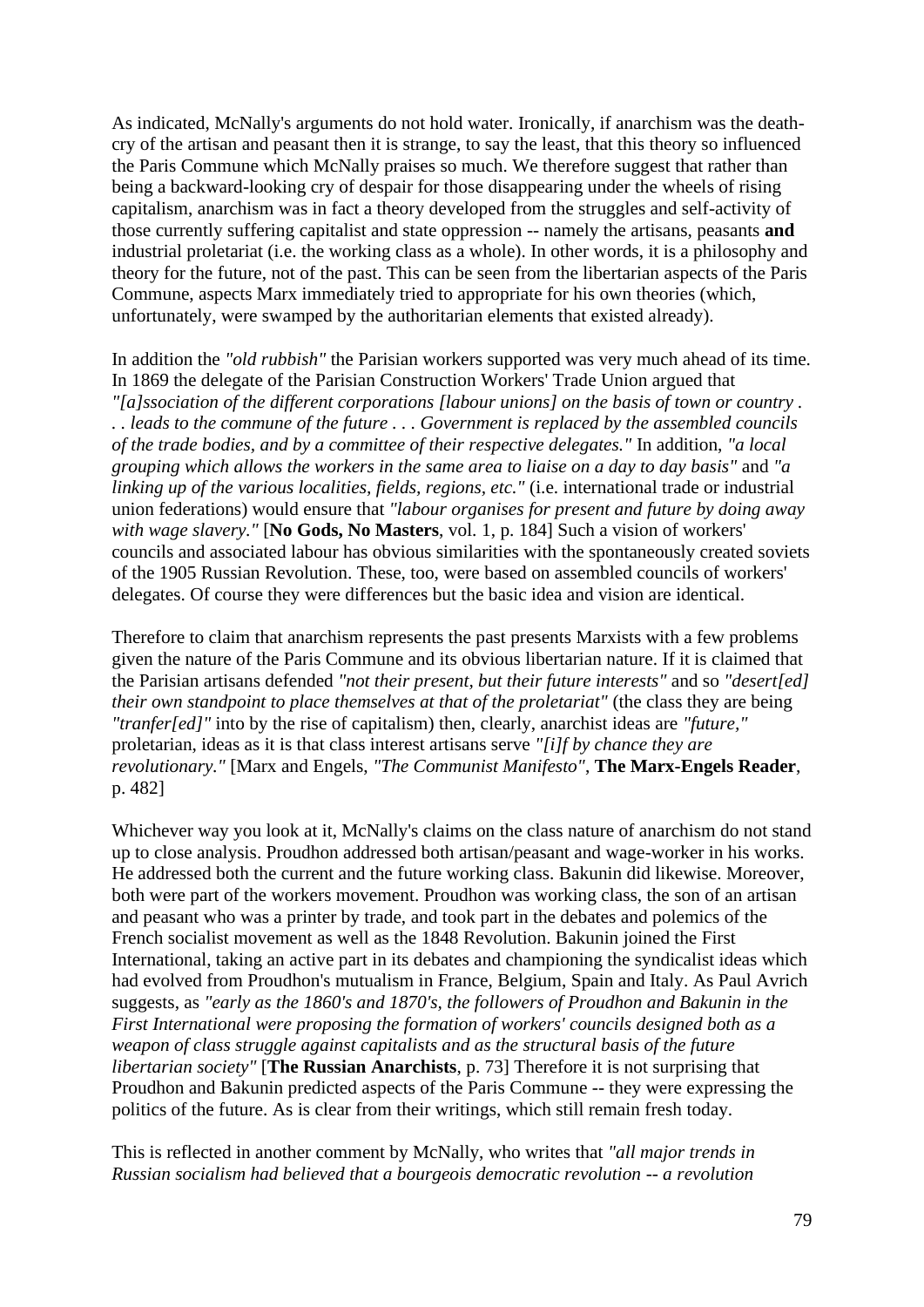As indicated, McNally's arguments do not hold water. Ironically, if anarchism was the death-cry of the artisan and peasant then it is strange, to say the least, that this theory so influenced the Paris Commune which McNally praises so much. We therefore suggest that rather than being a backward-looking cry of despair for those disappearing under the wheels of rising capitalism, anarchism was in fact a theory developed from the struggles and self-activity of those currently suffering capitalist and state oppression -- namely the artisans, peasants **and** industrial proletariat (i.e. the working class as a whole). In other words, it is a philosophy and theory for the future, not of the past. This can be seen from the libertarian aspects of the Paris Commune, aspects Marx immediately tried to appropriate for his own theories (which, unfortunately, were swamped by the authoritarian elements that existed already).

In addition the *"old rubbish"* the Parisian workers supported was very much ahead of its time. In 1869 the delegate of the Parisian Construction Workers' Trade Union argued that *"[a]ssociation of the different corporations [labour unions] on the basis of town or country . . . leads to the commune of the future . . . Government is replaced by the assembled councils of the trade bodies, and by a committee of their respective delegates."* In addition, *"a local grouping which allows the workers in the same area to liaise on a day to day basis"* and *"a linking up of the various localities, fields, regions, etc."* (i.e. international trade or industrial union federations) would ensure that *"labour organises for present and future by doing away with wage slavery."* [**No Gods, No Masters**, vol. 1, p. 184] Such a vision of workers' councils and associated labour has obvious similarities with the spontaneously created soviets of the 1905 Russian Revolution. These, too, were based on assembled councils of workers' delegates. Of course they were differences but the basic idea and vision are identical.

Therefore to claim that anarchism represents the past presents Marxists with a few problems given the nature of the Paris Commune and its obvious libertarian nature. If it is claimed that the Parisian artisans defended *"not their present, but their future interests"* and so *"desert[ed] their own standpoint to place themselves at that of the proletariat"* (the class they are being *"tranfer[ed]"* into by the rise of capitalism) then, clearly, anarchist ideas are *"future,"* proletarian, ideas as it is that class interest artisans serve *"[i]f by chance they are revolutionary."* [Marx and Engels, *"The Communist Manifesto"*, **The Marx-Engels Reader**, p. 482]

Whichever way you look at it, McNally's claims on the class nature of anarchism do not stand up to close analysis. Proudhon addressed both artisan/peasant and wage-worker in his works. He addressed both the current and the future working class. Bakunin did likewise. Moreover, both were part of the workers movement. Proudhon was working class, the son of an artisan and peasant who was a printer by trade, and took part in the debates and polemics of the French socialist movement as well as the 1848 Revolution. Bakunin joined the First International, taking an active part in its debates and championing the syndicalist ideas which had evolved from Proudhon's mutualism in France, Belgium, Spain and Italy. As Paul Avrich suggests, as *"early as the 1860's and 1870's, the followers of Proudhon and Bakunin in the First International were proposing the formation of workers' councils designed both as a weapon of class struggle against capitalists and as the structural basis of the future libertarian society"* [**The Russian Anarchists**, p. 73] Therefore it is not surprising that Proudhon and Bakunin predicted aspects of the Paris Commune -- they were expressing the politics of the future. As is clear from their writings, which still remain fresh today.

This is reflected in another comment by McNally, who writes that *"all major trends in Russian socialism had believed that a bourgeois democratic revolution -- a revolution*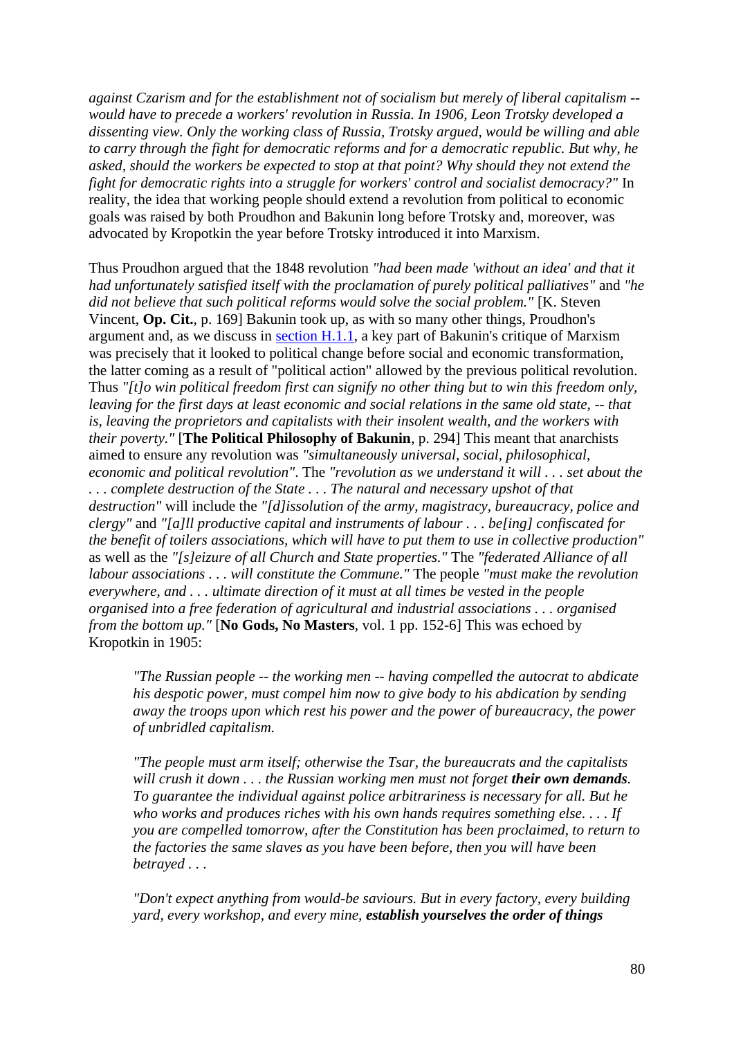*against Czarism and for the establishment not of socialism but merely of liberal capitalism -- would have to precede a workers' revolution in Russia. In 1906, Leon Trotsky developed a dissenting view. Only the working class of Russia, Trotsky argued, would be willing and able to carry through the fight for democratic reforms and for a democratic republic. But why, he asked, should the workers be expected to stop at that point? Why should they not extend the fight for democratic rights into a struggle for workers' control and socialist democracy?"* In reality, the idea that working people should extend a revolution from political to economic goals was raised by both Proudhon and Bakunin long before Trotsky and, moreover, was advocated by Kropotkin the year before Trotsky introduced it into Marxism.

Thus Proudhon argued that the 1848 revolution *"had been made 'without an idea' and that it had unfortunately satisfied itself with the proclamation of purely political palliatives"* and *"he did not believe that such political reforms would solve the social problem."* [K. Steven Vincent, **Op. Cit.**, p. 169] Bakunin took up, as with so many other things, Proudhon's argument and, as we discuss in section H.1.1, a key part of Bakunin's critique of Marxism was precisely that it looked to political change before social and economic transformation, the latter coming as a result of "political action" allowed by the previous political revolution. Thus *"[t]o win political freedom first can signify no other thing but to win this freedom only, leaving for the first days at least economic and social relations in the same old state, -- that is, leaving the proprietors and capitalists with their insolent wealth, and the workers with their poverty."* [**The Political Philosophy of Bakunin**, p. 294] This meant that anarchists aimed to ensure any revolution was *"simultaneously universal, social, philosophical, economic and political revolution"*. The *"revolution as we understand it will . . . set about the . . . complete destruction of the State . . . The natural and necessary upshot of that destruction"* will include the *"[d]issolution of the army, magistracy, bureaucracy, police and clergy"* and *"[a]ll productive capital and instruments of labour . . . be[ing] confiscated for the benefit of toilers associations, which will have to put them to use in collective production"* as well as the *"[s]eizure of all Church and State properties."* The *"federated Alliance of all labour associations . . . will constitute the Commune."* The people *"must make the revolution everywhere, and . . . ultimate direction of it must at all times be vested in the people organised into a free federation of agricultural and industrial associations . . . organised from the bottom up."* [**No Gods, No Masters**, vol. 1 pp. 152-6] This was echoed by Kropotkin in 1905:

> *"The Russian people -- the working men -- having compelled the autocrat to abdicate his despotic power, must compel him now to give body to his abdication by sending away the troops upon which rest his power and the power of bureaucracy, the power of unbridled capitalism.*
>
> *"The people must arm itself; otherwise the Tsar, the bureaucrats and the capitalists will crush it down . . . the Russian working men must not forget* ***their own demands****. To guarantee the individual against police arbitrariness is necessary for all. But he who works and produces riches with his own hands requires something else. . . . If you are compelled tomorrow, after the Constitution has been proclaimed, to return to the factories the same slaves as you have been before, then you will have been betrayed . . .*
>
> *"Don't expect anything from would-be saviours. But in every factory, every building yard, every workshop, and every mine,* ***establish yourselves the order of things***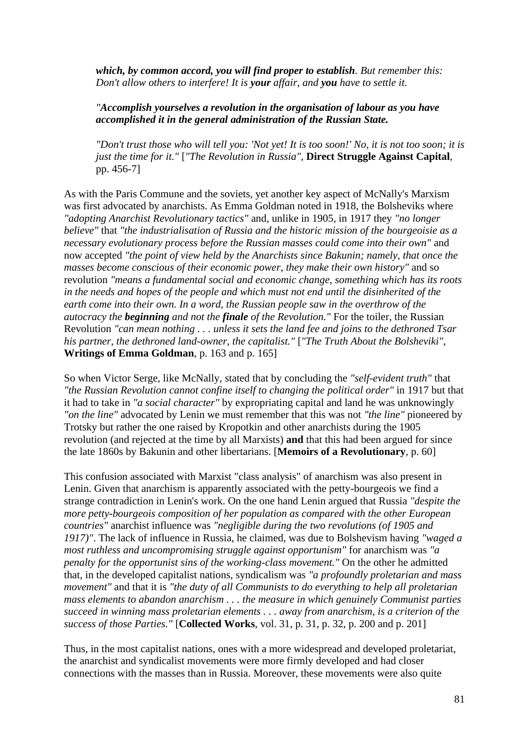> ***which, by common accord, you will find proper to establish****. But remember this: Don't allow others to interfere! It is* ***your*** *affair, and* ***you*** *have to settle it.*
>
> *"****Accomplish yourselves a revolution in the organisation of labour as you have accomplished it in the general administration of the Russian State.***
>
> *"Don't trust those who will tell you: 'Not yet! It is too soon!' No, it is not too soon; it is just the time for it."* [*"The Revolution in Russia"*, **Direct Struggle Against Capital**, pp. 456-7]

As with the Paris Commune and the soviets, yet another key aspect of McNally's Marxism was first advocated by anarchists. As Emma Goldman noted in 1918, the Bolsheviks where *"adopting Anarchist Revolutionary tactics"* and, unlike in 1905, in 1917 they *"no longer believe"* that *"the industrialisation of Russia and the historic mission of the bourgeoisie as a necessary evolutionary process before the Russian masses could come into their own"* and now accepted *"the point of view held by the Anarchists since Bakunin; namely, that once the masses become conscious of their economic power, they make their own history"* and so revolution *"means a fundamental social and economic change, something which has its roots in the needs and hopes of the people and which must not end until the disinherited of the earth come into their own. In a word, the Russian people saw in the overthrow of the autocracy the* ***beginning*** *and not the* ***finale*** *of the Revolution."* For the toiler, the Russian Revolution *"can mean nothing . . . unless it sets the land fee and joins to the dethroned Tsar his partner, the dethroned land-owner, the capitalist."* [*"The Truth About the Bolsheviki"*, **Writings of Emma Goldman**, p. 163 and p. 165]

So when Victor Serge, like McNally, stated that by concluding the *"self-evident truth"* that *"the Russian Revolution cannot confine itself to changing the political order"* in 1917 but that it had to take in *"a social character"* by expropriating capital and land he was unknowingly *"on the line"* advocated by Lenin we must remember that this was not *"the line"* pioneered by Trotsky but rather the one raised by Kropotkin and other anarchists during the 1905 revolution (and rejected at the time by all Marxists) **and** that this had been argued for since the late 1860s by Bakunin and other libertarians. [**Memoirs of a Revolutionary**, p. 60]

This confusion associated with Marxist "class analysis" of anarchism was also present in Lenin. Given that anarchism is apparently associated with the petty-bourgeois we find a strange contradiction in Lenin's work. On the one hand Lenin argued that Russia *"despite the more petty-bourgeois composition of her population as compared with the other European countries"* anarchist influence was *"negligible during the two revolutions (of 1905 and 1917)"*. The lack of influence in Russia, he claimed, was due to Bolshevism having *"waged a most ruthless and uncompromising struggle against opportunism"* for anarchism was *"a penalty for the opportunist sins of the working-class movement."* On the other he admitted that, in the developed capitalist nations, syndicalism was *"a profoundly proletarian and mass movement"* and that it is *"the duty of all Communists to do everything to help all proletarian mass elements to abandon anarchism . . . the measure in which genuinely Communist parties succeed in winning mass proletarian elements . . . away from anarchism, is a criterion of the success of those Parties."* [**Collected Works**, vol. 31, p. 31, p. 32, p. 200 and p. 201]

Thus, in the most capitalist nations, ones with a more widespread and developed proletariat, the anarchist and syndicalist movements were more firmly developed and had closer connections with the masses than in Russia. Moreover, these movements were also quite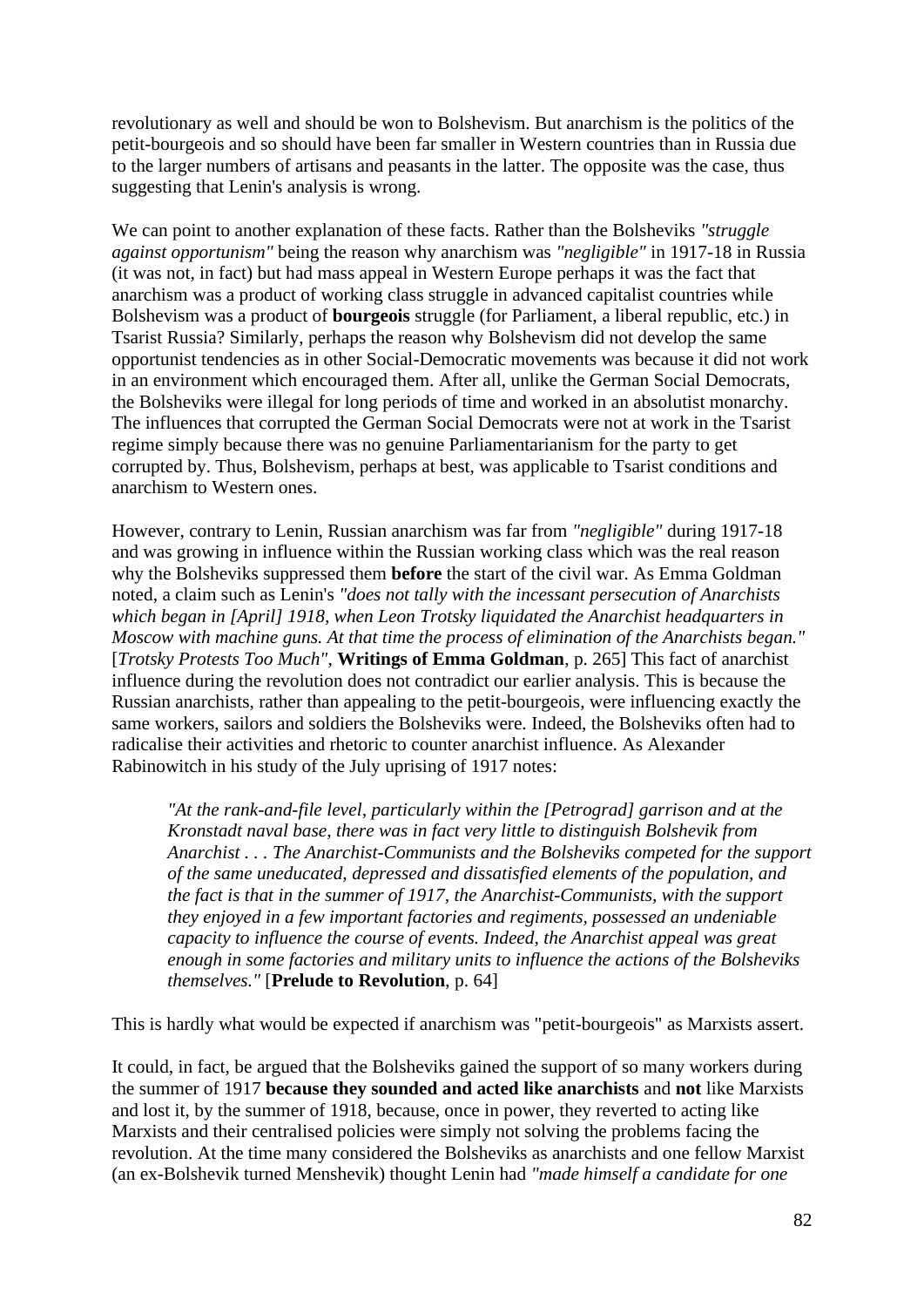revolutionary as well and should be won to Bolshevism. But anarchism is the politics of the petit-bourgeois and so should have been far smaller in Western countries than in Russia due to the larger numbers of artisans and peasants in the latter. The opposite was the case, thus suggesting that Lenin's analysis is wrong.

We can point to another explanation of these facts. Rather than the Bolsheviks *"struggle against opportunism"* being the reason why anarchism was *"negligible"* in 1917-18 in Russia (it was not, in fact) but had mass appeal in Western Europe perhaps it was the fact that anarchism was a product of working class struggle in advanced capitalist countries while Bolshevism was a product of **bourgeois** struggle (for Parliament, a liberal republic, etc.) in Tsarist Russia? Similarly, perhaps the reason why Bolshevism did not develop the same opportunist tendencies as in other Social-Democratic movements was because it did not work in an environment which encouraged them. After all, unlike the German Social Democrats, the Bolsheviks were illegal for long periods of time and worked in an absolutist monarchy. The influences that corrupted the German Social Democrats were not at work in the Tsarist regime simply because there was no genuine Parliamentarianism for the party to get corrupted by. Thus, Bolshevism, perhaps at best, was applicable to Tsarist conditions and anarchism to Western ones.

However, contrary to Lenin, Russian anarchism was far from *"negligible"* during 1917-18 and was growing in influence within the Russian working class which was the real reason why the Bolsheviks suppressed them **before** the start of the civil war. As Emma Goldman noted, a claim such as Lenin's *"does not tally with the incessant persecution of Anarchists which began in [April] 1918, when Leon Trotsky liquidated the Anarchist headquarters in Moscow with machine guns. At that time the process of elimination of the Anarchists began."* [*Trotsky Protests Too Much"*, **Writings of Emma Goldman**, p. 265] This fact of anarchist influence during the revolution does not contradict our earlier analysis. This is because the Russian anarchists, rather than appealing to the petit-bourgeois, were influencing exactly the same workers, sailors and soldiers the Bolsheviks were. Indeed, the Bolsheviks often had to radicalise their activities and rhetoric to counter anarchist influence. As Alexander Rabinowitch in his study of the July uprising of 1917 notes:

> *"At the rank-and-file level, particularly within the [Petrograd] garrison and at the Kronstadt naval base, there was in fact very little to distinguish Bolshevik from Anarchist . . . The Anarchist-Communists and the Bolsheviks competed for the support of the same uneducated, depressed and dissatisfied elements of the population, and the fact is that in the summer of 1917, the Anarchist-Communists, with the support they enjoyed in a few important factories and regiments, possessed an undeniable capacity to influence the course of events. Indeed, the Anarchist appeal was great enough in some factories and military units to influence the actions of the Bolsheviks themselves."* [**Prelude to Revolution**, p. 64]

This is hardly what would be expected if anarchism was "petit-bourgeois" as Marxists assert.

It could, in fact, be argued that the Bolsheviks gained the support of so many workers during the summer of 1917 **because they sounded and acted like anarchists** and **not** like Marxists and lost it, by the summer of 1918, because, once in power, they reverted to acting like Marxists and their centralised policies were simply not solving the problems facing the revolution. At the time many considered the Bolsheviks as anarchists and one fellow Marxist (an ex-Bolshevik turned Menshevik) thought Lenin had *"made himself a candidate for one*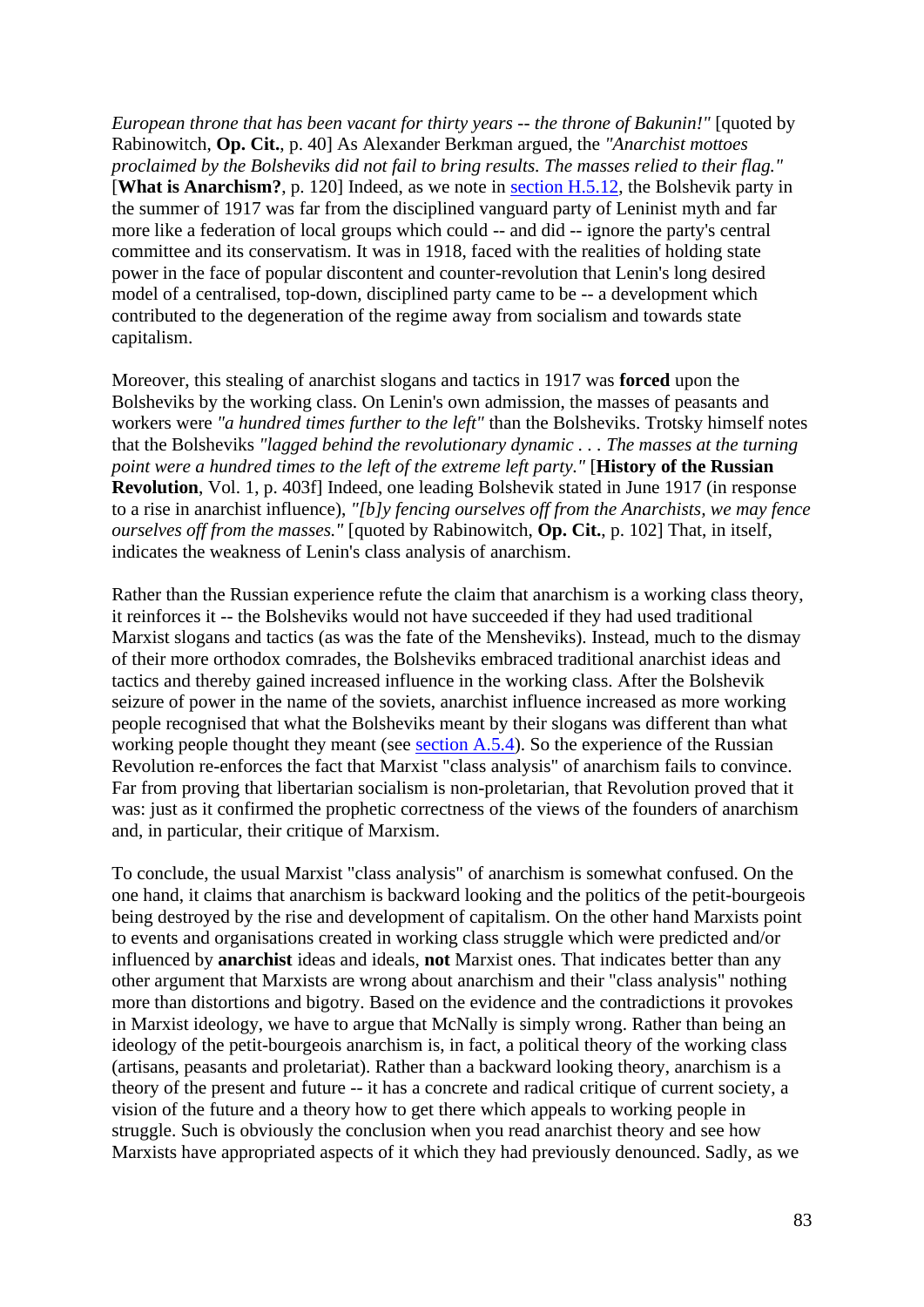*European throne that has been vacant for thirty years -- the throne of Bakunin!"* [quoted by Rabinowitch, **Op. Cit.**, p. 40] As Alexander Berkman argued, the *"Anarchist mottoes proclaimed by the Bolsheviks did not fail to bring results. The masses relied to their flag."* [**What is Anarchism?**, p. 120] Indeed, as we note in section H.5.12, the Bolshevik party in the summer of 1917 was far from the disciplined vanguard party of Leninist myth and far more like a federation of local groups which could -- and did -- ignore the party's central committee and its conservatism. It was in 1918, faced with the realities of holding state power in the face of popular discontent and counter-revolution that Lenin's long desired model of a centralised, top-down, disciplined party came to be -- a development which contributed to the degeneration of the regime away from socialism and towards state capitalism.

Moreover, this stealing of anarchist slogans and tactics in 1917 was **forced** upon the Bolsheviks by the working class. On Lenin's own admission, the masses of peasants and workers were *"a hundred times further to the left"* than the Bolsheviks. Trotsky himself notes that the Bolsheviks *"lagged behind the revolutionary dynamic . . . The masses at the turning point were a hundred times to the left of the extreme left party."* [**History of the Russian Revolution**, Vol. 1, p. 403f] Indeed, one leading Bolshevik stated in June 1917 (in response to a rise in anarchist influence), *"[b]y fencing ourselves off from the Anarchists, we may fence ourselves off from the masses."* [quoted by Rabinowitch, **Op. Cit.**, p. 102] That, in itself, indicates the weakness of Lenin's class analysis of anarchism.

Rather than the Russian experience refute the claim that anarchism is a working class theory, it reinforces it -- the Bolsheviks would not have succeeded if they had used traditional Marxist slogans and tactics (as was the fate of the Mensheviks). Instead, much to the dismay of their more orthodox comrades, the Bolsheviks embraced traditional anarchist ideas and tactics and thereby gained increased influence in the working class. After the Bolshevik seizure of power in the name of the soviets, anarchist influence increased as more working people recognised that what the Bolsheviks meant by their slogans was different than what working people thought they meant (see section A.5.4). So the experience of the Russian Revolution re-enforces the fact that Marxist "class analysis" of anarchism fails to convince. Far from proving that libertarian socialism is non-proletarian, that Revolution proved that it was: just as it confirmed the prophetic correctness of the views of the founders of anarchism and, in particular, their critique of Marxism.

To conclude, the usual Marxist "class analysis" of anarchism is somewhat confused. On the one hand, it claims that anarchism is backward looking and the politics of the petit-bourgeois being destroyed by the rise and development of capitalism. On the other hand Marxists point to events and organisations created in working class struggle which were predicted and/or influenced by **anarchist** ideas and ideals, **not** Marxist ones. That indicates better than any other argument that Marxists are wrong about anarchism and their "class analysis" nothing more than distortions and bigotry. Based on the evidence and the contradictions it provokes in Marxist ideology, we have to argue that McNally is simply wrong. Rather than being an ideology of the petit-bourgeois anarchism is, in fact, a political theory of the working class (artisans, peasants and proletariat). Rather than a backward looking theory, anarchism is a theory of the present and future -- it has a concrete and radical critique of current society, a vision of the future and a theory how to get there which appeals to working people in struggle. Such is obviously the conclusion when you read anarchist theory and see how Marxists have appropriated aspects of it which they had previously denounced. Sadly, as we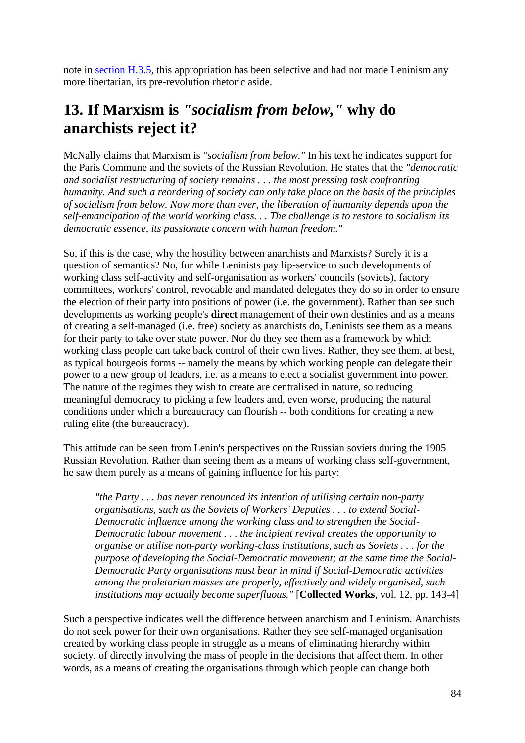note in section H.3.5, this appropriation has been selective and had not made Leninism any more libertarian, its pre-revolution rhetoric aside.

## 13. If Marxism is *"socialism from below,"* why do anarchists reject it?

McNally claims that Marxism is *"socialism from below."* In his text he indicates support for the Paris Commune and the soviets of the Russian Revolution. He states that the *"democratic and socialist restructuring of society remains . . . the most pressing task confronting humanity. And such a reordering of society can only take place on the basis of the principles of socialism from below. Now more than ever, the liberation of humanity depends upon the self-emancipation of the world working class. . . The challenge is to restore to socialism its democratic essence, its passionate concern with human freedom."*

So, if this is the case, why the hostility between anarchists and Marxists? Surely it is a question of semantics? No, for while Leninists pay lip-service to such developments of working class self-activity and self-organisation as workers' councils (soviets), factory committees, workers' control, revocable and mandated delegates they do so in order to ensure the election of their party into positions of power (i.e. the government). Rather than see such developments as working people's **direct** management of their own destinies and as a means of creating a self-managed (i.e. free) society as anarchists do, Leninists see them as a means for their party to take over state power. Nor do they see them as a framework by which working class people can take back control of their own lives. Rather, they see them, at best, as typical bourgeois forms -- namely the means by which working people can delegate their power to a new group of leaders, i.e. as a means to elect a socialist government into power. The nature of the regimes they wish to create are centralised in nature, so reducing meaningful democracy to picking a few leaders and, even worse, producing the natural conditions under which a bureaucracy can flourish -- both conditions for creating a new ruling elite (the bureaucracy).

This attitude can be seen from Lenin's perspectives on the Russian soviets during the 1905 Russian Revolution. Rather than seeing them as a means of working class self-government, he saw them purely as a means of gaining influence for his party:

> *"the Party . . . has never renounced its intention of utilising certain non-party organisations, such as the Soviets of Workers' Deputies . . . to extend Social-Democratic influence among the working class and to strengthen the Social-Democratic labour movement . . . the incipient revival creates the opportunity to organise or utilise non-party working-class institutions, such as Soviets . . . for the purpose of developing the Social-Democratic movement; at the same time the Social-Democratic Party organisations must bear in mind if Social-Democratic activities among the proletarian masses are properly, effectively and widely organised, such institutions may actually become superfluous."* [**Collected Works**, vol. 12, pp. 143-4]

Such a perspective indicates well the difference between anarchism and Leninism. Anarchists do not seek power for their own organisations. Rather they see self-managed organisation created by working class people in struggle as a means of eliminating hierarchy within society, of directly involving the mass of people in the decisions that affect them. In other words, as a means of creating the organisations through which people can change both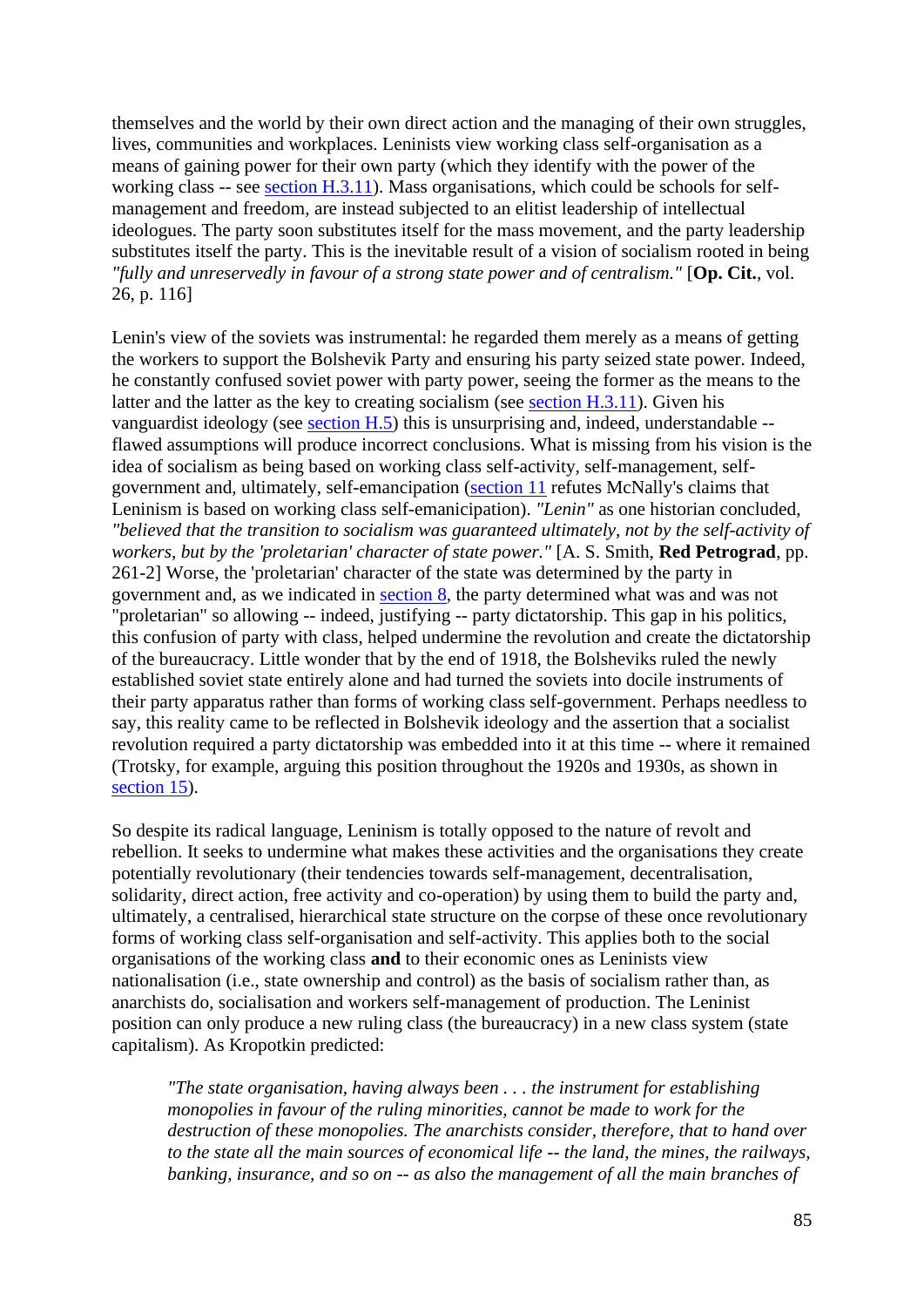themselves and the world by their own direct action and the managing of their own struggles, lives, communities and workplaces. Leninists view working class self-organisation as a means of gaining power for their own party (which they identify with the power of the working class -- see section H.3.11). Mass organisations, which could be schools for self-management and freedom, are instead subjected to an elitist leadership of intellectual ideologues. The party soon substitutes itself for the mass movement, and the party leadership substitutes itself the party. This is the inevitable result of a vision of socialism rooted in being *"fully and unreservedly in favour of a strong state power and of centralism."* [**Op. Cit.**, vol. 26, p. 116]

Lenin's view of the soviets was instrumental: he regarded them merely as a means of getting the workers to support the Bolshevik Party and ensuring his party seized state power. Indeed, he constantly confused soviet power with party power, seeing the former as the means to the latter and the latter as the key to creating socialism (see section H.3.11). Given his vanguardist ideology (see section H.5) this is unsurprising and, indeed, understandable -- flawed assumptions will produce incorrect conclusions. What is missing from his vision is the idea of socialism as being based on working class self-activity, self-management, self-government and, ultimately, self-emancipation (section 11 refutes McNally's claims that Leninism is based on working class self-emanicipation). *"Lenin"* as one historian concluded, *"believed that the transition to socialism was guaranteed ultimately, not by the self-activity of workers, but by the 'proletarian' character of state power."* [A. S. Smith, **Red Petrograd**, pp. 261-2] Worse, the 'proletarian' character of the state was determined by the party in government and, as we indicated in section 8, the party determined what was and was not "proletarian" so allowing -- indeed, justifying -- party dictatorship. This gap in his politics, this confusion of party with class, helped undermine the revolution and create the dictatorship of the bureaucracy. Little wonder that by the end of 1918, the Bolsheviks ruled the newly established soviet state entirely alone and had turned the soviets into docile instruments of their party apparatus rather than forms of working class self-government. Perhaps needless to say, this reality came to be reflected in Bolshevik ideology and the assertion that a socialist revolution required a party dictatorship was embedded into it at this time -- where it remained (Trotsky, for example, arguing this position throughout the 1920s and 1930s, as shown in section 15).

So despite its radical language, Leninism is totally opposed to the nature of revolt and rebellion. It seeks to undermine what makes these activities and the organisations they create potentially revolutionary (their tendencies towards self-management, decentralisation, solidarity, direct action, free activity and co-operation) by using them to build the party and, ultimately, a centralised, hierarchical state structure on the corpse of these once revolutionary forms of working class self-organisation and self-activity. This applies both to the social organisations of the working class **and** to their economic ones as Leninists view nationalisation (i.e., state ownership and control) as the basis of socialism rather than, as anarchists do, socialisation and workers self-management of production. The Leninist position can only produce a new ruling class (the bureaucracy) in a new class system (state capitalism). As Kropotkin predicted:

> *"The state organisation, having always been . . . the instrument for establishing monopolies in favour of the ruling minorities, cannot be made to work for the destruction of these monopolies. The anarchists consider, therefore, that to hand over to the state all the main sources of economical life -- the land, the mines, the railways, banking, insurance, and so on -- as also the management of all the main branches of*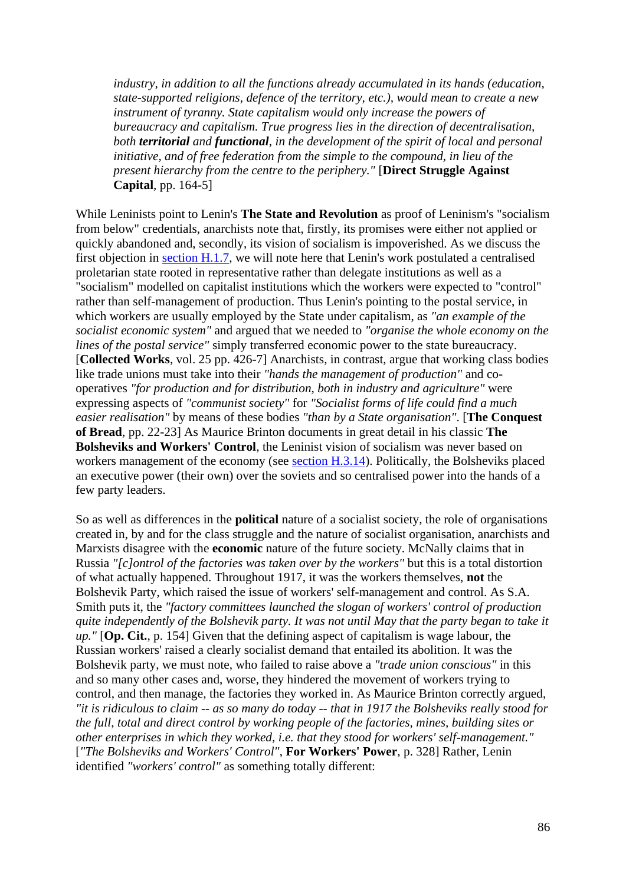> *industry, in addition to all the functions already accumulated in its hands (education, state-supported religions, defence of the territory, etc.), would mean to create a new instrument of tyranny. State capitalism would only increase the powers of bureaucracy and capitalism. True progress lies in the direction of decentralisation, both* ***territorial*** *and* ***functional****, in the development of the spirit of local and personal initiative, and of free federation from the simple to the compound, in lieu of the present hierarchy from the centre to the periphery."* [**Direct Struggle Against Capital**, pp. 164-5]

While Leninists point to Lenin's **The State and Revolution** as proof of Leninism's "socialism from below" credentials, anarchists note that, firstly, its promises were either not applied or quickly abandoned and, secondly, its vision of socialism is impoverished. As we discuss the first objection in section H.1.7, we will note here that Lenin's work postulated a centralised proletarian state rooted in representative rather than delegate institutions as well as a "socialism" modelled on capitalist institutions which the workers were expected to "control" rather than self-management of production. Thus Lenin's pointing to the postal service, in which workers are usually employed by the State under capitalism, as *"an example of the socialist economic system"* and argued that we needed to *"organise the whole economy on the lines of the postal service"* simply transferred economic power to the state bureaucracy. [**Collected Works**, vol. 25 pp. 426-7] Anarchists, in contrast, argue that working class bodies like trade unions must take into their *"hands the management of production"* and co-operatives *"for production and for distribution, both in industry and agriculture"* were expressing aspects of *"communist society"* for *"Socialist forms of life could find a much easier realisation"* by means of these bodies *"than by a State organisation"*. [**The Conquest of Bread**, pp. 22-23] As Maurice Brinton documents in great detail in his classic **The Bolsheviks and Workers' Control**, the Leninist vision of socialism was never based on workers management of the economy (see section H.3.14). Politically, the Bolsheviks placed an executive power (their own) over the soviets and so centralised power into the hands of a few party leaders.

So as well as differences in the **political** nature of a socialist society, the role of organisations created in, by and for the class struggle and the nature of socialist organisation, anarchists and Marxists disagree with the **economic** nature of the future society. McNally claims that in Russia *"[c]ontrol of the factories was taken over by the workers"* but this is a total distortion of what actually happened. Throughout 1917, it was the workers themselves, **not** the Bolshevik Party, which raised the issue of workers' self-management and control. As S.A. Smith puts it, the *"factory committees launched the slogan of workers' control of production quite independently of the Bolshevik party. It was not until May that the party began to take it up."* [**Op. Cit.**, p. 154] Given that the defining aspect of capitalism is wage labour, the Russian workers' raised a clearly socialist demand that entailed its abolition. It was the Bolshevik party, we must note, who failed to raise above a *"trade union conscious"* in this and so many other cases and, worse, they hindered the movement of workers trying to control, and then manage, the factories they worked in. As Maurice Brinton correctly argued, *"it is ridiculous to claim -- as so many do today -- that in 1917 the Bolsheviks really stood for the full, total and direct control by working people of the factories, mines, building sites or other enterprises in which they worked, i.e. that they stood for workers' self-management."* [*"The Bolsheviks and Workers' Control"*, **For Workers' Power**, p. 328] Rather, Lenin identified *"workers' control"* as something totally different: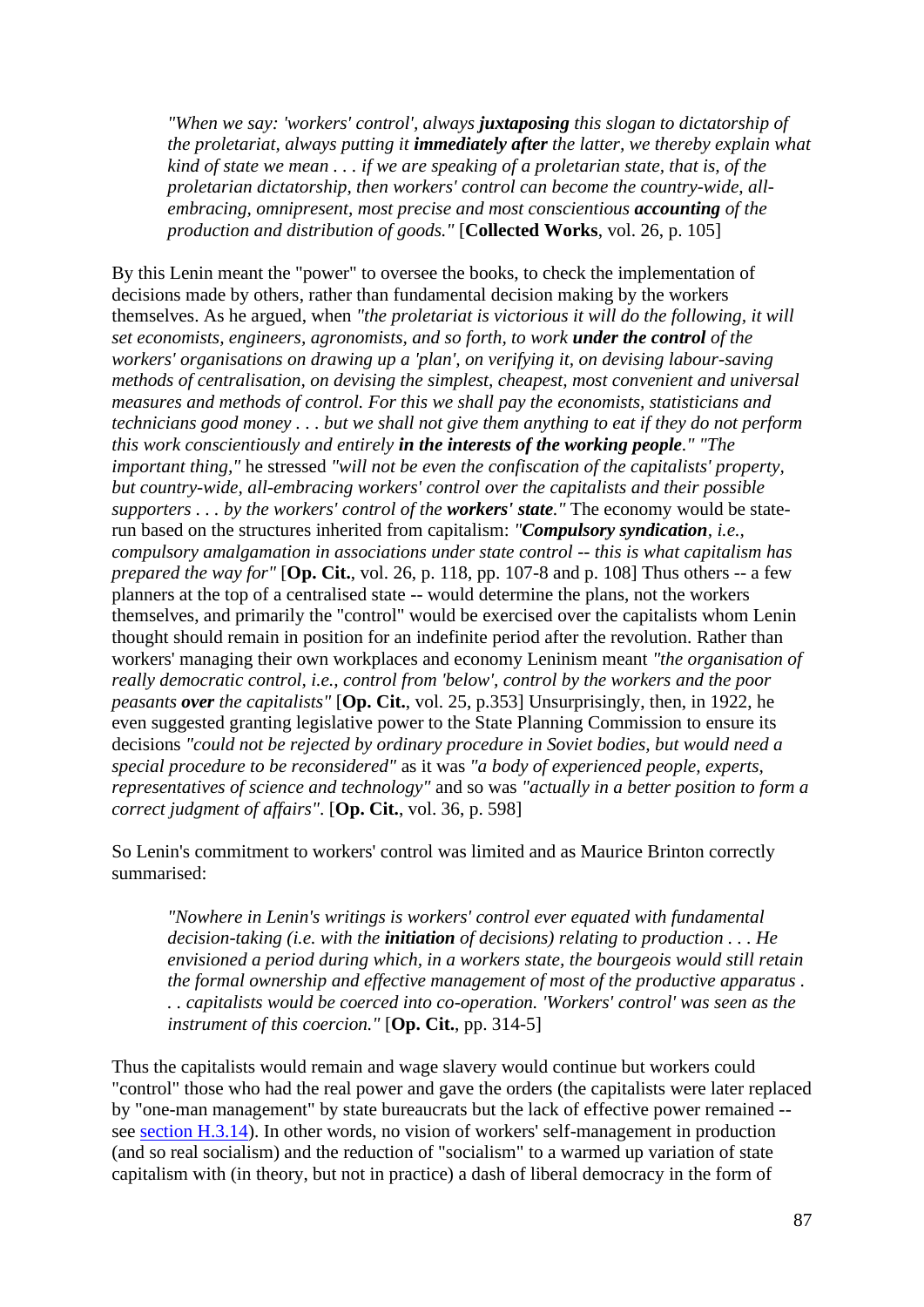> *"When we say: 'workers' control', always **juxtaposing** this slogan to dictatorship of the proletariat, always putting it **immediately after** the latter, we thereby explain what kind of state we mean . . . if we are speaking of a proletarian state, that is, of the proletarian dictatorship, then workers' control can become the country-wide, all-embracing, omnipresent, most precise and most conscientious **accounting** of the production and distribution of goods."* [**Collected Works**, vol. 26, p. 105]

By this Lenin meant the "power" to oversee the books, to check the implementation of decisions made by others, rather than fundamental decision making by the workers themselves. As he argued, when *"the proletariat is victorious it will do the following, it will set economists, engineers, agronomists, and so forth, to work **under the control** of the workers' organisations on drawing up a 'plan', on verifying it, on devising labour-saving methods of centralisation, on devising the simplest, cheapest, most convenient and universal measures and methods of control. For this we shall pay the economists, statisticians and technicians good money . . . but we shall not give them anything to eat if they do not perform this work conscientiously and entirely **in the interests of the working people**." "The important thing,"* he stressed *"will not be even the confiscation of the capitalists' property, but country-wide, all-embracing workers' control over the capitalists and their possible supporters . . . by the workers' control of the **workers' state**."* The economy would be state-run based on the structures inherited from capitalism: *"**Compulsory syndication**, i.e., compulsory amalgamation in associations under state control -- this is what capitalism has prepared the way for"* [**Op. Cit.**, vol. 26, p. 118, pp. 107-8 and p. 108] Thus others -- a few planners at the top of a centralised state -- would determine the plans, not the workers themselves, and primarily the "control" would be exercised over the capitalists whom Lenin thought should remain in position for an indefinite period after the revolution. Rather than workers' managing their own workplaces and economy Leninism meant *"the organisation of really democratic control, i.e., control from 'below', control by the workers and the poor peasants **over** the capitalists"* [**Op. Cit.**, vol. 25, p.353] Unsurprisingly, then, in 1922, he even suggested granting legislative power to the State Planning Commission to ensure its decisions *"could not be rejected by ordinary procedure in Soviet bodies, but would need a special procedure to be reconsidered"* as it was *"a body of experienced people, experts, representatives of science and technology"* and so was *"actually in a better position to form a correct judgment of affairs"*. [**Op. Cit.**, vol. 36, p. 598]

So Lenin's commitment to workers' control was limited and as Maurice Brinton correctly summarised:

> *"Nowhere in Lenin's writings is workers' control ever equated with fundamental decision-taking (i.e. with the **initiation** of decisions) relating to production . . . He envisioned a period during which, in a workers state, the bourgeois would still retain the formal ownership and effective management of most of the productive apparatus . . . capitalists would be coerced into co-operation. 'Workers' control' was seen as the instrument of this coercion."* [**Op. Cit.**, pp. 314-5]

Thus the capitalists would remain and wage slavery would continue but workers could "control" those who had the real power and gave the orders (the capitalists were later replaced by "one-man management" by state bureaucrats but the lack of effective power remained -- see section H.3.14). In other words, no vision of workers' self-management in production (and so real socialism) and the reduction of "socialism" to a warmed up variation of state capitalism with (in theory, but not in practice) a dash of liberal democracy in the form of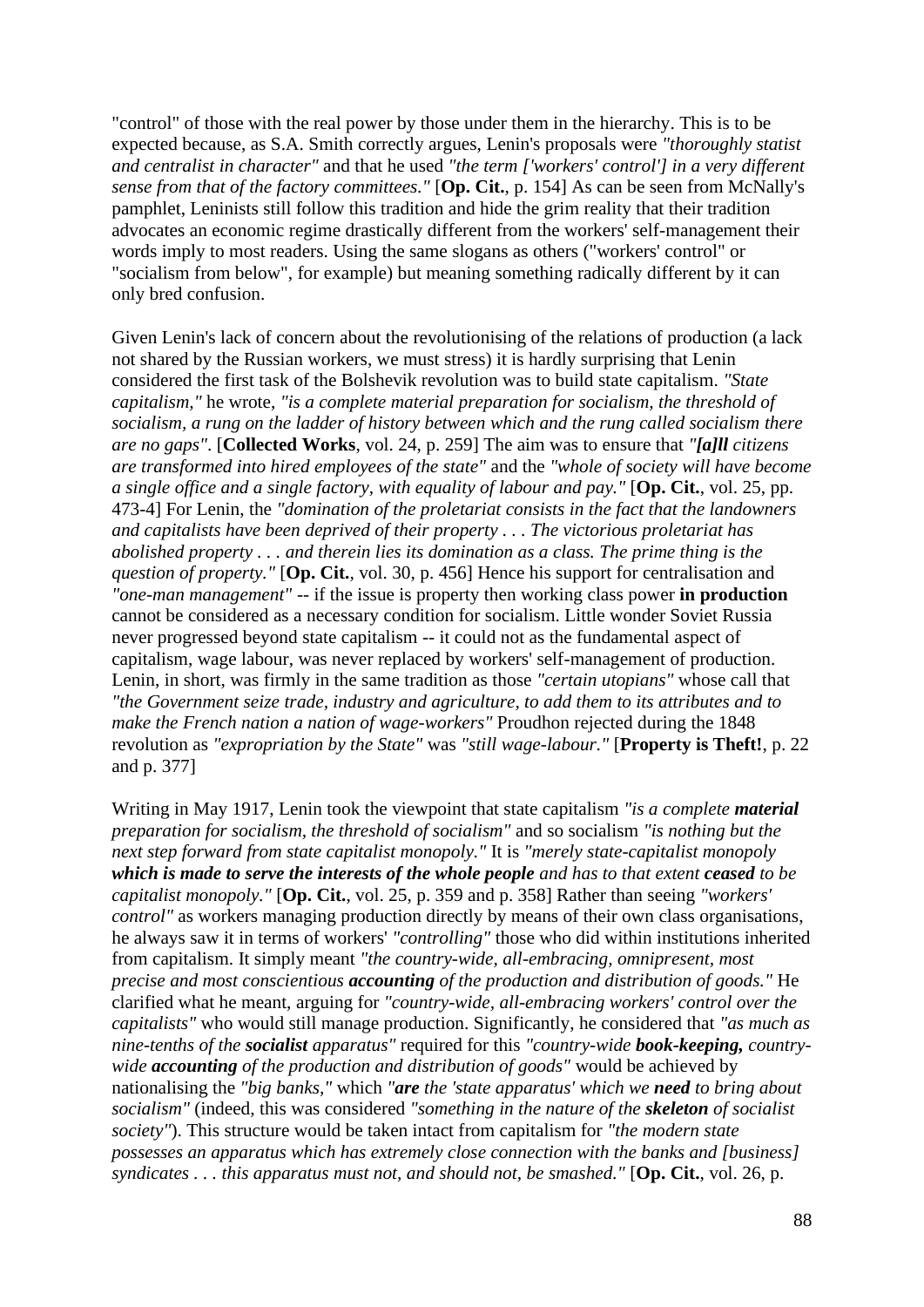"control" of those with the real power by those under them in the hierarchy. This is to be expected because, as S.A. Smith correctly argues, Lenin's proposals were *"thoroughly statist and centralist in character"* and that he used *"the term ['workers' control'] in a very different sense from that of the factory committees."* [**Op. Cit.**, p. 154] As can be seen from McNally's pamphlet, Leninists still follow this tradition and hide the grim reality that their tradition advocates an economic regime drastically different from the workers' self-management their words imply to most readers. Using the same slogans as others ("workers' control" or "socialism from below", for example) but meaning something radically different by it can only bred confusion.

Given Lenin's lack of concern about the revolutionising of the relations of production (a lack not shared by the Russian workers, we must stress) it is hardly surprising that Lenin considered the first task of the Bolshevik revolution was to build state capitalism. *"State capitalism,"* he wrote, *"is a complete material preparation for socialism, the threshold of socialism, a rung on the ladder of history between which and the rung called socialism there are no gaps"*. [**Collected Works**, vol. 24, p. 259] The aim was to ensure that *"**[a]ll** citizens are transformed into hired employees of the state"* and the *"whole of society will have become a single office and a single factory, with equality of labour and pay."* [**Op. Cit.**, vol. 25, pp. 473-4] For Lenin, the *"domination of the proletariat consists in the fact that the landowners and capitalists have been deprived of their property . . . The victorious proletariat has abolished property . . . and therein lies its domination as a class. The prime thing is the question of property."* [**Op. Cit.**, vol. 30, p. 456] Hence his support for centralisation and *"one-man management"* -- if the issue is property then working class power **in production** cannot be considered as a necessary condition for socialism. Little wonder Soviet Russia never progressed beyond state capitalism -- it could not as the fundamental aspect of capitalism, wage labour, was never replaced by workers' self-management of production. Lenin, in short, was firmly in the same tradition as those *"certain utopians"* whose call that *"the Government seize trade, industry and agriculture, to add them to its attributes and to make the French nation a nation of wage-workers"* Proudhon rejected during the 1848 revolution as *"expropriation by the State"* was *"still wage-labour."* [**Property is Theft!**, p. 22 and p. 377]

Writing in May 1917, Lenin took the viewpoint that state capitalism *"is a complete **material** preparation for socialism, the threshold of socialism"* and so socialism *"is nothing but the next step forward from state capitalist monopoly."* It is *"merely state-capitalist monopoly **which is made to serve the interests of the whole people** and has to that extent **ceased** to be capitalist monopoly."* [**Op. Cit.**, vol. 25, p. 359 and p. 358] Rather than seeing *"workers' control"* as workers managing production directly by means of their own class organisations, he always saw it in terms of workers' *"controlling"* those who did within institutions inherited from capitalism. It simply meant *"the country-wide, all-embracing, omnipresent, most precise and most conscientious **accounting** of the production and distribution of goods."* He clarified what he meant, arguing for *"country-wide, all-embracing workers' control over the capitalists"* who would still manage production. Significantly, he considered that *"as much as nine-tenths of the **socialist** apparatus"* required for this *"country-wide **book-keeping,** country-wide **accounting** of the production and distribution of goods"* would be achieved by nationalising the *"big banks,"* which *"**are** the 'state apparatus' which we **need** to bring about socialism"* (indeed, this was considered *"something in the nature of the **skeleton** of socialist society"*). This structure would be taken intact from capitalism for *"the modern state possesses an apparatus which has extremely close connection with the banks and [business] syndicates . . . this apparatus must not, and should not, be smashed."* [**Op. Cit.**, vol. 26, p.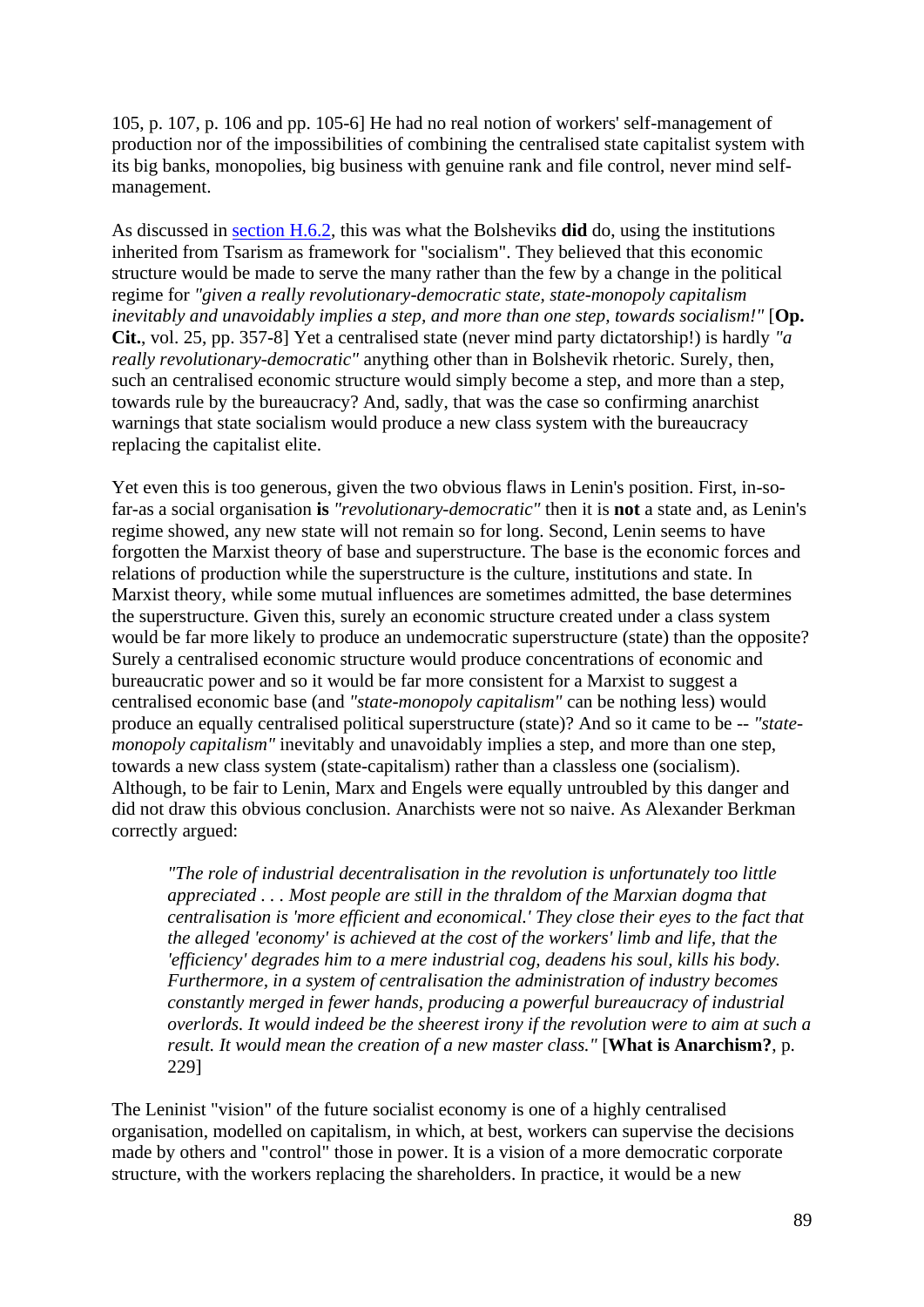105, p. 107, p. 106 and pp. 105-6] He had no real notion of workers' self-management of production nor of the impossibilities of combining the centralised state capitalist system with its big banks, monopolies, big business with genuine rank and file control, never mind self-management.

As discussed in section H.6.2, this was what the Bolsheviks **did** do, using the institutions inherited from Tsarism as framework for "socialism". They believed that this economic structure would be made to serve the many rather than the few by a change in the political regime for *"given a really revolutionary-democratic state, state-monopoly capitalism inevitably and unavoidably implies a step, and more than one step, towards socialism!"* [**Op. Cit.**, vol. 25, pp. 357-8] Yet a centralised state (never mind party dictatorship!) is hardly *"a really revolutionary-democratic"* anything other than in Bolshevik rhetoric. Surely, then, such an centralised economic structure would simply become a step, and more than a step, towards rule by the bureaucracy? And, sadly, that was the case so confirming anarchist warnings that state socialism would produce a new class system with the bureaucracy replacing the capitalist elite.

Yet even this is too generous, given the two obvious flaws in Lenin's position. First, in-so-far-as a social organisation **is** *"revolutionary-democratic"* then it is **not** a state and, as Lenin's regime showed, any new state will not remain so for long. Second, Lenin seems to have forgotten the Marxist theory of base and superstructure. The base is the economic forces and relations of production while the superstructure is the culture, institutions and state. In Marxist theory, while some mutual influences are sometimes admitted, the base determines the superstructure. Given this, surely an economic structure created under a class system would be far more likely to produce an undemocratic superstructure (state) than the opposite? Surely a centralised economic structure would produce concentrations of economic and bureaucratic power and so it would be far more consistent for a Marxist to suggest a centralised economic base (and *"state-monopoly capitalism"* can be nothing less) would produce an equally centralised political superstructure (state)? And so it came to be -- *"state-monopoly capitalism"* inevitably and unavoidably implies a step, and more than one step, towards a new class system (state-capitalism) rather than a classless one (socialism). Although, to be fair to Lenin, Marx and Engels were equally untroubled by this danger and did not draw this obvious conclusion. Anarchists were not so naive. As Alexander Berkman correctly argued:

> *"The role of industrial decentralisation in the revolution is unfortunately too little appreciated . . . Most people are still in the thraldom of the Marxian dogma that centralisation is 'more efficient and economical.' They close their eyes to the fact that the alleged 'economy' is achieved at the cost of the workers' limb and life, that the 'efficiency' degrades him to a mere industrial cog, deadens his soul, kills his body. Furthermore, in a system of centralisation the administration of industry becomes constantly merged in fewer hands, producing a powerful bureaucracy of industrial overlords. It would indeed be the sheerest irony if the revolution were to aim at such a result. It would mean the creation of a new master class."* [**What is Anarchism?**, p. 229]

The Leninist "vision" of the future socialist economy is one of a highly centralised organisation, modelled on capitalism, in which, at best, workers can supervise the decisions made by others and "control" those in power. It is a vision of a more democratic corporate structure, with the workers replacing the shareholders. In practice, it would be a new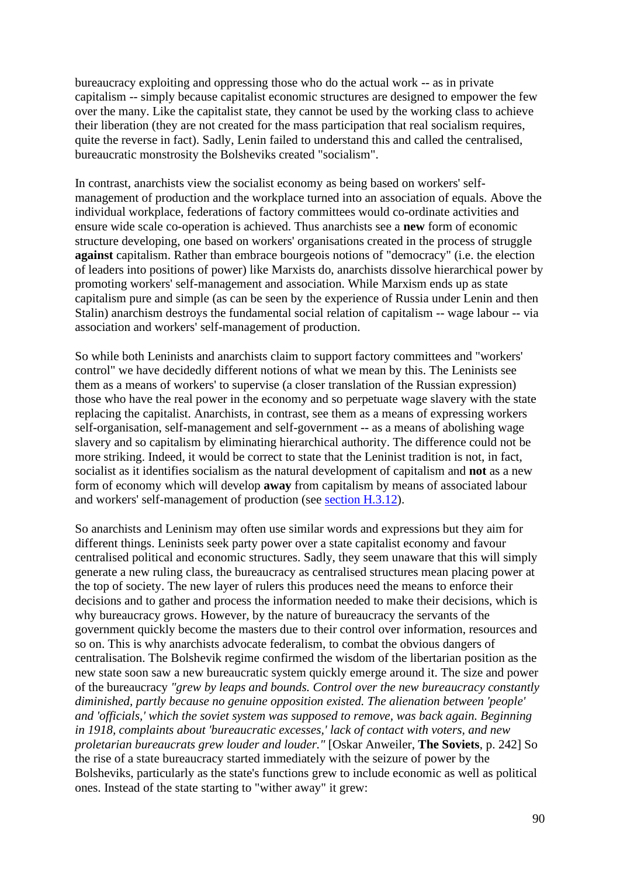bureaucracy exploiting and oppressing those who do the actual work -- as in private capitalism -- simply because capitalist economic structures are designed to empower the few over the many. Like the capitalist state, they cannot be used by the working class to achieve their liberation (they are not created for the mass participation that real socialism requires, quite the reverse in fact). Sadly, Lenin failed to understand this and called the centralised, bureaucratic monstrosity the Bolsheviks created "socialism".

In contrast, anarchists view the socialist economy as being based on workers' self-management of production and the workplace turned into an association of equals. Above the individual workplace, federations of factory committees would co-ordinate activities and ensure wide scale co-operation is achieved. Thus anarchists see a **new** form of economic structure developing, one based on workers' organisations created in the process of struggle **against** capitalism. Rather than embrace bourgeois notions of "democracy" (i.e. the election of leaders into positions of power) like Marxists do, anarchists dissolve hierarchical power by promoting workers' self-management and association. While Marxism ends up as state capitalism pure and simple (as can be seen by the experience of Russia under Lenin and then Stalin) anarchism destroys the fundamental social relation of capitalism -- wage labour -- via association and workers' self-management of production.

So while both Leninists and anarchists claim to support factory committees and "workers' control" we have decidedly different notions of what we mean by this. The Leninists see them as a means of workers' to supervise (a closer translation of the Russian expression) those who have the real power in the economy and so perpetuate wage slavery with the state replacing the capitalist. Anarchists, in contrast, see them as a means of expressing workers self-organisation, self-management and self-government -- as a means of abolishing wage slavery and so capitalism by eliminating hierarchical authority. The difference could not be more striking. Indeed, it would be correct to state that the Leninist tradition is not, in fact, socialist as it identifies socialism as the natural development of capitalism and **not** as a new form of economy which will develop **away** from capitalism by means of associated labour and workers' self-management of production (see section H.3.12).

So anarchists and Leninism may often use similar words and expressions but they aim for different things. Leninists seek party power over a state capitalist economy and favour centralised political and economic structures. Sadly, they seem unaware that this will simply generate a new ruling class, the bureaucracy as centralised structures mean placing power at the top of society. The new layer of rulers this produces need the means to enforce their decisions and to gather and process the information needed to make their decisions, which is why bureaucracy grows. However, by the nature of bureaucracy the servants of the government quickly become the masters due to their control over information, resources and so on. This is why anarchists advocate federalism, to combat the obvious dangers of centralisation. The Bolshevik regime confirmed the wisdom of the libertarian position as the new state soon saw a new bureaucratic system quickly emerge around it. The size and power of the bureaucracy *"grew by leaps and bounds. Control over the new bureaucracy constantly diminished, partly because no genuine opposition existed. The alienation between 'people' and 'officials,' which the soviet system was supposed to remove, was back again. Beginning in 1918, complaints about 'bureaucratic excesses,' lack of contact with voters, and new proletarian bureaucrats grew louder and louder."* [Oskar Anweiler, **The Soviets**, p. 242] So the rise of a state bureaucracy started immediately with the seizure of power by the Bolsheviks, particularly as the state's functions grew to include economic as well as political ones. Instead of the state starting to "wither away" it grew: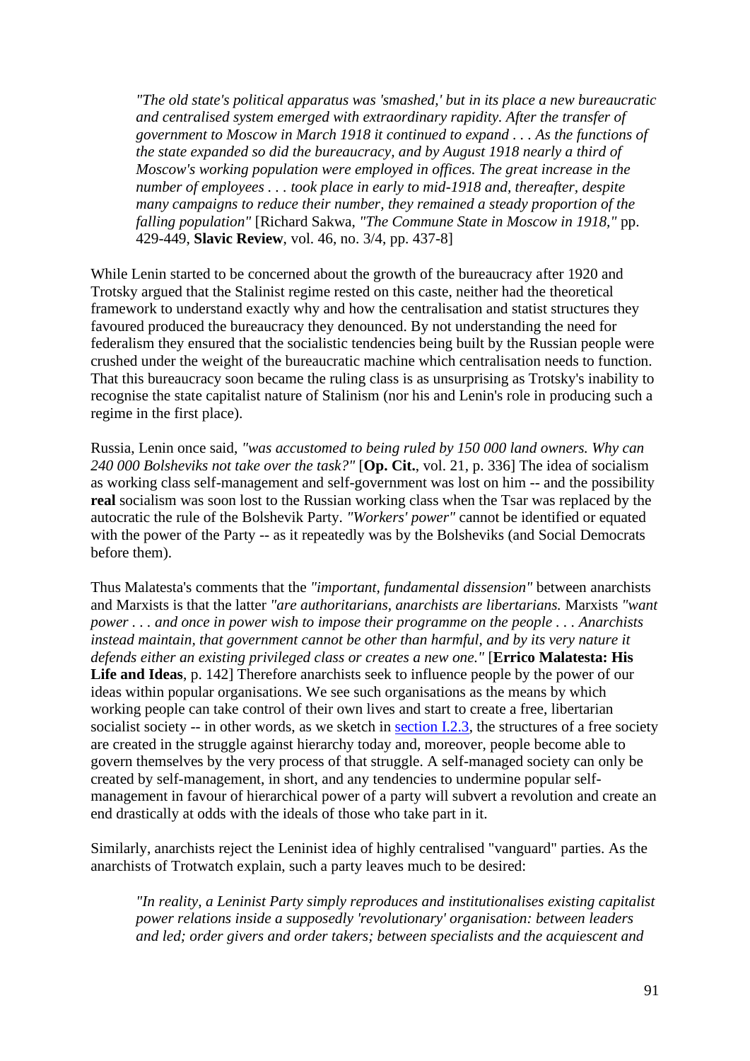> *"The old state's political apparatus was 'smashed,' but in its place a new bureaucratic and centralised system emerged with extraordinary rapidity. After the transfer of government to Moscow in March 1918 it continued to expand . . . As the functions of the state expanded so did the bureaucracy, and by August 1918 nearly a third of Moscow's working population were employed in offices. The great increase in the number of employees . . . took place in early to mid-1918 and, thereafter, despite many campaigns to reduce their number, they remained a steady proportion of the falling population"* [Richard Sakwa, *"The Commune State in Moscow in 1918,"* pp. 429-449, **Slavic Review**, vol. 46, no. 3/4, pp. 437-8]

While Lenin started to be concerned about the growth of the bureaucracy after 1920 and Trotsky argued that the Stalinist regime rested on this caste, neither had the theoretical framework to understand exactly why and how the centralisation and statist structures they favoured produced the bureaucracy they denounced. By not understanding the need for federalism they ensured that the socialistic tendencies being built by the Russian people were crushed under the weight of the bureaucratic machine which centralisation needs to function. That this bureaucracy soon became the ruling class is as unsurprising as Trotsky's inability to recognise the state capitalist nature of Stalinism (nor his and Lenin's role in producing such a regime in the first place).

Russia, Lenin once said, *"was accustomed to being ruled by 150 000 land owners. Why can 240 000 Bolsheviks not take over the task?"* [**Op. Cit.**, vol. 21, p. 336] The idea of socialism as working class self-management and self-government was lost on him -- and the possibility **real** socialism was soon lost to the Russian working class when the Tsar was replaced by the autocratic the rule of the Bolshevik Party. *"Workers' power"* cannot be identified or equated with the power of the Party -- as it repeatedly was by the Bolsheviks (and Social Democrats before them).

Thus Malatesta's comments that the *"important, fundamental dissension"* between anarchists and Marxists is that the latter *"are authoritarians, anarchists are libertarians.* Marxists *"want power . . . and once in power wish to impose their programme on the people . . . Anarchists instead maintain, that government cannot be other than harmful, and by its very nature it defends either an existing privileged class or creates a new one."* [**Errico Malatesta: His Life and Ideas**, p. 142] Therefore anarchists seek to influence people by the power of our ideas within popular organisations. We see such organisations as the means by which working people can take control of their own lives and start to create a free, libertarian socialist society -- in other words, as we sketch in section I.2.3, the structures of a free society are created in the struggle against hierarchy today and, moreover, people become able to govern themselves by the very process of that struggle. A self-managed society can only be created by self-management, in short, and any tendencies to undermine popular self-management in favour of hierarchical power of a party will subvert a revolution and create an end drastically at odds with the ideals of those who take part in it.

Similarly, anarchists reject the Leninist idea of highly centralised "vanguard" parties. As the anarchists of Trotwatch explain, such a party leaves much to be desired:

> *"In reality, a Leninist Party simply reproduces and institutionalises existing capitalist power relations inside a supposedly 'revolutionary' organisation: between leaders and led; order givers and order takers; between specialists and the acquiescent and*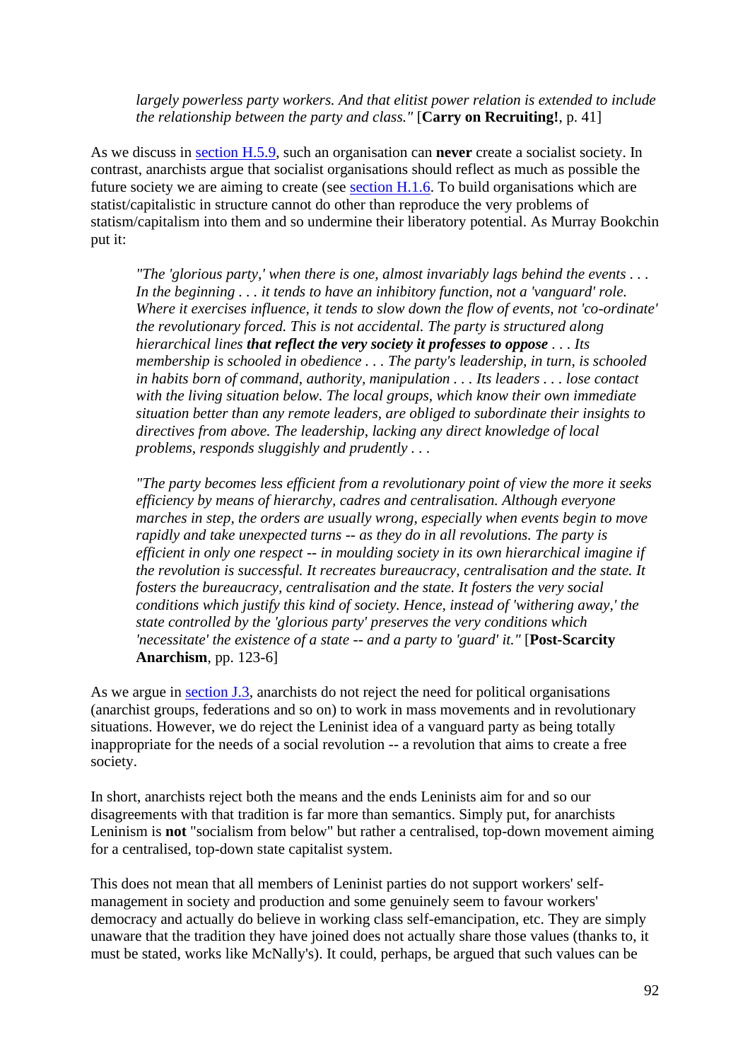> *largely powerless party workers. And that elitist power relation is extended to include the relationship between the party and class."* [**Carry on Recruiting!**, p. 41]

As we discuss in section H.5.9, such an organisation can **never** create a socialist society. In contrast, anarchists argue that socialist organisations should reflect as much as possible the future society we are aiming to create (see section H.1.6. To build organisations which are statist/capitalistic in structure cannot do other than reproduce the very problems of statism/capitalism into them and so undermine their liberatory potential. As Murray Bookchin put it:

> *"The 'glorious party,' when there is one, almost invariably lags behind the events . . . In the beginning . . . it tends to have an inhibitory function, not a 'vanguard' role. Where it exercises influence, it tends to slow down the flow of events, not 'co-ordinate' the revolutionary forced. This is not accidental. The party is structured along hierarchical lines **that reflect the very society it professes to oppose** . . . Its membership is schooled in obedience . . . The party's leadership, in turn, is schooled in habits born of command, authority, manipulation . . . Its leaders . . . lose contact with the living situation below. The local groups, which know their own immediate situation better than any remote leaders, are obliged to subordinate their insights to directives from above. The leadership, lacking any direct knowledge of local problems, responds sluggishly and prudently . . .*
>
> *"The party becomes less efficient from a revolutionary point of view the more it seeks efficiency by means of hierarchy, cadres and centralisation. Although everyone marches in step, the orders are usually wrong, especially when events begin to move rapidly and take unexpected turns -- as they do in all revolutions. The party is efficient in only one respect -- in moulding society in its own hierarchical imagine if the revolution is successful. It recreates bureaucracy, centralisation and the state. It fosters the bureaucracy, centralisation and the state. It fosters the very social conditions which justify this kind of society. Hence, instead of 'withering away,' the state controlled by the 'glorious party' preserves the very conditions which 'necessitate' the existence of a state -- and a party to 'guard' it."* [**Post-Scarcity Anarchism**, pp. 123-6]

As we argue in section J.3, anarchists do not reject the need for political organisations (anarchist groups, federations and so on) to work in mass movements and in revolutionary situations. However, we do reject the Leninist idea of a vanguard party as being totally inappropriate for the needs of a social revolution -- a revolution that aims to create a free society.

In short, anarchists reject both the means and the ends Leninists aim for and so our disagreements with that tradition is far more than semantics. Simply put, for anarchists Leninism is **not** "socialism from below" but rather a centralised, top-down movement aiming for a centralised, top-down state capitalist system.

This does not mean that all members of Leninist parties do not support workers' self-management in society and production and some genuinely seem to favour workers' democracy and actually do believe in working class self-emancipation, etc. They are simply unaware that the tradition they have joined does not actually share those values (thanks to, it must be stated, works like McNally's). It could, perhaps, be argued that such values can be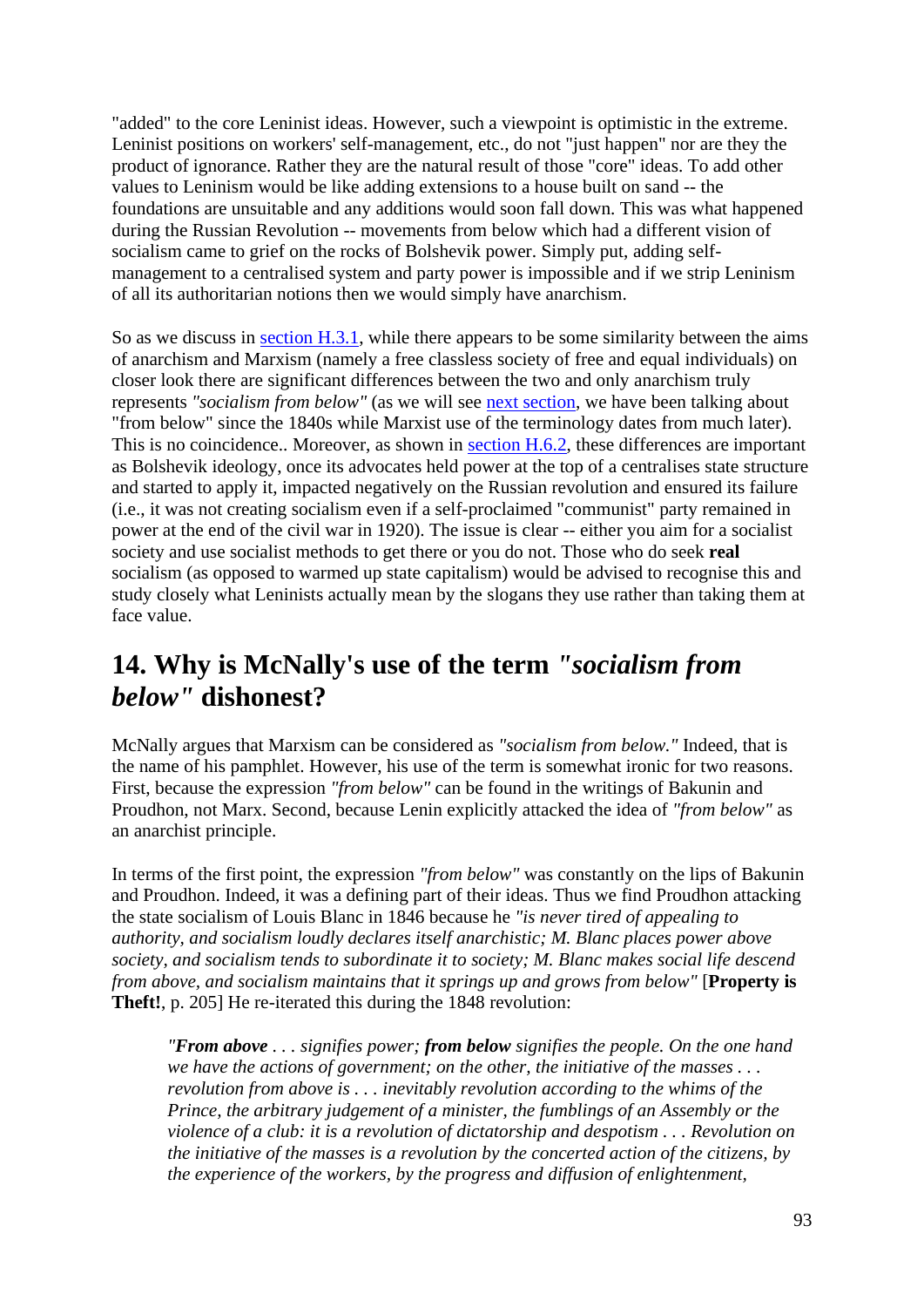"added" to the core Leninist ideas. However, such a viewpoint is optimistic in the extreme. Leninist positions on workers' self-management, etc., do not "just happen" nor are they the product of ignorance. Rather they are the natural result of those "core" ideas. To add other values to Leninism would be like adding extensions to a house built on sand -- the foundations are unsuitable and any additions would soon fall down. This was what happened during the Russian Revolution -- movements from below which had a different vision of socialism came to grief on the rocks of Bolshevik power. Simply put, adding self-management to a centralised system and party power is impossible and if we strip Leninism of all its authoritarian notions then we would simply have anarchism.

So as we discuss in section H.3.1, while there appears to be some similarity between the aims of anarchism and Marxism (namely a free classless society of free and equal individuals) on closer look there are significant differences between the two and only anarchism truly represents *"socialism from below"* (as we will see next section, we have been talking about "from below" since the 1840s while Marxist use of the terminology dates from much later). This is no coincidence.. Moreover, as shown in section H.6.2, these differences are important as Bolshevik ideology, once its advocates held power at the top of a centralises state structure and started to apply it, impacted negatively on the Russian revolution and ensured its failure (i.e., it was not creating socialism even if a self-proclaimed "communist" party remained in power at the end of the civil war in 1920). The issue is clear -- either you aim for a socialist society and use socialist methods to get there or you do not. Those who do seek **real** socialism (as opposed to warmed up state capitalism) would be advised to recognise this and study closely what Leninists actually mean by the slogans they use rather than taking them at face value.

## 14. Why is McNally's use of the term *"socialism from below"* dishonest?

McNally argues that Marxism can be considered as *"socialism from below."* Indeed, that is the name of his pamphlet. However, his use of the term is somewhat ironic for two reasons. First, because the expression *"from below"* can be found in the writings of Bakunin and Proudhon, not Marx. Second, because Lenin explicitly attacked the idea of *"from below"* as an anarchist principle.

In terms of the first point, the expression *"from below"* was constantly on the lips of Bakunin and Proudhon. Indeed, it was a defining part of their ideas. Thus we find Proudhon attacking the state socialism of Louis Blanc in 1846 because he *"is never tired of appealing to authority, and socialism loudly declares itself anarchistic; M. Blanc places power above society, and socialism tends to subordinate it to society; M. Blanc makes social life descend from above, and socialism maintains that it springs up and grows from below"* [**Property is Theft!**, p. 205] He re-iterated this during the 1848 revolution:

> *"**From above** . . . signifies power; **from below** signifies the people. On the one hand we have the actions of government; on the other, the initiative of the masses . . . revolution from above is . . . inevitably revolution according to the whims of the Prince, the arbitrary judgement of a minister, the fumblings of an Assembly or the violence of a club: it is a revolution of dictatorship and despotism . . . Revolution on the initiative of the masses is a revolution by the concerted action of the citizens, by the experience of the workers, by the progress and diffusion of enlightenment,*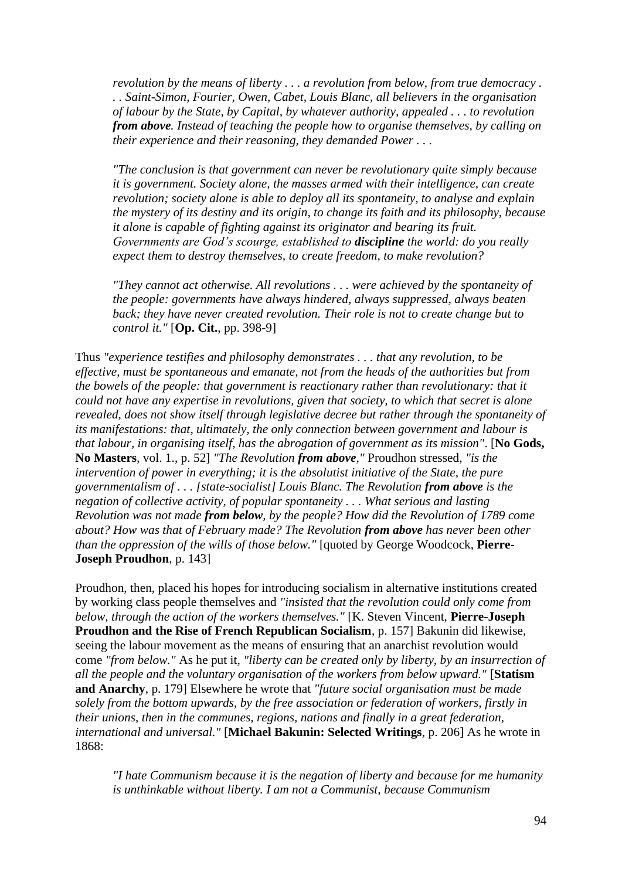> *revolution by the means of liberty . . . a revolution from below, from true democracy . . . Saint-Simon, Fourier, Owen, Cabet, Louis Blanc, all believers in the organisation of labour by the State, by Capital, by whatever authority, appealed . . . to revolution **from above**. Instead of teaching the people how to organise themselves, by calling on their experience and their reasoning, they demanded Power . . .*
>
> *"The conclusion is that government can never be revolutionary quite simply because it is government. Society alone, the masses armed with their intelligence, can create revolution; society alone is able to deploy all its spontaneity, to analyse and explain the mystery of its destiny and its origin, to change its faith and its philosophy, because it alone is capable of fighting against its originator and bearing its fruit. Governments are God's scourge, established to **discipline** the world: do you really expect them to destroy themselves, to create freedom, to make revolution?*
>
> *"They cannot act otherwise. All revolutions . . . were achieved by the spontaneity of the people: governments have always hindered, always suppressed, always beaten back; they have never created revolution. Their role is not to create change but to control it."* [**Op. Cit.**, pp. 398-9]

Thus *"experience testifies and philosophy demonstrates . . . that any revolution, to be effective, must be spontaneous and emanate, not from the heads of the authorities but from the bowels of the people: that government is reactionary rather than revolutionary: that it could not have any expertise in revolutions, given that society, to which that secret is alone revealed, does not show itself through legislative decree but rather through the spontaneity of its manifestations: that, ultimately, the only connection between government and labour is that labour, in organising itself, has the abrogation of government as its mission"*. [**No Gods, No Masters**, vol. 1., p. 52] *"The Revolution **from above**,"* Proudhon stressed, *"is the intervention of power in everything; it is the absolutist initiative of the State, the pure governmentalism of . . . [state-socialist] Louis Blanc. The Revolution **from above** is the negation of collective activity, of popular spontaneity . . . What serious and lasting Revolution was not made **from below**, by the people? How did the Revolution of 1789 come about? How was that of February made? The Revolution **from above** has never been other than the oppression of the wills of those below."* [quoted by George Woodcock, **Pierre-Joseph Proudhon**, p. 143]

Proudhon, then, placed his hopes for introducing socialism in alternative institutions created by working class people themselves and *"insisted that the revolution could only come from below, through the action of the workers themselves."* [K. Steven Vincent, **Pierre-Joseph Proudhon and the Rise of French Republican Socialism**, p. 157] Bakunin did likewise, seeing the labour movement as the means of ensuring that an anarchist revolution would come *"from below."* As he put it, *"liberty can be created only by liberty, by an insurrection of all the people and the voluntary organisation of the workers from below upward."* [**Statism and Anarchy**, p. 179] Elsewhere he wrote that *"future social organisation must be made solely from the bottom upwards, by the free association or federation of workers, firstly in their unions, then in the communes, regions, nations and finally in a great federation, international and universal."* [**Michael Bakunin: Selected Writings**, p. 206] As he wrote in 1868:

> *"I hate Communism because it is the negation of liberty and because for me humanity is unthinkable without liberty. I am not a Communist, because Communism*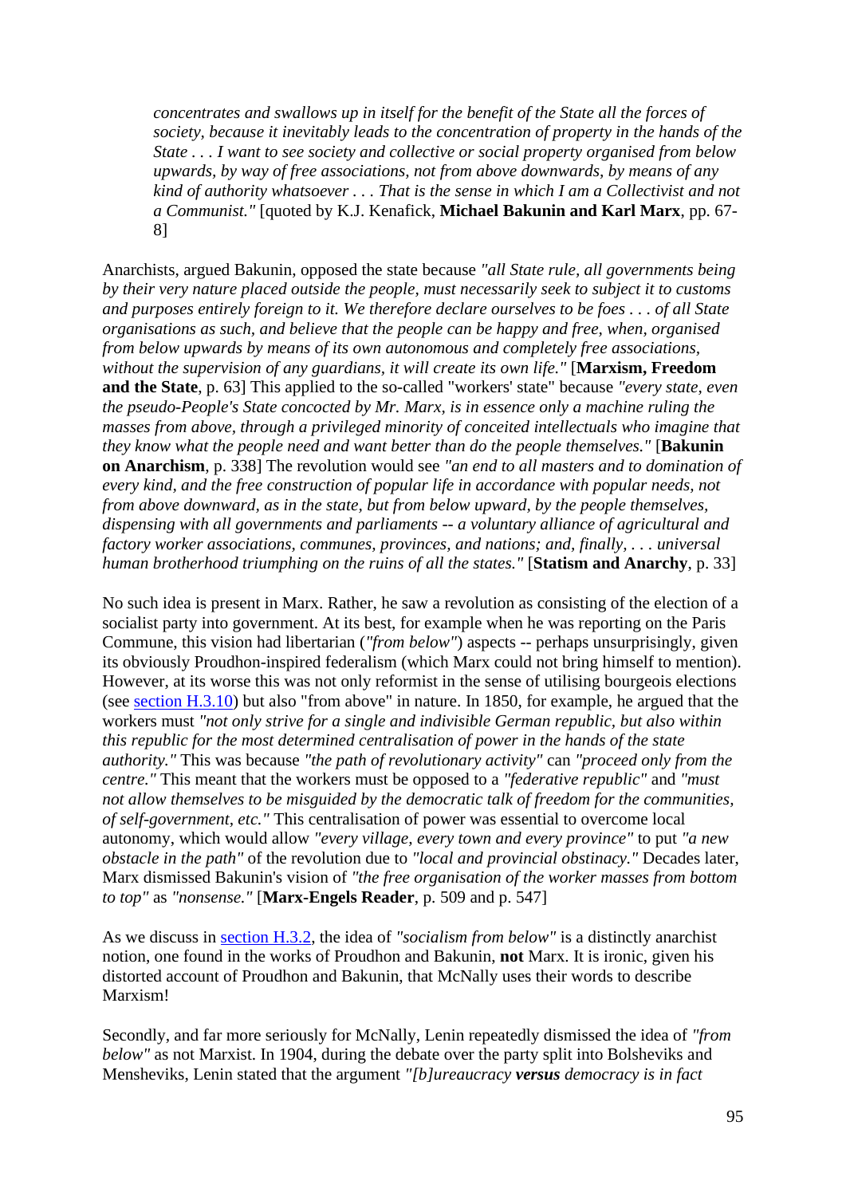> *concentrates and swallows up in itself for the benefit of the State all the forces of society, because it inevitably leads to the concentration of property in the hands of the State . . . I want to see society and collective or social property organised from below upwards, by way of free associations, not from above downwards, by means of any kind of authority whatsoever . . . That is the sense in which I am a Collectivist and not a Communist."* [quoted by K.J. Kenafick, **Michael Bakunin and Karl Marx**, pp. 67-8]

Anarchists, argued Bakunin, opposed the state because *"all State rule, all governments being by their very nature placed outside the people, must necessarily seek to subject it to customs and purposes entirely foreign to it. We therefore declare ourselves to be foes . . . of all State organisations as such, and believe that the people can be happy and free, when, organised from below upwards by means of its own autonomous and completely free associations, without the supervision of any guardians, it will create its own life."* [**Marxism, Freedom and the State**, p. 63] This applied to the so-called "workers' state" because *"every state, even the pseudo-People's State concocted by Mr. Marx, is in essence only a machine ruling the masses from above, through a privileged minority of conceited intellectuals who imagine that they know what the people need and want better than do the people themselves."* [**Bakunin on Anarchism**, p. 338] The revolution would see *"an end to all masters and to domination of every kind, and the free construction of popular life in accordance with popular needs, not from above downward, as in the state, but from below upward, by the people themselves, dispensing with all governments and parliaments -- a voluntary alliance of agricultural and factory worker associations, communes, provinces, and nations; and, finally, . . . universal human brotherhood triumphing on the ruins of all the states."* [**Statism and Anarchy**, p. 33]

No such idea is present in Marx. Rather, he saw a revolution as consisting of the election of a socialist party into government. At its best, for example when he was reporting on the Paris Commune, this vision had libertarian (*"from below"*) aspects -- perhaps unsurprisingly, given its obviously Proudhon-inspired federalism (which Marx could not bring himself to mention). However, at its worse this was not only reformist in the sense of utilising bourgeois elections (see section H.3.10) but also "from above" in nature. In 1850, for example, he argued that the workers must *"not only strive for a single and indivisible German republic, but also within this republic for the most determined centralisation of power in the hands of the state authority."* This was because *"the path of revolutionary activity"* can *"proceed only from the centre."* This meant that the workers must be opposed to a *"federative republic"* and *"must not allow themselves to be misguided by the democratic talk of freedom for the communities, of self-government, etc."* This centralisation of power was essential to overcome local autonomy, which would allow *"every village, every town and every province"* to put *"a new obstacle in the path"* of the revolution due to *"local and provincial obstinacy."* Decades later, Marx dismissed Bakunin's vision of *"the free organisation of the worker masses from bottom to top"* as *"nonsense."* [**Marx-Engels Reader**, p. 509 and p. 547]

As we discuss in section H.3.2, the idea of *"socialism from below"* is a distinctly anarchist notion, one found in the works of Proudhon and Bakunin, **not** Marx. It is ironic, given his distorted account of Proudhon and Bakunin, that McNally uses their words to describe Marxism!

Secondly, and far more seriously for McNally, Lenin repeatedly dismissed the idea of *"from below"* as not Marxist. In 1904, during the debate over the party split into Bolsheviks and Mensheviks, Lenin stated that the argument *"[b]ureaucracy* ***versus*** *democracy is in fact*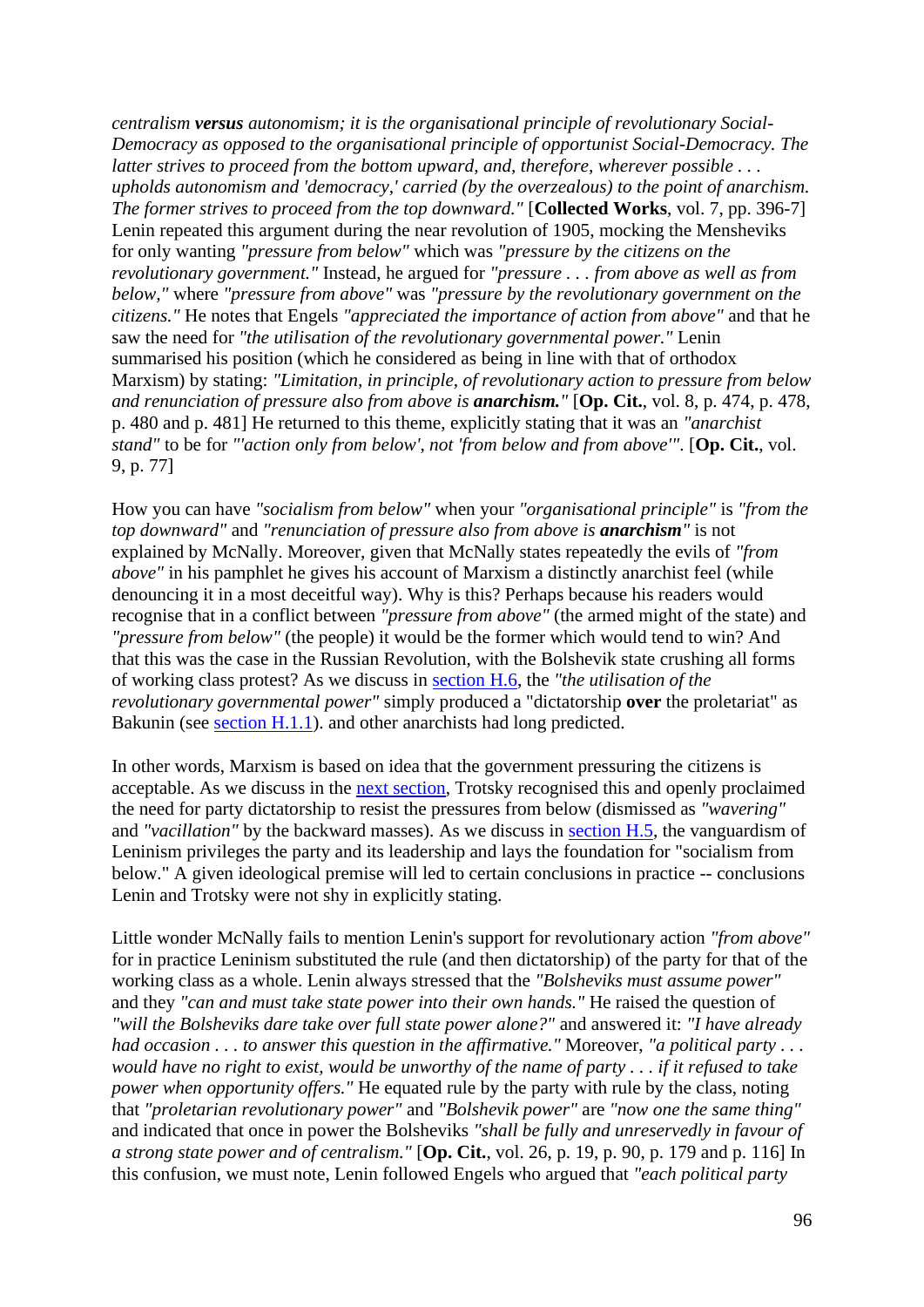*centralism **versus** autonomism; it is the organisational principle of revolutionary Social-Democracy as opposed to the organisational principle of opportunist Social-Democracy. The latter strives to proceed from the bottom upward, and, therefore, wherever possible . . . upholds autonomism and 'democracy,' carried (by the overzealous) to the point of anarchism. The former strives to proceed from the top downward."* [**Collected Works**, vol. 7, pp. 396-7] Lenin repeated this argument during the near revolution of 1905, mocking the Mensheviks for only wanting *"pressure from below"* which was *"pressure by the citizens on the revolutionary government."* Instead, he argued for *"pressure . . . from above as well as from below,"* where *"pressure from above"* was *"pressure by the revolutionary government on the citizens."* He notes that Engels *"appreciated the importance of action from above"* and that he saw the need for *"the utilisation of the revolutionary governmental power."* Lenin summarised his position (which he considered as being in line with that of orthodox Marxism) by stating: *"Limitation, in principle, of revolutionary action to pressure from below and renunciation of pressure also from above is **anarchism.**"* [**Op. Cit.**, vol. 8, p. 474, p. 478, p. 480 and p. 481] He returned to this theme, explicitly stating that it was an *"anarchist stand"* to be for *"'action only from below', not 'from below and from above'"*. [**Op. Cit.**, vol. 9, p. 77]

How you can have *"socialism from below"* when your *"organisational principle"* is *"from the top downward"* and *"renunciation of pressure also from above is **anarchism**"* is not explained by McNally. Moreover, given that McNally states repeatedly the evils of *"from above"* in his pamphlet he gives his account of Marxism a distinctly anarchist feel (while denouncing it in a most deceitful way). Why is this? Perhaps because his readers would recognise that in a conflict between *"pressure from above"* (the armed might of the state) and *"pressure from below"* (the people) it would be the former which would tend to win? And that this was the case in the Russian Revolution, with the Bolshevik state crushing all forms of working class protest? As we discuss in section H.6, the *"the utilisation of the revolutionary governmental power"* simply produced a "dictatorship **over** the proletariat" as Bakunin (see section H.1.1). and other anarchists had long predicted.

In other words, Marxism is based on idea that the government pressuring the citizens is acceptable. As we discuss in the next section, Trotsky recognised this and openly proclaimed the need for party dictatorship to resist the pressures from below (dismissed as *"wavering"* and *"vacillation"* by the backward masses). As we discuss in section H.5, the vanguardism of Leninism privileges the party and its leadership and lays the foundation for "socialism from below." A given ideological premise will led to certain conclusions in practice -- conclusions Lenin and Trotsky were not shy in explicitly stating.

Little wonder McNally fails to mention Lenin's support for revolutionary action *"from above"* for in practice Leninism substituted the rule (and then dictatorship) of the party for that of the working class as a whole. Lenin always stressed that the *"Bolsheviks must assume power"* and they *"can and must take state power into their own hands."* He raised the question of *"will the Bolsheviks dare take over full state power alone?"* and answered it: *"I have already had occasion . . . to answer this question in the affirmative."* Moreover, *"a political party . . . would have no right to exist, would be unworthy of the name of party . . . if it refused to take power when opportunity offers."* He equated rule by the party with rule by the class, noting that *"proletarian revolutionary power"* and *"Bolshevik power"* are *"now one the same thing"* and indicated that once in power the Bolsheviks *"shall be fully and unreservedly in favour of a strong state power and of centralism."* [**Op. Cit.**, vol. 26, p. 19, p. 90, p. 179 and p. 116] In this confusion, we must note, Lenin followed Engels who argued that *"each political party*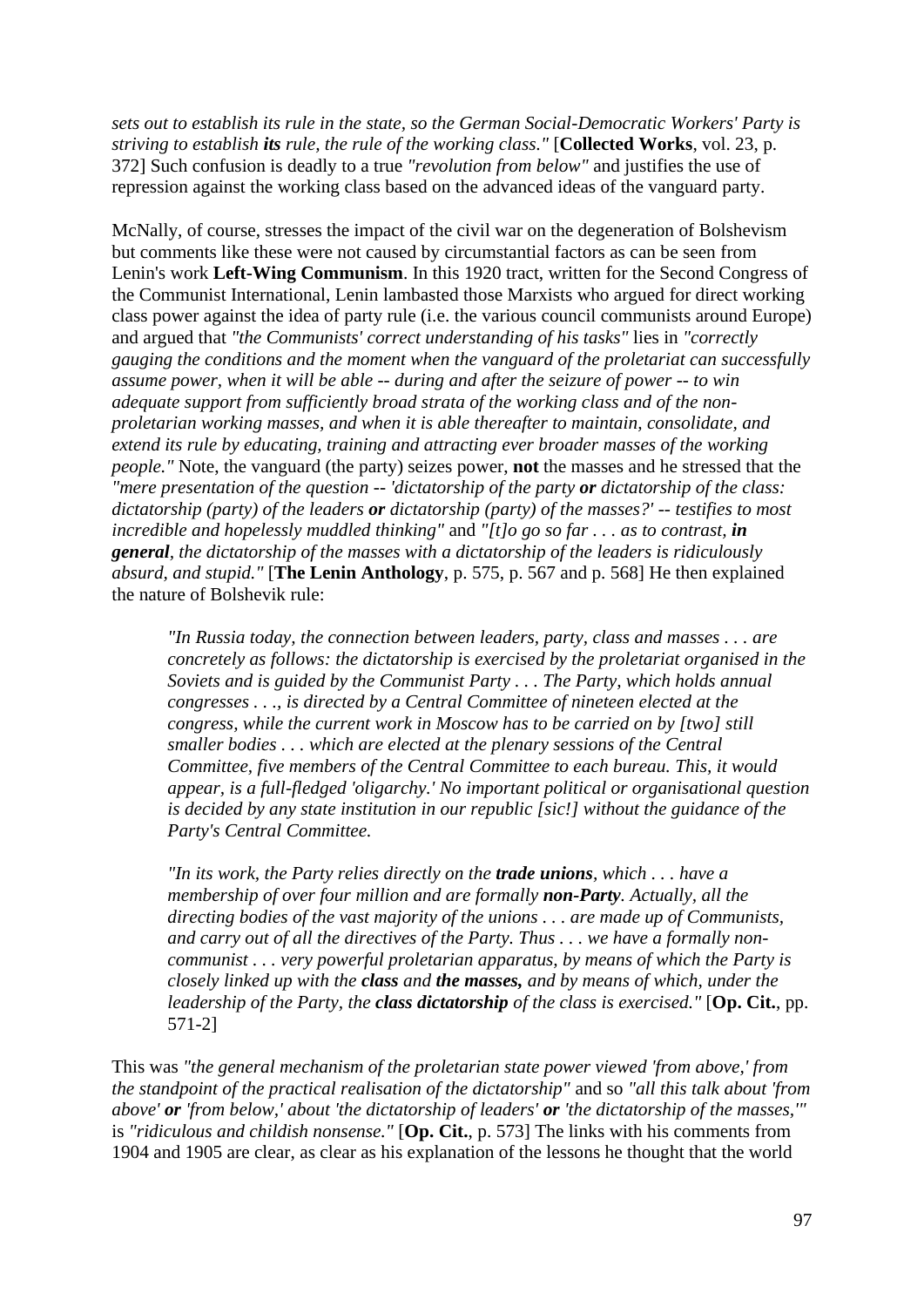*sets out to establish its rule in the state, so the German Social-Democratic Workers' Party is striving to establish **its** rule, the rule of the working class."* [**Collected Works**, vol. 23, p. 372] Such confusion is deadly to a true *"revolution from below"* and justifies the use of repression against the working class based on the advanced ideas of the vanguard party.

McNally, of course, stresses the impact of the civil war on the degeneration of Bolshevism but comments like these were not caused by circumstantial factors as can be seen from Lenin's work **Left-Wing Communism**. In this 1920 tract, written for the Second Congress of the Communist International, Lenin lambasted those Marxists who argued for direct working class power against the idea of party rule (i.e. the various council communists around Europe) and argued that *"the Communists' correct understanding of his tasks"* lies in *"correctly gauging the conditions and the moment when the vanguard of the proletariat can successfully assume power, when it will be able -- during and after the seizure of power -- to win adequate support from sufficiently broad strata of the working class and of the non-proletarian working masses, and when it is able thereafter to maintain, consolidate, and extend its rule by educating, training and attracting ever broader masses of the working people."* Note, the vanguard (the party) seizes power, **not** the masses and he stressed that the *"mere presentation of the question -- 'dictatorship of the party **or** dictatorship of the class: dictatorship (party) of the leaders **or** dictatorship (party) of the masses?' -- testifies to most incredible and hopelessly muddled thinking"* and *"[t]o go so far . . . as to contrast, **in general**, the dictatorship of the masses with a dictatorship of the leaders is ridiculously absurd, and stupid."* [**The Lenin Anthology**, p. 575, p. 567 and p. 568] He then explained the nature of Bolshevik rule:

> *"In Russia today, the connection between leaders, party, class and masses . . . are concretely as follows: the dictatorship is exercised by the proletariat organised in the Soviets and is guided by the Communist Party . . . The Party, which holds annual congresses . . ., is directed by a Central Committee of nineteen elected at the congress, while the current work in Moscow has to be carried on by [two] still smaller bodies . . . which are elected at the plenary sessions of the Central Committee, five members of the Central Committee to each bureau. This, it would appear, is a full-fledged 'oligarchy.' No important political or organisational question is decided by any state institution in our republic [sic!] without the guidance of the Party's Central Committee.*
>
> *"In its work, the Party relies directly on the **trade unions**, which . . . have a membership of over four million and are formally **non-Party**. Actually, all the directing bodies of the vast majority of the unions . . . are made up of Communists, and carry out of all the directives of the Party. Thus . . . we have a formally non-communist . . . very powerful proletarian apparatus, by means of which the Party is closely linked up with the **class** and **the masses,** and by means of which, under the leadership of the Party, the **class dictatorship** of the class is exercised."* [**Op. Cit.**, pp. 571-2]

This was *"the general mechanism of the proletarian state power viewed 'from above,' from the standpoint of the practical realisation of the dictatorship"* and so *"all this talk about 'from above' **or** 'from below,' about 'the dictatorship of leaders' **or** 'the dictatorship of the masses,'"* is *"ridiculous and childish nonsense."* [**Op. Cit.**, p. 573] The links with his comments from 1904 and 1905 are clear, as clear as his explanation of the lessons he thought that the world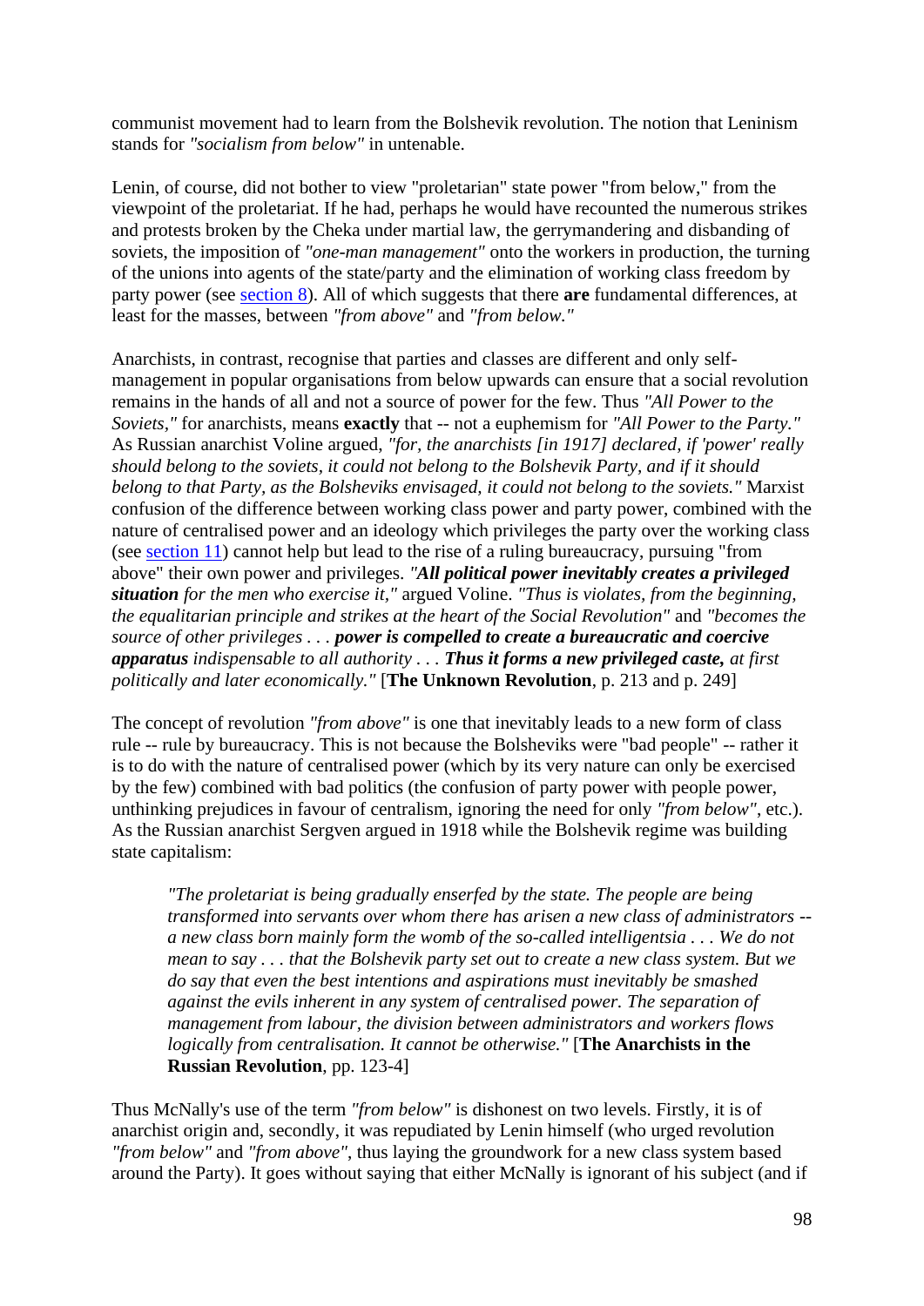communist movement had to learn from the Bolshevik revolution. The notion that Leninism stands for *"socialism from below"* in untenable.

Lenin, of course, did not bother to view "proletarian" state power "from below," from the viewpoint of the proletariat. If he had, perhaps he would have recounted the numerous strikes and protests broken by the Cheka under martial law, the gerrymandering and disbanding of soviets, the imposition of *"one-man management"* onto the workers in production, the turning of the unions into agents of the state/party and the elimination of working class freedom by party power (see section 8). All of which suggests that there **are** fundamental differences, at least for the masses, between *"from above"* and *"from below."*

Anarchists, in contrast, recognise that parties and classes are different and only self-management in popular organisations from below upwards can ensure that a social revolution remains in the hands of all and not a source of power for the few. Thus *"All Power to the Soviets,"* for anarchists, means **exactly** that -- not a euphemism for *"All Power to the Party."* As Russian anarchist Voline argued, *"for, the anarchists [in 1917] declared, if 'power' really should belong to the soviets, it could not belong to the Bolshevik Party, and if it should belong to that Party, as the Bolsheviks envisaged, it could not belong to the soviets."* Marxist confusion of the difference between working class power and party power, combined with the nature of centralised power and an ideology which privileges the party over the working class (see section 11) cannot help but lead to the rise of a ruling bureaucracy, pursuing "from above" their own power and privileges. *"**All political power inevitably creates a privileged situation** for the men who exercise it,"* argued Voline. *"Thus is violates, from the beginning, the equalitarian principle and strikes at the heart of the Social Revolution"* and *"becomes the source of other privileges . . . **power is compelled to create a bureaucratic and coercive apparatus** indispensable to all authority . . . **Thus it forms a new privileged caste,** at first politically and later economically."* [**The Unknown Revolution**, p. 213 and p. 249]

The concept of revolution *"from above"* is one that inevitably leads to a new form of class rule -- rule by bureaucracy. This is not because the Bolsheviks were "bad people" -- rather it is to do with the nature of centralised power (which by its very nature can only be exercised by the few) combined with bad politics (the confusion of party power with people power, unthinking prejudices in favour of centralism, ignoring the need for only *"from below"*, etc.). As the Russian anarchist Sergven argued in 1918 while the Bolshevik regime was building state capitalism:

> *"The proletariat is being gradually enserfed by the state. The people are being transformed into servants over whom there has arisen a new class of administrators -- a new class born mainly form the womb of the so-called intelligentsia . . . We do not mean to say . . . that the Bolshevik party set out to create a new class system. But we do say that even the best intentions and aspirations must inevitably be smashed against the evils inherent in any system of centralised power. The separation of management from labour, the division between administrators and workers flows logically from centralisation. It cannot be otherwise."* [**The Anarchists in the Russian Revolution**, pp. 123-4]

Thus McNally's use of the term *"from below"* is dishonest on two levels. Firstly, it is of anarchist origin and, secondly, it was repudiated by Lenin himself (who urged revolution *"from below"* and *"from above"*, thus laying the groundwork for a new class system based around the Party). It goes without saying that either McNally is ignorant of his subject (and if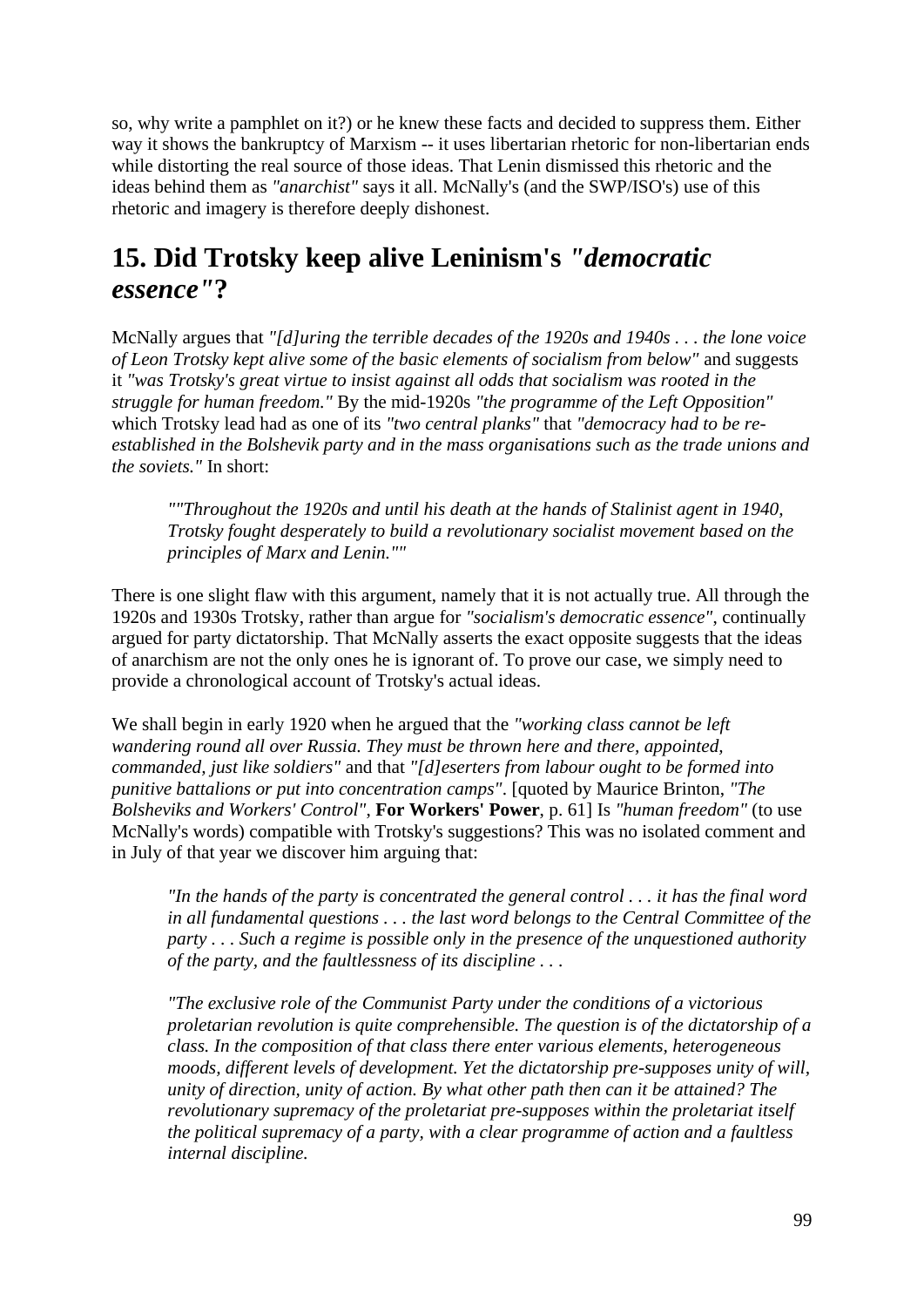so, why write a pamphlet on it?) or he knew these facts and decided to suppress them. Either way it shows the bankruptcy of Marxism -- it uses libertarian rhetoric for non-libertarian ends while distorting the real source of those ideas. That Lenin dismissed this rhetoric and the ideas behind them as *"anarchist"* says it all. McNally's (and the SWP/ISO's) use of this rhetoric and imagery is therefore deeply dishonest.

## 15. Did Trotsky keep alive Leninism's *"democratic essence"*?

McNally argues that *"[d]uring the terrible decades of the 1920s and 1940s . . . the lone voice of Leon Trotsky kept alive some of the basic elements of socialism from below"* and suggests it *"was Trotsky's great virtue to insist against all odds that socialism was rooted in the struggle for human freedom."* By the mid-1920s *"the programme of the Left Opposition"* which Trotsky lead had as one of its *"two central planks"* that *"democracy had to be re-established in the Bolshevik party and in the mass organisations such as the trade unions and the soviets."* In short:

> *""Throughout the 1920s and until his death at the hands of Stalinist agent in 1940, Trotsky fought desperately to build a revolutionary socialist movement based on the principles of Marx and Lenin.""*

There is one slight flaw with this argument, namely that it is not actually true. All through the 1920s and 1930s Trotsky, rather than argue for *"socialism's democratic essence"*, continually argued for party dictatorship. That McNally asserts the exact opposite suggests that the ideas of anarchism are not the only ones he is ignorant of. To prove our case, we simply need to provide a chronological account of Trotsky's actual ideas.

We shall begin in early 1920 when he argued that the *"working class cannot be left wandering round all over Russia. They must be thrown here and there, appointed, commanded, just like soldiers"* and that *"[d]eserters from labour ought to be formed into punitive battalions or put into concentration camps"*. [quoted by Maurice Brinton, *"The Bolsheviks and Workers' Control"*, **For Workers' Power**, p. 61] Is *"human freedom"* (to use McNally's words) compatible with Trotsky's suggestions? This was no isolated comment and in July of that year we discover him arguing that:

> *"In the hands of the party is concentrated the general control . . . it has the final word in all fundamental questions . . . the last word belongs to the Central Committee of the party . . . Such a regime is possible only in the presence of the unquestioned authority of the party, and the faultlessness of its discipline . . .*
>
> *"The exclusive role of the Communist Party under the conditions of a victorious proletarian revolution is quite comprehensible. The question is of the dictatorship of a class. In the composition of that class there enter various elements, heterogeneous moods, different levels of development. Yet the dictatorship pre-supposes unity of will, unity of direction, unity of action. By what other path then can it be attained? The revolutionary supremacy of the proletariat pre-supposes within the proletariat itself the political supremacy of a party, with a clear programme of action and a faultless internal discipline.*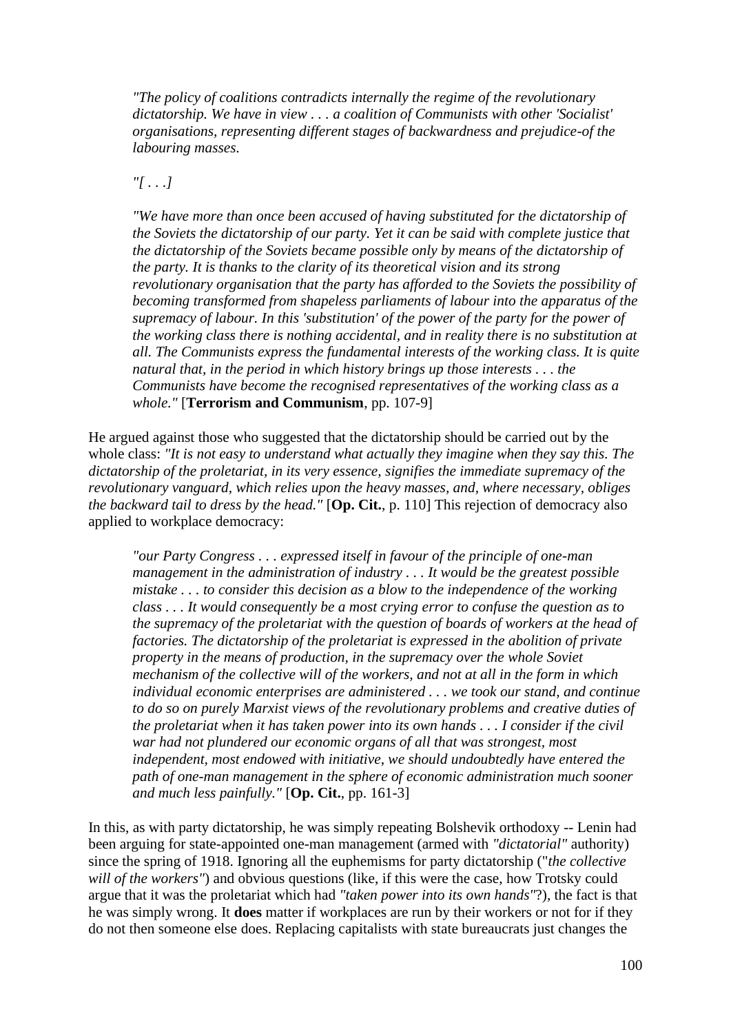> *"The policy of coalitions contradicts internally the regime of the revolutionary dictatorship. We have in view . . . a coalition of Communists with other 'Socialist' organisations, representing different stages of backwardness and prejudice-of the labouring masses.*
>
> *"[ . . .]*
>
> *"We have more than once been accused of having substituted for the dictatorship of the Soviets the dictatorship of our party. Yet it can be said with complete justice that the dictatorship of the Soviets became possible only by means of the dictatorship of the party. It is thanks to the clarity of its theoretical vision and its strong revolutionary organisation that the party has afforded to the Soviets the possibility of becoming transformed from shapeless parliaments of labour into the apparatus of the supremacy of labour. In this 'substitution' of the power of the party for the power of the working class there is nothing accidental, and in reality there is no substitution at all. The Communists express the fundamental interests of the working class. It is quite natural that, in the period in which history brings up those interests . . . the Communists have become the recognised representatives of the working class as a whole."* [**Terrorism and Communism**, pp. 107-9]

He argued against those who suggested that the dictatorship should be carried out by the whole class: *"It is not easy to understand what actually they imagine when they say this. The dictatorship of the proletariat, in its very essence, signifies the immediate supremacy of the revolutionary vanguard, which relies upon the heavy masses, and, where necessary, obliges the backward tail to dress by the head."* [**Op. Cit.**, p. 110] This rejection of democracy also applied to workplace democracy:

> *"our Party Congress . . . expressed itself in favour of the principle of one-man management in the administration of industry . . . It would be the greatest possible mistake . . . to consider this decision as a blow to the independence of the working class . . . It would consequently be a most crying error to confuse the question as to the supremacy of the proletariat with the question of boards of workers at the head of factories. The dictatorship of the proletariat is expressed in the abolition of private property in the means of production, in the supremacy over the whole Soviet mechanism of the collective will of the workers, and not at all in the form in which individual economic enterprises are administered . . . we took our stand, and continue to do so on purely Marxist views of the revolutionary problems and creative duties of the proletariat when it has taken power into its own hands . . . I consider if the civil war had not plundered our economic organs of all that was strongest, most independent, most endowed with initiative, we should undoubtedly have entered the path of one-man management in the sphere of economic administration much sooner and much less painfully."* [**Op. Cit.**, pp. 161-3]

In this, as with party dictatorship, he was simply repeating Bolshevik orthodoxy -- Lenin had been arguing for state-appointed one-man management (armed with *"dictatorial"* authority) since the spring of 1918. Ignoring all the euphemisms for party dictatorship ("*the collective will of the workers"*) and obvious questions (like, if this were the case, how Trotsky could argue that it was the proletariat which had *"taken power into its own hands"*?), the fact is that he was simply wrong. It **does** matter if workplaces are run by their workers or not for if they do not then someone else does. Replacing capitalists with state bureaucrats just changes the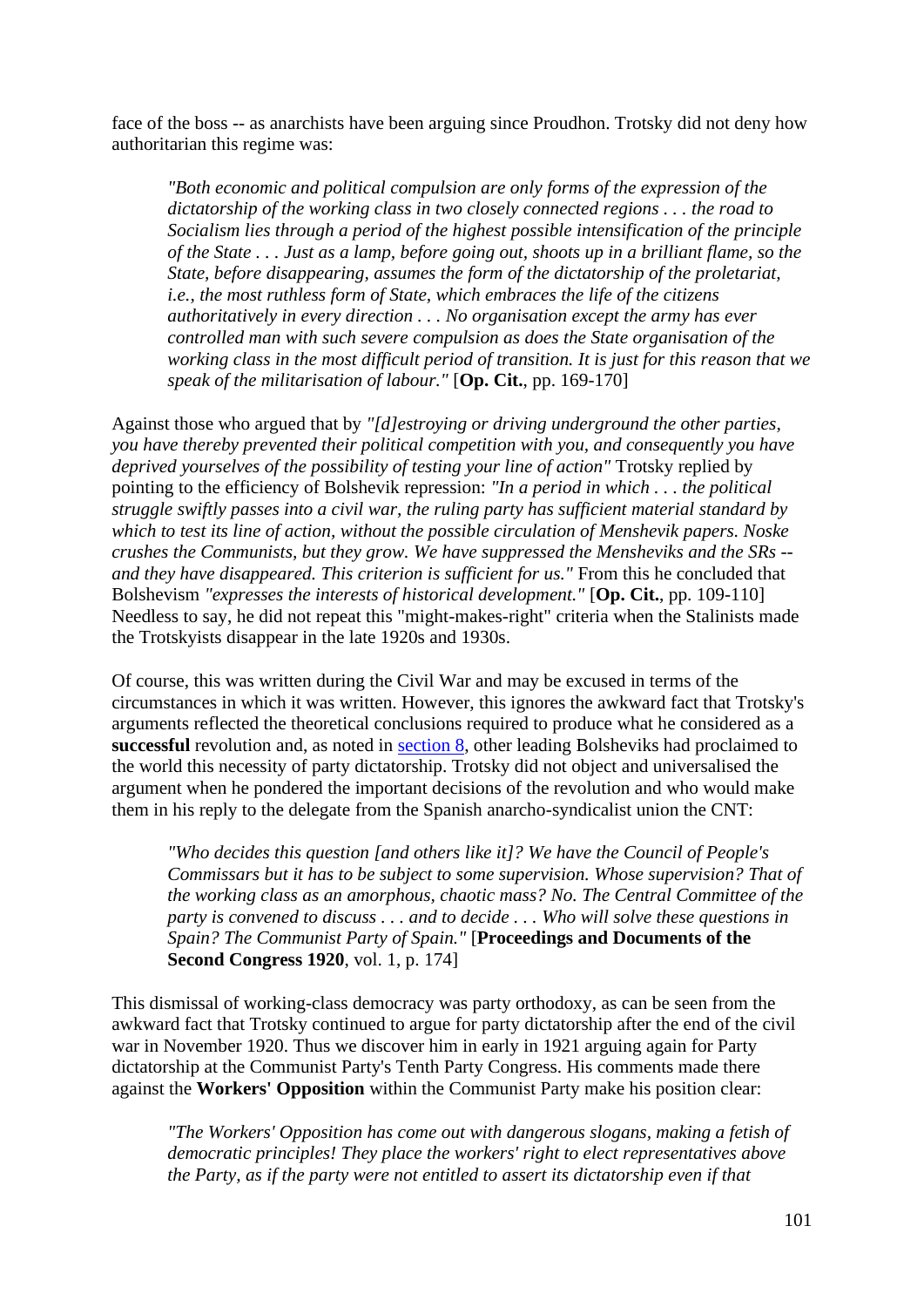face of the boss -- as anarchists have been arguing since Proudhon. Trotsky did not deny how authoritarian this regime was:

> *"Both economic and political compulsion are only forms of the expression of the dictatorship of the working class in two closely connected regions . . . the road to Socialism lies through a period of the highest possible intensification of the principle of the State . . . Just as a lamp, before going out, shoots up in a brilliant flame, so the State, before disappearing, assumes the form of the dictatorship of the proletariat, i.e., the most ruthless form of State, which embraces the life of the citizens authoritatively in every direction . . . No organisation except the army has ever controlled man with such severe compulsion as does the State organisation of the working class in the most difficult period of transition. It is just for this reason that we speak of the militarisation of labour."* [**Op. Cit.**, pp. 169-170]

Against those who argued that by *"[d]estroying or driving underground the other parties, you have thereby prevented their political competition with you, and consequently you have deprived yourselves of the possibility of testing your line of action"* Trotsky replied by pointing to the efficiency of Bolshevik repression: *"In a period in which . . . the political struggle swiftly passes into a civil war, the ruling party has sufficient material standard by which to test its line of action, without the possible circulation of Menshevik papers. Noske crushes the Communists, but they grow. We have suppressed the Mensheviks and the SRs -- and they have disappeared. This criterion is sufficient for us."* From this he concluded that Bolshevism *"expresses the interests of historical development."* [**Op. Cit.**, pp. 109-110] Needless to say, he did not repeat this "might-makes-right" criteria when the Stalinists made the Trotskyists disappear in the late 1920s and 1930s.

Of course, this was written during the Civil War and may be excused in terms of the circumstances in which it was written. However, this ignores the awkward fact that Trotsky's arguments reflected the theoretical conclusions required to produce what he considered as a **successful** revolution and, as noted in section 8, other leading Bolsheviks had proclaimed to the world this necessity of party dictatorship. Trotsky did not object and universalised the argument when he pondered the important decisions of the revolution and who would make them in his reply to the delegate from the Spanish anarcho-syndicalist union the CNT:

> *"Who decides this question [and others like it]? We have the Council of People's Commissars but it has to be subject to some supervision. Whose supervision? That of the working class as an amorphous, chaotic mass? No. The Central Committee of the party is convened to discuss . . . and to decide . . . Who will solve these questions in Spain? The Communist Party of Spain."* [**Proceedings and Documents of the Second Congress 1920**, vol. 1, p. 174]

This dismissal of working-class democracy was party orthodoxy, as can be seen from the awkward fact that Trotsky continued to argue for party dictatorship after the end of the civil war in November 1920. Thus we discover him in early in 1921 arguing again for Party dictatorship at the Communist Party's Tenth Party Congress. His comments made there against the **Workers' Opposition** within the Communist Party make his position clear:

> *"The Workers' Opposition has come out with dangerous slogans, making a fetish of democratic principles! They place the workers' right to elect representatives above the Party, as if the party were not entitled to assert its dictatorship even if that*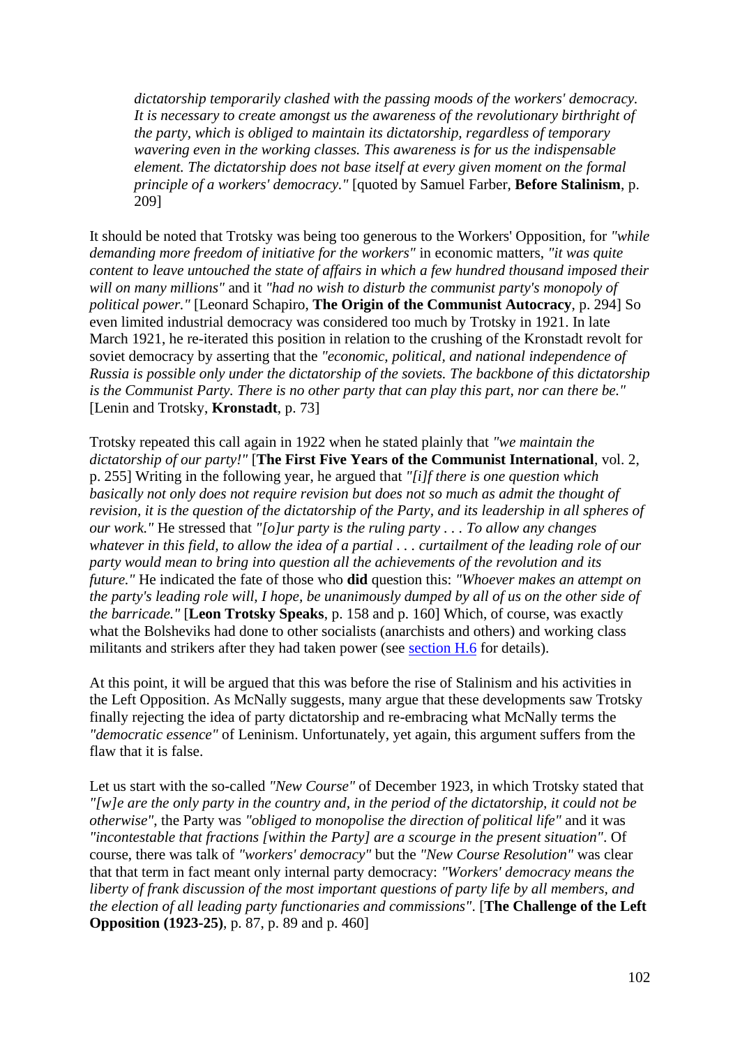*dictatorship temporarily clashed with the passing moods of the workers' democracy. It is necessary to create amongst us the awareness of the revolutionary birthright of the party, which is obliged to maintain its dictatorship, regardless of temporary wavering even in the working classes. This awareness is for us the indispensable element. The dictatorship does not base itself at every given moment on the formal principle of a workers' democracy."* [quoted by Samuel Farber, **Before Stalinism**, p. 209]

It should be noted that Trotsky was being too generous to the Workers' Opposition, for *"while demanding more freedom of initiative for the workers"* in economic matters, *"it was quite content to leave untouched the state of affairs in which a few hundred thousand imposed their will on many millions"* and it *"had no wish to disturb the communist party's monopoly of political power."* [Leonard Schapiro, **The Origin of the Communist Autocracy**, p. 294] So even limited industrial democracy was considered too much by Trotsky in 1921. In late March 1921, he re-iterated this position in relation to the crushing of the Kronstadt revolt for soviet democracy by asserting that the *"economic, political, and national independence of Russia is possible only under the dictatorship of the soviets. The backbone of this dictatorship is the Communist Party. There is no other party that can play this part, nor can there be."* [Lenin and Trotsky, **Kronstadt**, p. 73]

Trotsky repeated this call again in 1922 when he stated plainly that *"we maintain the dictatorship of our party!"* [**The First Five Years of the Communist International**, vol. 2, p. 255] Writing in the following year, he argued that *"[i]f there is one question which basically not only does not require revision but does not so much as admit the thought of revision, it is the question of the dictatorship of the Party, and its leadership in all spheres of our work."* He stressed that *"[o]ur party is the ruling party . . . To allow any changes whatever in this field, to allow the idea of a partial . . . curtailment of the leading role of our party would mean to bring into question all the achievements of the revolution and its future."* He indicated the fate of those who **did** question this: *"Whoever makes an attempt on the party's leading role will, I hope, be unanimously dumped by all of us on the other side of the barricade."* [**Leon Trotsky Speaks**, p. 158 and p. 160] Which, of course, was exactly what the Bolsheviks had done to other socialists (anarchists and others) and working class militants and strikers after they had taken power (see section H.6 for details).

At this point, it will be argued that this was before the rise of Stalinism and his activities in the Left Opposition. As McNally suggests, many argue that these developments saw Trotsky finally rejecting the idea of party dictatorship and re-embracing what McNally terms the *"democratic essence"* of Leninism. Unfortunately, yet again, this argument suffers from the flaw that it is false.

Let us start with the so-called *"New Course"* of December 1923, in which Trotsky stated that *"[w]e are the only party in the country and, in the period of the dictatorship, it could not be otherwise"*, the Party was *"obliged to monopolise the direction of political life"* and it was *"incontestable that fractions [within the Party] are a scourge in the present situation"*. Of course, there was talk of *"workers' democracy"* but the *"New Course Resolution"* was clear that that term in fact meant only internal party democracy: *"Workers' democracy means the liberty of frank discussion of the most important questions of party life by all members, and the election of all leading party functionaries and commissions"*. [**The Challenge of the Left Opposition (1923-25)**, p. 87, p. 89 and p. 460]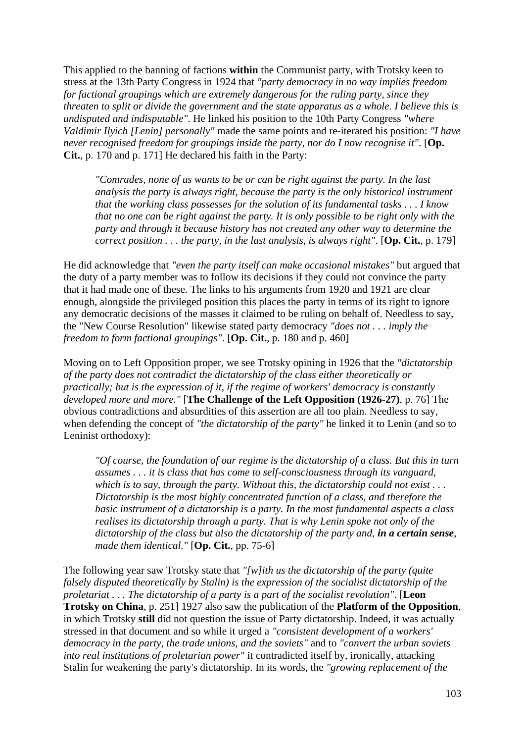This applied to the banning of factions **within** the Communist party, with Trotsky keen to stress at the 13th Party Congress in 1924 that *"party democracy in no way implies freedom for factional groupings which are extremely dangerous for the ruling party, since they threaten to split or divide the government and the state apparatus as a whole. I believe this is undisputed and indisputable"*. He linked his position to the 10th Party Congress *"where Valdimir Ilyich [Lenin] personally"* made the same points and re-iterated his position: *"I have never recognised freedom for groupings inside the party, nor do I now recognise it"*. [**Op. Cit.**, p. 170 and p. 171] He declared his faith in the Party:

> *"Comrades, none of us wants to be or can be right against the party. In the last analysis the party is always right, because the party is the only historical instrument that the working class possesses for the solution of its fundamental tasks . . . I know that no one can be right against the party. It is only possible to be right only with the party and through it because history has not created any other way to determine the correct position . . . the party, in the last analysis, is always right"*. [**Op. Cit.**, p. 179]

He did acknowledge that *"even the party itself can make occasional mistakes"* but argued that the duty of a party member was to follow its decisions if they could not convince the party that it had made one of these. The links to his arguments from 1920 and 1921 are clear enough, alongside the privileged position this places the party in terms of its right to ignore any democratic decisions of the masses it claimed to be ruling on behalf of. Needless to say, the "New Course Resolution" likewise stated party democracy *"does not . . . imply the freedom to form factional groupings"*. [**Op. Cit.**, p. 180 and p. 460]

Moving on to Left Opposition proper, we see Trotsky opining in 1926 that the *"dictatorship of the party does not contradict the dictatorship of the class either theoretically or practically; but is the expression of it, if the regime of workers' democracy is constantly developed more and more."* [**The Challenge of the Left Opposition (1926-27)**, p. 76] The obvious contradictions and absurdities of this assertion are all too plain. Needless to say, when defending the concept of *"the dictatorship of the party"* he linked it to Lenin (and so to Leninist orthodoxy):

> *"Of course, the foundation of our regime is the dictatorship of a class. But this in turn assumes . . . it is class that has come to self-consciousness through its vanguard, which is to say, through the party. Without this, the dictatorship could not exist . . . Dictatorship is the most highly concentrated function of a class, and therefore the basic instrument of a dictatorship is a party. In the most fundamental aspects a class realises its dictatorship through a party. That is why Lenin spoke not only of the dictatorship of the class but also the dictatorship of the party and,* ***in a certain sense****, made them identical."* [**Op. Cit.**, pp. 75-6]

The following year saw Trotsky state that *"[w]ith us the dictatorship of the party (quite falsely disputed theoretically by Stalin) is the expression of the socialist dictatorship of the proletariat . . . The dictatorship of a party is a part of the socialist revolution"*. [**Leon Trotsky on China**, p. 251] 1927 also saw the publication of the **Platform of the Opposition**, in which Trotsky **still** did not question the issue of Party dictatorship. Indeed, it was actually stressed in that document and so while it urged a *"consistent development of a workers' democracy in the party, the trade unions, and the soviets"* and to *"convert the urban soviets into real institutions of proletarian power"* it contradicted itself by, ironically, attacking Stalin for weakening the party's dictatorship. In its words, the *"growing replacement of the*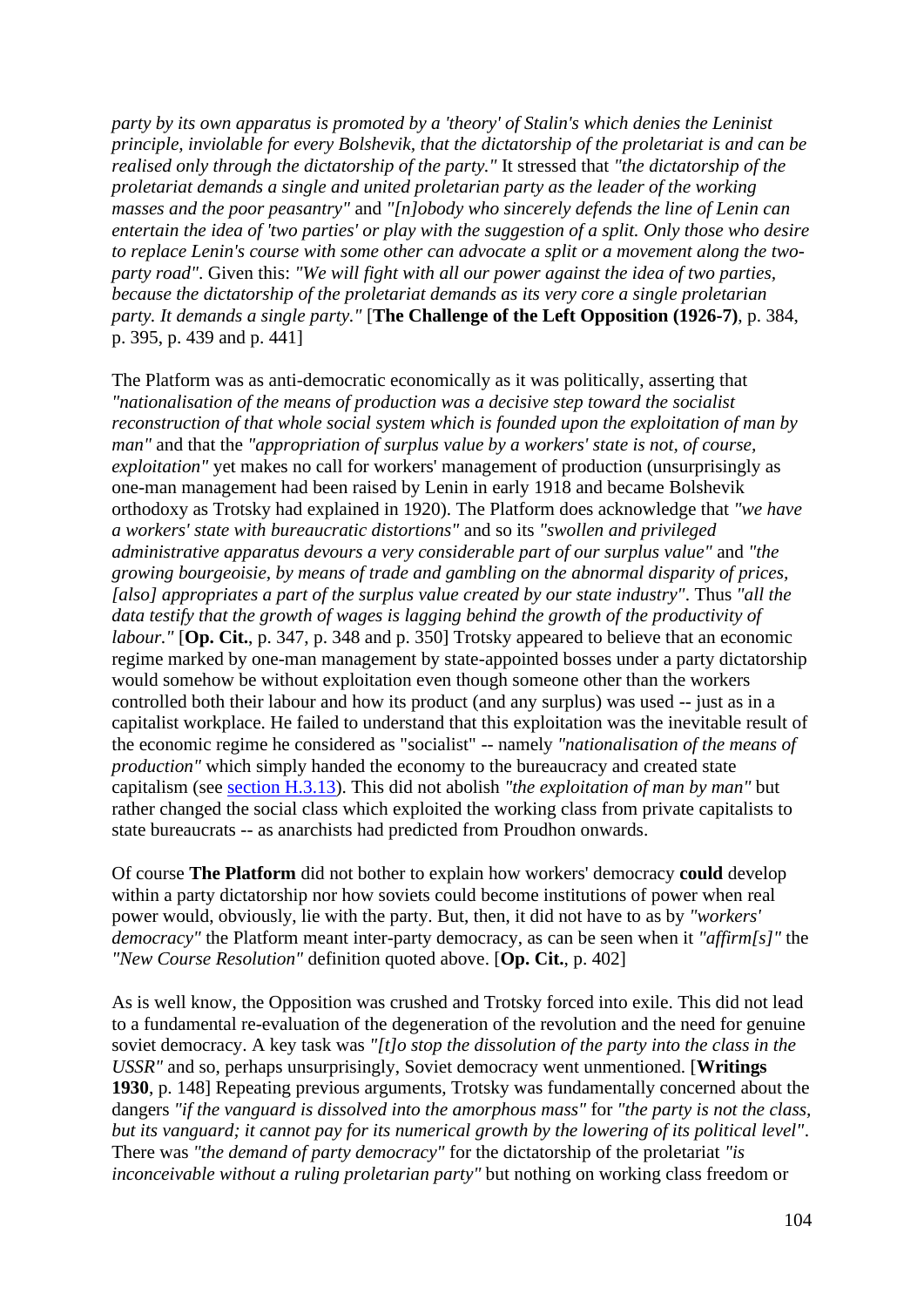*party by its own apparatus is promoted by a 'theory' of Stalin's which denies the Leninist principle, inviolable for every Bolshevik, that the dictatorship of the proletariat is and can be realised only through the dictatorship of the party."* It stressed that *"the dictatorship of the proletariat demands a single and united proletarian party as the leader of the working masses and the poor peasantry"* and *"[n]obody who sincerely defends the line of Lenin can entertain the idea of 'two parties' or play with the suggestion of a split. Only those who desire to replace Lenin's course with some other can advocate a split or a movement along the two-party road"*. Given this: *"We will fight with all our power against the idea of two parties, because the dictatorship of the proletariat demands as its very core a single proletarian party. It demands a single party."* [**The Challenge of the Left Opposition (1926-7)**, p. 384, p. 395, p. 439 and p. 441]

The Platform was as anti-democratic economically as it was politically, asserting that *"nationalisation of the means of production was a decisive step toward the socialist reconstruction of that whole social system which is founded upon the exploitation of man by man"* and that the *"appropriation of surplus value by a workers' state is not, of course, exploitation"* yet makes no call for workers' management of production (unsurprisingly as one-man management had been raised by Lenin in early 1918 and became Bolshevik orthodoxy as Trotsky had explained in 1920). The Platform does acknowledge that *"we have a workers' state with bureaucratic distortions"* and so its *"swollen and privileged administrative apparatus devours a very considerable part of our surplus value"* and *"the growing bourgeoisie, by means of trade and gambling on the abnormal disparity of prices, [also] appropriates a part of the surplus value created by our state industry"*. Thus *"all the data testify that the growth of wages is lagging behind the growth of the productivity of labour."* [**Op. Cit.**, p. 347, p. 348 and p. 350] Trotsky appeared to believe that an economic regime marked by one-man management by state-appointed bosses under a party dictatorship would somehow be without exploitation even though someone other than the workers controlled both their labour and how its product (and any surplus) was used -- just as in a capitalist workplace. He failed to understand that this exploitation was the inevitable result of the economic regime he considered as "socialist" -- namely *"nationalisation of the means of production"* which simply handed the economy to the bureaucracy and created state capitalism (see section H.3.13). This did not abolish *"the exploitation of man by man"* but rather changed the social class which exploited the working class from private capitalists to state bureaucrats -- as anarchists had predicted from Proudhon onwards.

Of course **The Platform** did not bother to explain how workers' democracy **could** develop within a party dictatorship nor how soviets could become institutions of power when real power would, obviously, lie with the party. But, then, it did not have to as by *"workers' democracy"* the Platform meant inter-party democracy, as can be seen when it *"affirm[s]"* the *"New Course Resolution"* definition quoted above. [**Op. Cit.**, p. 402]

As is well know, the Opposition was crushed and Trotsky forced into exile. This did not lead to a fundamental re-evaluation of the degeneration of the revolution and the need for genuine soviet democracy. A key task was *"[t]o stop the dissolution of the party into the class in the USSR"* and so, perhaps unsurprisingly, Soviet democracy went unmentioned. [**Writings 1930**, p. 148] Repeating previous arguments, Trotsky was fundamentally concerned about the dangers *"if the vanguard is dissolved into the amorphous mass"* for *"the party is not the class, but its vanguard; it cannot pay for its numerical growth by the lowering of its political level"*. There was *"the demand of party democracy"* for the dictatorship of the proletariat *"is inconceivable without a ruling proletarian party"* but nothing on working class freedom or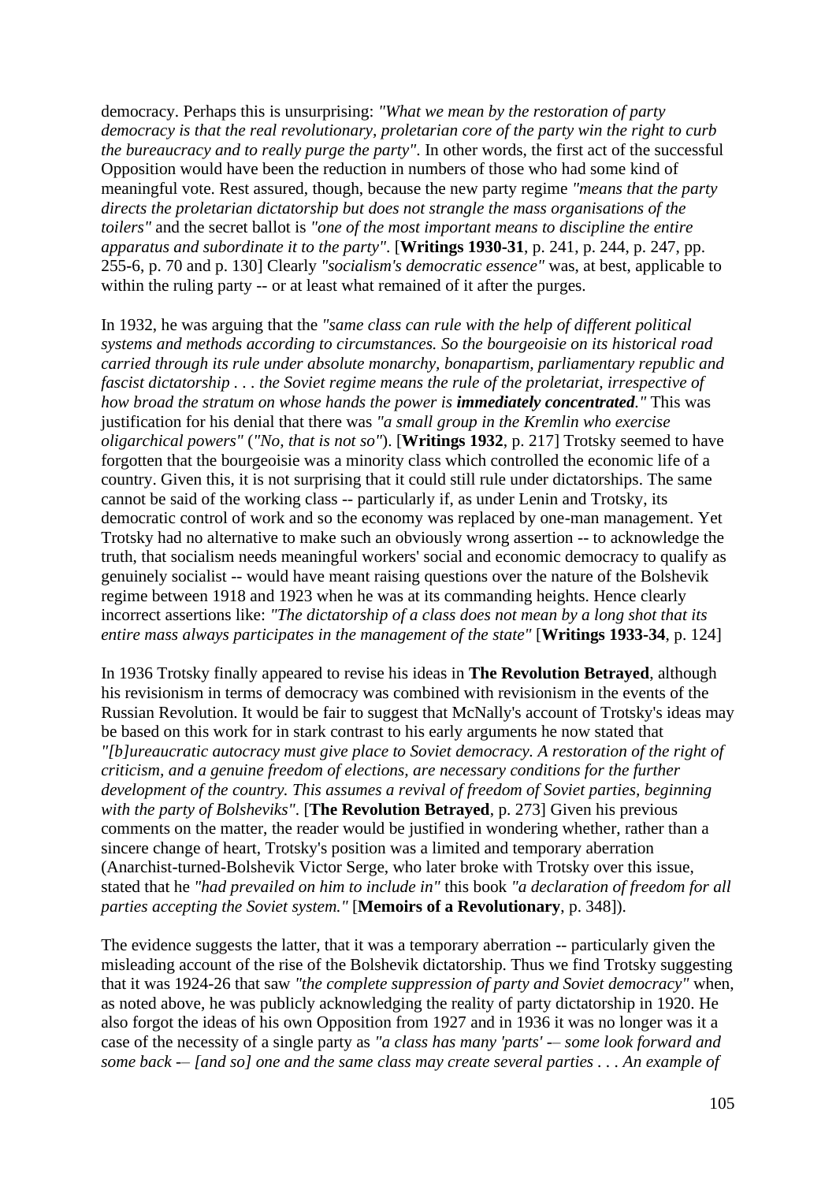democracy. Perhaps this is unsurprising: *"What we mean by the restoration of party democracy is that the real revolutionary, proletarian core of the party win the right to curb the bureaucracy and to really purge the party"*. In other words, the first act of the successful Opposition would have been the reduction in numbers of those who had some kind of meaningful vote. Rest assured, though, because the new party regime *"means that the party directs the proletarian dictatorship but does not strangle the mass organisations of the toilers"* and the secret ballot is *"one of the most important means to discipline the entire apparatus and subordinate it to the party"*. [**Writings 1930-31**, p. 241, p. 244, p. 247, pp. 255-6, p. 70 and p. 130] Clearly *"socialism's democratic essence"* was, at best, applicable to within the ruling party -- or at least what remained of it after the purges.

In 1932, he was arguing that the *"same class can rule with the help of different political systems and methods according to circumstances. So the bourgeoisie on its historical road carried through its rule under absolute monarchy, bonapartism, parliamentary republic and fascist dictatorship . . . the Soviet regime means the rule of the proletariat, irrespective of how broad the stratum on whose hands the power is* ***immediately concentrated****."* This was justification for his denial that there was *"a small group in the Kremlin who exercise oligarchical powers"* (*"No, that is not so"*). [**Writings 1932**, p. 217] Trotsky seemed to have forgotten that the bourgeoisie was a minority class which controlled the economic life of a country. Given this, it is not surprising that it could still rule under dictatorships. The same cannot be said of the working class -- particularly if, as under Lenin and Trotsky, its democratic control of work and so the economy was replaced by one-man management. Yet Trotsky had no alternative to make such an obviously wrong assertion -- to acknowledge the truth, that socialism needs meaningful workers' social and economic democracy to qualify as genuinely socialist -- would have meant raising questions over the nature of the Bolshevik regime between 1918 and 1923 when he was at its commanding heights. Hence clearly incorrect assertions like: *"The dictatorship of a class does not mean by a long shot that its entire mass always participates in the management of the state"* [**Writings 1933-34**, p. 124]

In 1936 Trotsky finally appeared to revise his ideas in **The Revolution Betrayed**, although his revisionism in terms of democracy was combined with revisionism in the events of the Russian Revolution. It would be fair to suggest that McNally's account of Trotsky's ideas may be based on this work for in stark contrast to his early arguments he now stated that *"[b]ureaucratic autocracy must give place to Soviet democracy. A restoration of the right of criticism, and a genuine freedom of elections, are necessary conditions for the further development of the country. This assumes a revival of freedom of Soviet parties, beginning with the party of Bolsheviks"*. [**The Revolution Betrayed**, p. 273] Given his previous comments on the matter, the reader would be justified in wondering whether, rather than a sincere change of heart, Trotsky's position was a limited and temporary aberration (Anarchist-turned-Bolshevik Victor Serge, who later broke with Trotsky over this issue, stated that he *"had prevailed on him to include in"* this book *"a declaration of freedom for all parties accepting the Soviet system."* [**Memoirs of a Revolutionary**, p. 348]).

The evidence suggests the latter, that it was a temporary aberration -- particularly given the misleading account of the rise of the Bolshevik dictatorship. Thus we find Trotsky suggesting that it was 1924-26 that saw *"the complete suppression of party and Soviet democracy"* when, as noted above, he was publicly acknowledging the reality of party dictatorship in 1920. He also forgot the ideas of his own Opposition from 1927 and in 1936 it was no longer was it a case of the necessity of a single party as *"a class has many 'parts' -– some look forward and some back -– [and so] one and the same class may create several parties . . . An example of*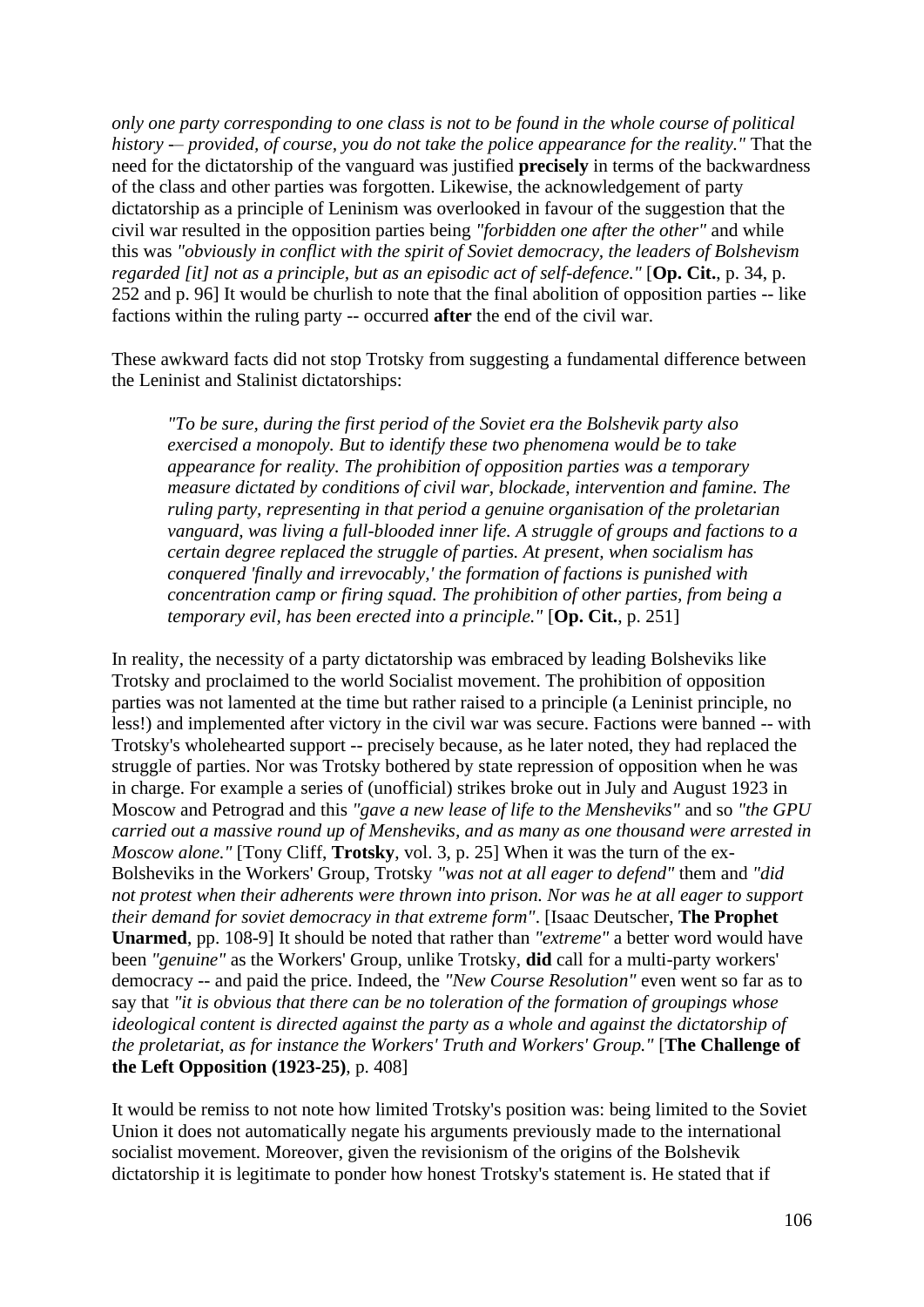*only one party corresponding to one class is not to be found in the whole course of political history -– provided, of course, you do not take the police appearance for the reality."* That the need for the dictatorship of the vanguard was justified **precisely** in terms of the backwardness of the class and other parties was forgotten. Likewise, the acknowledgement of party dictatorship as a principle of Leninism was overlooked in favour of the suggestion that the civil war resulted in the opposition parties being *"forbidden one after the other"* and while this was *"obviously in conflict with the spirit of Soviet democracy, the leaders of Bolshevism regarded [it] not as a principle, but as an episodic act of self-defence."* [**Op. Cit.**, p. 34, p. 252 and p. 96] It would be churlish to note that the final abolition of opposition parties -- like factions within the ruling party -- occurred **after** the end of the civil war.

These awkward facts did not stop Trotsky from suggesting a fundamental difference between the Leninist and Stalinist dictatorships:

> *"To be sure, during the first period of the Soviet era the Bolshevik party also exercised a monopoly. But to identify these two phenomena would be to take appearance for reality. The prohibition of opposition parties was a temporary measure dictated by conditions of civil war, blockade, intervention and famine. The ruling party, representing in that period a genuine organisation of the proletarian vanguard, was living a full-blooded inner life. A struggle of groups and factions to a certain degree replaced the struggle of parties. At present, when socialism has conquered 'finally and irrevocably,' the formation of factions is punished with concentration camp or firing squad. The prohibition of other parties, from being a temporary evil, has been erected into a principle."* [**Op. Cit.**, p. 251]

In reality, the necessity of a party dictatorship was embraced by leading Bolsheviks like Trotsky and proclaimed to the world Socialist movement. The prohibition of opposition parties was not lamented at the time but rather raised to a principle (a Leninist principle, no less!) and implemented after victory in the civil war was secure. Factions were banned -- with Trotsky's wholehearted support -- precisely because, as he later noted, they had replaced the struggle of parties. Nor was Trotsky bothered by state repression of opposition when he was in charge. For example a series of (unofficial) strikes broke out in July and August 1923 in Moscow and Petrograd and this *"gave a new lease of life to the Mensheviks"* and so *"the GPU carried out a massive round up of Mensheviks, and as many as one thousand were arrested in Moscow alone."* [Tony Cliff, **Trotsky**, vol. 3, p. 25] When it was the turn of the ex-Bolsheviks in the Workers' Group, Trotsky *"was not at all eager to defend"* them and *"did not protest when their adherents were thrown into prison. Nor was he at all eager to support their demand for soviet democracy in that extreme form"*. [Isaac Deutscher, **The Prophet Unarmed**, pp. 108-9] It should be noted that rather than *"extreme"* a better word would have been *"genuine"* as the Workers' Group, unlike Trotsky, **did** call for a multi-party workers' democracy -- and paid the price. Indeed, the *"New Course Resolution"* even went so far as to say that *"it is obvious that there can be no toleration of the formation of groupings whose ideological content is directed against the party as a whole and against the dictatorship of the proletariat, as for instance the Workers' Truth and Workers' Group."* [**The Challenge of the Left Opposition (1923-25)**, p. 408]

It would be remiss to not note how limited Trotsky's position was: being limited to the Soviet Union it does not automatically negate his arguments previously made to the international socialist movement. Moreover, given the revisionism of the origins of the Bolshevik dictatorship it is legitimate to ponder how honest Trotsky's statement is. He stated that if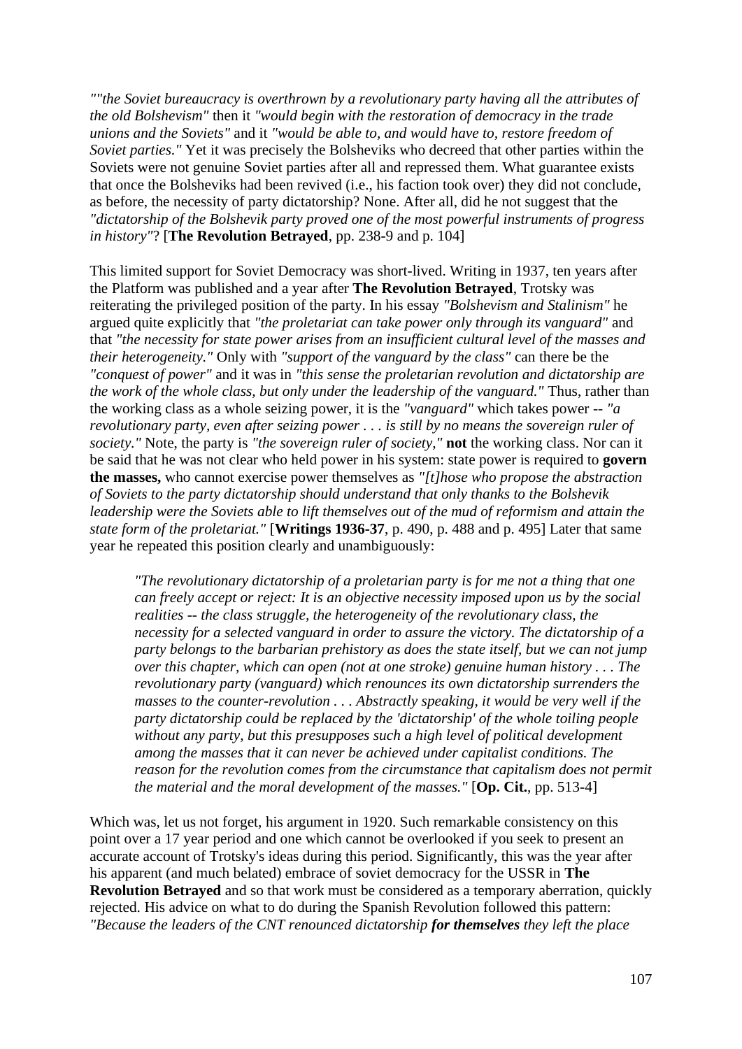*""the Soviet bureaucracy is overthrown by a revolutionary party having all the attributes of the old Bolshevism"* then it *"would begin with the restoration of democracy in the trade unions and the Soviets"* and it *"would be able to, and would have to, restore freedom of Soviet parties."* Yet it was precisely the Bolsheviks who decreed that other parties within the Soviets were not genuine Soviet parties after all and repressed them. What guarantee exists that once the Bolsheviks had been revived (i.e., his faction took over) they did not conclude, as before, the necessity of party dictatorship? None. After all, did he not suggest that the *"dictatorship of the Bolshevik party proved one of the most powerful instruments of progress in history"*? [**The Revolution Betrayed**, pp. 238-9 and p. 104]

This limited support for Soviet Democracy was short-lived. Writing in 1937, ten years after the Platform was published and a year after **The Revolution Betrayed**, Trotsky was reiterating the privileged position of the party. In his essay *"Bolshevism and Stalinism"* he argued quite explicitly that *"the proletariat can take power only through its vanguard"* and that *"the necessity for state power arises from an insufficient cultural level of the masses and their heterogeneity."* Only with *"support of the vanguard by the class"* can there be the *"conquest of power"* and it was in *"this sense the proletarian revolution and dictatorship are the work of the whole class, but only under the leadership of the vanguard."* Thus, rather than the working class as a whole seizing power, it is the *"vanguard"* which takes power -- *"a revolutionary party, even after seizing power . . . is still by no means the sovereign ruler of society."* Note, the party is *"the sovereign ruler of society,"* **not** the working class. Nor can it be said that he was not clear who held power in his system: state power is required to **govern the masses,** who cannot exercise power themselves as *"[t]hose who propose the abstraction of Soviets to the party dictatorship should understand that only thanks to the Bolshevik leadership were the Soviets able to lift themselves out of the mud of reformism and attain the state form of the proletariat."* [**Writings 1936-37**, p. 490, p. 488 and p. 495] Later that same year he repeated this position clearly and unambiguously:

> *"The revolutionary dictatorship of a proletarian party is for me not a thing that one can freely accept or reject: It is an objective necessity imposed upon us by the social realities -- the class struggle, the heterogeneity of the revolutionary class, the necessity for a selected vanguard in order to assure the victory. The dictatorship of a party belongs to the barbarian prehistory as does the state itself, but we can not jump over this chapter, which can open (not at one stroke) genuine human history . . . The revolutionary party (vanguard) which renounces its own dictatorship surrenders the masses to the counter-revolution . . . Abstractly speaking, it would be very well if the party dictatorship could be replaced by the 'dictatorship' of the whole toiling people without any party, but this presupposes such a high level of political development among the masses that it can never be achieved under capitalist conditions. The reason for the revolution comes from the circumstance that capitalism does not permit the material and the moral development of the masses."* [**Op. Cit.**, pp. 513-4]

Which was, let us not forget, his argument in 1920. Such remarkable consistency on this point over a 17 year period and one which cannot be overlooked if you seek to present an accurate account of Trotsky's ideas during this period. Significantly, this was the year after his apparent (and much belated) embrace of soviet democracy for the USSR in **The Revolution Betrayed** and so that work must be considered as a temporary aberration, quickly rejected. His advice on what to do during the Spanish Revolution followed this pattern: *"Because the leaders of the CNT renounced dictatorship* ***for themselves*** *they left the place*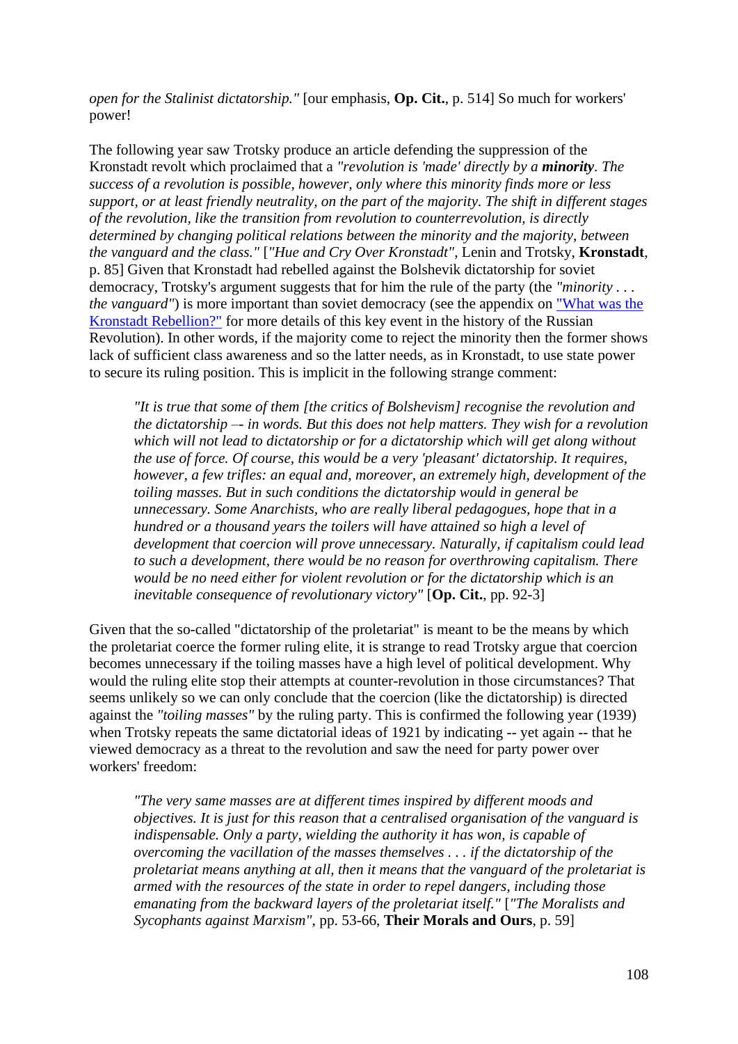*open for the Stalinist dictatorship."* [our emphasis, **Op. Cit.**, p. 514] So much for workers' power!

The following year saw Trotsky produce an article defending the suppression of the Kronstadt revolt which proclaimed that a *"revolution is 'made' directly by a **minority**. The success of a revolution is possible, however, only where this minority finds more or less support, or at least friendly neutrality, on the part of the majority. The shift in different stages of the revolution, like the transition from revolution to counterrevolution, is directly determined by changing political relations between the minority and the majority, between the vanguard and the class."* [*"Hue and Cry Over Kronstadt"*, Lenin and Trotsky, **Kronstadt**, p. 85] Given that Kronstadt had rebelled against the Bolshevik dictatorship for soviet democracy, Trotsky's argument suggests that for him the rule of the party (the *"minority . . . the vanguard"*) is more important than soviet democracy (see the appendix on "What was the Kronstadt Rebellion?" for more details of this key event in the history of the Russian Revolution). In other words, if the majority come to reject the minority then the former shows lack of sufficient class awareness and so the latter needs, as in Kronstadt, to use state power to secure its ruling position. This is implicit in the following strange comment:

> *"It is true that some of them [the critics of Bolshevism] recognise the revolution and the dictatorship –- in words. But this does not help matters. They wish for a revolution which will not lead to dictatorship or for a dictatorship which will get along without the use of force. Of course, this would be a very 'pleasant' dictatorship. It requires, however, a few trifles: an equal and, moreover, an extremely high, development of the toiling masses. But in such conditions the dictatorship would in general be unnecessary. Some Anarchists, who are really liberal pedagogues, hope that in a hundred or a thousand years the toilers will have attained so high a level of development that coercion will prove unnecessary. Naturally, if capitalism could lead to such a development, there would be no reason for overthrowing capitalism. There would be no need either for violent revolution or for the dictatorship which is an inevitable consequence of revolutionary victory"* [**Op. Cit.**, pp. 92-3]

Given that the so-called "dictatorship of the proletariat" is meant to be the means by which the proletariat coerce the former ruling elite, it is strange to read Trotsky argue that coercion becomes unnecessary if the toiling masses have a high level of political development. Why would the ruling elite stop their attempts at counter-revolution in those circumstances? That seems unlikely so we can only conclude that the coercion (like the dictatorship) is directed against the *"toiling masses"* by the ruling party. This is confirmed the following year (1939) when Trotsky repeats the same dictatorial ideas of 1921 by indicating -- yet again -- that he viewed democracy as a threat to the revolution and saw the need for party power over workers' freedom:

> *"The very same masses are at different times inspired by different moods and objectives. It is just for this reason that a centralised organisation of the vanguard is indispensable. Only a party, wielding the authority it has won, is capable of overcoming the vacillation of the masses themselves . . . if the dictatorship of the proletariat means anything at all, then it means that the vanguard of the proletariat is armed with the resources of the state in order to repel dangers, including those emanating from the backward layers of the proletariat itself."* [*"The Moralists and Sycophants against Marxism"*, pp. 53-66, **Their Morals and Ours**, p. 59]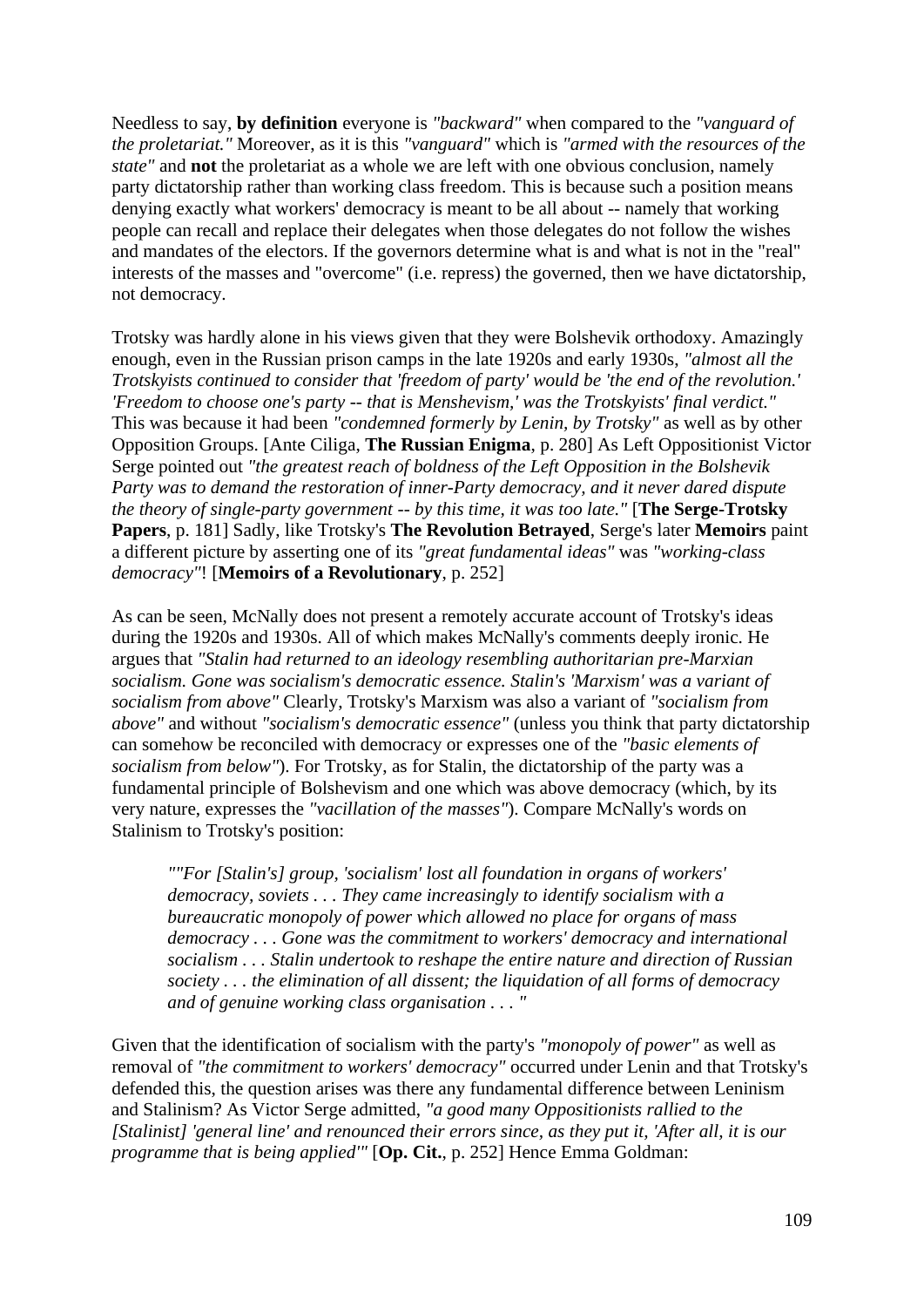Needless to say, **by definition** everyone is *"backward"* when compared to the *"vanguard of the proletariat."* Moreover, as it is this *"vanguard"* which is *"armed with the resources of the state"* and **not** the proletariat as a whole we are left with one obvious conclusion, namely party dictatorship rather than working class freedom. This is because such a position means denying exactly what workers' democracy is meant to be all about -- namely that working people can recall and replace their delegates when those delegates do not follow the wishes and mandates of the electors. If the governors determine what is and what is not in the "real" interests of the masses and "overcome" (i.e. repress) the governed, then we have dictatorship, not democracy.

Trotsky was hardly alone in his views given that they were Bolshevik orthodoxy. Amazingly enough, even in the Russian prison camps in the late 1920s and early 1930s, *"almost all the Trotskyists continued to consider that 'freedom of party' would be 'the end of the revolution.' 'Freedom to choose one's party -- that is Menshevism,' was the Trotskyists' final verdict."* This was because it had been *"condemned formerly by Lenin, by Trotsky"* as well as by other Opposition Groups. [Ante Ciliga, **The Russian Enigma**, p. 280] As Left Oppositionist Victor Serge pointed out *"the greatest reach of boldness of the Left Opposition in the Bolshevik Party was to demand the restoration of inner-Party democracy, and it never dared dispute the theory of single-party government -- by this time, it was too late."* [**The Serge-Trotsky Papers**, p. 181] Sadly, like Trotsky's **The Revolution Betrayed**, Serge's later **Memoirs** paint a different picture by asserting one of its *"great fundamental ideas"* was *"working-class democracy"*! [**Memoirs of a Revolutionary**, p. 252]

As can be seen, McNally does not present a remotely accurate account of Trotsky's ideas during the 1920s and 1930s. All of which makes McNally's comments deeply ironic. He argues that *"Stalin had returned to an ideology resembling authoritarian pre-Marxian socialism. Gone was socialism's democratic essence. Stalin's 'Marxism' was a variant of socialism from above"* Clearly, Trotsky's Marxism was also a variant of *"socialism from above"* and without *"socialism's democratic essence"* (unless you think that party dictatorship can somehow be reconciled with democracy or expresses one of the *"basic elements of socialism from below"*). For Trotsky, as for Stalin, the dictatorship of the party was a fundamental principle of Bolshevism and one which was above democracy (which, by its very nature, expresses the *"vacillation of the masses"*). Compare McNally's words on Stalinism to Trotsky's position:

> *""For [Stalin's] group, 'socialism' lost all foundation in organs of workers' democracy, soviets . . . They came increasingly to identify socialism with a bureaucratic monopoly of power which allowed no place for organs of mass democracy . . . Gone was the commitment to workers' democracy and international socialism . . . Stalin undertook to reshape the entire nature and direction of Russian society . . . the elimination of all dissent; the liquidation of all forms of democracy and of genuine working class organisation . . . "*

Given that the identification of socialism with the party's *"monopoly of power"* as well as removal of *"the commitment to workers' democracy"* occurred under Lenin and that Trotsky's defended this, the question arises was there any fundamental difference between Leninism and Stalinism? As Victor Serge admitted, *"a good many Oppositionists rallied to the [Stalinist] 'general line' and renounced their errors since, as they put it, 'After all, it is our programme that is being applied'"* [**Op. Cit.**, p. 252] Hence Emma Goldman: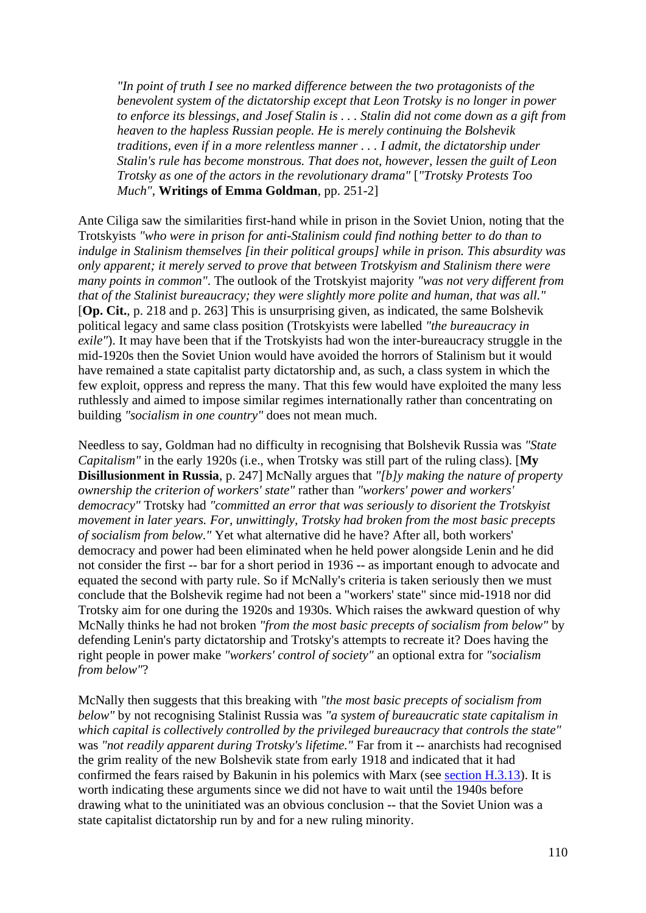> *"In point of truth I see no marked difference between the two protagonists of the benevolent system of the dictatorship except that Leon Trotsky is no longer in power to enforce its blessings, and Josef Stalin is . . . Stalin did not come down as a gift from heaven to the hapless Russian people. He is merely continuing the Bolshevik traditions, even if in a more relentless manner . . . I admit, the dictatorship under Stalin's rule has become monstrous. That does not, however, lessen the guilt of Leon Trotsky as one of the actors in the revolutionary drama"* [*"Trotsky Protests Too Much"*, **Writings of Emma Goldman**, pp. 251-2]

Ante Ciliga saw the similarities first-hand while in prison in the Soviet Union, noting that the Trotskyists *"who were in prison for anti-Stalinism could find nothing better to do than to indulge in Stalinism themselves [in their political groups] while in prison. This absurdity was only apparent; it merely served to prove that between Trotskyism and Stalinism there were many points in common"*. The outlook of the Trotskyist majority *"was not very different from that of the Stalinist bureaucracy; they were slightly more polite and human, that was all."* [**Op. Cit.**, p. 218 and p. 263] This is unsurprising given, as indicated, the same Bolshevik political legacy and same class position (Trotskyists were labelled *"the bureaucracy in exile"*). It may have been that if the Trotskyists had won the inter-bureaucracy struggle in the mid-1920s then the Soviet Union would have avoided the horrors of Stalinism but it would have remained a state capitalist party dictatorship and, as such, a class system in which the few exploit, oppress and repress the many. That this few would have exploited the many less ruthlessly and aimed to impose similar regimes internationally rather than concentrating on building *"socialism in one country"* does not mean much.

Needless to say, Goldman had no difficulty in recognising that Bolshevik Russia was *"State Capitalism"* in the early 1920s (i.e., when Trotsky was still part of the ruling class). [**My Disillusionment in Russia**, p. 247] McNally argues that *"[b]y making the nature of property ownership the criterion of workers' state"* rather than *"workers' power and workers' democracy"* Trotsky had *"committed an error that was seriously to disorient the Trotskyist movement in later years. For, unwittingly, Trotsky had broken from the most basic precepts of socialism from below."* Yet what alternative did he have? After all, both workers' democracy and power had been eliminated when he held power alongside Lenin and he did not consider the first -- bar for a short period in 1936 -- as important enough to advocate and equated the second with party rule. So if McNally's criteria is taken seriously then we must conclude that the Bolshevik regime had not been a "workers' state" since mid-1918 nor did Trotsky aim for one during the 1920s and 1930s. Which raises the awkward question of why McNally thinks he had not broken *"from the most basic precepts of socialism from below"* by defending Lenin's party dictatorship and Trotsky's attempts to recreate it? Does having the right people in power make *"workers' control of society"* an optional extra for *"socialism from below"*?

McNally then suggests that this breaking with *"the most basic precepts of socialism from below"* by not recognising Stalinist Russia was *"a system of bureaucratic state capitalism in which capital is collectively controlled by the privileged bureaucracy that controls the state"* was *"not readily apparent during Trotsky's lifetime."* Far from it -- anarchists had recognised the grim reality of the new Bolshevik state from early 1918 and indicated that it had confirmed the fears raised by Bakunin in his polemics with Marx (see section H.3.13). It is worth indicating these arguments since we did not have to wait until the 1940s before drawing what to the uninitiated was an obvious conclusion -- that the Soviet Union was a state capitalist dictatorship run by and for a new ruling minority.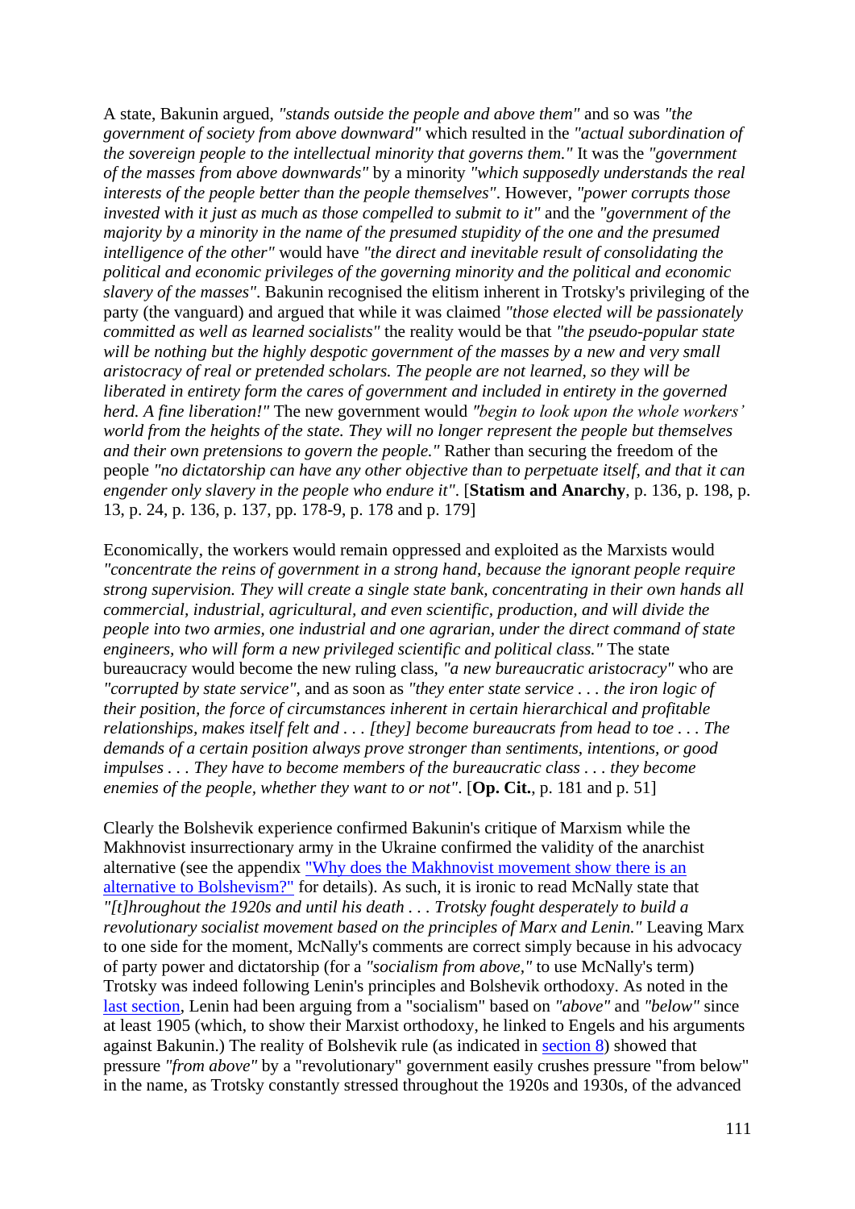A state, Bakunin argued, *"stands outside the people and above them"* and so was *"the government of society from above downward"* which resulted in the *"actual subordination of the sovereign people to the intellectual minority that governs them."* It was the *"government of the masses from above downwards"* by a minority *"which supposedly understands the real interests of the people better than the people themselves"*. However, *"power corrupts those invested with it just as much as those compelled to submit to it"* and the *"government of the majority by a minority in the name of the presumed stupidity of the one and the presumed intelligence of the other"* would have *"the direct and inevitable result of consolidating the political and economic privileges of the governing minority and the political and economic slavery of the masses"*. Bakunin recognised the elitism inherent in Trotsky's privileging of the party (the vanguard) and argued that while it was claimed *"those elected will be passionately committed as well as learned socialists"* the reality would be that *"the pseudo-popular state will be nothing but the highly despotic government of the masses by a new and very small aristocracy of real or pretended scholars. The people are not learned, so they will be liberated in entirety form the cares of government and included in entirety in the governed herd. A fine liberation!"* The new government would *"begin to look upon the whole workers' world from the heights of the state. They will no longer represent the people but themselves and their own pretensions to govern the people."* Rather than securing the freedom of the people *"no dictatorship can have any other objective than to perpetuate itself, and that it can engender only slavery in the people who endure it"*. [**Statism and Anarchy**, p. 136, p. 198, p. 13, p. 24, p. 136, p. 137, pp. 178-9, p. 178 and p. 179]

Economically, the workers would remain oppressed and exploited as the Marxists would *"concentrate the reins of government in a strong hand, because the ignorant people require strong supervision. They will create a single state bank, concentrating in their own hands all commercial, industrial, agricultural, and even scientific, production, and will divide the people into two armies, one industrial and one agrarian, under the direct command of state engineers, who will form a new privileged scientific and political class."* The state bureaucracy would become the new ruling class, *"a new bureaucratic aristocracy"* who are *"corrupted by state service"*, and as soon as *"they enter state service . . . the iron logic of their position, the force of circumstances inherent in certain hierarchical and profitable relationships, makes itself felt and . . . [they] become bureaucrats from head to toe . . . The demands of a certain position always prove stronger than sentiments, intentions, or good impulses . . . They have to become members of the bureaucratic class . . . they become enemies of the people, whether they want to or not"*. [**Op. Cit.**, p. 181 and p. 51]

Clearly the Bolshevik experience confirmed Bakunin's critique of Marxism while the Makhnovist insurrectionary army in the Ukraine confirmed the validity of the anarchist alternative (see the appendix "Why does the Makhnovist movement show there is an alternative to Bolshevism?" for details). As such, it is ironic to read McNally state that *"[t]hroughout the 1920s and until his death . . . Trotsky fought desperately to build a revolutionary socialist movement based on the principles of Marx and Lenin."* Leaving Marx to one side for the moment, McNally's comments are correct simply because in his advocacy of party power and dictatorship (for a *"socialism from above,"* to use McNally's term) Trotsky was indeed following Lenin's principles and Bolshevik orthodoxy. As noted in the last section, Lenin had been arguing from a "socialism" based on *"above"* and *"below"* since at least 1905 (which, to show their Marxist orthodoxy, he linked to Engels and his arguments against Bakunin.) The reality of Bolshevik rule (as indicated in section 8) showed that pressure *"from above"* by a "revolutionary" government easily crushes pressure "from below" in the name, as Trotsky constantly stressed throughout the 1920s and 1930s, of the advanced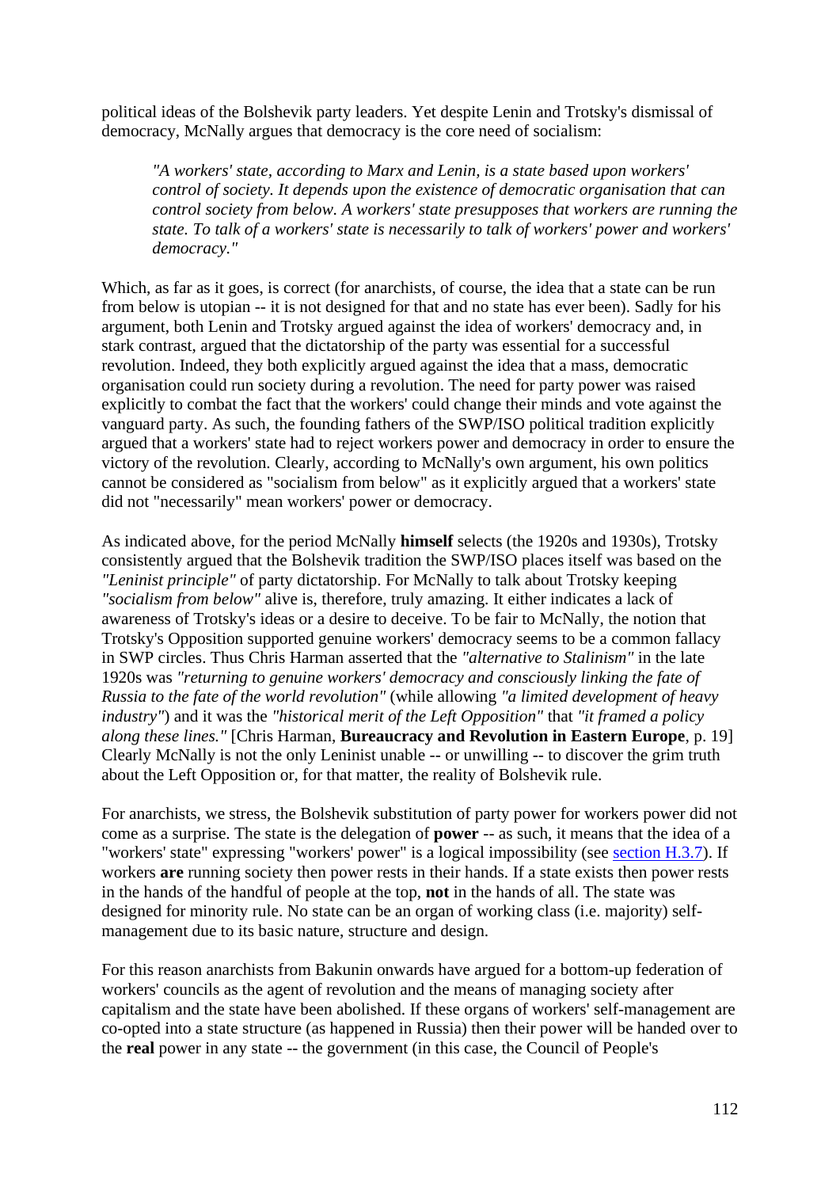political ideas of the Bolshevik party leaders. Yet despite Lenin and Trotsky's dismissal of democracy, McNally argues that democracy is the core need of socialism:

> *"A workers' state, according to Marx and Lenin, is a state based upon workers' control of society. It depends upon the existence of democratic organisation that can control society from below. A workers' state presupposes that workers are running the state. To talk of a workers' state is necessarily to talk of workers' power and workers' democracy."*

Which, as far as it goes, is correct (for anarchists, of course, the idea that a state can be run from below is utopian -- it is not designed for that and no state has ever been). Sadly for his argument, both Lenin and Trotsky argued against the idea of workers' democracy and, in stark contrast, argued that the dictatorship of the party was essential for a successful revolution. Indeed, they both explicitly argued against the idea that a mass, democratic organisation could run society during a revolution. The need for party power was raised explicitly to combat the fact that the workers' could change their minds and vote against the vanguard party. As such, the founding fathers of the SWP/ISO political tradition explicitly argued that a workers' state had to reject workers power and democracy in order to ensure the victory of the revolution. Clearly, according to McNally's own argument, his own politics cannot be considered as "socialism from below" as it explicitly argued that a workers' state did not "necessarily" mean workers' power or democracy.

As indicated above, for the period McNally **himself** selects (the 1920s and 1930s), Trotsky consistently argued that the Bolshevik tradition the SWP/ISO places itself was based on the *"Leninist principle"* of party dictatorship. For McNally to talk about Trotsky keeping *"socialism from below"* alive is, therefore, truly amazing. It either indicates a lack of awareness of Trotsky's ideas or a desire to deceive. To be fair to McNally, the notion that Trotsky's Opposition supported genuine workers' democracy seems to be a common fallacy in SWP circles. Thus Chris Harman asserted that the *"alternative to Stalinism"* in the late 1920s was *"returning to genuine workers' democracy and consciously linking the fate of Russia to the fate of the world revolution"* (while allowing *"a limited development of heavy industry"*) and it was the *"historical merit of the Left Opposition"* that *"it framed a policy along these lines."* [Chris Harman, **Bureaucracy and Revolution in Eastern Europe**, p. 19] Clearly McNally is not the only Leninist unable -- or unwilling -- to discover the grim truth about the Left Opposition or, for that matter, the reality of Bolshevik rule.

For anarchists, we stress, the Bolshevik substitution of party power for workers power did not come as a surprise. The state is the delegation of **power** -- as such, it means that the idea of a "workers' state" expressing "workers' power" is a logical impossibility (see section H.3.7). If workers **are** running society then power rests in their hands. If a state exists then power rests in the hands of the handful of people at the top, **not** in the hands of all. The state was designed for minority rule. No state can be an organ of working class (i.e. majority) self-management due to its basic nature, structure and design.

For this reason anarchists from Bakunin onwards have argued for a bottom-up federation of workers' councils as the agent of revolution and the means of managing society after capitalism and the state have been abolished. If these organs of workers' self-management are co-opted into a state structure (as happened in Russia) then their power will be handed over to the **real** power in any state -- the government (in this case, the Council of People's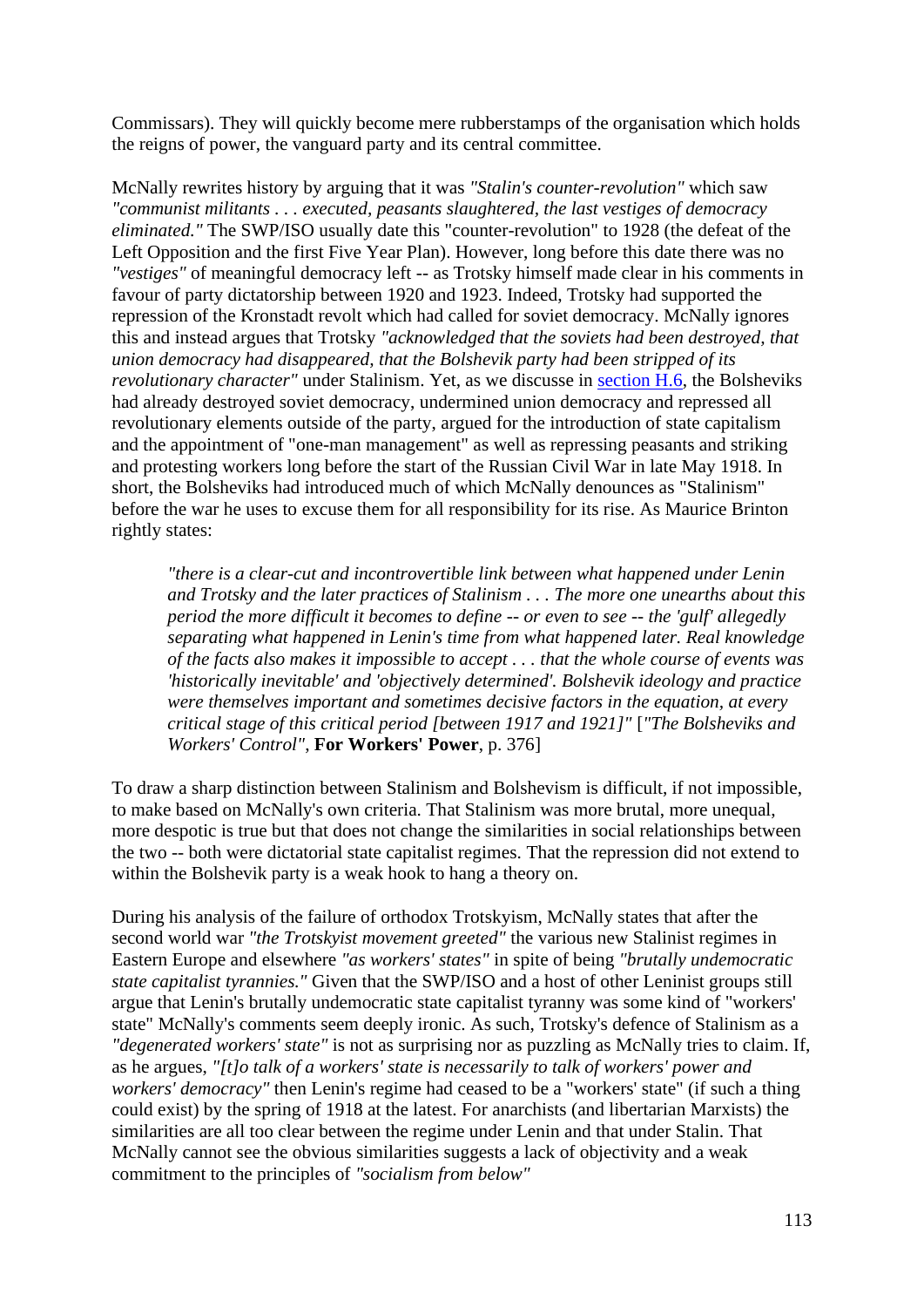Commissars). They will quickly become mere rubberstamps of the organisation which holds the reigns of power, the vanguard party and its central committee.

McNally rewrites history by arguing that it was *"Stalin's counter-revolution"* which saw *"communist militants . . . executed, peasants slaughtered, the last vestiges of democracy eliminated."* The SWP/ISO usually date this "counter-revolution" to 1928 (the defeat of the Left Opposition and the first Five Year Plan). However, long before this date there was no *"vestiges"* of meaningful democracy left -- as Trotsky himself made clear in his comments in favour of party dictatorship between 1920 and 1923. Indeed, Trotsky had supported the repression of the Kronstadt revolt which had called for soviet democracy. McNally ignores this and instead argues that Trotsky *"acknowledged that the soviets had been destroyed, that union democracy had disappeared, that the Bolshevik party had been stripped of its revolutionary character"* under Stalinism. Yet, as we discusse in section H.6, the Bolsheviks had already destroyed soviet democracy, undermined union democracy and repressed all revolutionary elements outside of the party, argued for the introduction of state capitalism and the appointment of "one-man management" as well as repressing peasants and striking and protesting workers long before the start of the Russian Civil War in late May 1918. In short, the Bolsheviks had introduced much of which McNally denounces as "Stalinism" before the war he uses to excuse them for all responsibility for its rise. As Maurice Brinton rightly states:

> *"there is a clear-cut and incontrovertible link between what happened under Lenin and Trotsky and the later practices of Stalinism . . . The more one unearths about this period the more difficult it becomes to define -- or even to see -- the 'gulf' allegedly separating what happened in Lenin's time from what happened later. Real knowledge of the facts also makes it impossible to accept . . . that the whole course of events was 'historically inevitable' and 'objectively determined'. Bolshevik ideology and practice were themselves important and sometimes decisive factors in the equation, at every critical stage of this critical period [between 1917 and 1921]"* [*"The Bolsheviks and Workers' Control"*, **For Workers' Power**, p. 376]

To draw a sharp distinction between Stalinism and Bolshevism is difficult, if not impossible, to make based on McNally's own criteria. That Stalinism was more brutal, more unequal, more despotic is true but that does not change the similarities in social relationships between the two -- both were dictatorial state capitalist regimes. That the repression did not extend to within the Bolshevik party is a weak hook to hang a theory on.

During his analysis of the failure of orthodox Trotskyism, McNally states that after the second world war *"the Trotskyist movement greeted"* the various new Stalinist regimes in Eastern Europe and elsewhere *"as workers' states"* in spite of being *"brutally undemocratic state capitalist tyrannies."* Given that the SWP/ISO and a host of other Leninist groups still argue that Lenin's brutally undemocratic state capitalist tyranny was some kind of "workers' state" McNally's comments seem deeply ironic. As such, Trotsky's defence of Stalinism as a *"degenerated workers' state"* is not as surprising nor as puzzling as McNally tries to claim. If, as he argues, *"[t]o talk of a workers' state is necessarily to talk of workers' power and workers' democracy"* then Lenin's regime had ceased to be a "workers' state" (if such a thing could exist) by the spring of 1918 at the latest. For anarchists (and libertarian Marxists) the similarities are all too clear between the regime under Lenin and that under Stalin. That McNally cannot see the obvious similarities suggests a lack of objectivity and a weak commitment to the principles of *"socialism from below"*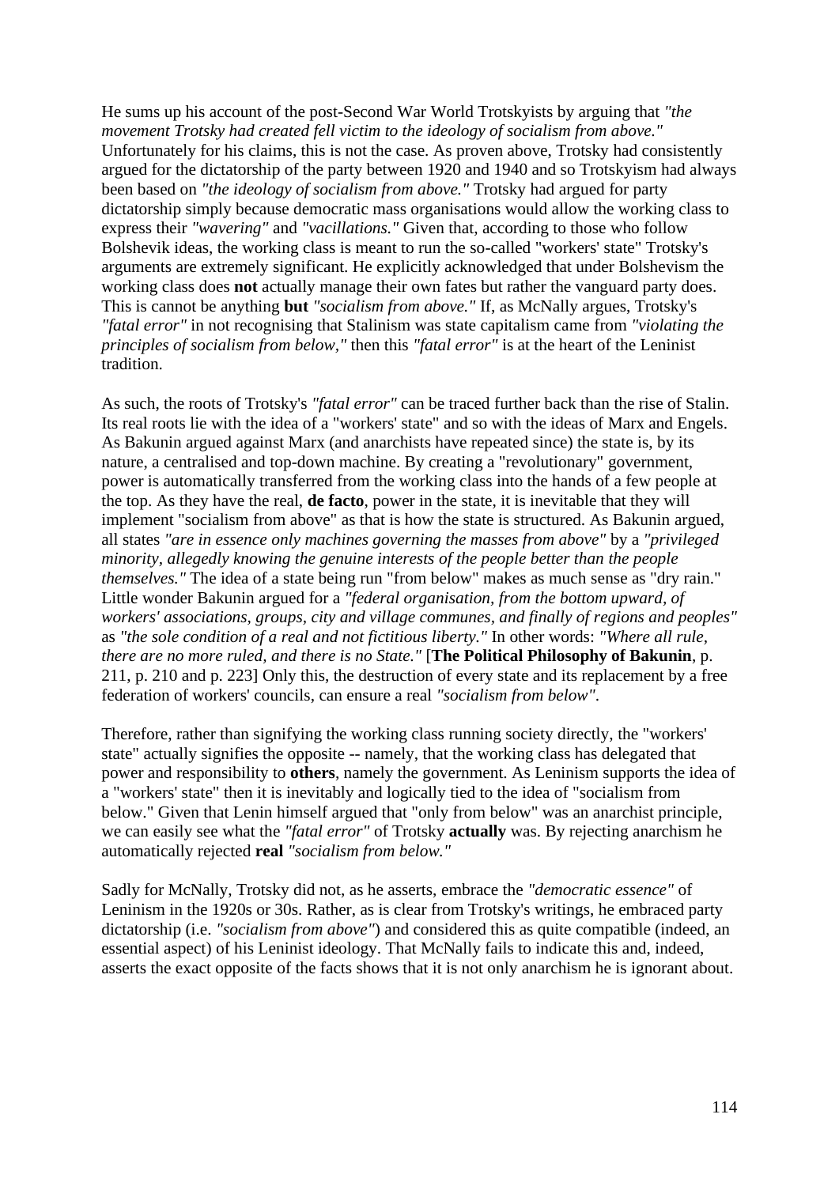He sums up his account of the post-Second War World Trotskyists by arguing that *"the movement Trotsky had created fell victim to the ideology of socialism from above."* Unfortunately for his claims, this is not the case. As proven above, Trotsky had consistently argued for the dictatorship of the party between 1920 and 1940 and so Trotskyism had always been based on *"the ideology of socialism from above."* Trotsky had argued for party dictatorship simply because democratic mass organisations would allow the working class to express their *"wavering"* and *"vacillations."* Given that, according to those who follow Bolshevik ideas, the working class is meant to run the so-called "workers' state" Trotsky's arguments are extremely significant. He explicitly acknowledged that under Bolshevism the working class does **not** actually manage their own fates but rather the vanguard party does. This is cannot be anything **but** *"socialism from above."* If, as McNally argues, Trotsky's *"fatal error"* in not recognising that Stalinism was state capitalism came from *"violating the principles of socialism from below,"* then this *"fatal error"* is at the heart of the Leninist tradition.

As such, the roots of Trotsky's *"fatal error"* can be traced further back than the rise of Stalin. Its real roots lie with the idea of a "workers' state" and so with the ideas of Marx and Engels. As Bakunin argued against Marx (and anarchists have repeated since) the state is, by its nature, a centralised and top-down machine. By creating a "revolutionary" government, power is automatically transferred from the working class into the hands of a few people at the top. As they have the real, **de facto**, power in the state, it is inevitable that they will implement "socialism from above" as that is how the state is structured. As Bakunin argued, all states *"are in essence only machines governing the masses from above"* by a *"privileged minority, allegedly knowing the genuine interests of the people better than the people themselves."* The idea of a state being run "from below" makes as much sense as "dry rain." Little wonder Bakunin argued for a *"federal organisation, from the bottom upward, of workers' associations, groups, city and village communes, and finally of regions and peoples"* as *"the sole condition of a real and not fictitious liberty."* In other words: *"Where all rule, there are no more ruled, and there is no State."* [**The Political Philosophy of Bakunin**, p. 211, p. 210 and p. 223] Only this, the destruction of every state and its replacement by a free federation of workers' councils, can ensure a real *"socialism from below"*.

Therefore, rather than signifying the working class running society directly, the "workers' state" actually signifies the opposite -- namely, that the working class has delegated that power and responsibility to **others**, namely the government. As Leninism supports the idea of a "workers' state" then it is inevitably and logically tied to the idea of "socialism from below." Given that Lenin himself argued that "only from below" was an anarchist principle, we can easily see what the *"fatal error"* of Trotsky **actually** was. By rejecting anarchism he automatically rejected **real** *"socialism from below."*

Sadly for McNally, Trotsky did not, as he asserts, embrace the *"democratic essence"* of Leninism in the 1920s or 30s. Rather, as is clear from Trotsky's writings, he embraced party dictatorship (i.e. *"socialism from above"*) and considered this as quite compatible (indeed, an essential aspect) of his Leninist ideology. That McNally fails to indicate this and, indeed, asserts the exact opposite of the facts shows that it is not only anarchism he is ignorant about.